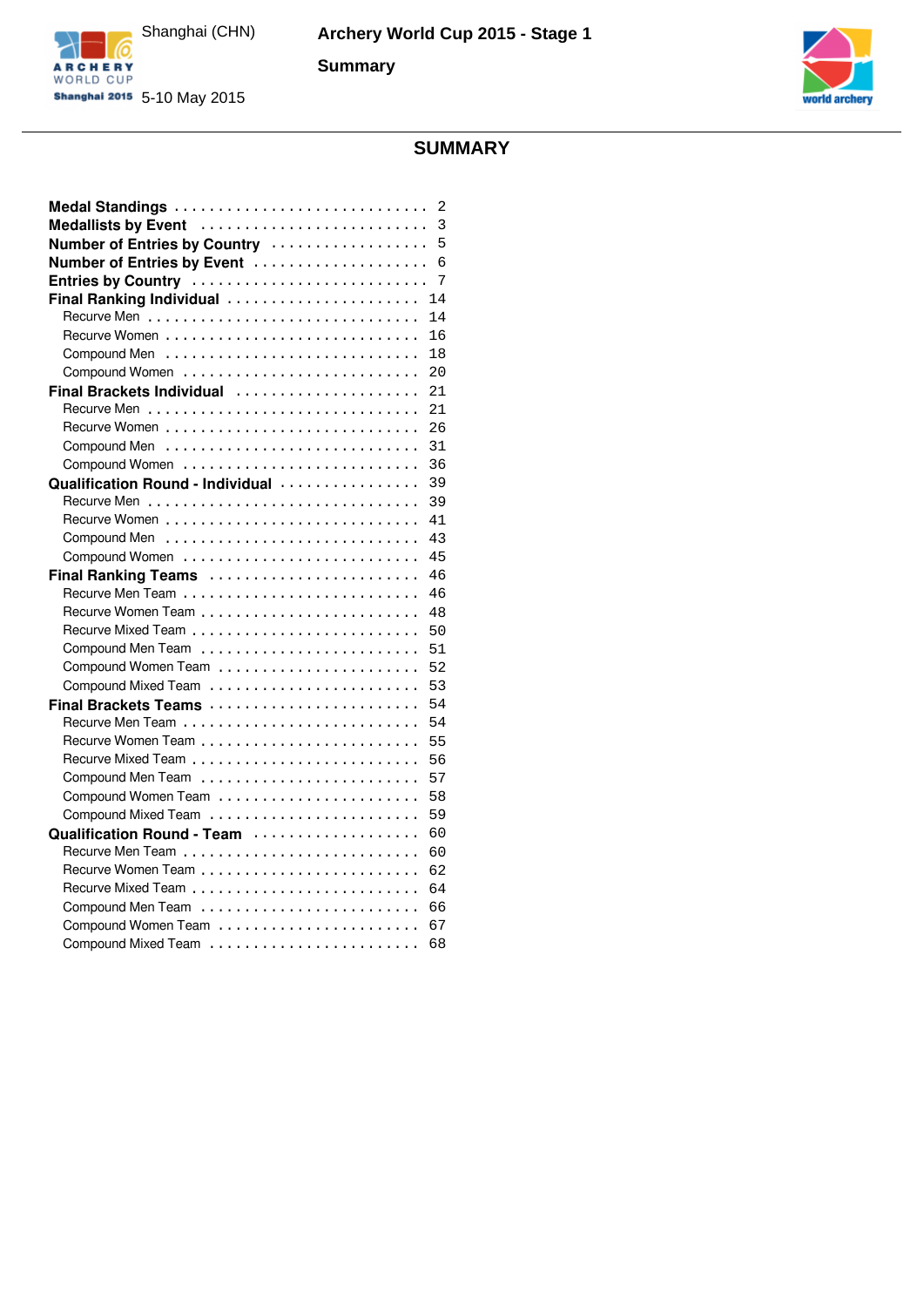# SUMMARY

- **Medal Standings** ........ 2
- **Medallists by Event** ........ 3
- **Number of Entries by Country** ........ 5
- **Number of Entries by Event** ........ 6
- **Entries by Country** ........ 7
- **Final Ranking Individual** ........ 14
  - Recurve Men ........ 14
  - Recurve Women ........ 16
  - Compound Men ........ 18
  - Compound Women ........ 20
- **Final Brackets Individual** ........ 21
  - Recurve Men ........ 21
  - Recurve Women ........ 26
  - Compound Men ........ 31
  - Compound Women ........ 36
- **Qualification Round - Individual** ........ 39
  - Recurve Men ........ 39
  - Recurve Women ........ 41
  - Compound Men ........ 43
  - Compound Women ........ 45
- **Final Ranking Teams** ........ 46
  - Recurve Men Team ........ 46
  - Recurve Women Team ........ 48
  - Recurve Mixed Team ........ 50
  - Compound Men Team ........ 51
  - Compound Women Team ........ 52
  - Compound Mixed Team ........ 53
- **Final Brackets Teams** ........ 54
  - Recurve Men Team ........ 54
  - Recurve Women Team ........ 55
  - Recurve Mixed Team ........ 56
  - Compound Men Team ........ 57
  - Compound Women Team ........ 58
  - Compound Mixed Team ........ 59
- **Qualification Round - Team** ........ 60
  - Recurve Men Team ........ 60
  - Recurve Women Team ........ 62
  - Recurve Mixed Team ........ 64
  - Compound Men Team ........ 66
  - Compound Women Team ........ 67
  - Compound Mixed Team ........ 68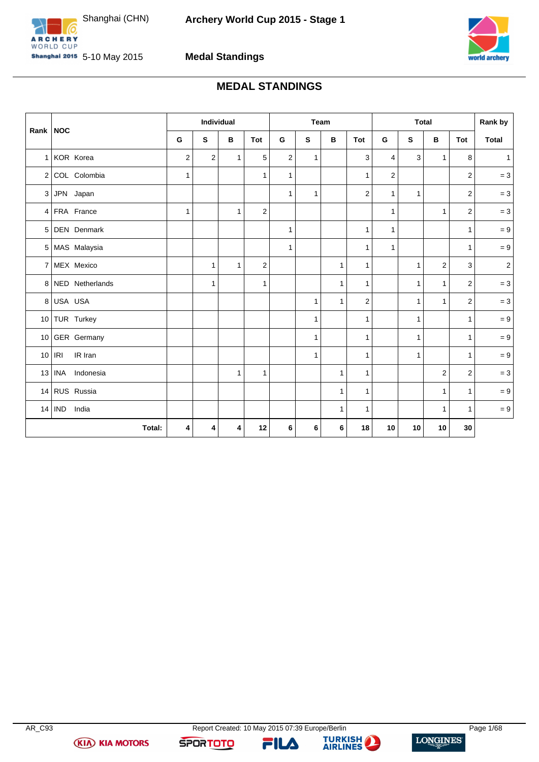# MEDAL STANDINGS

| Rank | NOC | Individual | | | | Team | | | | Total | | | | Rank by |
|---|---|---|---|---|---|---|---|---|---|---|---|---|---|---|
| | | G | S | B | Tot | G | S | B | Tot | G | S | B | Tot | Total |
| 1 | KOR Korea | 2 | 2 | 1 | 5 | 2 | 1 | | 3 | 4 | 3 | 1 | 8 | 1 |
| 2 | COL Colombia | 1 | | | 1 | 1 | | | 1 | 2 | | | 2 | = 3 |
| 3 | JPN Japan | | | | | 1 | 1 | | 2 | 1 | 1 | | 2 | = 3 |
| 4 | FRA France | 1 | | 1 | 2 | | | | | 1 | | 1 | 2 | = 3 |
| 5 | DEN Denmark | | | | | 1 | | | 1 | 1 | | | 1 | = 9 |
| 5 | MAS Malaysia | | | | | 1 | | | 1 | 1 | | | 1 | = 9 |
| 7 | MEX Mexico | | 1 | 1 | 2 | | | 1 | 1 | | 1 | 2 | 3 | 2 |
| 8 | NED Netherlands | | 1 | | 1 | | | 1 | 1 | | 1 | 1 | 2 | = 3 |
| 8 | USA USA | | | | | | 1 | 1 | 2 | | 1 | 1 | 2 | = 3 |
| 10 | TUR Turkey | | | | | | 1 | | 1 | | 1 | | 1 | = 9 |
| 10 | GER Germany | | | | | | 1 | | 1 | | 1 | | 1 | = 9 |
| 10 | IRI IR Iran | | | | | | 1 | | 1 | | 1 | | 1 | = 9 |
| 13 | INA Indonesia | | | 1 | 1 | | | 1 | 1 | | | 2 | 2 | = 3 |
| 14 | RUS Russia | | | | | | | 1 | 1 | | | 1 | 1 | = 9 |
| 14 | IND India | | | | | | | 1 | 1 | | | 1 | 1 | = 9 |
| | **Total:** | **4** | **4** | **4** | **12** | **6** | **6** | **6** | **18** | **10** | **10** | **10** | **30** | |

AR_C93 Report Created: 10 May 2015 07:39 Europe/Berlin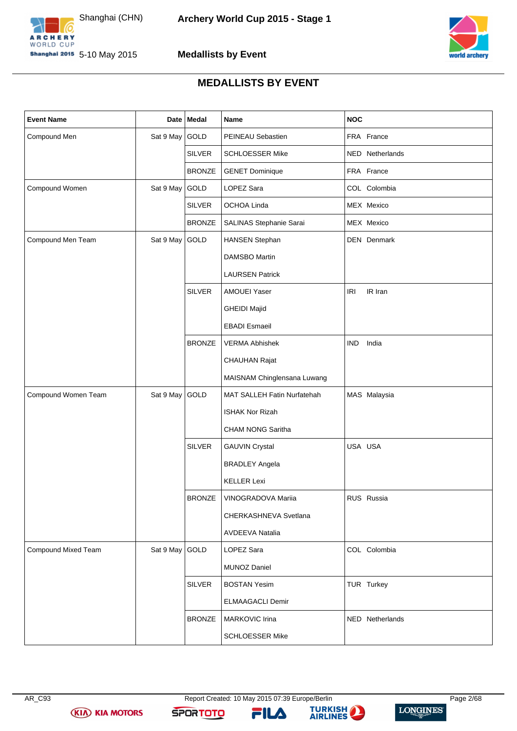# MEDALLISTS BY EVENT

| Event Name | Date | Medal | Name | NOC |
|---|---|---|---|---|
| Compound Men | Sat 9 May | GOLD | PEINEAU Sebastien | FRA France |
| | | SILVER | SCHLOESSER Mike | NED Netherlands |
| | | BRONZE | GENET Dominique | FRA France |
| Compound Women | Sat 9 May | GOLD | LOPEZ Sara | COL Colombia |
| | | SILVER | OCHOA Linda | MEX Mexico |
| | | BRONZE | SALINAS Stephanie Sarai | MEX Mexico |
| Compound Men Team | Sat 9 May | GOLD | HANSEN Stephan | DEN Denmark |
| | | | DAMSBO Martin | |
| | | | LAURSEN Patrick | |
| | | SILVER | AMOUEI Yaser | IRI IR Iran |
| | | | GHEIDI Majid | |
| | | | EBADI Esmaeil | |
| | | BRONZE | VERMA Abhishek | IND India |
| | | | CHAUHAN Rajat | |
| | | | MAISNAM Chinglensana Luwang | |
| Compound Women Team | Sat 9 May | GOLD | MAT SALLEH Fatin Nurfatehah | MAS Malaysia |
| | | | ISHAK Nor Rizah | |
| | | | CHAM NONG Saritha | |
| | | SILVER | GAUVIN Crystal | USA USA |
| | | | BRADLEY Angela | |
| | | | KELLER Lexi | |
| | | BRONZE | VINOGRADOVA Mariia | RUS Russia |
| | | | CHERKASHNEVA Svetlana | |
| | | | AVDEEVA Natalia | |
| Compound Mixed Team | Sat 9 May | GOLD | LOPEZ Sara | COL Colombia |
| | | | MUNOZ Daniel | |
| | | SILVER | BOSTAN Yesim | TUR Turkey |
| | | | ELMAAGACLI Demir | |
| | | BRONZE | MARKOVIC Irina | NED Netherlands |
| | | | SCHLOESSER Mike | |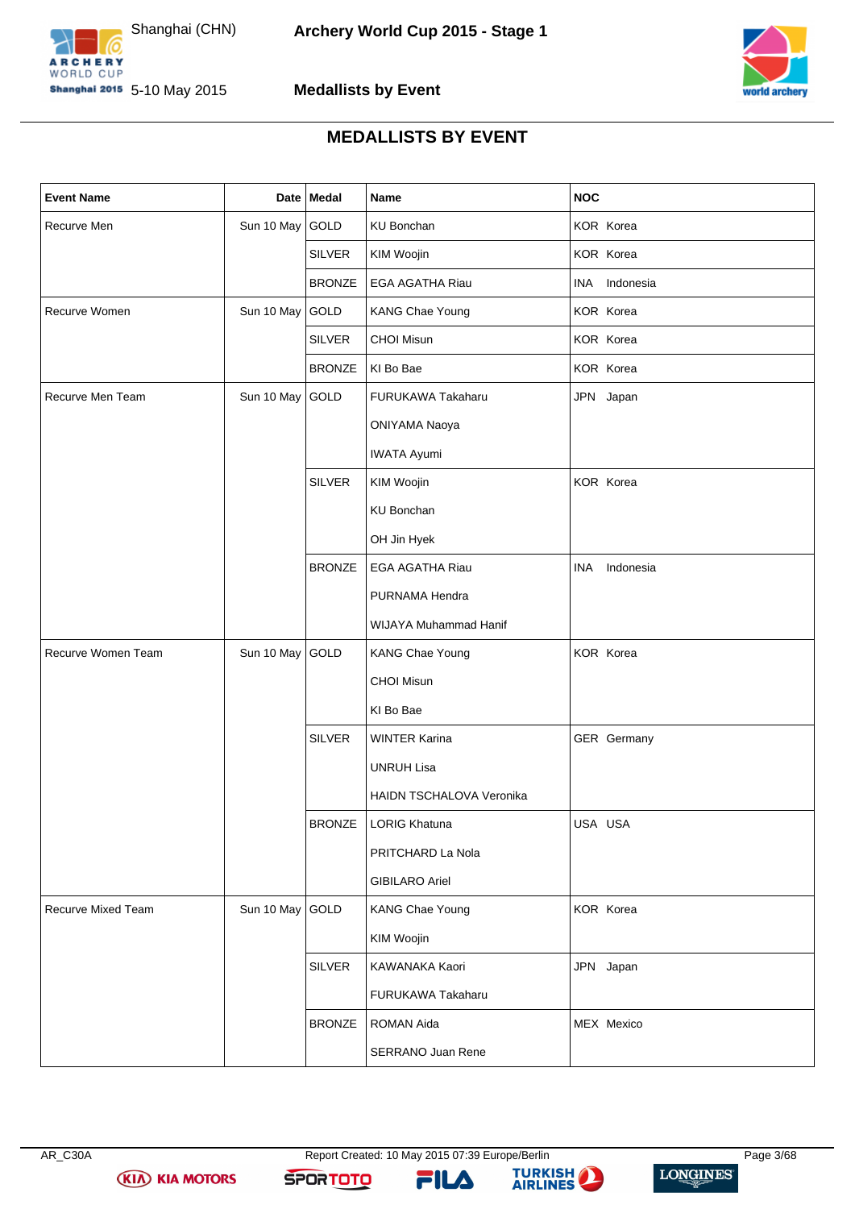# MEDALLISTS BY EVENT

| Event Name | Date | Medal | Name | NOC |
|---|---|---|---|---|
| Recurve Men | Sun 10 May | GOLD | KU Bonchan | KOR Korea |
| | | SILVER | KIM Woojin | KOR Korea |
| | | BRONZE | EGA AGATHA Riau | INA Indonesia |
| Recurve Women | Sun 10 May | GOLD | KANG Chae Young | KOR Korea |
| | | SILVER | CHOI Misun | KOR Korea |
| | | BRONZE | KI Bo Bae | KOR Korea |
| Recurve Men Team | Sun 10 May | GOLD | FURUKAWA Takaharu | JPN Japan |
| | | | ONIYAMA Naoya | |
| | | | IWATA Ayumi | |
| | | SILVER | KIM Woojin | KOR Korea |
| | | | KU Bonchan | |
| | | | OH Jin Hyek | |
| | | BRONZE | EGA AGATHA Riau | INA Indonesia |
| | | | PURNAMA Hendra | |
| | | | WIJAYA Muhammad Hanif | |
| Recurve Women Team | Sun 10 May | GOLD | KANG Chae Young | KOR Korea |
| | | | CHOI Misun | |
| | | | KI Bo Bae | |
| | | SILVER | WINTER Karina | GER Germany |
| | | | UNRUH Lisa | |
| | | | HAIDN TSCHALOVA Veronika | |
| | | BRONZE | LORIG Khatuna | USA USA |
| | | | PRITCHARD La Nola | |
| | | | GIBILARO Ariel | |
| Recurve Mixed Team | Sun 10 May | GOLD | KANG Chae Young | KOR Korea |
| | | | KIM Woojin | |
| | | SILVER | KAWANAKA Kaori | JPN Japan |
| | | | FURUKAWA Takaharu | |
| | | BRONZE | ROMAN Aida | MEX Mexico |
| | | | SERRANO Juan Rene | |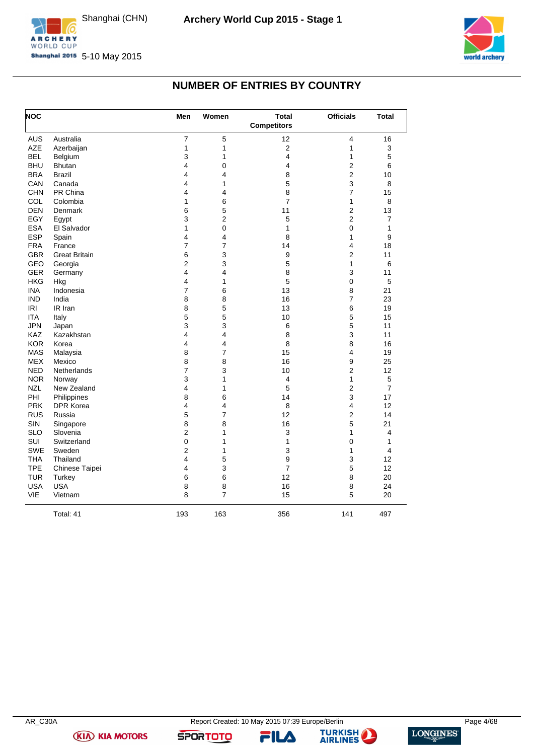Shanghai (CHN) 5-10 May 2015

**Archery World Cup 2015 - Stage 1**

## NUMBER OF ENTRIES BY COUNTRY

| NOC | | Men | Women | Total Competitors | Officials | Total |
|---|---|---|---|---|---|---|
| AUS | Australia | 7 | 5 | 12 | 4 | 16 |
| AZE | Azerbaijan | 1 | 1 | 2 | 1 | 3 |
| BEL | Belgium | 3 | 1 | 4 | 1 | 5 |
| BHU | Bhutan | 4 | 0 | 4 | 2 | 6 |
| BRA | Brazil | 4 | 4 | 8 | 2 | 10 |
| CAN | Canada | 4 | 1 | 5 | 3 | 8 |
| CHN | PR China | 4 | 4 | 8 | 7 | 15 |
| COL | Colombia | 1 | 6 | 7 | 1 | 8 |
| DEN | Denmark | 6 | 5 | 11 | 2 | 13 |
| EGY | Egypt | 3 | 2 | 5 | 2 | 7 |
| ESA | El Salvador | 1 | 0 | 1 | 0 | 1 |
| ESP | Spain | 4 | 4 | 8 | 1 | 9 |
| FRA | France | 7 | 7 | 14 | 4 | 18 |
| GBR | Great Britain | 6 | 3 | 9 | 2 | 11 |
| GEO | Georgia | 2 | 3 | 5 | 1 | 6 |
| GER | Germany | 4 | 4 | 8 | 3 | 11 |
| HKG | Hkg | 4 | 1 | 5 | 0 | 5 |
| INA | Indonesia | 7 | 6 | 13 | 8 | 21 |
| IND | India | 8 | 8 | 16 | 7 | 23 |
| IRI | IR Iran | 8 | 5 | 13 | 6 | 19 |
| ITA | Italy | 5 | 5 | 10 | 5 | 15 |
| JPN | Japan | 3 | 3 | 6 | 5 | 11 |
| KAZ | Kazakhstan | 4 | 4 | 8 | 3 | 11 |
| KOR | Korea | 4 | 4 | 8 | 8 | 16 |
| MAS | Malaysia | 8 | 7 | 15 | 4 | 19 |
| MEX | Mexico | 8 | 8 | 16 | 9 | 25 |
| NED | Netherlands | 7 | 3 | 10 | 2 | 12 |
| NOR | Norway | 3 | 1 | 4 | 1 | 5 |
| NZL | New Zealand | 4 | 1 | 5 | 2 | 7 |
| PHI | Philippines | 8 | 6 | 14 | 3 | 17 |
| PRK | DPR Korea | 4 | 4 | 8 | 4 | 12 |
| RUS | Russia | 5 | 7 | 12 | 2 | 14 |
| SIN | Singapore | 8 | 8 | 16 | 5 | 21 |
| SLO | Slovenia | 2 | 1 | 3 | 1 | 4 |
| SUI | Switzerland | 0 | 1 | 1 | 0 | 1 |
| SWE | Sweden | 2 | 1 | 3 | 1 | 4 |
| THA | Thailand | 4 | 5 | 9 | 3 | 12 |
| TPE | Chinese Taipei | 4 | 3 | 7 | 5 | 12 |
| TUR | Turkey | 6 | 6 | 12 | 8 | 20 |
| USA | USA | 8 | 8 | 16 | 8 | 24 |
| VIE | Vietnam | 8 | 7 | 15 | 5 | 20 |
| | Total: 41 | 193 | 163 | 356 | 141 | 497 |

AR_C30A Report Created: 10 May 2015 07:39 Europe/Berlin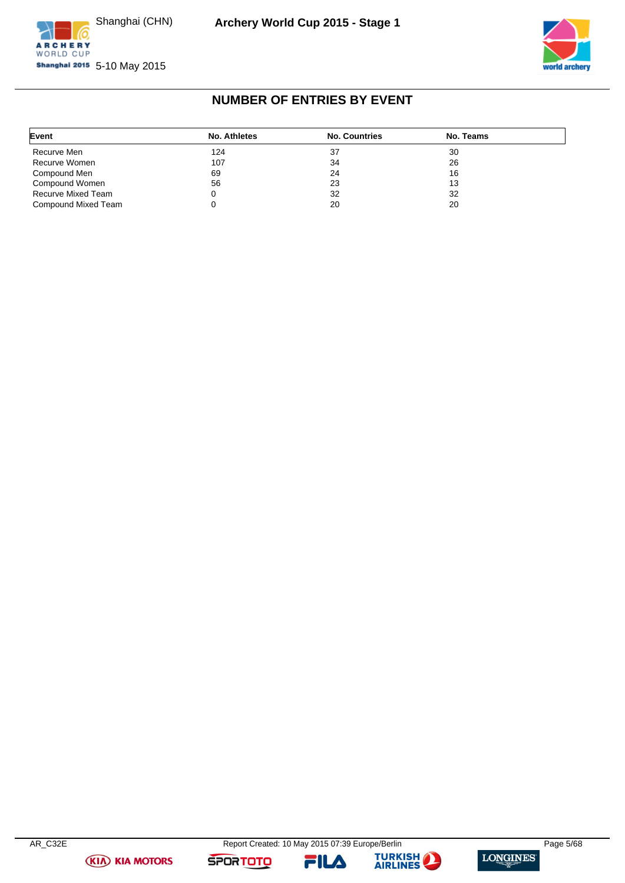# NUMBER OF ENTRIES BY EVENT

| Event | No. Athletes | No. Countries | No. Teams |
|---|---|---|---|
| Recurve Men | 124 | 37 | 30 |
| Recurve Women | 107 | 34 | 26 |
| Compound Men | 69 | 24 | 16 |
| Compound Women | 56 | 23 | 13 |
| Recurve Mixed Team | 0 | 32 | 32 |
| Compound Mixed Team | 0 | 20 | 20 |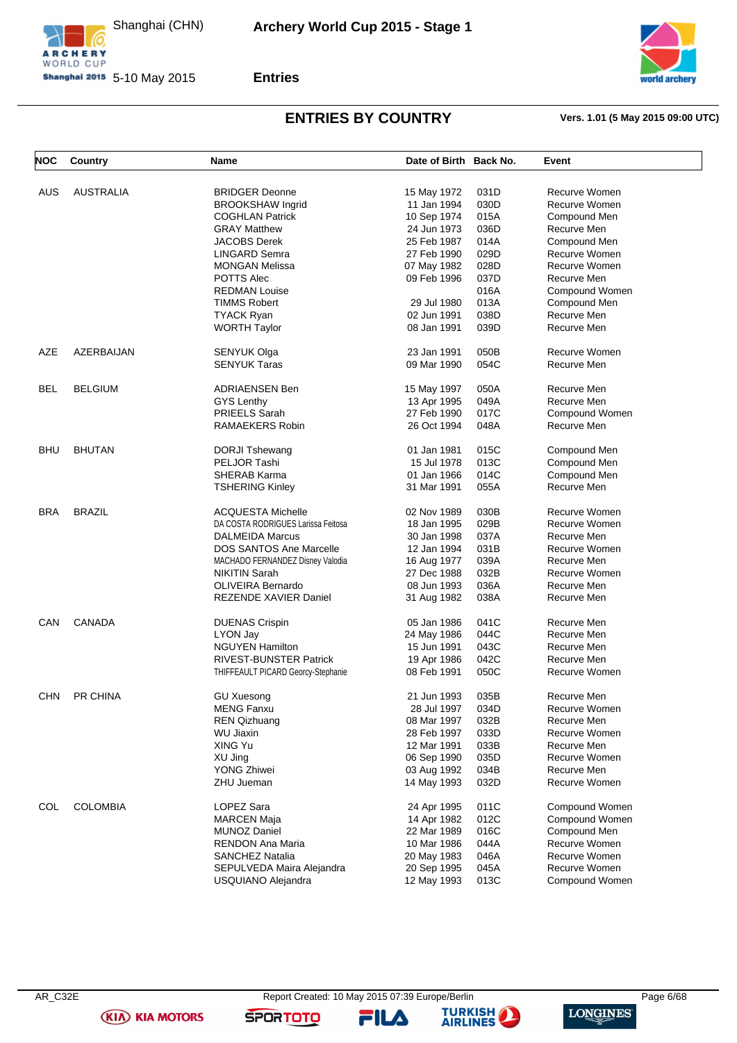## ENTRIES BY COUNTRY

Vers. 1.01 (5 May 2015 09:00 UTC)

| NOC | Country | Name | Date of Birth | Back No. | Event |
|---|---|---|---|---|---|
| AUS | AUSTRALIA | BRIDGER Deonne | 15 May 1972 | 031D | Recurve Women |
| | | BROOKSHAW Ingrid | 11 Jan 1994 | 030D | Recurve Women |
| | | COGHLAN Patrick | 10 Sep 1974 | 015A | Compound Men |
| | | GRAY Matthew | 24 Jun 1973 | 036D | Recurve Men |
| | | JACOBS Derek | 25 Feb 1987 | 014A | Compound Men |
| | | LINGARD Semra | 27 Feb 1990 | 029D | Recurve Women |
| | | MONGAN Melissa | 07 May 1982 | 028D | Recurve Women |
| | | POTTS Alec | 09 Feb 1996 | 037D | Recurve Men |
| | | REDMAN Louise | | 016A | Compound Women |
| | | TIMMS Robert | 29 Jul 1980 | 013A | Compound Men |
| | | TYACK Ryan | 02 Jun 1991 | 038D | Recurve Men |
| | | WORTH Taylor | 08 Jan 1991 | 039D | Recurve Men |
| AZE | AZERBAIJAN | SENYUK Olga | 23 Jan 1991 | 050B | Recurve Women |
| | | SENYUK Taras | 09 Mar 1990 | 054C | Recurve Men |
| BEL | BELGIUM | ADRIAENSEN Ben | 15 May 1997 | 050A | Recurve Men |
| | | GYS Lenthy | 13 Apr 1995 | 049A | Recurve Men |
| | | PRIEELS Sarah | 27 Feb 1990 | 017C | Compound Women |
| | | RAMAEKERS Robin | 26 Oct 1994 | 048A | Recurve Men |
| BHU | BHUTAN | DORJI Tshewang | 01 Jan 1981 | 015C | Compound Men |
| | | PELJOR Tashi | 15 Jul 1978 | 013C | Compound Men |
| | | SHERAB Karma | 01 Jan 1966 | 014C | Compound Men |
| | | TSHERING Kinley | 31 Mar 1991 | 055A | Recurve Men |
| BRA | BRAZIL | ACQUESTA Michelle | 02 Nov 1989 | 030B | Recurve Women |
| | | DA COSTA RODRIGUES Larissa Feitosa | 18 Jan 1995 | 029B | Recurve Women |
| | | DALMEIDA Marcus | 30 Jan 1998 | 037A | Recurve Men |
| | | DOS SANTOS Ane Marcelle | 12 Jan 1994 | 031B | Recurve Women |
| | | MACHADO FERNANDEZ Disney Valodia | 16 Aug 1977 | 039A | Recurve Men |
| | | NIKITIN Sarah | 27 Dec 1988 | 032B | Recurve Women |
| | | OLIVEIRA Bernardo | 08 Jun 1993 | 036A | Recurve Men |
| | | REZENDE XAVIER Daniel | 31 Aug 1982 | 038A | Recurve Men |
| CAN | CANADA | DUENAS Crispin | 05 Jan 1986 | 041C | Recurve Men |
| | | LYON Jay | 24 May 1986 | 044C | Recurve Men |
| | | NGUYEN Hamilton | 15 Jun 1991 | 043C | Recurve Men |
| | | RIVEST-BUNSTER Patrick | 19 Apr 1986 | 042C | Recurve Men |
| | | THIFFEAULT PICARD Georcy-Stephanie | 08 Feb 1991 | 050C | Recurve Women |
| CHN | PR CHINA | GU Xuesong | 21 Jun 1993 | 035B | Recurve Men |
| | | MENG Fanxu | 28 Jul 1997 | 034D | Recurve Women |
| | | REN Qizhuang | 08 Mar 1997 | 032B | Recurve Men |
| | | WU Jiaxin | 28 Feb 1997 | 033D | Recurve Women |
| | | XING Yu | 12 Mar 1991 | 033B | Recurve Men |
| | | XU Jing | 06 Sep 1990 | 035D | Recurve Women |
| | | YONG Zhiwei | 03 Aug 1992 | 034B | Recurve Men |
| | | ZHU Jueman | 14 May 1993 | 032D | Recurve Women |
| COL | COLOMBIA | LOPEZ Sara | 24 Apr 1995 | 011C | Compound Women |
| | | MARCEN Maja | 14 Apr 1982 | 012C | Compound Women |
| | | MUNOZ Daniel | 22 Mar 1989 | 016C | Compound Men |
| | | RENDON Ana Maria | 10 Mar 1986 | 044A | Recurve Women |
| | | SANCHEZ Natalia | 20 May 1983 | 046A | Recurve Women |
| | | SEPULVEDA Maira Alejandra | 20 Sep 1995 | 045A | Recurve Women |
| | | USQUIANO Alejandra | 12 May 1993 | 013C | Compound Women |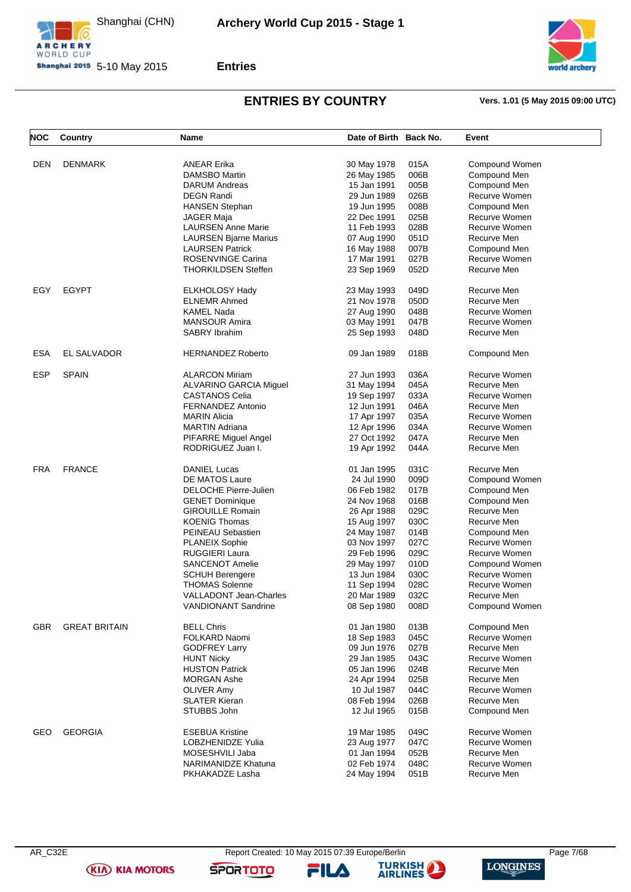# ENTRIES BY COUNTRY

**Vers. 1.01 (5 May 2015 09:00 UTC)**

| NOC | Country | Name | Date of Birth | Back No. | Event |
|---|---|---|---|---|---|
| DEN | DENMARK | ANEAR Erika | 30 May 1978 | 015A | Compound Women |
| | | DAMSBO Martin | 26 May 1985 | 006B | Compound Men |
| | | DARUM Andreas | 15 Jan 1991 | 005B | Compound Men |
| | | DEGN Randi | 29 Jun 1989 | 026B | Recurve Women |
| | | HANSEN Stephan | 19 Jun 1995 | 008B | Compound Men |
| | | JAGER Maja | 22 Dec 1991 | 025B | Recurve Women |
| | | LAURSEN Anne Marie | 11 Feb 1993 | 028B | Recurve Women |
| | | LAURSEN Bjarne Marius | 07 Aug 1990 | 051D | Recurve Men |
| | | LAURSEN Patrick | 16 May 1988 | 007B | Compound Men |
| | | ROSENVINGE Carina | 17 Mar 1991 | 027B | Recurve Women |
| | | THORKILDSEN Steffen | 23 Sep 1969 | 052D | Recurve Men |
| EGY | EGYPT | ELKHOLOSY Hady | 23 May 1993 | 049D | Recurve Men |
| | | ELNEMR Ahmed | 21 Nov 1978 | 050D | Recurve Men |
| | | KAMEL Nada | 27 Aug 1990 | 048B | Recurve Women |
| | | MANSOUR Amira | 03 May 1991 | 047B | Recurve Women |
| | | SABRY Ibrahim | 25 Sep 1993 | 048D | Recurve Men |
| ESA | EL SALVADOR | HERNANDEZ Roberto | 09 Jan 1989 | 018B | Compound Men |
| ESP | SPAIN | ALARCON Miriam | 27 Jun 1993 | 036A | Recurve Women |
| | | ALVARINO GARCIA Miguel | 31 May 1994 | 045A | Recurve Men |
| | | CASTANOS Celia | 19 Sep 1997 | 033A | Recurve Women |
| | | FERNANDEZ Antonio | 12 Jun 1991 | 046A | Recurve Men |
| | | MARIN Alicia | 17 Apr 1997 | 035A | Recurve Women |
| | | MARTIN Adriana | 12 Apr 1996 | 034A | Recurve Women |
| | | PIFARRE Miguel Angel | 27 Oct 1992 | 047A | Recurve Men |
| | | RODRIGUEZ Juan I. | 19 Apr 1992 | 044A | Recurve Men |
| FRA | FRANCE | DANIEL Lucas | 01 Jan 1995 | 031C | Recurve Men |
| | | DE MATOS Laure | 24 Jul 1990 | 009D | Compound Women |
| | | DELOCHE Pierre-Julien | 06 Feb 1982 | 017B | Compound Men |
| | | GENET Dominique | 24 Nov 1968 | 016B | Compound Men |
| | | GIROUILLE Romain | 26 Apr 1988 | 029C | Recurve Men |
| | | KOENIG Thomas | 15 Aug 1997 | 030C | Recurve Men |
| | | PEINEAU Sebastien | 24 May 1987 | 014B | Compound Men |
| | | PLANEIX Sophie | 03 Nov 1997 | 027C | Recurve Women |
| | | RUGGIERI Laura | 29 Feb 1996 | 029C | Recurve Women |
| | | SANCENOT Amelie | 29 May 1997 | 010D | Compound Women |
| | | SCHUH Berengere | 13 Jun 1984 | 030C | Recurve Women |
| | | THOMAS Solenne | 11 Sep 1994 | 028C | Recurve Women |
| | | VALLADONT Jean-Charles | 20 Mar 1989 | 032C | Recurve Men |
| | | VANDIONANT Sandrine | 08 Sep 1980 | 008D | Compound Women |
| GBR | GREAT BRITAIN | BELL Chris | 01 Jan 1980 | 013B | Compound Men |
| | | FOLKARD Naomi | 18 Sep 1983 | 045C | Recurve Women |
| | | GODFREY Larry | 09 Jun 1976 | 027B | Recurve Men |
| | | HUNT Nicky | 29 Jan 1985 | 043C | Recurve Women |
| | | HUSTON Patrick | 05 Jan 1996 | 024B | Recurve Men |
| | | MORGAN Ashe | 24 Apr 1994 | 025B | Recurve Men |
| | | OLIVER Amy | 10 Jul 1987 | 044C | Recurve Women |
| | | SLATER Kieran | 08 Feb 1994 | 026B | Recurve Men |
| | | STUBBS John | 12 Jul 1965 | 015B | Compound Men |
| GEO | GEORGIA | ESEBUA Kristine | 19 Mar 1985 | 049C | Recurve Women |
| | | LOBZHENIDZE Yulia | 23 Aug 1977 | 047C | Recurve Women |
| | | MOSESHVILI Jaba | 01 Jan 1994 | 052B | Recurve Men |
| | | NARIMANIDZE Khatuna | 02 Feb 1974 | 048C | Recurve Women |
| | | PKHAKADZE Lasha | 24 May 1994 | 051B | Recurve Men |

AR_C32E Report Created: 10 May 2015 07:39 Europe/Berlin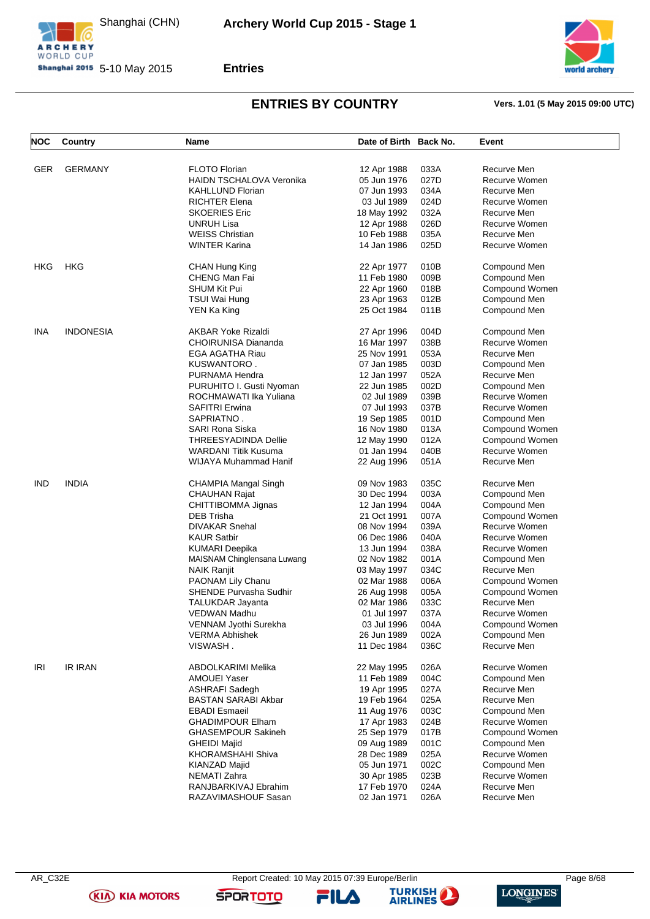# ENTRIES BY COUNTRY

**Vers. 1.01 (5 May 2015 09:00 UTC)**

| NOC | Country | Name | Date of Birth | Back No. | Event |
|---|---|---|---|---|---|
| GER | GERMANY | FLOTO Florian | 12 Apr 1988 | 033A | Recurve Men |
| | | HAIDN TSCHALOVA Veronika | 05 Jun 1976 | 027D | Recurve Women |
| | | KAHLLUND Florian | 07 Jun 1993 | 034A | Recurve Men |
| | | RICHTER Elena | 03 Jul 1989 | 024D | Recurve Women |
| | | SKOERIES Eric | 18 May 1992 | 032A | Recurve Men |
| | | UNRUH Lisa | 12 Apr 1988 | 026D | Recurve Women |
| | | WEISS Christian | 10 Feb 1988 | 035A | Recurve Men |
| | | WINTER Karina | 14 Jan 1986 | 025D | Recurve Women |
| HKG | HKG | CHAN Hung King | 22 Apr 1977 | 010B | Compound Men |
| | | CHENG Man Fai | 11 Feb 1980 | 009B | Compound Men |
| | | SHUM Kit Pui | 22 Apr 1960 | 018B | Compound Women |
| | | TSUI Wai Hung | 23 Apr 1963 | 012B | Compound Men |
| | | YEN Ka King | 25 Oct 1984 | 011B | Compound Men |
| INA | INDONESIA | AKBAR Yoke Rizaldi | 27 Apr 1996 | 004D | Compound Men |
| | | CHOIRUNISA Diananda | 16 Mar 1997 | 038B | Recurve Women |
| | | EGA AGATHA Riau | 25 Nov 1991 | 053A | Recurve Men |
| | | KUSWANTORO . | 07 Jan 1985 | 003D | Compound Men |
| | | PURNAMA Hendra | 12 Jan 1997 | 052A | Recurve Men |
| | | PURUHITO I. Gusti Nyoman | 22 Jun 1985 | 002D | Compound Men |
| | | ROCHMAWATI Ika Yuliana | 02 Jul 1989 | 039B | Recurve Women |
| | | SAFITRI Erwina | 07 Jul 1993 | 037B | Recurve Women |
| | | SAPRIATNO . | 19 Sep 1985 | 001D | Compound Men |
| | | SARI Rona Siska | 16 Nov 1980 | 013A | Compound Women |
| | | THREESYADINDA Dellie | 12 May 1990 | 012A | Compound Women |
| | | WARDANI Titik Kusuma | 01 Jan 1994 | 040B | Recurve Women |
| | | WIJAYA Muhammad Hanif | 22 Aug 1996 | 051A | Recurve Men |
| IND | INDIA | CHAMPIA Mangal Singh | 09 Nov 1983 | 035C | Recurve Men |
| | | CHAUHAN Rajat | 30 Dec 1994 | 003A | Compound Men |
| | | CHITTIBOMMA Jignas | 12 Jan 1994 | 004A | Compound Men |
| | | DEB Trisha | 21 Oct 1991 | 007A | Compound Women |
| | | DIVAKAR Snehal | 08 Nov 1994 | 039A | Recurve Women |
| | | KAUR Satbir | 06 Dec 1986 | 040A | Recurve Women |
| | | KUMARI Deepika | 13 Jun 1994 | 038A | Recurve Women |
| | | MAISNAM Chinglensana Luwang | 02 Nov 1982 | 001A | Compound Men |
| | | NAIK Ranjit | 03 May 1997 | 034C | Recurve Men |
| | | PAONAM Lily Chanu | 02 Mar 1988 | 006A | Compound Women |
| | | SHENDE Purvasha Sudhir | 26 Aug 1998 | 005A | Compound Women |
| | | TALUKDAR Jayanta | 02 Mar 1986 | 033C | Recurve Men |
| | | VEDWAN Madhu | 01 Jul 1997 | 037A | Recurve Women |
| | | VENNAM Jyothi Surekha | 03 Jul 1996 | 004A | Compound Women |
| | | VERMA Abhishek | 26 Jun 1989 | 002A | Compound Men |
| | | VISWASH . | 11 Dec 1984 | 036C | Recurve Men |
| IRI | IR IRAN | ABDOLKARIMI Melika | 22 May 1995 | 026A | Recurve Women |
| | | AMOUEI Yaser | 11 Feb 1989 | 004C | Compound Men |
| | | ASHRAFI Sadegh | 19 Apr 1995 | 027A | Recurve Men |
| | | BASTAN SARABI Akbar | 19 Feb 1964 | 025A | Recurve Men |
| | | EBADI Esmaeil | 11 Aug 1976 | 003C | Compound Men |
| | | GHADIMPOUR Elham | 17 Apr 1983 | 024B | Recurve Women |
| | | GHASEMPOUR Sakineh | 25 Sep 1979 | 017B | Compound Women |
| | | GHEIDI Majid | 09 Aug 1989 | 001C | Compound Men |
| | | KHORAMSHAHI Shiva | 28 Dec 1989 | 025A | Recurve Women |
| | | KIANZAD Majid | 05 Jun 1971 | 002C | Compound Men |
| | | NEMATI Zahra | 30 Apr 1985 | 023B | Recurve Women |
| | | RANJBARKIVAJ Ebrahim | 17 Feb 1970 | 024A | Recurve Men |
| | | RAZAVIMASHOUF Sasan | 02 Jan 1971 | 026A | Recurve Men |

AR_C32E — Report Created: 10 May 2015 07:39 Europe/Berlin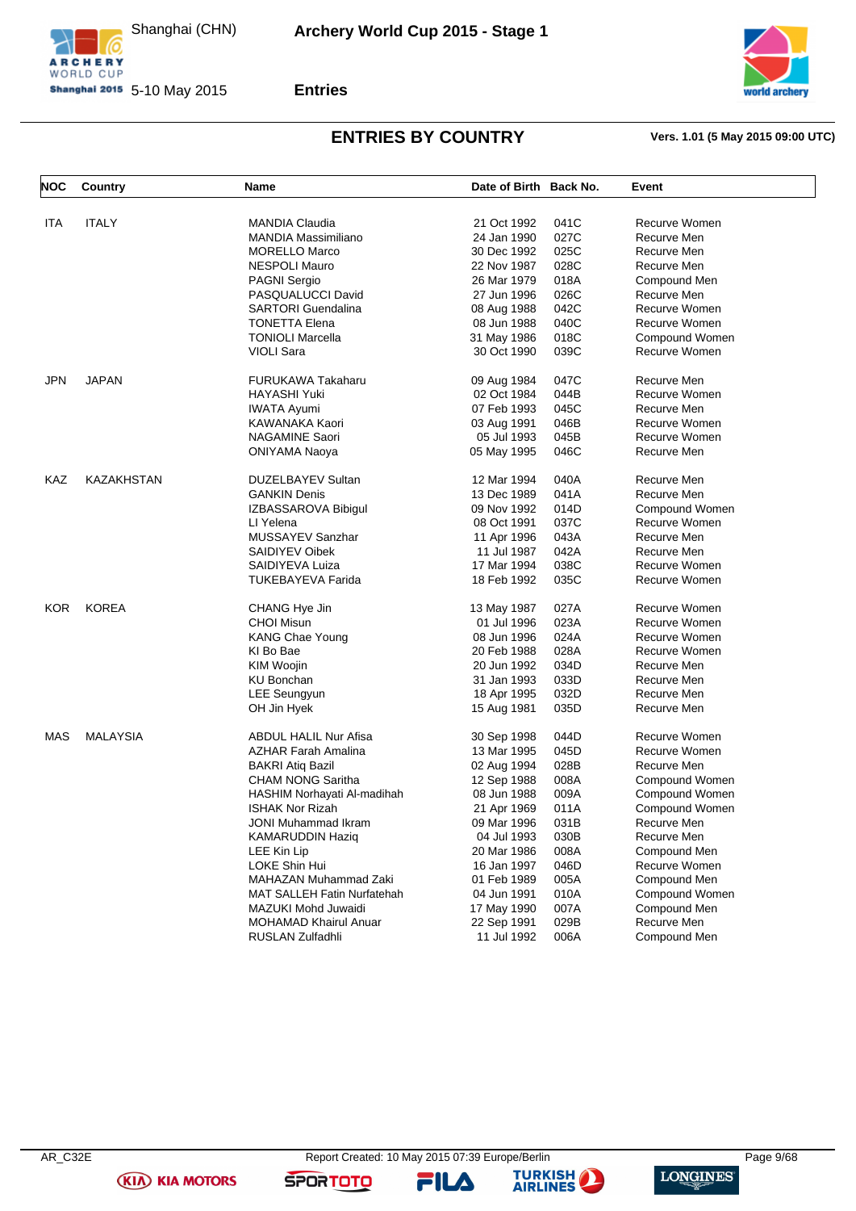## ENTRIES BY COUNTRY

Vers. 1.01 (5 May 2015 09:00 UTC)

| NOC | Country | Name | Date of Birth | Back No. | Event |
|---|---|---|---|---|---|
| ITA | ITALY | MANDIA Claudia | 21 Oct 1992 | 041C | Recurve Women |
| | | MANDIA Massimiliano | 24 Jan 1990 | 027C | Recurve Men |
| | | MORELLO Marco | 30 Dec 1992 | 025C | Recurve Men |
| | | NESPOLI Mauro | 22 Nov 1987 | 028C | Recurve Men |
| | | PAGNI Sergio | 26 Mar 1979 | 018A | Compound Men |
| | | PASQUALUCCI David | 27 Jun 1996 | 026C | Recurve Men |
| | | SARTORI Guendalina | 08 Aug 1988 | 042C | Recurve Women |
| | | TONETTA Elena | 08 Jun 1988 | 040C | Recurve Women |
| | | TONIOLI Marcella | 31 May 1986 | 018C | Compound Women |
| | | VIOLI Sara | 30 Oct 1990 | 039C | Recurve Women |
| JPN | JAPAN | FURUKAWA Takaharu | 09 Aug 1984 | 047C | Recurve Men |
| | | HAYASHI Yuki | 02 Oct 1984 | 044B | Recurve Women |
| | | IWATA Ayumi | 07 Feb 1993 | 045C | Recurve Men |
| | | KAWANAKA Kaori | 03 Aug 1991 | 046B | Recurve Women |
| | | NAGAMINE Saori | 05 Jul 1993 | 045B | Recurve Women |
| | | ONIYAMA Naoya | 05 May 1995 | 046C | Recurve Men |
| KAZ | KAZAKHSTAN | DUZELBAYEV Sultan | 12 Mar 1994 | 040A | Recurve Men |
| | | GANKIN Denis | 13 Dec 1989 | 041A | Recurve Men |
| | | IZBASSAROVA Bibigul | 09 Nov 1992 | 014D | Compound Women |
| | | LI Yelena | 08 Oct 1991 | 037C | Recurve Women |
| | | MUSSAYEV Sanzhar | 11 Apr 1996 | 043A | Recurve Men |
| | | SAIDIYEV Oibek | 11 Jul 1987 | 042A | Recurve Men |
| | | SAIDIYEVA Luiza | 17 Mar 1994 | 038C | Recurve Women |
| | | TUKEBAYEVA Farida | 18 Feb 1992 | 035C | Recurve Women |
| KOR | KOREA | CHANG Hye Jin | 13 May 1987 | 027A | Recurve Women |
| | | CHOI Misun | 01 Jul 1996 | 023A | Recurve Women |
| | | KANG Chae Young | 08 Jun 1996 | 024A | Recurve Women |
| | | KI Bo Bae | 20 Feb 1988 | 028A | Recurve Women |
| | | KIM Woojin | 20 Jun 1992 | 034D | Recurve Men |
| | | KU Bonchan | 31 Jan 1993 | 033D | Recurve Men |
| | | LEE Seungyun | 18 Apr 1995 | 032D | Recurve Men |
| | | OH Jin Hyek | 15 Aug 1981 | 035D | Recurve Men |
| MAS | MALAYSIA | ABDUL HALIL Nur Afisa | 30 Sep 1998 | 044D | Recurve Women |
| | | AZHAR Farah Amalina | 13 Mar 1995 | 045D | Recurve Women |
| | | BAKRI Atiq Bazil | 02 Aug 1994 | 028B | Recurve Men |
| | | CHAM NONG Saritha | 12 Sep 1988 | 008A | Compound Women |
| | | HASHIM Norhayati Al-madihah | 08 Jun 1988 | 009A | Compound Women |
| | | ISHAK Nor Rizah | 21 Apr 1969 | 011A | Compound Women |
| | | JONI Muhammad Ikram | 09 Mar 1996 | 031B | Recurve Men |
| | | KAMARUDDIN Haziq | 04 Jul 1993 | 030B | Recurve Men |
| | | LEE Kin Lip | 20 Mar 1986 | 008A | Compound Men |
| | | LOKE Shin Hui | 16 Jan 1997 | 046D | Recurve Women |
| | | MAHAZAN Muhammad Zaki | 01 Feb 1989 | 005A | Compound Men |
| | | MAT SALLEH Fatin Nurfatehah | 04 Jun 1991 | 010A | Compound Women |
| | | MAZUKI Mohd Juwaidi | 17 May 1990 | 007A | Compound Men |
| | | MOHAMAD Khairul Anuar | 22 Sep 1991 | 029B | Recurve Men |
| | | RUSLAN Zulfadhli | 11 Jul 1992 | 006A | Compound Men |

AR_C32E    Report Created: 10 May 2015 07:39 Europe/Berlin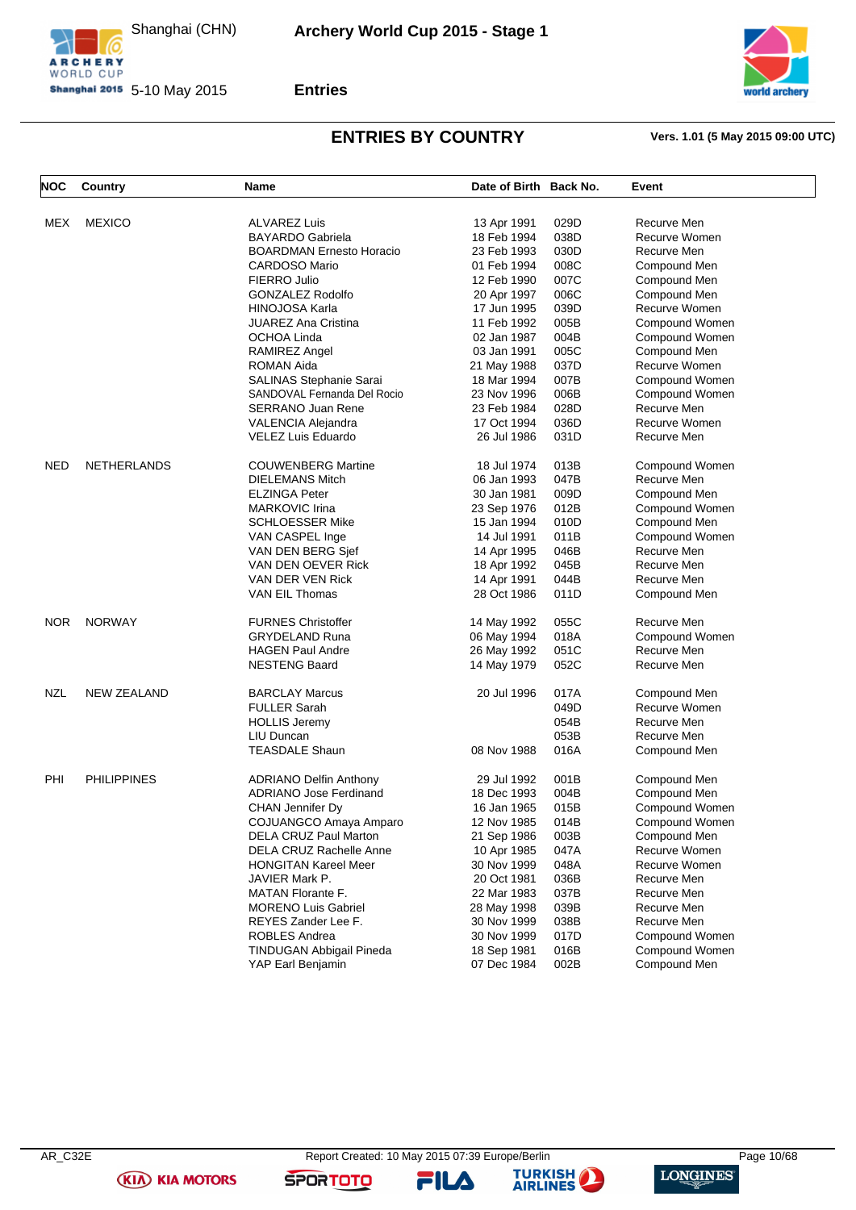## ENTRIES BY COUNTRY

Vers. 1.01 (5 May 2015 09:00 UTC)

| NOC | Country | Name | Date of Birth | Back No. | Event |
|---|---|---|---|---|---|
| MEX | MEXICO | ALVAREZ Luis | 13 Apr 1991 | 029D | Recurve Men |
| | | BAYARDO Gabriela | 18 Feb 1994 | 038D | Recurve Women |
| | | BOARDMAN Ernesto Horacio | 23 Feb 1993 | 030D | Recurve Men |
| | | CARDOSO Mario | 01 Feb 1994 | 008C | Compound Men |
| | | FIERRO Julio | 12 Feb 1990 | 007C | Compound Men |
| | | GONZALEZ Rodolfo | 20 Apr 1997 | 006C | Compound Men |
| | | HINOJOSA Karla | 17 Jun 1995 | 039D | Recurve Women |
| | | JUAREZ Ana Cristina | 11 Feb 1992 | 005B | Compound Women |
| | | OCHOA Linda | 02 Jan 1987 | 004B | Compound Women |
| | | RAMIREZ Angel | 03 Jan 1991 | 005C | Compound Men |
| | | ROMAN Aida | 21 May 1988 | 037D | Recurve Women |
| | | SALINAS Stephanie Sarai | 18 Mar 1994 | 007B | Compound Women |
| | | SANDOVAL Fernanda Del Rocio | 23 Nov 1996 | 006B | Compound Women |
| | | SERRANO Juan Rene | 23 Feb 1984 | 028D | Recurve Men |
| | | VALENCIA Alejandra | 17 Oct 1994 | 036D | Recurve Women |
| | | VELEZ Luis Eduardo | 26 Jul 1986 | 031D | Recurve Men |
| NED | NETHERLANDS | COUWENBERG Martine | 18 Jul 1974 | 013B | Compound Women |
| | | DIELEMANS Mitch | 06 Jan 1993 | 047B | Recurve Men |
| | | ELZINGA Peter | 30 Jan 1981 | 009D | Compound Men |
| | | MARKOVIC Irina | 23 Sep 1976 | 012B | Compound Women |
| | | SCHLOESSER Mike | 15 Jan 1994 | 010D | Compound Men |
| | | VAN CASPEL Inge | 14 Jul 1991 | 011B | Compound Women |
| | | VAN DEN BERG Sjef | 14 Apr 1995 | 046B | Recurve Men |
| | | VAN DEN OEVER Rick | 18 Apr 1992 | 045B | Recurve Men |
| | | VAN DER VEN Rick | 14 Apr 1991 | 044B | Recurve Men |
| | | VAN EIL Thomas | 28 Oct 1986 | 011D | Compound Men |
| NOR | NORWAY | FURNES Christoffer | 14 May 1992 | 055C | Recurve Men |
| | | GRYDELAND Runa | 06 May 1994 | 018A | Compound Women |
| | | HAGEN Paul Andre | 26 May 1992 | 051C | Recurve Men |
| | | NESTENG Baard | 14 May 1979 | 052C | Recurve Men |
| NZL | NEW ZEALAND | BARCLAY Marcus | 20 Jul 1996 | 017A | Compound Men |
| | | FULLER Sarah | | 049D | Recurve Women |
| | | HOLLIS Jeremy | | 054B | Recurve Men |
| | | LIU Duncan | | 053B | Recurve Men |
| | | TEASDALE Shaun | 08 Nov 1988 | 016A | Compound Men |
| PHI | PHILIPPINES | ADRIANO Delfin Anthony | 29 Jul 1992 | 001B | Compound Men |
| | | ADRIANO Jose Ferdinand | 18 Dec 1993 | 004B | Compound Men |
| | | CHAN Jennifer Dy | 16 Jan 1965 | 015B | Compound Women |
| | | COJUANGCO Amaya Amparo | 12 Nov 1985 | 014B | Compound Women |
| | | DELA CRUZ Paul Marton | 21 Sep 1986 | 003B | Compound Men |
| | | DELA CRUZ Rachelle Anne | 10 Apr 1985 | 047A | Recurve Women |
| | | HONGITAN Kareel Meer | 30 Nov 1999 | 048A | Recurve Women |
| | | JAVIER Mark P. | 20 Oct 1981 | 036B | Recurve Men |
| | | MATAN Florante F. | 22 Mar 1983 | 037B | Recurve Men |
| | | MORENO Luis Gabriel | 28 May 1998 | 039B | Recurve Men |
| | | REYES Zander Lee F. | 30 Nov 1999 | 038B | Recurve Men |
| | | ROBLES Andrea | 30 Nov 1999 | 017D | Compound Women |
| | | TINDUGAN Abbigail Pineda | 18 Sep 1981 | 016B | Compound Women |
| | | YAP Earl Benjamin | 07 Dec 1984 | 002B | Compound Men |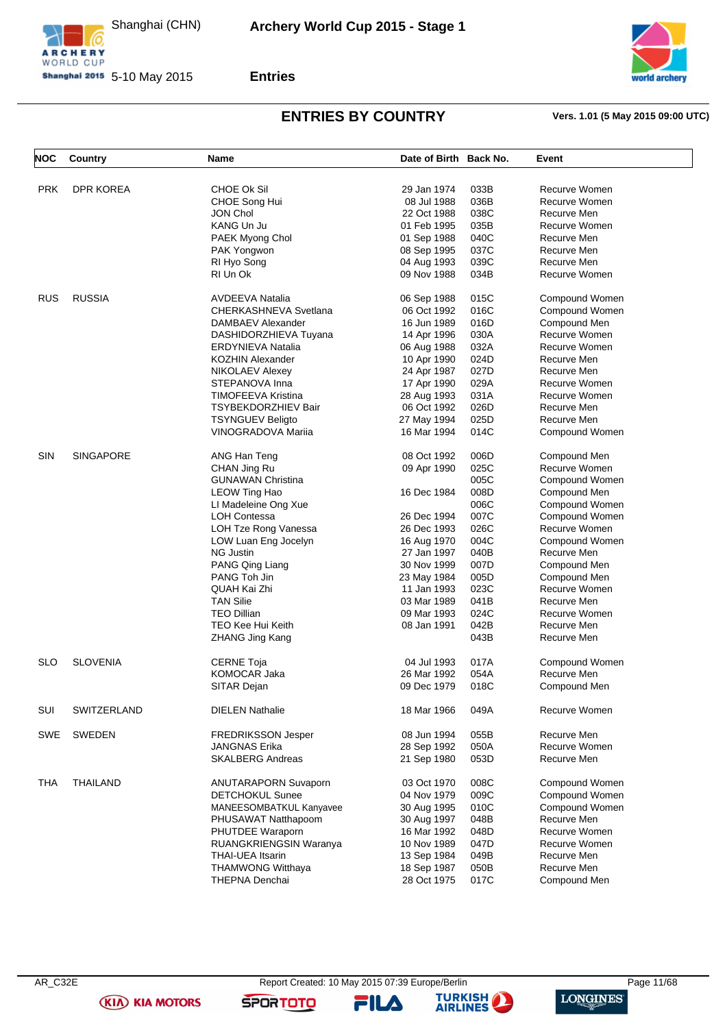## ENTRIES BY COUNTRY

**Vers. 1.01 (5 May 2015 09:00 UTC)**

| NOC | Country | Name | Date of Birth | Back No. | Event |
|---|---|---|---|---|---|
| PRK | DPR KOREA | CHOE Ok Sil | 29 Jan 1974 | 033B | Recurve Women |
| | | CHOE Song Hui | 08 Jul 1988 | 036B | Recurve Women |
| | | JON Chol | 22 Oct 1988 | 038C | Recurve Men |
| | | KANG Un Ju | 01 Feb 1995 | 035B | Recurve Women |
| | | PAEK Myong Chol | 01 Sep 1988 | 040C | Recurve Men |
| | | PAK Yongwon | 08 Sep 1995 | 037C | Recurve Men |
| | | RI Hyo Song | 04 Aug 1993 | 039C | Recurve Men |
| | | RI Un Ok | 09 Nov 1988 | 034B | Recurve Women |
| RUS | RUSSIA | AVDEEVA Natalia | 06 Sep 1988 | 015C | Compound Women |
| | | CHERKASHNEVA Svetlana | 06 Oct 1992 | 016C | Compound Women |
| | | DAMBAEV Alexander | 16 Jun 1989 | 016D | Compound Men |
| | | DASHIDORZHIEVA Tuyana | 14 Apr 1996 | 030A | Recurve Women |
| | | ERDYNIEVA Natalia | 06 Aug 1988 | 032A | Recurve Women |
| | | KOZHIN Alexander | 10 Apr 1990 | 024D | Recurve Men |
| | | NIKOLAEV Alexey | 24 Apr 1987 | 027D | Recurve Men |
| | | STEPANOVA Inna | 17 Apr 1990 | 029A | Recurve Women |
| | | TIMOFEEVA Kristina | 28 Aug 1993 | 031A | Recurve Women |
| | | TSYBEKDORZHIEV Bair | 06 Oct 1992 | 026D | Recurve Men |
| | | TSYNGUEV Beligto | 27 May 1994 | 025D | Recurve Men |
| | | VINOGRADOVA Mariia | 16 Mar 1994 | 014C | Compound Women |
| SIN | SINGAPORE | ANG Han Teng | 08 Oct 1992 | 006D | Compound Men |
| | | CHAN Jing Ru | 09 Apr 1990 | 025C | Recurve Women |
| | | GUNAWAN Christina | | 005C | Compound Women |
| | | LEOW Ting Hao | 16 Dec 1984 | 008D | Compound Men |
| | | LI Madeleine Ong Xue | | 006C | Compound Women |
| | | LOH Contessa | 26 Dec 1994 | 007C | Compound Women |
| | | LOH Tze Rong Vanessa | 26 Dec 1993 | 026C | Recurve Women |
| | | LOW Luan Eng Jocelyn | 16 Aug 1970 | 004C | Compound Women |
| | | NG Justin | 27 Jan 1997 | 040B | Recurve Men |
| | | PANG Qing Liang | 30 Nov 1999 | 007D | Compound Men |
| | | PANG Toh Jin | 23 May 1984 | 005D | Compound Men |
| | | QUAH Kai Zhi | 11 Jan 1993 | 023C | Recurve Women |
| | | TAN Silie | 03 Mar 1989 | 041B | Recurve Men |
| | | TEO Dillian | 09 Mar 1993 | 024C | Recurve Women |
| | | TEO Kee Hui Keith | 08 Jan 1991 | 042B | Recurve Men |
| | | ZHANG Jing Kang | | 043B | Recurve Men |
| SLO | SLOVENIA | CERNE Toja | 04 Jul 1993 | 017A | Compound Women |
| | | KOMOCAR Jaka | 26 Mar 1992 | 054A | Recurve Men |
| | | SITAR Dejan | 09 Dec 1979 | 018C | Compound Men |
| SUI | SWITZERLAND | DIELEN Nathalie | 18 Mar 1966 | 049A | Recurve Women |
| SWE | SWEDEN | FREDRIKSSON Jesper | 08 Jun 1994 | 055B | Recurve Men |
| | | JANGNAS Erika | 28 Sep 1992 | 050A | Recurve Women |
| | | SKALBERG Andreas | 21 Sep 1980 | 053D | Recurve Men |
| THA | THAILAND | ANUTARAPORN Suvaporn | 03 Oct 1970 | 008C | Compound Women |
| | | DETCHOKUL Sunee | 04 Nov 1979 | 009C | Compound Women |
| | | MANEESOMBATKUL Kanyavee | 30 Aug 1995 | 010C | Compound Women |
| | | PHUSAWAT Natthapoom | 30 Aug 1997 | 048B | Recurve Men |
| | | PHUTDEE Waraporn | 16 Mar 1992 | 048D | Recurve Women |
| | | RUANGKRIENGSIN Waranya | 10 Nov 1989 | 047D | Recurve Women |
| | | THAI-UEA Itsarin | 13 Sep 1984 | 049B | Recurve Men |
| | | THAMWONG Witthaya | 18 Sep 1987 | 050B | Recurve Men |
| | | THEPNA Denchai | 28 Oct 1975 | 017C | Compound Men |

AR_C32E Report Created: 10 May 2015 07:39 Europe/Berlin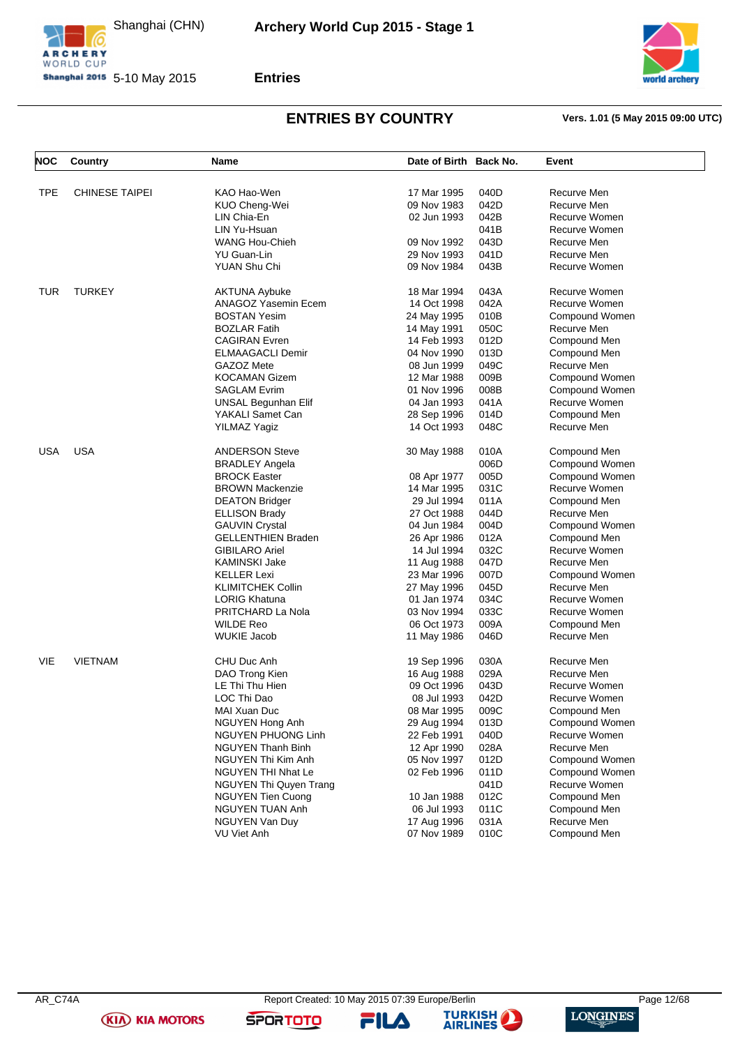# ENTRIES BY COUNTRY

**Vers. 1.01 (5 May 2015 09:00 UTC)**

| NOC | Country | Name | Date of Birth | Back No. | Event |
|---|---|---|---|---|---|
| TPE | CHINESE TAIPEI | KAO Hao-Wen | 17 Mar 1995 | 040D | Recurve Men |
| | | KUO Cheng-Wei | 09 Nov 1983 | 042D | Recurve Men |
| | | LIN Chia-En | 02 Jun 1993 | 042B | Recurve Women |
| | | LIN Yu-Hsuan | | 041B | Recurve Women |
| | | WANG Hou-Chieh | 09 Nov 1992 | 043D | Recurve Men |
| | | YU Guan-Lin | 29 Nov 1993 | 041D | Recurve Men |
| | | YUAN Shu Chi | 09 Nov 1984 | 043B | Recurve Women |
| TUR | TURKEY | AKTUNA Aybuke | 18 Mar 1994 | 043A | Recurve Women |
| | | ANAGOZ Yasemin Ecem | 14 Oct 1998 | 042A | Recurve Women |
| | | BOSTAN Yesim | 24 May 1995 | 010B | Compound Women |
| | | BOZLAR Fatih | 14 May 1991 | 050C | Recurve Men |
| | | CAGIRAN Evren | 14 Feb 1993 | 012D | Compound Men |
| | | ELMAAGACLI Demir | 04 Nov 1990 | 013D | Compound Men |
| | | GAZOZ Mete | 08 Jun 1999 | 049C | Recurve Men |
| | | KOCAMAN Gizem | 12 Mar 1988 | 009B | Compound Women |
| | | SAGLAM Evrim | 01 Nov 1996 | 008B | Compound Women |
| | | UNSAL Begunhan Elif | 04 Jan 1993 | 041A | Recurve Women |
| | | YAKALI Samet Can | 28 Sep 1996 | 014D | Compound Men |
| | | YILMAZ Yagiz | 14 Oct 1993 | 048C | Recurve Men |
| USA | USA | ANDERSON Steve | 30 May 1988 | 010A | Compound Men |
| | | BRADLEY Angela | | 006D | Compound Women |
| | | BROCK Easter | 08 Apr 1977 | 005D | Compound Women |
| | | BROWN Mackenzie | 14 Mar 1995 | 031C | Recurve Women |
| | | DEATON Bridger | 29 Jul 1994 | 011A | Compound Men |
| | | ELLISON Brady | 27 Oct 1988 | 044D | Recurve Men |
| | | GAUVIN Crystal | 04 Jun 1984 | 004D | Compound Women |
| | | GELLENTHIEN Braden | 26 Apr 1986 | 012A | Compound Men |
| | | GIBILARO Ariel | 14 Jul 1994 | 032C | Recurve Women |
| | | KAMINSKI Jake | 11 Aug 1988 | 047D | Recurve Men |
| | | KELLER Lexi | 23 Mar 1996 | 007D | Compound Women |
| | | KLIMITCHEK Collin | 27 May 1996 | 045D | Recurve Men |
| | | LORIG Khatuna | 01 Jan 1974 | 034C | Recurve Women |
| | | PRITCHARD La Nola | 03 Nov 1994 | 033C | Recurve Women |
| | | WILDE Reo | 06 Oct 1973 | 009A | Compound Men |
| | | WUKIE Jacob | 11 May 1986 | 046D | Recurve Men |
| VIE | VIETNAM | CHU Duc Anh | 19 Sep 1996 | 030A | Recurve Men |
| | | DAO Trong Kien | 16 Aug 1988 | 029A | Recurve Men |
| | | LE Thi Thu Hien | 09 Oct 1996 | 043D | Recurve Women |
| | | LOC Thi Dao | 08 Jul 1993 | 042D | Recurve Women |
| | | MAI Xuan Duc | 08 Mar 1995 | 009C | Compound Men |
| | | NGUYEN Hong Anh | 29 Aug 1994 | 013D | Compound Women |
| | | NGUYEN PHUONG Linh | 22 Feb 1991 | 040D | Recurve Women |
| | | NGUYEN Thanh Binh | 12 Apr 1990 | 028A | Recurve Men |
| | | NGUYEN Thi Kim Anh | 05 Nov 1997 | 012D | Compound Women |
| | | NGUYEN THI Nhat Le | 02 Feb 1996 | 011D | Compound Women |
| | | NGUYEN Thi Quyen Trang | | 041D | Recurve Women |
| | | NGUYEN Tien Cuong | 10 Jan 1988 | 012C | Compound Men |
| | | NGUYEN TUAN Anh | 06 Jul 1993 | 011C | Compound Men |
| | | NGUYEN Van Duy | 17 Aug 1996 | 031A | Recurve Men |
| | | VU Viet Anh | 07 Nov 1989 | 010C | Compound Men |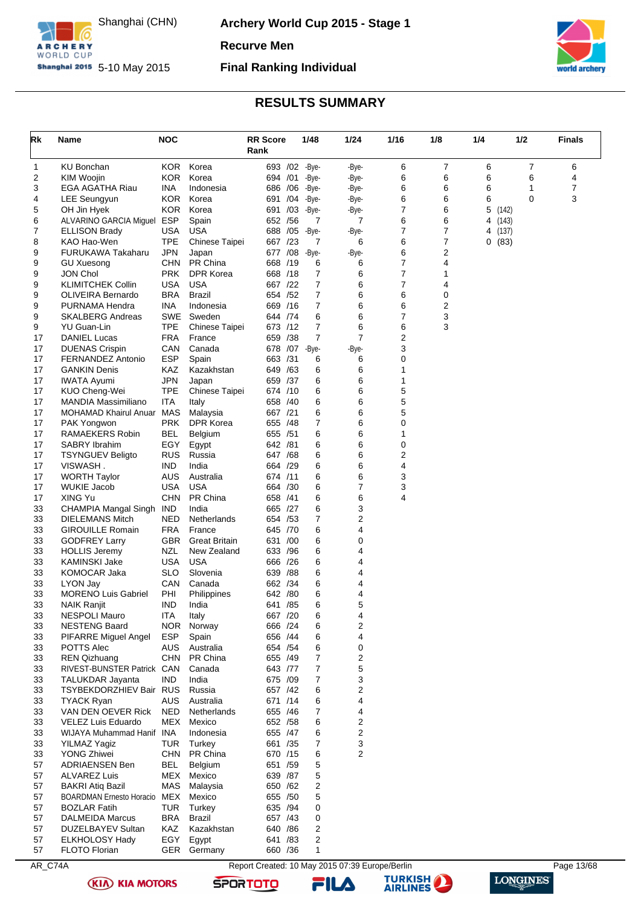# Archery World Cup 2015 - Stage 1

Shanghai (CHN) 5-10 May 2015

**Recurve Men**

**Final Ranking Individual**

## RESULTS SUMMARY

| Rk | Name | NOC | | RR Score Rank | 1/48 | 1/24 | 1/16 | 1/8 | 1/4 | 1/2 | Finals |
|---|---|---|---|---|---|---|---|---|---|---|---|
| 1 | KU Bonchan | KOR | Korea | 693 /02 | -Bye- | -Bye- | 6 | 7 | 6 | 7 | 6 |
| 2 | KIM Woojin | KOR | Korea | 694 /01 | -Bye- | -Bye- | 6 | 6 | 6 | 6 | 4 |
| 3 | EGA AGATHA Riau | INA | Indonesia | 686 /06 | -Bye- | -Bye- | 6 | 6 | 6 | 1 | 7 |
| 4 | LEE Seungyun | KOR | Korea | 691 /04 | -Bye- | -Bye- | 6 | 6 | 6 | 0 | 3 |
| 5 | OH Jin Hyek | KOR | Korea | 691 /03 | -Bye- | -Bye- | 7 | 6 | 5 (142) | | |
| 6 | ALVARINO GARCIA Miguel | ESP | Spain | 652 /56 | 7 | 7 | 6 | 6 | 4 (143) | | |
| 7 | ELLISON Brady | USA | USA | 688 /05 | -Bye- | -Bye- | 7 | 7 | 4 (137) | | |
| 8 | KAO Hao-Wen | TPE | Chinese Taipei | 667 /23 | 7 | 6 | 6 | 7 | 0 (83) | | |
| 9 | FURUKAWA Takaharu | JPN | Japan | 677 /08 | -Bye- | -Bye- | 6 | 2 | | | |
| 9 | GU Xuesong | CHN | PR China | 668 /19 | 6 | 6 | 7 | 4 | | | |
| 9 | JON Chol | PRK | DPR Korea | 668 /18 | 7 | 6 | 7 | 1 | | | |
| 9 | KLIMITCHEK Collin | USA | USA | 667 /22 | 7 | 6 | 7 | 4 | | | |
| 9 | OLIVEIRA Bernardo | BRA | Brazil | 654 /52 | 7 | 6 | 6 | 0 | | | |
| 9 | PURNAMA Hendra | INA | Indonesia | 669 /16 | 7 | 6 | 6 | 2 | | | |
| 9 | SKALBERG Andreas | SWE | Sweden | 644 /74 | 6 | 6 | 7 | 3 | | | |
| 9 | YU Guan-Lin | TPE | Chinese Taipei | 673 /12 | 7 | 6 | 6 | 3 | | | |
| 17 | DANIEL Lucas | FRA | France | 659 /38 | 7 | 7 | 2 | | | | |
| 17 | DUENAS Crispin | CAN | Canada | 678 /07 | -Bye- | -Bye- | 3 | | | | |
| 17 | FERNANDEZ Antonio | ESP | Spain | 663 /31 | 6 | 6 | 0 | | | | |
| 17 | GANKIN Denis | KAZ | Kazakhstan | 649 /63 | 6 | 6 | 1 | | | | |
| 17 | IWATA Ayumi | JPN | Japan | 659 /37 | 6 | 6 | 1 | | | | |
| 17 | KUO Cheng-Wei | TPE | Chinese Taipei | 674 /10 | 6 | 6 | 5 | | | | |
| 17 | MANDIA Massimiliano | ITA | Italy | 658 /40 | 6 | 6 | 5 | | | | |
| 17 | MOHAMAD Khairul Anuar | MAS | Malaysia | 667 /21 | 6 | 6 | 5 | | | | |
| 17 | PAK Yongwon | PRK | DPR Korea | 655 /48 | 7 | 6 | 0 | | | | |
| 17 | RAMAEKERS Robin | BEL | Belgium | 655 /51 | 6 | 6 | 1 | | | | |
| 17 | SABRY Ibrahim | EGY | Egypt | 642 /81 | 6 | 6 | 0 | | | | |
| 17 | TSYNGUEV Beligto | RUS | Russia | 647 /68 | 6 | 6 | 2 | | | | |
| 17 | VISWASH . | IND | India | 664 /29 | 6 | 6 | 4 | | | | |
| 17 | WORTH Taylor | AUS | Australia | 674 /11 | 6 | 6 | 3 | | | | |
| 17 | WUKIE Jacob | USA | USA | 664 /30 | 6 | 7 | 3 | | | | |
| 17 | XING Yu | CHN | PR China | 658 /41 | 6 | 6 | 4 | | | | |
| 33 | CHAMPIA Mangal Singh | IND | India | 665 /27 | 6 | 3 | | | | | |
| 33 | DIELEMANS Mitch | NED | Netherlands | 654 /53 | 7 | 2 | | | | | |
| 33 | GIROUILLE Romain | FRA | France | 645 /70 | 6 | 4 | | | | | |
| 33 | GODFREY Larry | GBR | Great Britain | 631 /00 | 6 | 0 | | | | | |
| 33 | HOLLIS Jeremy | NZL | New Zealand | 633 /96 | 6 | 4 | | | | | |
| 33 | KAMINSKI Jake | USA | USA | 666 /26 | 6 | 4 | | | | | |
| 33 | KOMOCAR Jaka | SLO | Slovenia | 639 /88 | 6 | 4 | | | | | |
| 33 | LYON Jay | CAN | Canada | 662 /34 | 6 | 4 | | | | | |
| 33 | MORENO Luis Gabriel | PHI | Philippines | 642 /80 | 6 | 4 | | | | | |
| 33 | NAIK Ranjit | IND | India | 641 /85 | 6 | 5 | | | | | |
| 33 | NESPOLI Mauro | ITA | Italy | 667 /20 | 6 | 4 | | | | | |
| 33 | NESTENG Baard | NOR | Norway | 666 /24 | 6 | 2 | | | | | |
| 33 | PIFARRE Miguel Angel | ESP | Spain | 656 /44 | 6 | 4 | | | | | |
| 33 | POTTS Alec | AUS | Australia | 654 /54 | 6 | 0 | | | | | |
| 33 | REN Qizhuang | CHN | PR China | 655 /49 | 7 | 2 | | | | | |
| 33 | RIVEST-BUNSTER Patrick | CAN | Canada | 643 /77 | 7 | 5 | | | | | |
| 33 | TALUKDAR Jayanta | IND | India | 675 /09 | 7 | 3 | | | | | |
| 33 | TSYBEKDORZHIEV Bair | RUS | Russia | 657 /42 | 6 | 2 | | | | | |
| 33 | TYACK Ryan | AUS | Australia | 671 /14 | 6 | 4 | | | | | |
| 33 | VAN DEN OEVER Rick | NED | Netherlands | 655 /46 | 7 | 4 | | | | | |
| 33 | VELEZ Luis Eduardo | MEX | Mexico | 652 /58 | 6 | 2 | | | | | |
| 33 | WIJAYA Muhammad Hanif | INA | Indonesia | 655 /47 | 6 | 2 | | | | | |
| 33 | YILMAZ Yagiz | TUR | Turkey | 661 /35 | 7 | 3 | | | | | |
| 33 | YONG Zhiwei | CHN | PR China | 670 /15 | 6 | 2 | | | | | |
| 57 | ADRIAENSEN Ben | BEL | Belgium | 651 /59 | 5 | | | | | | |
| 57 | ALVAREZ Luis | MEX | Mexico | 639 /87 | 5 | | | | | | |
| 57 | BAKRI Atiq Bazil | MAS | Malaysia | 650 /62 | 2 | | | | | | |
| 57 | BOARDMAN Ernesto Horacio | MEX | Mexico | 655 /50 | 5 | | | | | | |
| 57 | BOZLAR Fatih | TUR | Turkey | 635 /94 | 0 | | | | | | |
| 57 | DALMEIDA Marcus | BRA | Brazil | 657 /43 | 0 | | | | | | |
| 57 | DUZELBAYEV Sultan | KAZ | Kazakhstan | 640 /86 | 2 | | | | | | |
| 57 | ELKHOLOSY Hady | EGY | Egypt | 641 /83 | 2 | | | | | | |
| 57 | FLOTO Florian | GER | Germany | 660 /36 | 1 | | | | | | |

AR_C74A Report Created: 10 May 2015 07:39 Europe/Berlin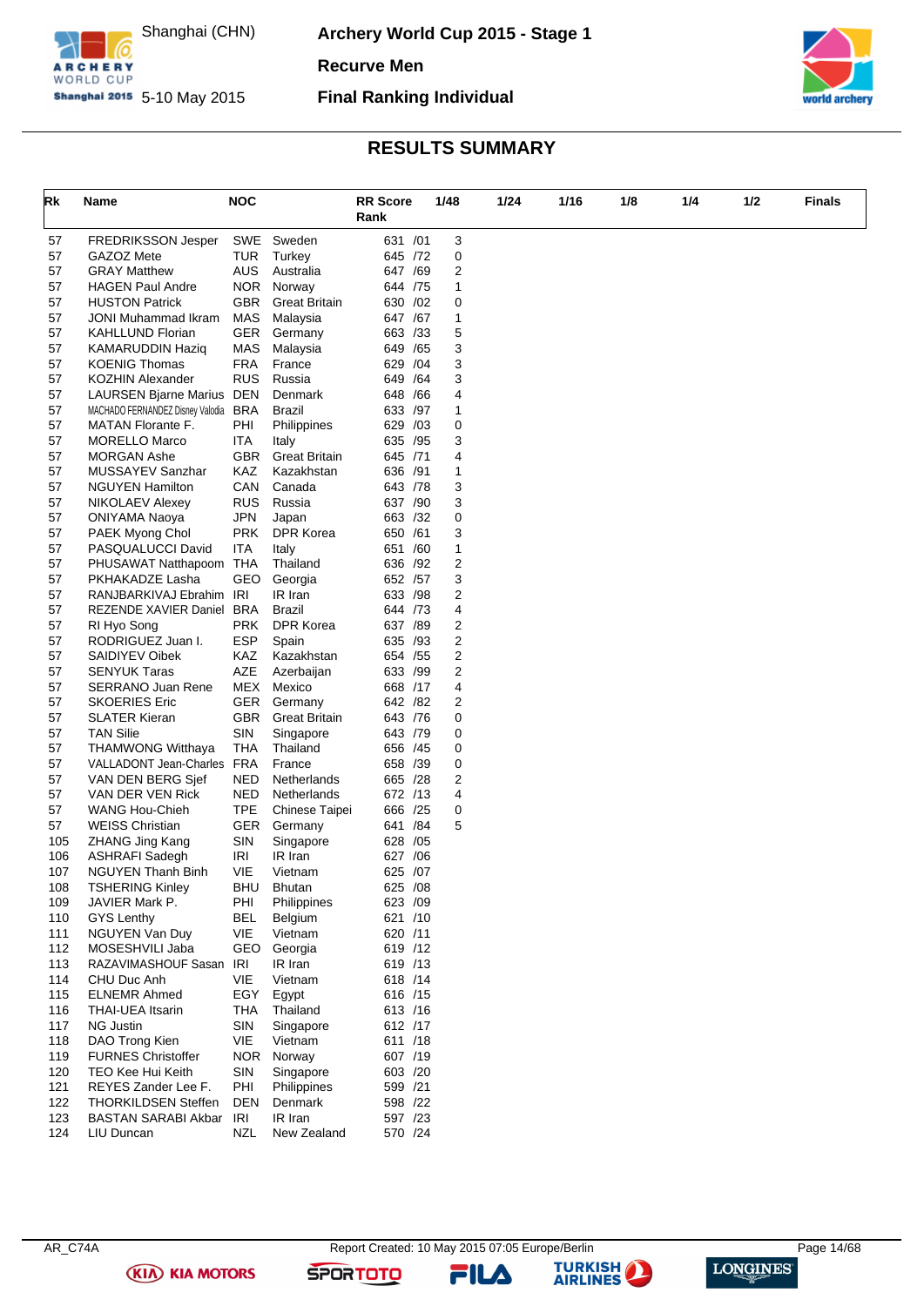# Archery World Cup 2015 - Stage 1

Shanghai (CHN) 5-10 May 2015

**Recurve Men**

**Final Ranking Individual**

## RESULTS SUMMARY

| Rk | Name | NOC | | RR Score Rank | 1/48 | 1/24 | 1/16 | 1/8 | 1/4 | 1/2 | Finals |
|---|---|---|---|---|---|---|---|---|---|---|---|
| 57 | FREDRIKSSON Jesper | SWE | Sweden | 631 /01 | 3 | | | | | | |
| 57 | GAZOZ Mete | TUR | Turkey | 645 /72 | 0 | | | | | | |
| 57 | GRAY Matthew | AUS | Australia | 647 /69 | 2 | | | | | | |
| 57 | HAGEN Paul Andre | NOR | Norway | 644 /75 | 1 | | | | | | |
| 57 | HUSTON Patrick | GBR | Great Britain | 630 /02 | 0 | | | | | | |
| 57 | JONI Muhammad Ikram | MAS | Malaysia | 647 /67 | 1 | | | | | | |
| 57 | KAHLLUND Florian | GER | Germany | 663 /33 | 5 | | | | | | |
| 57 | KAMARUDDIN Haziq | MAS | Malaysia | 649 /65 | 3 | | | | | | |
| 57 | KOENIG Thomas | FRA | France | 629 /04 | 3 | | | | | | |
| 57 | KOZHIN Alexander | RUS | Russia | 649 /64 | 3 | | | | | | |
| 57 | LAURSEN Bjarne Marius | DEN | Denmark | 648 /66 | 4 | | | | | | |
| 57 | MACHADO FERNANDEZ Disney Valodia | BRA | Brazil | 633 /97 | 1 | | | | | | |
| 57 | MATAN Florante F. | PHI | Philippines | 629 /03 | 0 | | | | | | |
| 57 | MORELLO Marco | ITA | Italy | 635 /95 | 3 | | | | | | |
| 57 | MORGAN Ashe | GBR | Great Britain | 645 /71 | 4 | | | | | | |
| 57 | MUSSAYEV Sanzhar | KAZ | Kazakhstan | 636 /91 | 1 | | | | | | |
| 57 | NGUYEN Hamilton | CAN | Canada | 643 /78 | 3 | | | | | | |
| 57 | NIKOLAEV Alexey | RUS | Russia | 637 /90 | 3 | | | | | | |
| 57 | ONIYAMA Naoya | JPN | Japan | 663 /32 | 0 | | | | | | |
| 57 | PAEK Myong Chol | PRK | DPR Korea | 650 /61 | 3 | | | | | | |
| 57 | PASQUALUCCI David | ITA | Italy | 651 /60 | 1 | | | | | | |
| 57 | PHUSAWAT Natthapoom | THA | Thailand | 636 /92 | 2 | | | | | | |
| 57 | PKHAKADZE Lasha | GEO | Georgia | 652 /57 | 3 | | | | | | |
| 57 | RANJBARKIVAJ Ebrahim | IRI | IR Iran | 633 /98 | 2 | | | | | | |
| 57 | REZENDE XAVIER Daniel | BRA | Brazil | 644 /73 | 4 | | | | | | |
| 57 | RI Hyo Song | PRK | DPR Korea | 637 /89 | 2 | | | | | | |
| 57 | RODRIGUEZ Juan I. | ESP | Spain | 635 /93 | 2 | | | | | | |
| 57 | SAIDIYEV Oibek | KAZ | Kazakhstan | 654 /55 | 2 | | | | | | |
| 57 | SENYUK Taras | AZE | Azerbaijan | 633 /99 | 2 | | | | | | |
| 57 | SERRANO Juan Rene | MEX | Mexico | 668 /17 | 4 | | | | | | |
| 57 | SKOERIES Eric | GER | Germany | 642 /82 | 2 | | | | | | |
| 57 | SLATER Kieran | GBR | Great Britain | 643 /76 | 0 | | | | | | |
| 57 | TAN Silie | SIN | Singapore | 643 /79 | 0 | | | | | | |
| 57 | THAMWONG Witthaya | THA | Thailand | 656 /45 | 0 | | | | | | |
| 57 | VALLADONT Jean-Charles | FRA | France | 658 /39 | 0 | | | | | | |
| 57 | VAN DEN BERG Sjef | NED | Netherlands | 665 /28 | 2 | | | | | | |
| 57 | VAN DER VEN Rick | NED | Netherlands | 672 /13 | 4 | | | | | | |
| 57 | WANG Hou-Chieh | TPE | Chinese Taipei | 666 /25 | 0 | | | | | | |
| 57 | WEISS Christian | GER | Germany | 641 /84 | 5 | | | | | | |
| 105 | ZHANG Jing Kang | SIN | Singapore | 628 /05 | | | | | | | |
| 106 | ASHRAFI Sadegh | IRI | IR Iran | 627 /06 | | | | | | | |
| 107 | NGUYEN Thanh Binh | VIE | Vietnam | 625 /07 | | | | | | | |
| 108 | TSHERING Kinley | BHU | Bhutan | 625 /08 | | | | | | | |
| 109 | JAVIER Mark P. | PHI | Philippines | 623 /09 | | | | | | | |
| 110 | GYS Lenthy | BEL | Belgium | 621 /10 | | | | | | | |
| 111 | NGUYEN Van Duy | VIE | Vietnam | 620 /11 | | | | | | | |
| 112 | MOSESHVILI Jaba | GEO | Georgia | 619 /12 | | | | | | | |
| 113 | RAZAVIMASHOUF Sasan | IRI | IR Iran | 619 /13 | | | | | | | |
| 114 | CHU Duc Anh | VIE | Vietnam | 618 /14 | | | | | | | |
| 115 | ELNEMR Ahmed | EGY | Egypt | 616 /15 | | | | | | | |
| 116 | THAI-UEA Itsarin | THA | Thailand | 613 /16 | | | | | | | |
| 117 | NG Justin | SIN | Singapore | 612 /17 | | | | | | | |
| 118 | DAO Trong Kien | VIE | Vietnam | 611 /18 | | | | | | | |
| 119 | FURNES Christoffer | NOR | Norway | 607 /19 | | | | | | | |
| 120 | TEO Kee Hui Keith | SIN | Singapore | 603 /20 | | | | | | | |
| 121 | REYES Zander Lee F. | PHI | Philippines | 599 /21 | | | | | | | |
| 122 | THORKILDSEN Steffen | DEN | Denmark | 598 /22 | | | | | | | |
| 123 | BASTAN SARABI Akbar | IRI | IR Iran | 597 /23 | | | | | | | |
| 124 | LIU Duncan | NZL | New Zealand | 570 /24 | | | | | | | |

AR_C74A — Report Created: 10 May 2015 07:05 Europe/Berlin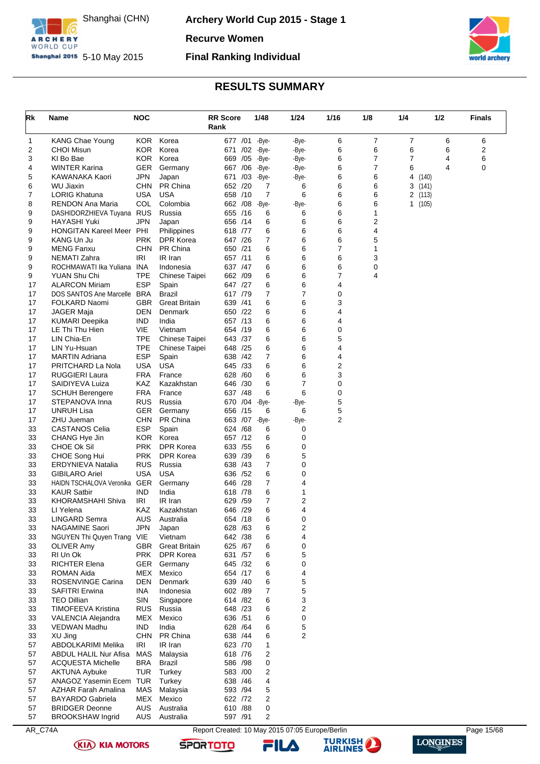# Archery World Cup 2015 - Stage 1

Shanghai (CHN) 5-10 May 2015

**Recurve Women**

**Final Ranking Individual**

## RESULTS SUMMARY

| Rk | Name | NOC | | RR Score | Rank | 1/48 | 1/24 | 1/16 | 1/8 | 1/4 | 1/2 | Finals |
|---|---|---|---|---|---|---|---|---|---|---|---|---|
| 1 | KANG Chae Young | KOR | Korea | 677 | /01 | -Bye- | -Bye- | 6 | 7 | 7 | 6 | 6 |
| 2 | CHOI Misun | KOR | Korea | 671 | /02 | -Bye- | -Bye- | 6 | 6 | 6 | 6 | 2 |
| 3 | KI Bo Bae | KOR | Korea | 669 | /05 | -Bye- | -Bye- | 6 | 7 | 7 | 4 | 6 |
| 4 | WINTER Karina | GER | Germany | 667 | /06 | -Bye- | -Bye- | 6 | 7 | 6 | 4 | 0 |
| 5 | KAWANAKA Kaori | JPN | Japan | 671 | /03 | -Bye- | -Bye- | 6 | 6 | 4 (140) | | |
| 6 | WU Jiaxin | CHN | PR China | 652 | /20 | 7 | 6 | 6 | 6 | 3 (141) | | |
| 7 | LORIG Khatuna | USA | USA | 658 | /10 | 7 | 6 | 6 | 6 | 2 (113) | | |
| 8 | RENDON Ana Maria | COL | Colombia | 662 | /08 | -Bye- | -Bye- | 6 | 6 | 1 (105) | | |
| 9 | DASHIDORZHIEVA Tuyana | RUS | Russia | 655 | /16 | 6 | 6 | 6 | 1 | | | |
| 9 | HAYASHI Yuki | JPN | Japan | 656 | /14 | 6 | 6 | 6 | 2 | | | |
| 9 | HONGITAN Kareel Meer | PHI | Philippines | 618 | /77 | 6 | 6 | 6 | 4 | | | |
| 9 | KANG Un Ju | PRK | DPR Korea | 647 | /26 | 7 | 6 | 6 | 5 | | | |
| 9 | MENG Fanxu | CHN | PR China | 650 | /21 | 6 | 6 | 7 | 1 | | | |
| 9 | NEMATI Zahra | IRI | IR Iran | 657 | /11 | 6 | 6 | 6 | 3 | | | |
| 9 | ROCHMAWATI Ika Yuliana | INA | Indonesia | 637 | /47 | 6 | 6 | 6 | 0 | | | |
| 9 | YUAN Shu Chi | TPE | Chinese Taipei | 662 | /09 | 6 | 6 | 7 | 4 | | | |
| 17 | ALARCON Miriam | ESP | Spain | 647 | /27 | 6 | 6 | 4 | | | | |
| 17 | DOS SANTOS Ane Marcelle | BRA | Brazil | 617 | /79 | 7 | 7 | 0 | | | | |
| 17 | FOLKARD Naomi | GBR | Great Britain | 639 | /41 | 6 | 6 | 3 | | | | |
| 17 | JAGER Maja | DEN | Denmark | 650 | /22 | 6 | 6 | 4 | | | | |
| 17 | KUMARI Deepika | IND | India | 657 | /13 | 6 | 6 | 4 | | | | |
| 17 | LE Thi Thu Hien | VIE | Vietnam | 654 | /19 | 6 | 6 | 0 | | | | |
| 17 | LIN Chia-En | TPE | Chinese Taipei | 643 | /37 | 6 | 6 | 5 | | | | |
| 17 | LIN Yu-Hsuan | TPE | Chinese Taipei | 648 | /25 | 6 | 6 | 4 | | | | |
| 17 | MARTIN Adriana | ESP | Spain | 638 | /42 | 7 | 6 | 4 | | | | |
| 17 | PRITCHARD La Nola | USA | USA | 645 | /33 | 6 | 6 | 2 | | | | |
| 17 | RUGGIERI Laura | FRA | France | 628 | /60 | 6 | 6 | 3 | | | | |
| 17 | SAIDIYEVA Luiza | KAZ | Kazakhstan | 646 | /30 | 6 | 7 | 0 | | | | |
| 17 | SCHUH Berengere | FRA | France | 637 | /48 | 6 | 6 | 0 | | | | |
| 17 | STEPANOVA Inna | RUS | Russia | 670 | /04 | -Bye- | -Bye- | 5 | | | | |
| 17 | UNRUH Lisa | GER | Germany | 656 | /15 | 6 | 6 | 5 | | | | |
| 17 | ZHU Jueman | CHN | PR China | 663 | /07 | -Bye- | -Bye- | 2 | | | | |
| 33 | CASTANOS Celia | ESP | Spain | 624 | /68 | 6 | 0 | | | | | |
| 33 | CHANG Hye Jin | KOR | Korea | 657 | /12 | 6 | 0 | | | | | |
| 33 | CHOE Ok Sil | PRK | DPR Korea | 633 | /55 | 6 | 0 | | | | | |
| 33 | CHOE Song Hui | PRK | DPR Korea | 639 | /39 | 6 | 5 | | | | | |
| 33 | ERDYNIEVA Natalia | RUS | Russia | 638 | /43 | 7 | 0 | | | | | |
| 33 | GIBILARO Ariel | USA | USA | 636 | /52 | 6 | 0 | | | | | |
| 33 | HAIDN TSCHALOVA Veronika | GER | Germany | 646 | /28 | 7 | 4 | | | | | |
| 33 | KAUR Satbir | IND | India | 618 | /78 | 6 | 1 | | | | | |
| 33 | KHORAMSHAHI Shiva | IRI | IR Iran | 629 | /59 | 7 | 2 | | | | | |
| 33 | LI Yelena | KAZ | Kazakhstan | 646 | /29 | 6 | 4 | | | | | |
| 33 | LINGARD Semra | AUS | Australia | 654 | /18 | 6 | 0 | | | | | |
| 33 | NAGAMINE Saori | JPN | Japan | 628 | /63 | 6 | 2 | | | | | |
| 33 | NGUYEN Thi Quyen Trang | VIE | Vietnam | 642 | /38 | 6 | 4 | | | | | |
| 33 | OLIVER Amy | GBR | Great Britain | 625 | /67 | 6 | 0 | | | | | |
| 33 | RI Un Ok | PRK | DPR Korea | 631 | /57 | 6 | 5 | | | | | |
| 33 | RICHTER Elena | GER | Germany | 645 | /32 | 6 | 0 | | | | | |
| 33 | ROMAN Aida | MEX | Mexico | 654 | /17 | 6 | 4 | | | | | |
| 33 | ROSENVINGE Carina | DEN | Denmark | 639 | /40 | 6 | 5 | | | | | |
| 33 | SAFITRI Erwina | INA | Indonesia | 602 | /89 | 7 | 5 | | | | | |
| 33 | TEO Dillian | SIN | Singapore | 614 | /82 | 6 | 3 | | | | | |
| 33 | TIMOFEEVA Kristina | RUS | Russia | 648 | /23 | 6 | 2 | | | | | |
| 33 | VALENCIA Alejandra | MEX | Mexico | 636 | /51 | 6 | 0 | | | | | |
| 33 | VEDWAN Madhu | IND | India | 628 | /64 | 6 | 5 | | | | | |
| 33 | XU Jing | CHN | PR China | 638 | /44 | 6 | 2 | | | | | |
| 57 | ABDOLKARIMI Melika | IRI | IR Iran | 623 | /70 | 1 | | | | | | |
| 57 | ABDUL HALIL Nur Afisa | MAS | Malaysia | 618 | /76 | 2 | | | | | | |
| 57 | ACQUESTA Michelle | BRA | Brazil | 586 | /98 | 0 | | | | | | |
| 57 | AKTUNA Aybuke | TUR | Turkey | 583 | /00 | 2 | | | | | | |
| 57 | ANAGOZ Yasemin Ecem | TUR | Turkey | 638 | /46 | 4 | | | | | | |
| 57 | AZHAR Farah Amalina | MAS | Malaysia | 593 | /94 | 5 | | | | | | |
| 57 | BAYARDO Gabriela | MEX | Mexico | 622 | /72 | 2 | | | | | | |
| 57 | BRIDGER Deonne | AUS | Australia | 610 | /88 | 0 | | | | | | |
| 57 | BROOKSHAW Ingrid | AUS | Australia | 597 | /91 | 2 | | | | | | |

AR_C74A Report Created: 10 May 2015 07:05 Europe/Berlin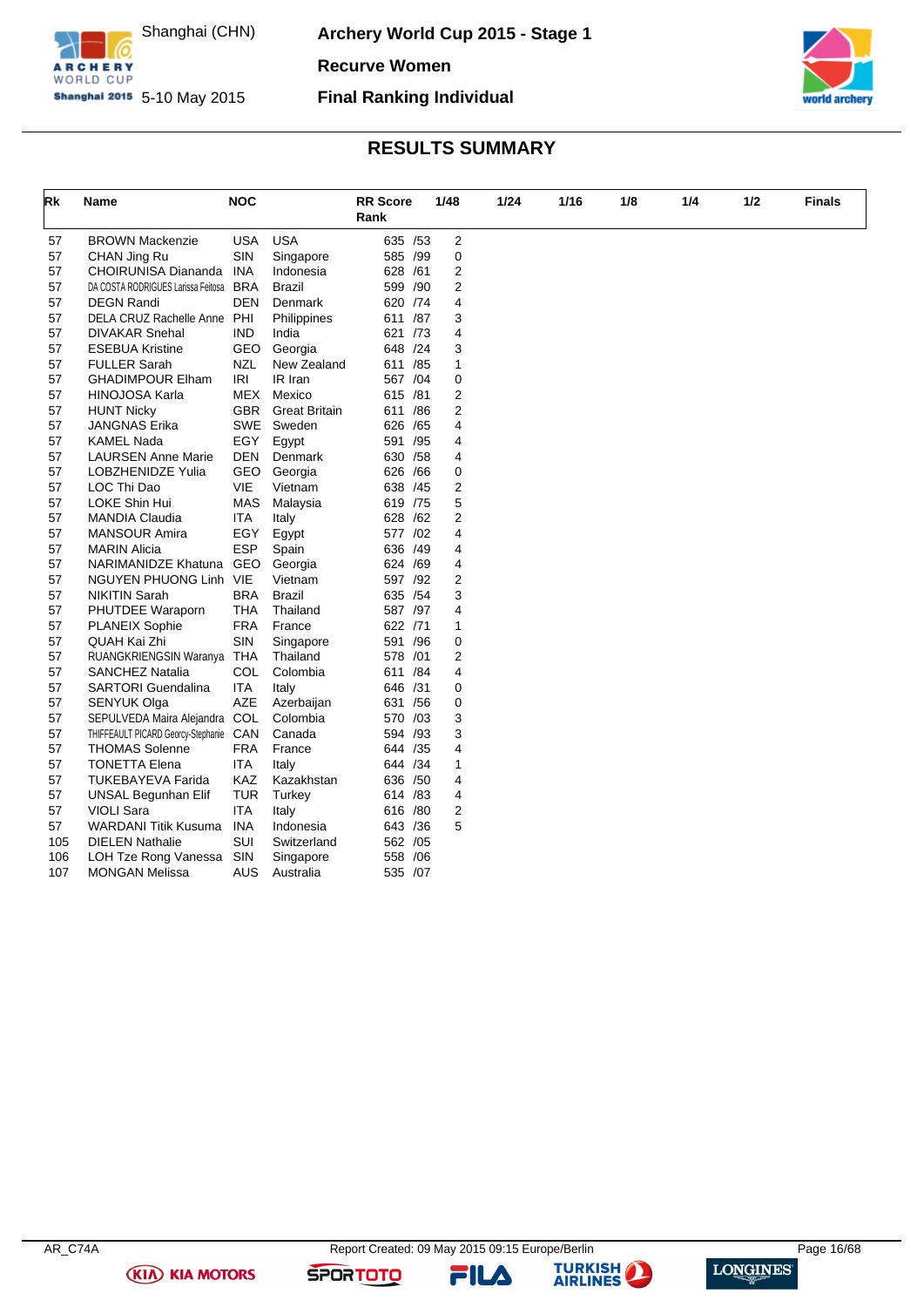# Archery World Cup 2015 - Stage 1

Shanghai (CHN) 5-10 May 2015

## Recurve Women

## Final Ranking Individual

## RESULTS SUMMARY

| Rk | Name | NOC | | RR Score | Rank | 1/48 | 1/24 | 1/16 | 1/8 | 1/4 | 1/2 | Finals |
|---|---|---|---|---|---|---|---|---|---|---|---|---|
| 57 | BROWN Mackenzie | USA | USA | 635 | /53 | 2 | | | | | | |
| 57 | CHAN Jing Ru | SIN | Singapore | 585 | /99 | 0 | | | | | | |
| 57 | CHOIRUNISA Diananda | INA | Indonesia | 628 | /61 | 2 | | | | | | |
| 57 | DA COSTA RODRIGUES Larissa Feitosa | BRA | Brazil | 599 | /90 | 2 | | | | | | |
| 57 | DEGN Randi | DEN | Denmark | 620 | /74 | 4 | | | | | | |
| 57 | DELA CRUZ Rachelle Anne | PHI | Philippines | 611 | /87 | 3 | | | | | | |
| 57 | DIVAKAR Snehal | IND | India | 621 | /73 | 4 | | | | | | |
| 57 | ESEBUA Kristine | GEO | Georgia | 648 | /24 | 3 | | | | | | |
| 57 | FULLER Sarah | NZL | New Zealand | 611 | /85 | 1 | | | | | | |
| 57 | GHADIMPOUR Elham | IRI | IR Iran | 567 | /04 | 0 | | | | | | |
| 57 | HINOJOSA Karla | MEX | Mexico | 615 | /81 | 2 | | | | | | |
| 57 | HUNT Nicky | GBR | Great Britain | 611 | /86 | 2 | | | | | | |
| 57 | JANGNAS Erika | SWE | Sweden | 626 | /65 | 4 | | | | | | |
| 57 | KAMEL Nada | EGY | Egypt | 591 | /95 | 4 | | | | | | |
| 57 | LAURSEN Anne Marie | DEN | Denmark | 630 | /58 | 4 | | | | | | |
| 57 | LOBZHENIDZE Yulia | GEO | Georgia | 626 | /66 | 0 | | | | | | |
| 57 | LOC Thi Dao | VIE | Vietnam | 638 | /45 | 2 | | | | | | |
| 57 | LOKE Shin Hui | MAS | Malaysia | 619 | /75 | 5 | | | | | | |
| 57 | MANDIA Claudia | ITA | Italy | 628 | /62 | 2 | | | | | | |
| 57 | MANSOUR Amira | EGY | Egypt | 577 | /02 | 4 | | | | | | |
| 57 | MARIN Alicia | ESP | Spain | 636 | /49 | 4 | | | | | | |
| 57 | NARIMANIDZE Khatuna | GEO | Georgia | 624 | /69 | 4 | | | | | | |
| 57 | NGUYEN PHUONG Linh | VIE | Vietnam | 597 | /92 | 2 | | | | | | |
| 57 | NIKITIN Sarah | BRA | Brazil | 635 | /54 | 3 | | | | | | |
| 57 | PHUTDEE Waraporn | THA | Thailand | 587 | /97 | 4 | | | | | | |
| 57 | PLANEIX Sophie | FRA | France | 622 | /71 | 1 | | | | | | |
| 57 | QUAH Kai Zhi | SIN | Singapore | 591 | /96 | 0 | | | | | | |
| 57 | RUANGKRIENGSIN Waranya | THA | Thailand | 578 | /01 | 2 | | | | | | |
| 57 | SANCHEZ Natalia | COL | Colombia | 611 | /84 | 4 | | | | | | |
| 57 | SARTORI Guendalina | ITA | Italy | 646 | /31 | 0 | | | | | | |
| 57 | SENYUK Olga | AZE | Azerbaijan | 631 | /56 | 0 | | | | | | |
| 57 | SEPULVEDA Maira Alejandra | COL | Colombia | 570 | /03 | 3 | | | | | | |
| 57 | THIFFEAULT PICARD Georcy-Stephanie | CAN | Canada | 594 | /93 | 3 | | | | | | |
| 57 | THOMAS Solenne | FRA | France | 644 | /35 | 4 | | | | | | |
| 57 | TONETTA Elena | ITA | Italy | 644 | /34 | 1 | | | | | | |
| 57 | TUKEBAYEVA Farida | KAZ | Kazakhstan | 636 | /50 | 4 | | | | | | |
| 57 | UNSAL Begunhan Elif | TUR | Turkey | 614 | /83 | 4 | | | | | | |
| 57 | VIOLI Sara | ITA | Italy | 616 | /80 | 2 | | | | | | |
| 57 | WARDANI Titik Kusuma | INA | Indonesia | 643 | /36 | 5 | | | | | | |
| 105 | DIELEN Nathalie | SUI | Switzerland | 562 | /05 | | | | | | | |
| 106 | LOH Tze Rong Vanessa | SIN | Singapore | 558 | /06 | | | | | | | |
| 107 | MONGAN Melissa | AUS | Australia | 535 | /07 | | | | | | | |

AR_C74A — Report Created: 09 May 2015 09:15 Europe/Berlin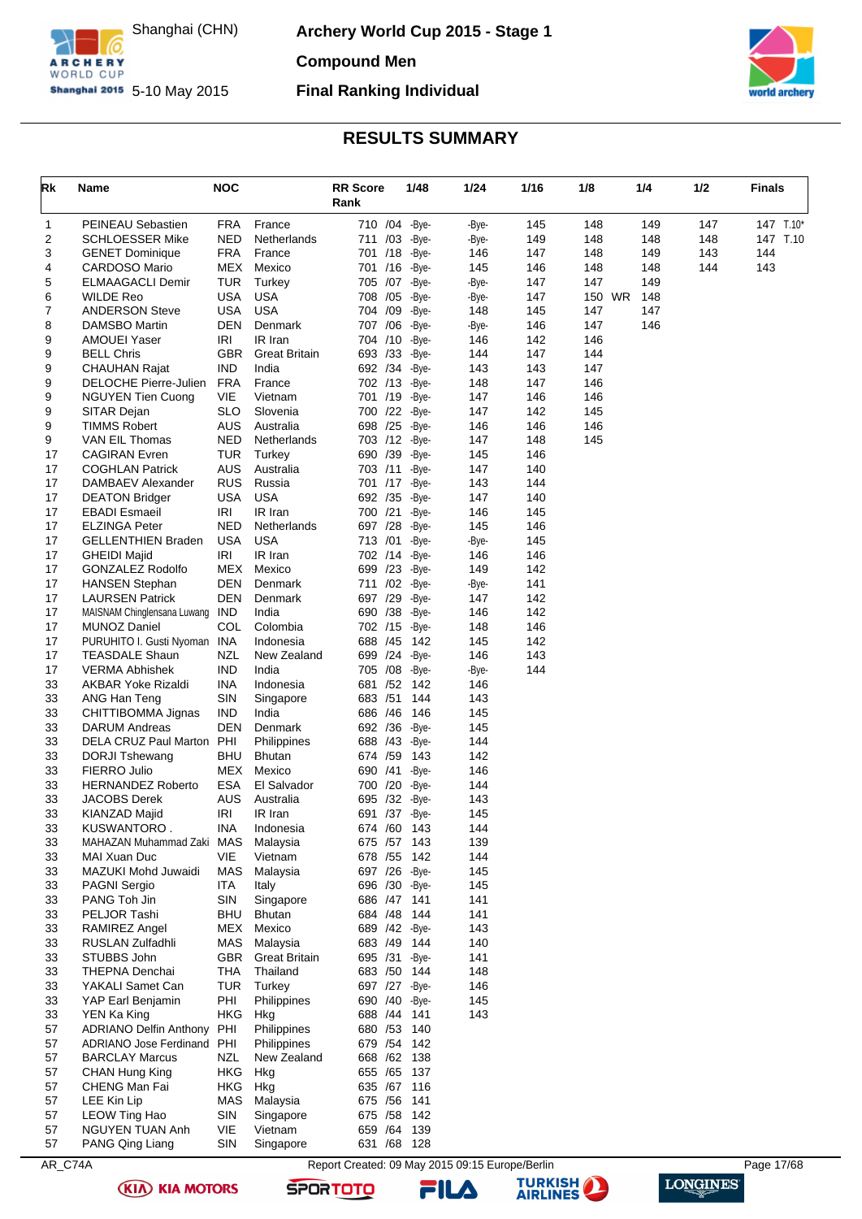# Archery World Cup 2015 - Stage 1

Shanghai (CHN)
5-10 May 2015

## Compound Men

## Final Ranking Individual

## RESULTS SUMMARY

| Rk | Name | NOC | | RR Score Rank | 1/48 | 1/24 | 1/16 | 1/8 | 1/4 | 1/2 | Finals |
|---|---|---|---|---|---|---|---|---|---|---|---|
| 1 | PEINEAU Sebastien | FRA | France | 710 /04 | -Bye- | -Bye- | 145 | 148 | 149 | 147 | 147 T.10* |
| 2 | SCHLOESSER Mike | NED | Netherlands | 711 /03 | -Bye- | -Bye- | 149 | 148 | 148 | 148 | 147 T.10 |
| 3 | GENET Dominique | FRA | France | 701 /18 | -Bye- | 146 | 147 | 148 | 149 | 143 | 144 |
| 4 | CARDOSO Mario | MEX | Mexico | 701 /16 | -Bye- | 145 | 146 | 148 | 148 | 144 | 143 |
| 5 | ELMAAGACLI Demir | TUR | Turkey | 705 /07 | -Bye- | -Bye- | 147 | 147 | 149 | | |
| 6 | WILDE Reo | USA | USA | 708 /05 | -Bye- | -Bye- | 147 | 150 WR | 148 | | |
| 7 | ANDERSON Steve | USA | USA | 704 /09 | -Bye- | 148 | 145 | 147 | 147 | | |
| 8 | DAMSBO Martin | DEN | Denmark | 707 /06 | -Bye- | -Bye- | 146 | 147 | 146 | | |
| 9 | AMOUEI Yaser | IRI | IR Iran | 704 /10 | -Bye- | 146 | 142 | 146 | | | |
| 9 | BELL Chris | GBR | Great Britain | 693 /33 | -Bye- | 144 | 147 | 144 | | | |
| 9 | CHAUHAN Rajat | IND | India | 692 /34 | -Bye- | 143 | 143 | 147 | | | |
| 9 | DELOCHE Pierre-Julien | FRA | France | 702 /13 | -Bye- | 148 | 147 | 146 | | | |
| 9 | NGUYEN Tien Cuong | VIE | Vietnam | 701 /19 | -Bye- | 147 | 146 | 146 | | | |
| 9 | SITAR Dejan | SLO | Slovenia | 700 /22 | -Bye- | 147 | 142 | 145 | | | |
| 9 | TIMMS Robert | AUS | Australia | 698 /25 | -Bye- | 146 | 146 | 146 | | | |
| 9 | VAN EIL Thomas | NED | Netherlands | 703 /12 | -Bye- | 147 | 148 | 145 | | | |
| 17 | CAGIRAN Evren | TUR | Turkey | 690 /39 | -Bye- | 145 | 146 | | | | |
| 17 | COGHLAN Patrick | AUS | Australia | 703 /11 | -Bye- | 147 | 140 | | | | |
| 17 | DAMBAEV Alexander | RUS | Russia | 701 /17 | -Bye- | 143 | 144 | | | | |
| 17 | DEATON Bridger | USA | USA | 692 /35 | -Bye- | 147 | 140 | | | | |
| 17 | EBADI Esmaeil | IRI | IR Iran | 700 /21 | -Bye- | 146 | 145 | | | | |
| 17 | ELZINGA Peter | NED | Netherlands | 697 /28 | -Bye- | 145 | 146 | | | | |
| 17 | GELLENTHIEN Braden | USA | USA | 713 /01 | -Bye- | -Bye- | 145 | | | | |
| 17 | GHEIDI Majid | IRI | IR Iran | 702 /14 | -Bye- | 146 | 146 | | | | |
| 17 | GONZALEZ Rodolfo | MEX | Mexico | 699 /23 | -Bye- | 149 | 142 | | | | |
| 17 | HANSEN Stephan | DEN | Denmark | 711 /02 | -Bye- | -Bye- | 141 | | | | |
| 17 | LAURSEN Patrick | DEN | Denmark | 697 /29 | -Bye- | 147 | 142 | | | | |
| 17 | MAISNAM Chinglensana Luwang | IND | India | 690 /38 | -Bye- | 146 | 142 | | | | |
| 17 | MUNOZ Daniel | COL | Colombia | 702 /15 | -Bye- | 148 | 146 | | | | |
| 17 | PURUHITO I. Gusti Nyoman | INA | Indonesia | 688 /45 | 142 | 145 | 142 | | | | |
| 17 | TEASDALE Shaun | NZL | New Zealand | 699 /24 | -Bye- | 146 | 143 | | | | |
| 17 | VERMA Abhishek | IND | India | 705 /08 | -Bye- | -Bye- | 144 | | | | |
| 33 | AKBAR Yoke Rizaldi | INA | Indonesia | 681 /52 | 142 | 146 | | | | | |
| 33 | ANG Han Teng | SIN | Singapore | 683 /51 | 144 | 143 | | | | | |
| 33 | CHITTIBOMMA Jignas | IND | India | 686 /46 | 146 | 145 | | | | | |
| 33 | DARUM Andreas | DEN | Denmark | 692 /36 | -Bye- | 145 | | | | | |
| 33 | DELA CRUZ Paul Marton | PHI | Philippines | 688 /43 | -Bye- | 144 | | | | | |
| 33 | DORJI Tshewang | BHU | Bhutan | 674 /59 | 143 | 142 | | | | | |
| 33 | FIERRO Julio | MEX | Mexico | 690 /41 | -Bye- | 146 | | | | | |
| 33 | HERNANDEZ Roberto | ESA | El Salvador | 700 /20 | -Bye- | 144 | | | | | |
| 33 | JACOBS Derek | AUS | Australia | 695 /32 | -Bye- | 143 | | | | | |
| 33 | KIANZAD Majid | IRI | IR Iran | 691 /37 | -Bye- | 145 | | | | | |
| 33 | KUSWANTORO . | INA | Indonesia | 674 /60 | 143 | 144 | | | | | |
| 33 | MAHAZAN Muhammad Zaki | MAS | Malaysia | 675 /57 | 143 | 139 | | | | | |
| 33 | MAI Xuan Duc | VIE | Vietnam | 678 /55 | 142 | 144 | | | | | |
| 33 | MAZUKI Mohd Juwaidi | MAS | Malaysia | 697 /26 | -Bye- | 145 | | | | | |
| 33 | PAGNI Sergio | ITA | Italy | 696 /30 | -Bye- | 145 | | | | | |
| 33 | PANG Toh Jin | SIN | Singapore | 686 /47 | 141 | 141 | | | | | |
| 33 | PELJOR Tashi | BHU | Bhutan | 684 /48 | 144 | 141 | | | | | |
| 33 | RAMIREZ Angel | MEX | Mexico | 689 /42 | -Bye- | 143 | | | | | |
| 33 | RUSLAN Zulfadhli | MAS | Malaysia | 683 /49 | 144 | 140 | | | | | |
| 33 | STUBBS John | GBR | Great Britain | 695 /31 | -Bye- | 141 | | | | | |
| 33 | THEPNA Denchai | THA | Thailand | 683 /50 | 144 | 148 | | | | | |
| 33 | YAKALI Samet Can | TUR | Turkey | 697 /27 | -Bye- | 146 | | | | | |
| 33 | YAP Earl Benjamin | PHI | Philippines | 690 /40 | -Bye- | 145 | | | | | |
| 33 | YEN Ka King | HKG | Hkg | 688 /44 | 141 | 143 | | | | | |
| 57 | ADRIANO Delfin Anthony | PHI | Philippines | 680 /53 | 140 | | | | | | |
| 57 | ADRIANO Jose Ferdinand | PHI | Philippines | 679 /54 | 142 | | | | | | |
| 57 | BARCLAY Marcus | NZL | New Zealand | 668 /62 | 138 | | | | | | |
| 57 | CHAN Hung King | HKG | Hkg | 655 /65 | 137 | | | | | | |
| 57 | CHENG Man Fai | HKG | Hkg | 635 /67 | 116 | | | | | | |
| 57 | LEE Kin Lip | MAS | Malaysia | 675 /56 | 141 | | | | | | |
| 57 | LEOW Ting Hao | SIN | Singapore | 675 /58 | 142 | | | | | | |
| 57 | NGUYEN TUAN Anh | VIE | Vietnam | 659 /64 | 139 | | | | | | |
| 57 | PANG Qing Liang | SIN | Singapore | 631 /68 | 128 | | | | | | |

AR_C74A — Report Created: 09 May 2015 09:15 Europe/Berlin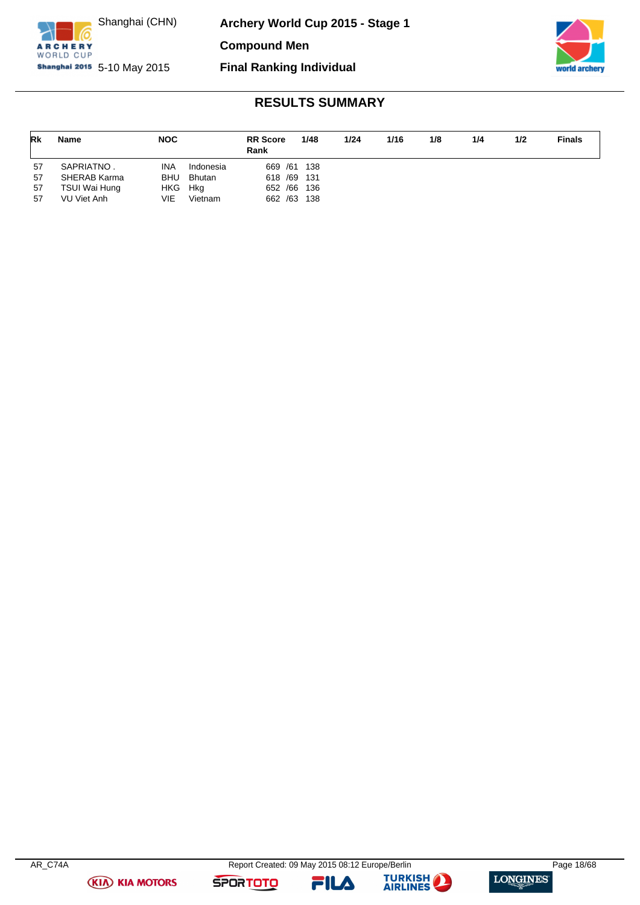# Archery World Cup 2015 - Stage 1

Shanghai (CHN)
5-10 May 2015

## Compound Men

## Final Ranking Individual

## RESULTS SUMMARY

| Rk | Name | NOC | | RR Score Rank | 1/48 | 1/24 | 1/16 | 1/8 | 1/4 | 1/2 | Finals |
|---|---|---|---|---|---|---|---|---|---|---|---|
| 57 | SAPRIATNO . | INA | Indonesia | 669 /61 | 138 | | | | | | |
| 57 | SHERAB Karma | BHU | Bhutan | 618 /69 | 131 | | | | | | |
| 57 | TSUI Wai Hung | HKG | Hkg | 652 /66 | 136 | | | | | | |
| 57 | VU Viet Anh | VIE | Vietnam | 662 /63 | 138 | | | | | | |

AR_C74A Report Created: 09 May 2015 08:12 Europe/Berlin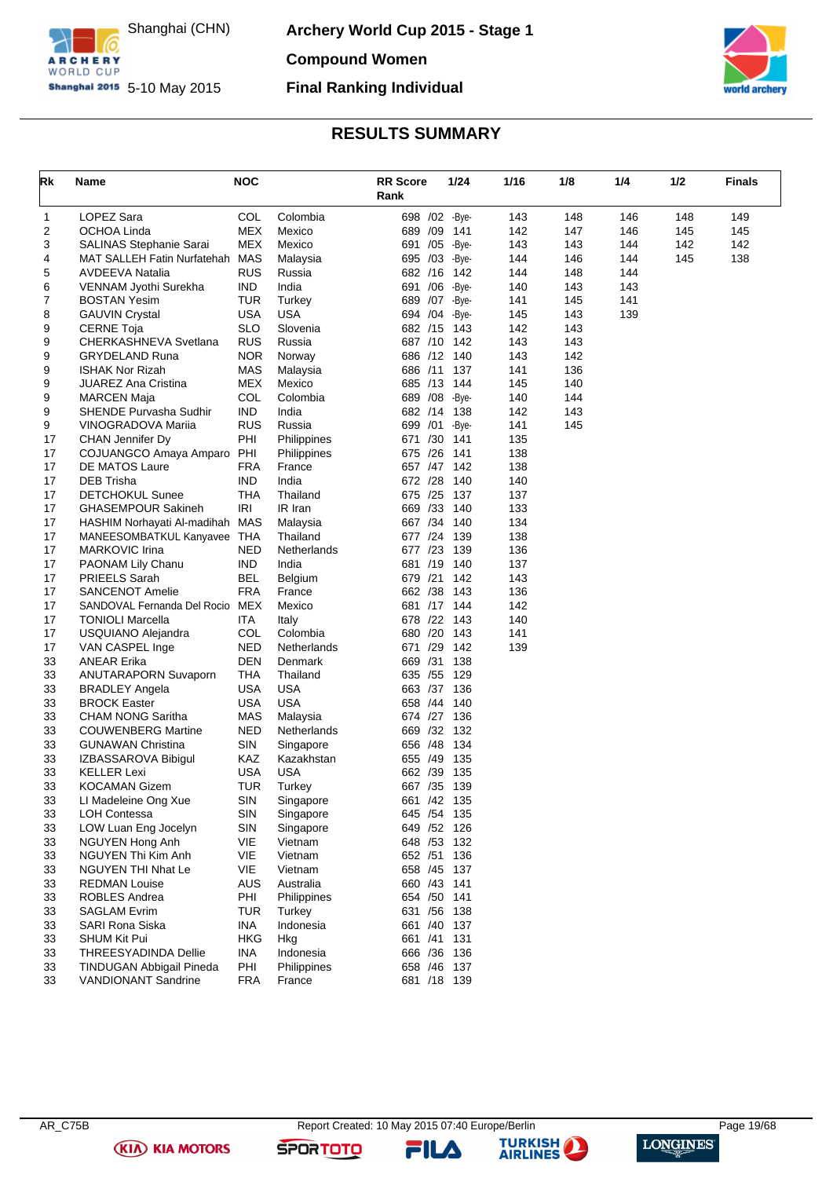# Archery World Cup 2015 - Stage 1

Shanghai (CHN)
5-10 May 2015

## Compound Women

### Final Ranking Individual

## RESULTS SUMMARY

| Rk | Name | NOC | | RR Score | Rank | 1/24 | 1/16 | 1/8 | 1/4 | 1/2 | Finals |
|---|---|---|---|---|---|---|---|---|---|---|---|
| 1 | LOPEZ Sara | COL | Colombia | 698 | /02 | -Bye- | 143 | 148 | 146 | 148 | 149 |
| 2 | OCHOA Linda | MEX | Mexico | 689 | /09 | 141 | 142 | 147 | 146 | 145 | 145 |
| 3 | SALINAS Stephanie Sarai | MEX | Mexico | 691 | /05 | -Bye- | 143 | 143 | 144 | 142 | 142 |
| 4 | MAT SALLEH Fatin Nurfatehah | MAS | Malaysia | 695 | /03 | -Bye- | 144 | 146 | 144 | 145 | 138 |
| 5 | AVDEEVA Natalia | RUS | Russia | 682 | /16 | 142 | 144 | 148 | 144 | | |
| 6 | VENNAM Jyothi Surekha | IND | India | 691 | /06 | -Bye- | 140 | 143 | 143 | | |
| 7 | BOSTAN Yesim | TUR | Turkey | 689 | /07 | -Bye- | 141 | 145 | 141 | | |
| 8 | GAUVIN Crystal | USA | USA | 694 | /04 | -Bye- | 145 | 143 | 139 | | |
| 9 | CERNE Toja | SLO | Slovenia | 682 | /15 | 143 | 142 | 143 | | | |
| 9 | CHERKASHNEVA Svetlana | RUS | Russia | 687 | /10 | 142 | 143 | 143 | | | |
| 9 | GRYDELAND Runa | NOR | Norway | 686 | /12 | 140 | 143 | 142 | | | |
| 9 | ISHAK Nor Rizah | MAS | Malaysia | 686 | /11 | 137 | 141 | 136 | | | |
| 9 | JUAREZ Ana Cristina | MEX | Mexico | 685 | /13 | 144 | 145 | 140 | | | |
| 9 | MARCEN Maja | COL | Colombia | 689 | /08 | -Bye- | 140 | 144 | | | |
| 9 | SHENDE Purvasha Sudhir | IND | India | 682 | /14 | 138 | 142 | 143 | | | |
| 9 | VINOGRADOVA Mariia | RUS | Russia | 699 | /01 | -Bye- | 141 | 145 | | | |
| 17 | CHAN Jennifer Dy | PHI | Philippines | 671 | /30 | 141 | 135 | | | | |
| 17 | COJUANGCO Amaya Amparo | PHI | Philippines | 675 | /26 | 141 | 138 | | | | |
| 17 | DE MATOS Laure | FRA | France | 657 | /47 | 142 | 138 | | | | |
| 17 | DEB Trisha | IND | India | 672 | /28 | 140 | 140 | | | | |
| 17 | DETCHOKUL Sunee | THA | Thailand | 675 | /25 | 137 | 137 | | | | |
| 17 | GHASEMPOUR Sakineh | IRI | IR Iran | 669 | /33 | 140 | 133 | | | | |
| 17 | HASHIM Norhayati Al-madihah | MAS | Malaysia | 667 | /34 | 140 | 134 | | | | |
| 17 | MANEESOMBATKUL Kanyavee | THA | Thailand | 677 | /24 | 139 | 138 | | | | |
| 17 | MARKOVIC Irina | NED | Netherlands | 677 | /23 | 139 | 136 | | | | |
| 17 | PAONAM Lily Chanu | IND | India | 681 | /19 | 140 | 137 | | | | |
| 17 | PRIEELS Sarah | BEL | Belgium | 679 | /21 | 142 | 143 | | | | |
| 17 | SANCENOT Amelie | FRA | France | 662 | /38 | 143 | 136 | | | | |
| 17 | SANDOVAL Fernanda Del Rocio | MEX | Mexico | 681 | /17 | 144 | 142 | | | | |
| 17 | TONIOLI Marcella | ITA | Italy | 678 | /22 | 143 | 140 | | | | |
| 17 | USQUIANO Alejandra | COL | Colombia | 680 | /20 | 143 | 141 | | | | |
| 17 | VAN CASPEL Inge | NED | Netherlands | 671 | /29 | 142 | 139 | | | | |
| 33 | ANEAR Erika | DEN | Denmark | 669 | /31 | 138 | | | | | |
| 33 | ANUTARAPORN Suvaporn | THA | Thailand | 635 | /55 | 129 | | | | | |
| 33 | BRADLEY Angela | USA | USA | 663 | /37 | 136 | | | | | |
| 33 | BROCK Easter | USA | USA | 658 | /44 | 140 | | | | | |
| 33 | CHAM NONG Saritha | MAS | Malaysia | 674 | /27 | 136 | | | | | |
| 33 | COUWENBERG Martine | NED | Netherlands | 669 | /32 | 132 | | | | | |
| 33 | GUNAWAN Christina | SIN | Singapore | 656 | /48 | 134 | | | | | |
| 33 | IZBASSAROVA Bibigul | KAZ | Kazakhstan | 655 | /49 | 135 | | | | | |
| 33 | KELLER Lexi | USA | USA | 662 | /39 | 135 | | | | | |
| 33 | KOCAMAN Gizem | TUR | Turkey | 667 | /35 | 139 | | | | | |
| 33 | LI Madeleine Ong Xue | SIN | Singapore | 661 | /42 | 135 | | | | | |
| 33 | LOH Contessa | SIN | Singapore | 645 | /54 | 135 | | | | | |
| 33 | LOW Luan Eng Jocelyn | SIN | Singapore | 649 | /52 | 126 | | | | | |
| 33 | NGUYEN Hong Anh | VIE | Vietnam | 648 | /53 | 132 | | | | | |
| 33 | NGUYEN Thi Kim Anh | VIE | Vietnam | 652 | /51 | 136 | | | | | |
| 33 | NGUYEN THI Nhat Le | VIE | Vietnam | 658 | /45 | 137 | | | | | |
| 33 | REDMAN Louise | AUS | Australia | 660 | /43 | 141 | | | | | |
| 33 | ROBLES Andrea | PHI | Philippines | 654 | /50 | 141 | | | | | |
| 33 | SAGLAM Evrim | TUR | Turkey | 631 | /56 | 138 | | | | | |
| 33 | SARI Rona Siska | INA | Indonesia | 661 | /40 | 137 | | | | | |
| 33 | SHUM Kit Pui | HKG | Hkg | 661 | /41 | 131 | | | | | |
| 33 | THREESYADINDA Dellie | INA | Indonesia | 666 | /36 | 136 | | | | | |
| 33 | TINDUGAN Abbigail Pineda | PHI | Philippines | 658 | /46 | 137 | | | | | |
| 33 | VANDIONANT Sandrine | FRA | France | 681 | /18 | 139 | | | | | |

AR_C75B Report Created: 10 May 2015 07:40 Europe/Berlin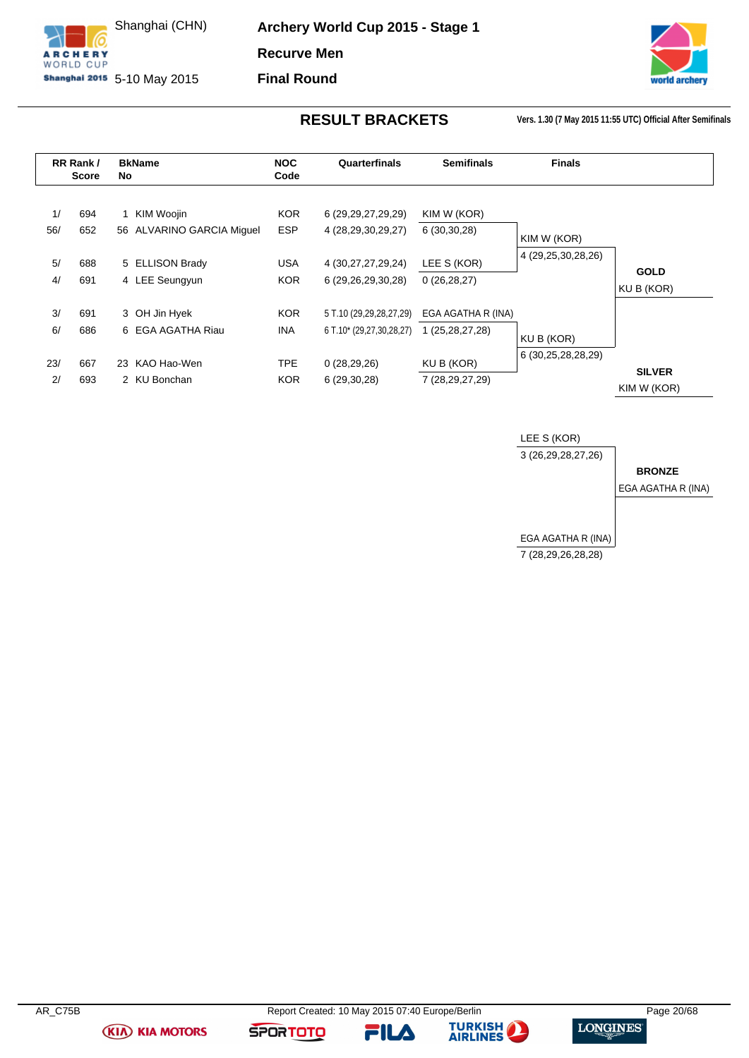# Archery World Cup 2015 - Stage 1

Shanghai (CHN) 5-10 May 2015

## Recurve Men

## Final Round

## RESULT BRACKETS

Vers. 1.30 (7 May 2015 11:55 UTC) Official After Semifinals

| RR Rank / Score | | BkName No | | NOC Code | Quarterfinals | Semifinals | Finals | |
|---|---|---|---|---|---|---|---|---|
| 1/ | 694 | 1 | KIM Woojin | KOR | 6 (29,29,27,29,29) | KIM W (KOR) | | |
| 56/ | 652 | 56 | ALVARINO GARCIA Miguel | ESP | 4 (28,29,30,29,27) | 6 (30,30,28) | KIM W (KOR) | |
| | | | | | | | 4 (29,25,30,28,26) | |
| 5/ | 688 | 5 | ELLISON Brady | USA | 4 (30,27,27,29,24) | LEE S (KOR) | | **GOLD** |
| 4/ | 691 | 4 | LEE Seungyun | KOR | 6 (29,26,29,30,28) | 0 (26,28,27) | | KU B (KOR) |
| 3/ | 691 | 3 | OH Jin Hyek | KOR | 5 T.10 (29,29,28,27,29) | EGA AGATHA R (INA) | | |
| 6/ | 686 | 6 | EGA AGATHA Riau | INA | 6 T.10* (29,27,30,28,27) | 1 (25,28,27,28) | KU B (KOR) | |
| | | | | | | | 6 (30,25,28,28,29) | |
| 23/ | 667 | 23 | KAO Hao-Wen | TPE | 0 (28,29,26) | KU B (KOR) | | **SILVER** |
| 2/ | 693 | 2 | KU Bonchan | KOR | 6 (29,30,28) | 7 (28,29,27,29) | | KIM W (KOR) |

### Bronze Match

| Finals | |
|---|---|
| LEE S (KOR) | |
| 3 (26,29,28,27,26) | |
| | **BRONZE** |
| | EGA AGATHA R (INA) |
| EGA AGATHA R (INA) | |
| 7 (28,29,26,28,28) | |

AR_C75B Report Created: 10 May 2015 07:40 Europe/Berlin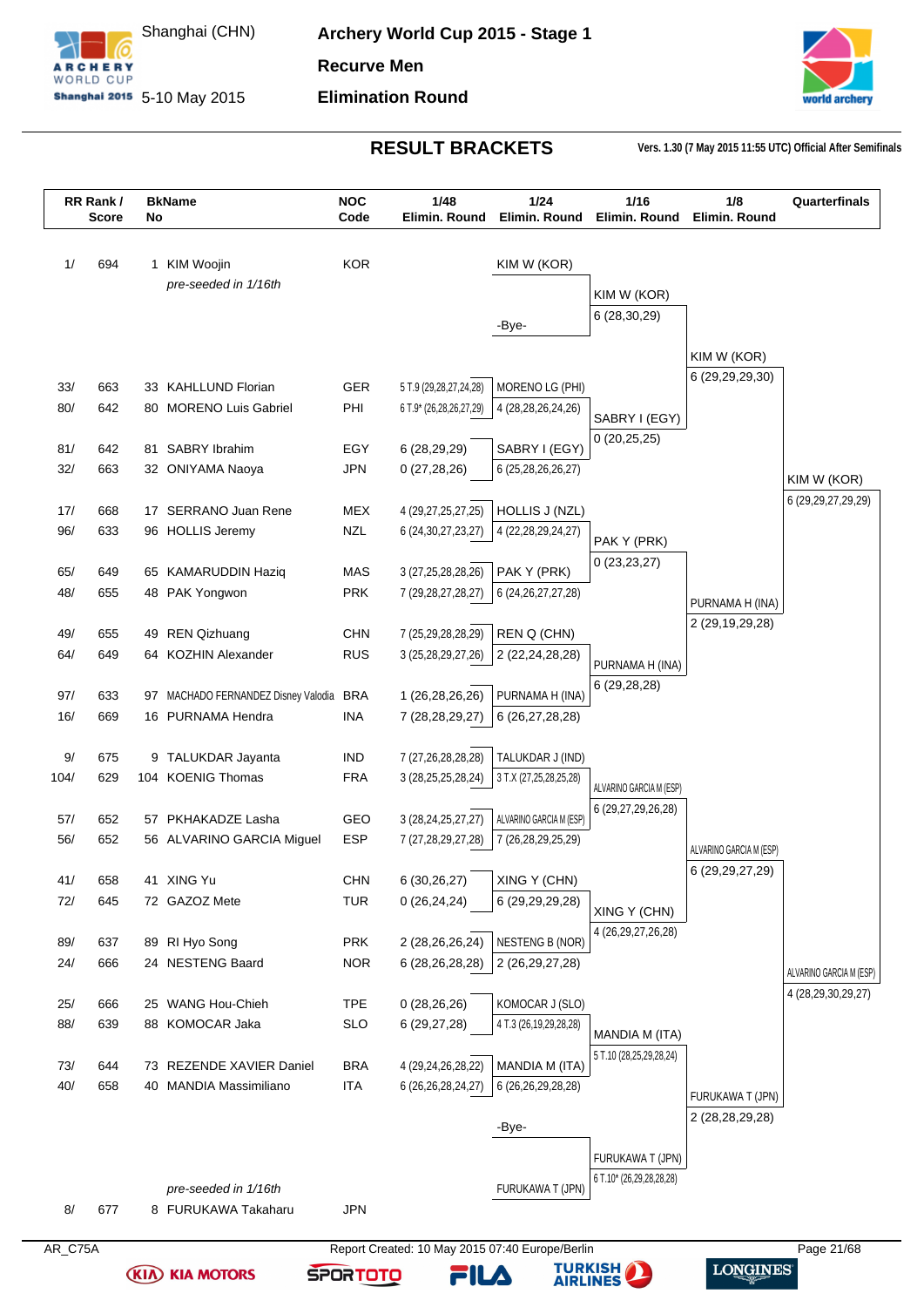# Archery World Cup 2015 - Stage 1

Shanghai (CHN)
5-10 May 2015

**Recurve Men**
**Elimination Round**

## RESULT BRACKETS

Vers. 1.30 (7 May 2015 11:55 UTC) Official After Semifinals

| RR Rank / Score | | BkName No | | NOC Code | 1/48 Elimin. Round | 1/24 Elimin. Round | 1/16 Elimin. Round | 1/8 Elimin. Round | Quarterfinals |
|---|---|---|---|---|---|---|---|---|---|
| 1/ | 694 | 1 | KIM Woojin *pre-seeded in 1/16th* | KOR | | KIM W (KOR) / -Bye- | KIM W (KOR) 6 (28,30,29) | KIM W (KOR) 6 (29,29,29,30) | KIM W (KOR) 6 (29,29,27,29,29) |
| 33/ | 663 | 33 | KAHLLUND Florian | GER | 5 T.9 (29,28,27,24,28) | MORENO LG (PHI) | SABRY I (EGY) 0 (20,25,25) | | |
| 80/ | 642 | 80 | MORENO Luis Gabriel | PHI | 6 T.9* (26,28,26,27,29) | 4 (28,28,26,24,26) | | | |
| 81/ | 642 | 81 | SABRY Ibrahim | EGY | 6 (28,29,29) | SABRY I (EGY) | | | |
| 32/ | 663 | 32 | ONIYAMA Naoya | JPN | 0 (27,28,26) | 6 (25,28,26,26,27) | | | |
| 17/ | 668 | 17 | SERRANO Juan Rene | MEX | 4 (29,27,25,27,25) | HOLLIS J (NZL) | PAK Y (PRK) 0 (23,23,27) | PURNAMA H (INA) 2 (29,19,29,28) | |
| 96/ | 633 | 96 | HOLLIS Jeremy | NZL | 6 (24,30,27,23,27) | 4 (22,28,29,24,27) | | | |
| 65/ | 649 | 65 | KAMARUDDIN Haziq | MAS | 3 (27,25,28,28,26) | PAK Y (PRK) | | | |
| 48/ | 655 | 48 | PAK Yongwon | PRK | 7 (29,28,27,28,27) | 6 (24,26,27,27,28) | | | |
| 49/ | 655 | 49 | REN Qizhuang | CHN | 7 (25,29,28,28,29) | REN Q (CHN) | PURNAMA H (INA) 6 (29,28,28) | | |
| 64/ | 649 | 64 | KOZHIN Alexander | RUS | 3 (25,28,29,27,26) | 2 (22,24,28,28) | | | |
| 97/ | 633 | 97 | MACHADO FERNANDEZ Disney Valodia | BRA | 1 (26,28,26,26) | PURNAMA H (INA) | | | |
| 16/ | 669 | 16 | PURNAMA Hendra | INA | 7 (28,28,29,27) | 6 (26,27,28,28) | | | |
| 9/ | 675 | 9 | TALUKDAR Jayanta | IND | 7 (27,26,28,28,28) | TALUKDAR J (IND) | ALVARINO GARCIA M (ESP) 6 (29,27,29,26,28) | ALVARINO GARCIA M (ESP) 6 (29,29,27,29) | ALVARINO GARCIA M (ESP) 4 (28,29,30,29,27) |
| 104/ | 629 | 104 | KOENIG Thomas | FRA | 3 (28,25,25,28,24) | 3 T.X (27,25,28,25,28) | | | |
| 57/ | 652 | 57 | PKHAKADZE Lasha | GEO | 3 (28,24,25,27,27) | ALVARINO GARCIA M (ESP) | | | |
| 56/ | 652 | 56 | ALVARINO GARCIA Miguel | ESP | 7 (27,28,29,27,28) | 7 (26,28,29,25,29) | | | |
| 41/ | 658 | 41 | XING Yu | CHN | 6 (30,26,27) | XING Y (CHN) | XING Y (CHN) 4 (26,29,27,26,28) | | |
| 72/ | 645 | 72 | GAZOZ Mete | TUR | 0 (26,24,24) | 6 (29,29,29,28) | | | |
| 89/ | 637 | 89 | RI Hyo Song | PRK | 2 (28,26,26,24) | NESTENG B (NOR) | | | |
| 24/ | 666 | 24 | NESTENG Baard | NOR | 6 (28,26,28,28) | 2 (26,29,27,28) | | | |
| 25/ | 666 | 25 | WANG Hou-Chieh | TPE | 0 (28,26,26) | KOMOCAR J (SLO) | MANDIA M (ITA) 5 T.10 (28,25,29,28,24) | FURUKAWA T (JPN) 2 (28,28,29,28) | |
| 88/ | 639 | 88 | KOMOCAR Jaka | SLO | 6 (29,27,28) | 4 T.3 (26,19,29,28,28) | | | |
| 73/ | 644 | 73 | REZENDE XAVIER Daniel | BRA | 4 (29,24,26,28,22) | MANDIA M (ITA) | | | |
| 40/ | 658 | 40 | MANDIA Massimiliano | ITA | 6 (26,26,28,24,27) | 6 (26,26,29,28,28) | | | |
| 8/ | 677 | 8 | FURUKAWA Takaharu *pre-seeded in 1/16th* | JPN | | -Bye- / FURUKAWA T (JPN) | FURUKAWA T (JPN) 6 T.10* (26,29,28,28,28) | | |

AR_C75A — Report Created: 10 May 2015 07:40 Europe/Berlin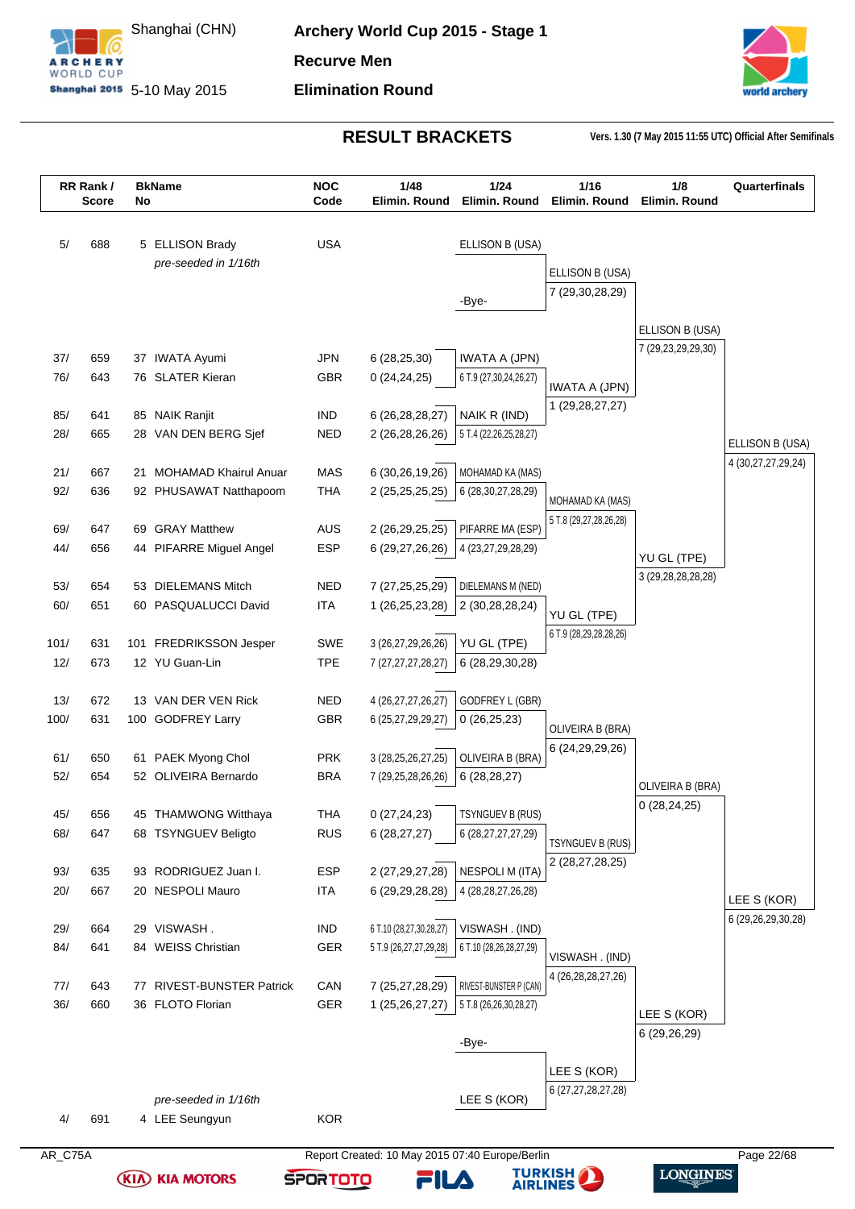# Archery World Cup 2015 - Stage 1

Shanghai (CHN)
5-10 May 2015

**Recurve Men**
**Elimination Round**

## RESULT BRACKETS

Vers. 1.30 (7 May 2015 11:55 UTC) Official After Semifinals

| RR Rank / Score | | BkName No | | NOC Code | 1/48 Elimin. Round | 1/24 Elimin. Round | 1/16 Elimin. Round | 1/8 Elimin. Round | Quarterfinals |
|---|---|---|---|---|---|---|---|---|---|
| 5/ | 688 | 5 | ELLISON Brady *pre-seeded in 1/16th* | USA | | ELLISON B (USA) / -Bye- | ELLISON B (USA) 7 (29,30,28,29) | ELLISON B (USA) 7 (29,23,29,29,30) | ELLISON B (USA) 4 (30,27,27,29,24) |
| 37/ | 659 | 37 | IWATA Ayumi | JPN | 6 (28,25,30) | IWATA A (JPN) 6 T.9 (27,30,24,26,27) | IWATA A (JPN) 1 (29,28,27,27) | | |
| 76/ | 643 | 76 | SLATER Kieran | GBR | 0 (24,24,25) | | | | |
| 85/ | 641 | 85 | NAIK Ranjit | IND | 6 (26,28,28,27) | NAIK R (IND) 5 T.4 (22,26,25,28,27) | | | |
| 28/ | 665 | 28 | VAN DEN BERG Sjef | NED | 2 (26,28,26,26) | | | | |
| 21/ | 667 | 21 | MOHAMAD Khairul Anuar | MAS | 6 (30,26,19,26) | MOHAMAD KA (MAS) 6 (28,30,27,28,29) | MOHAMAD KA (MAS) 5 T.8 (29,27,28,26,28) | YU GL (TPE) 3 (29,28,28,28,28) | |
| 92/ | 636 | 92 | PHUSAWAT Natthapoom | THA | 2 (25,25,25,25) | | | | |
| 69/ | 647 | 69 | GRAY Matthew | AUS | 2 (26,29,25,25) | PIFARRE MA (ESP) 4 (23,27,29,28,29) | | | |
| 44/ | 656 | 44 | PIFARRE Miguel Angel | ESP | 6 (29,27,26,26) | | | | |
| 53/ | 654 | 53 | DIELEMANS Mitch | NED | 7 (27,25,25,29) | DIELEMANS M (NED) 2 (30,28,28,24) | YU GL (TPE) 6 T.9 (28,29,28,28,26) | | |
| 60/ | 651 | 60 | PASQUALUCCI David | ITA | 1 (26,25,23,28) | | | | |
| 101/ | 631 | 101 | FREDRIKSSON Jesper | SWE | 3 (26,27,29,26,26) | YU GL (TPE) 6 (28,29,30,28) | | | |
| 12/ | 673 | 12 | YU Guan-Lin | TPE | 7 (27,27,27,28,27) | | | | |
| 13/ | 672 | 13 | VAN DER VEN Rick | NED | 4 (26,27,27,26,27) | GODFREY L (GBR) 0 (26,25,23) | OLIVEIRA B (BRA) 6 (24,29,29,26) | OLIVEIRA B (BRA) 0 (28,24,25) | LEE S (KOR) 6 (29,26,29,30,28) |
| 100/ | 631 | 100 | GODFREY Larry | GBR | 6 (25,27,29,29,27) | | | | |
| 61/ | 650 | 61 | PAEK Myong Chol | PRK | 3 (28,25,26,27,25) | OLIVEIRA B (BRA) 6 (28,28,27) | | | |
| 52/ | 654 | 52 | OLIVEIRA Bernardo | BRA | 7 (29,25,28,26,26) | | | | |
| 45/ | 656 | 45 | THAMWONG Witthaya | THA | 0 (27,24,23) | TSYNGUEV B (RUS) 6 (28,27,27,27,29) | TSYNGUEV B (RUS) 2 (28,27,28,25) | | |
| 68/ | 647 | 68 | TSYNGUEV Beligto | RUS | 6 (28,27,27) | | | | |
| 93/ | 635 | 93 | RODRIGUEZ Juan I. | ESP | 2 (27,29,27,28) | NESPOLI M (ITA) 4 (28,28,27,26,28) | | | |
| 20/ | 667 | 20 | NESPOLI Mauro | ITA | 6 (29,29,28,28) | | | | |
| 29/ | 664 | 29 | VISWASH . | IND | 6 T.10 (28,27,30,28,27) | VISWASH . (IND) 6 T.10 (28,26,28,27,29) | VISWASH . (IND) 4 (26,28,28,27,26) | LEE S (KOR) 6 (29,26,29) | |
| 84/ | 641 | 84 | WEISS Christian | GER | 5 T.9 (26,27,27,29,28) | | | | |
| 77/ | 643 | 77 | RIVEST-BUNSTER Patrick | CAN | 7 (25,27,28,29) | RIVEST-BUNSTER P (CAN) 5 T.8 (26,26,30,28,27) | | | |
| 36/ | 660 | 36 | FLOTO Florian | GER | 1 (25,26,27,27) | | | | |
| 4/ | 691 | 4 | LEE Seungyun *pre-seeded in 1/16th* | KOR | | -Bye- / LEE S (KOR) | LEE S (KOR) 6 (27,27,28,27,28) | | |

AR_C75A — Report Created: 10 May 2015 07:40 Europe/Berlin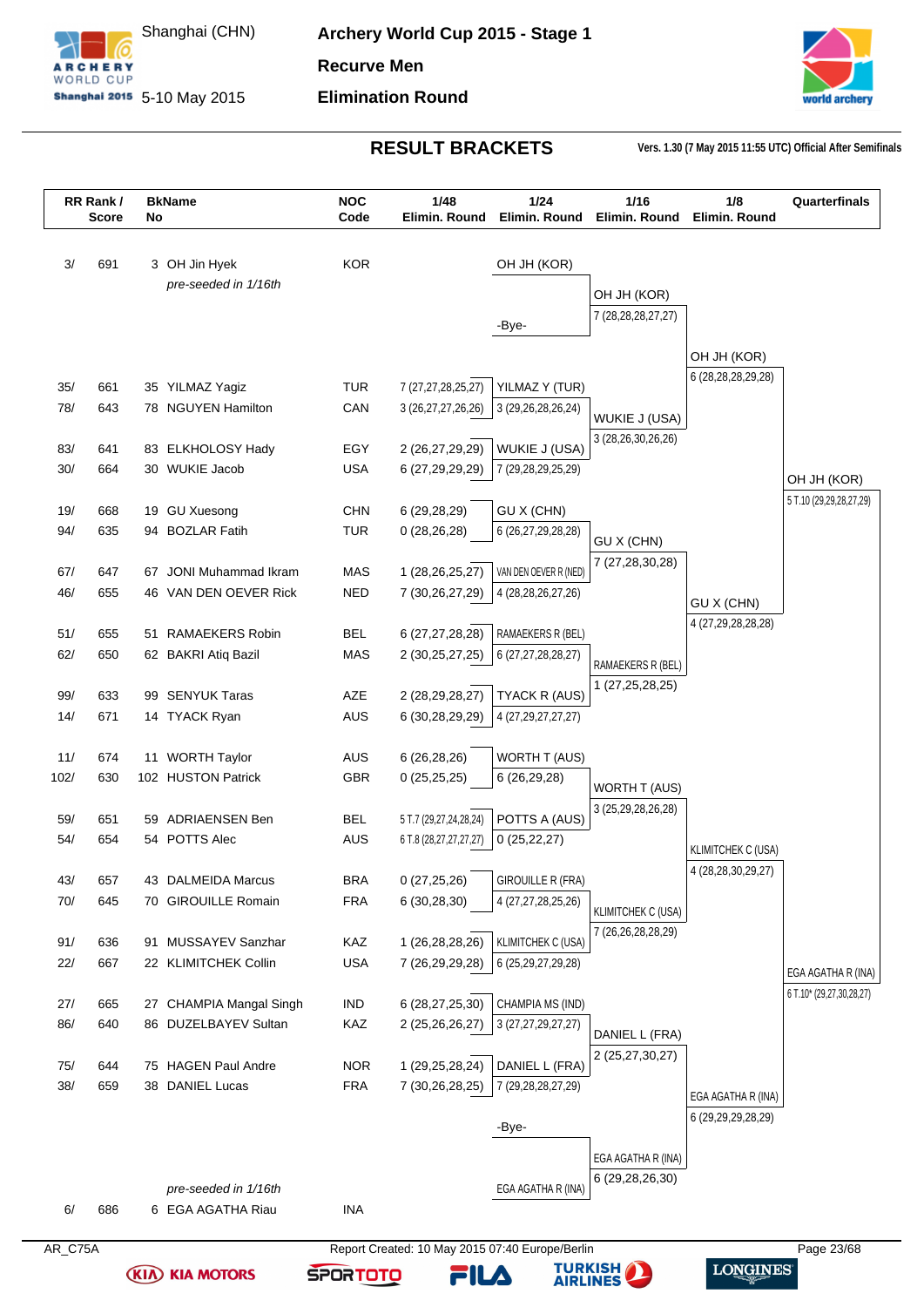# Archery World Cup 2015 - Stage 1

Shanghai (CHN) 5-10 May 2015

**Recurve Men**

**Elimination Round**

## RESULT BRACKETS

Vers. 1.30 (7 May 2015 11:55 UTC) Official After Semifinals

| RR Rank / Score | | BkName No | | NOC Code | 1/48 Elimin. Round | 1/24 Elimin. Round | 1/16 Elimin. Round | 1/8 Elimin. Round | Quarterfinals |
|---|---|---|---|---|---|---|---|---|---|
| 3/ | 691 | 3 | OH Jin Hyek *pre-seeded in 1/16th* | KOR | | OH JH (KOR) / -Bye- | OH JH (KOR) 7 (28,28,28,27,27) | OH JH (KOR) 6 (28,28,28,29,28) | OH JH (KOR) 5 T.10 (29,29,28,27,29) |
| 35/ | 661 | 35 | YILMAZ Yagiz | TUR | 7 (27,27,28,25,27) | YILMAZ Y (TUR) 3 (29,26,28,26,24) | WUKIE J (USA) 3 (28,26,30,26,26) | | |
| 78/ | 643 | 78 | NGUYEN Hamilton | CAN | 3 (26,27,27,26,26) | | | | |
| 83/ | 641 | 83 | ELKHOLOSY Hady | EGY | 2 (26,27,29,29) | WUKIE J (USA) 7 (29,28,29,25,29) | | | |
| 30/ | 664 | 30 | WUKIE Jacob | USA | 6 (27,29,29,29) | | | | |
| 19/ | 668 | 19 | GU Xuesong | CHN | 6 (29,28,29) | GU X (CHN) 6 (26,27,29,28,28) | GU X (CHN) 7 (27,28,30,28) | GU X (CHN) 4 (27,29,28,28,28) | |
| 94/ | 635 | 94 | BOZLAR Fatih | TUR | 0 (28,26,28) | | | | |
| 67/ | 647 | 67 | JONI Muhammad Ikram | MAS | 1 (28,26,25,27) | VAN DEN OEVER R (NED) 4 (28,28,26,27,26) | | | |
| 46/ | 655 | 46 | VAN DEN OEVER Rick | NED | 7 (30,26,27,29) | | | | |
| 51/ | 655 | 51 | RAMAEKERS Robin | BEL | 6 (27,27,28,28) | RAMAEKERS R (BEL) 6 (27,27,28,28,27) | RAMAEKERS R (BEL) 1 (27,25,28,25) | | |
| 62/ | 650 | 62 | BAKRI Atiq Bazil | MAS | 2 (30,25,27,25) | | | | |
| 99/ | 633 | 99 | SENYUK Taras | AZE | 2 (28,29,28,27) | TYACK R (AUS) 4 (27,29,27,27,27) | | | |
| 14/ | 671 | 14 | TYACK Ryan | AUS | 6 (30,28,29,29) | | | | |
| 11/ | 674 | 11 | WORTH Taylor | AUS | 6 (26,28,26) | WORTH T (AUS) 6 (26,29,28) | WORTH T (AUS) 3 (25,29,28,26,28) | KLIMITCHEK C (USA) 4 (28,28,30,29,27) | EGA AGATHA R (INA) 6 T.10* (29,27,30,28,27) |
| 102/ | 630 | 102 | HUSTON Patrick | GBR | 0 (25,25,25) | | | | |
| 59/ | 651 | 59 | ADRIAENSEN Ben | BEL | 5 T.7 (29,27,24,28,24) | POTTS A (AUS) 0 (25,22,27) | | | |
| 54/ | 654 | 54 | POTTS Alec | AUS | 6 T.8 (28,27,27,27,27) | | | | |
| 43/ | 657 | 43 | DALMEIDA Marcus | BRA | 0 (27,25,26) | GIROUILLE R (FRA) 4 (27,27,28,25,26) | KLIMITCHEK C (USA) 7 (26,26,28,28,29) | | |
| 70/ | 645 | 70 | GIROUILLE Romain | FRA | 6 (30,28,30) | | | | |
| 91/ | 636 | 91 | MUSSAYEV Sanzhar | KAZ | 1 (26,28,28,26) | KLIMITCHEK C (USA) 6 (25,29,27,29,28) | | | |
| 22/ | 667 | 22 | KLIMITCHEK Collin | USA | 7 (26,29,29,28) | | | | |
| 27/ | 665 | 27 | CHAMPIA Mangal Singh | IND | 6 (28,27,25,30) | CHAMPIA MS (IND) 3 (27,27,29,27,27) | DANIEL L (FRA) 2 (25,27,30,27) | EGA AGATHA R (INA) 6 (29,29,29,28,29) | |
| 86/ | 640 | 86 | DUZELBAYEV Sultan | KAZ | 2 (25,26,26,27) | | | | |
| 75/ | 644 | 75 | HAGEN Paul Andre | NOR | 1 (29,25,28,24) | DANIEL L (FRA) 7 (29,28,28,27,29) | | | |
| 38/ | 659 | 38 | DANIEL Lucas | FRA | 7 (30,26,28,25) | | | | |
| 6/ | 686 | 6 | EGA AGATHA Riau *pre-seeded in 1/16th* | INA | | -Bye- / EGA AGATHA R (INA) | EGA AGATHA R (INA) 6 (29,28,26,30) | | |

AR_C75A

Report Created: 10 May 2015 07:40 Europe/Berlin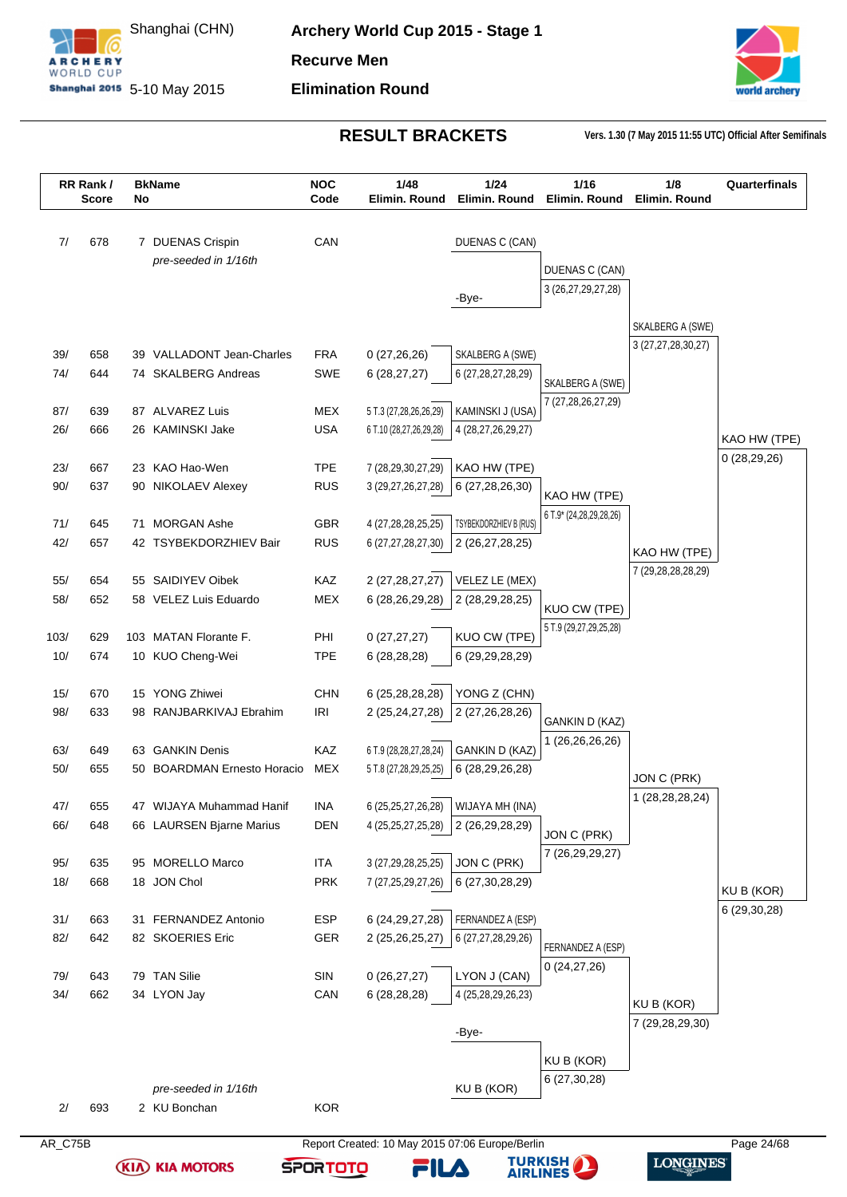# Archery World Cup 2015 - Stage 1

Shanghai (CHN) 5-10 May 2015

**Recurve Men**

**Elimination Round**

## RESULT BRACKETS

**Vers. 1.30 (7 May 2015 11:55 UTC) Official After Semifinals**

| RR Rank / Score | | BkName No | | NOC Code | 1/48 Elimin. Round | 1/24 Elimin. Round | 1/16 Elimin. Round | 1/8 Elimin. Round | Quarterfinals |
|---|---|---|---|---|---|---|---|---|---|
| 7/ | 678 | 7 | DUENAS Crispin *pre-seeded in 1/16th* | CAN | | DUENAS C (CAN) | DUENAS C (CAN) 3 (26,27,29,27,28) | SKALBERG A (SWE) 3 (27,27,28,30,27) | KAO HW (TPE) 0 (28,29,26) |
| | | | | | | -Bye- | | | |
| 39/ | 658 | 39 | VALLADONT Jean-Charles | FRA | 0 (27,26,26) | SKALBERG A (SWE) 6 (27,28,27,28,29) | SKALBERG A (SWE) 7 (27,28,26,27,29) | | |
| 74/ | 644 | 74 | SKALBERG Andreas | SWE | 6 (28,27,27) | | | | |
| 87/ | 639 | 87 | ALVAREZ Luis | MEX | 5 T.3 (27,28,26,26,29) | KAMINSKI J (USA) 4 (28,27,26,29,27) | | | |
| 26/ | 666 | 26 | KAMINSKI Jake | USA | 6 T.10 (28,27,26,29,28) | | | | |
| 23/ | 667 | 23 | KAO Hao-Wen | TPE | 7 (28,29,30,27,29) | KAO HW (TPE) 6 (27,28,26,30) | KAO HW (TPE) 6 T.9* (24,28,29,28,26) | KAO HW (TPE) 7 (29,28,28,28,29) | |
| 90/ | 637 | 90 | NIKOLAEV Alexey | RUS | 3 (29,27,26,27,28) | | | | |
| 71/ | 645 | 71 | MORGAN Ashe | GBR | 4 (27,28,28,25,25) | TSYBEKDORZHIEV B (RUS) 2 (26,27,28,25) | | | |
| 42/ | 657 | 42 | TSYBEKDORZHIEV Bair | RUS | 6 (27,27,28,27,30) | | | | |
| 55/ | 654 | 55 | SAIDIYEV Oibek | KAZ | 2 (27,28,27,27) | VELEZ LE (MEX) 2 (28,29,28,25) | KUO CW (TPE) 5 T.9 (29,27,29,25,28) | | |
| 58/ | 652 | 58 | VELEZ Luis Eduardo | MEX | 6 (28,26,29,28) | | | | |
| 103/ | 629 | 103 | MATAN Florante F. | PHI | 0 (27,27,27) | KUO CW (TPE) 6 (29,29,28,29) | | | |
| 10/ | 674 | 10 | KUO Cheng-Wei | TPE | 6 (28,28,28) | | | | |
| 15/ | 670 | 15 | YONG Zhiwei | CHN | 6 (25,28,28,28) | YONG Z (CHN) 2 (27,26,28,26) | GANKIN D (KAZ) 1 (26,26,26,26) | JON C (PRK) 1 (28,28,28,24) | KU B (KOR) 6 (29,30,28) |
| 98/ | 633 | 98 | RANJBARKIVAJ Ebrahim | IRI | 2 (25,24,27,28) | | | | |
| 63/ | 649 | 63 | GANKIN Denis | KAZ | 6 T.9 (28,28,27,28,24) | GANKIN D (KAZ) 6 (28,29,26,28) | | | |
| 50/ | 655 | 50 | BOARDMAN Ernesto Horacio | MEX | 5 T.8 (27,28,29,25,25) | | | | |
| 47/ | 655 | 47 | WIJAYA Muhammad Hanif | INA | 6 (25,25,27,26,28) | WIJAYA MH (INA) 2 (26,29,28,29) | JON C (PRK) 7 (26,29,29,27) | | |
| 66/ | 648 | 66 | LAURSEN Bjarne Marius | DEN | 4 (25,25,27,25,28) | | | | |
| 95/ | 635 | 95 | MORELLO Marco | ITA | 3 (27,29,28,25,25) | JON C (PRK) 6 (27,30,28,29) | | | |
| 18/ | 668 | 18 | JON Chol | PRK | 7 (27,25,29,27,26) | | | | |
| 31/ | 663 | 31 | FERNANDEZ Antonio | ESP | 6 (24,29,27,28) | FERNANDEZ A (ESP) 6 (27,27,28,29,26) | FERNANDEZ A (ESP) 0 (24,27,26) | KU B (KOR) 7 (29,28,29,30) | |
| 82/ | 642 | 82 | SKOERIES Eric | GER | 2 (25,26,25,27) | | | | |
| 79/ | 643 | 79 | TAN Silie | SIN | 0 (26,27,27) | LYON J (CAN) 4 (25,28,29,26,23) | | | |
| 34/ | 662 | 34 | LYON Jay | CAN | 6 (28,28,28) | | | | |
| | | | | | | -Bye- | KU B (KOR) 6 (27,30,28) | | |
| 2/ | 693 | 2 | KU Bonchan *pre-seeded in 1/16th* | KOR | | KU B (KOR) | | | |

AR_C75B

Report Created: 10 May 2015 07:06 Europe/Berlin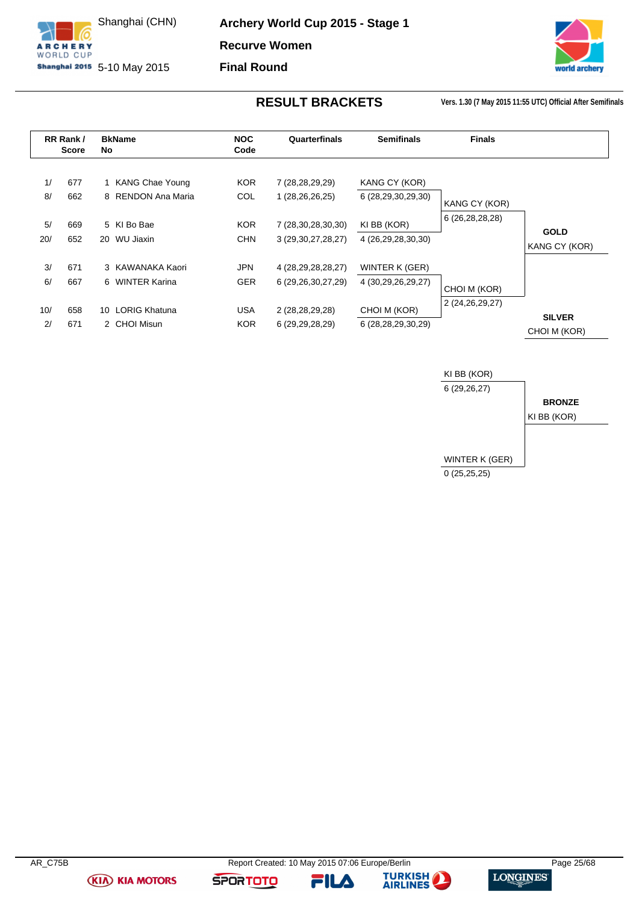# Archery World Cup 2015 - Stage 1

Shanghai (CHN) 5-10 May 2015

## Recurve Women

## Final Round

## RESULT BRACKETS

Vers. 1.30 (7 May 2015 11:55 UTC) Official After Semifinals

| RR Rank / Score | | BkName No | | NOC Code | Quarterfinals | Semifinals | Finals |
|---|---|---|---|---|---|---|---|
| 1/ | 677 | 1 | KANG Chae Young | KOR | 7 (28,28,29,29) | KANG CY (KOR) | KANG CY (KOR) |
| 8/ | 662 | 8 | RENDON Ana Maria | COL | 1 (28,26,26,25) | 6 (28,29,30,29,30) | 6 (26,28,28,28) |
| 5/ | 669 | 5 | KI Bo Bae | KOR | 7 (28,30,28,30,30) | KI BB (KOR) | |
| 20/ | 652 | 20 | WU Jiaxin | CHN | 3 (29,30,27,28,27) | 4 (26,29,28,30,30) | |
| 3/ | 671 | 3 | KAWANAKA Kaori | JPN | 4 (28,29,28,28,27) | WINTER K (GER) | CHOI M (KOR) |
| 6/ | 667 | 6 | WINTER Karina | GER | 6 (29,26,30,27,29) | 4 (30,29,26,29,27) | 2 (24,26,29,27) |
| 10/ | 658 | 10 | LORIG Khatuna | USA | 2 (28,28,29,28) | CHOI M (KOR) | |
| 2/ | 671 | 2 | CHOI Misun | KOR | 6 (29,29,28,29) | 6 (28,28,29,30,29) | |

**GOLD**
KANG CY (KOR)

**SILVER**
CHOI M (KOR)

Bronze match:

KI BB (KOR)
6 (29,26,27)

WINTER K (GER)
0 (25,25,25)

**BRONZE**
KI BB (KOR)

AR_C75B Report Created: 10 May 2015 07:06 Europe/Berlin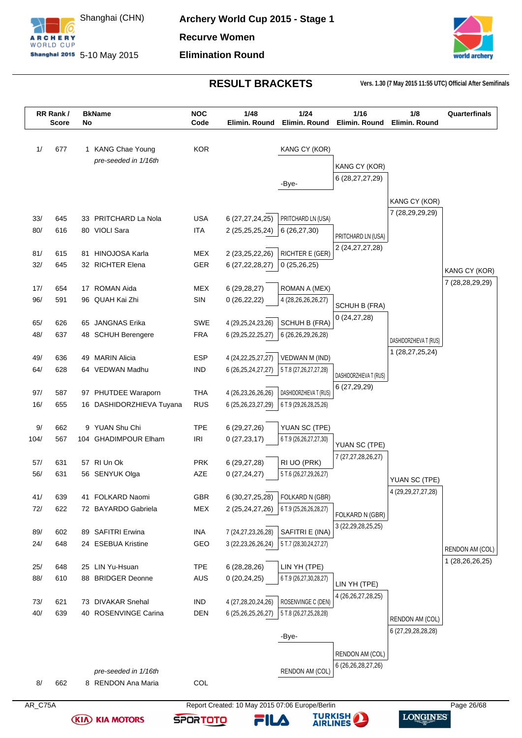# Archery World Cup 2015 - Stage 1

Shanghai (CHN) 5-10 May 2015

## Recurve Women

## Elimination Round

### RESULT BRACKETS

Vers. 1.30 (7 May 2015 11:55 UTC) Official After Semifinals

| RR Rank / Score | BkName No | NOC Code | 1/48 Elimin. Round | 1/24 Elimin. Round | 1/16 Elimin. Round | 1/8 Elimin. Round | Quarterfinals |
|---|---|---|---|---|---|---|---|
| 1/ 677 | 1 KANG Chae Young *pre-seeded in 1/16th* | KOR | | KANG CY (KOR) | | | |
| | | | | -Bye- | KANG CY (KOR) 6 (28,27,27,29) | | |
| 33/ 645 | 33 PRITCHARD La Nola | USA | 6 (27,27,24,25) | PRITCHARD LN (USA) 6 (26,27,30) | | KANG CY (KOR) 7 (28,29,29,29) | |
| 80/ 616 | 80 VIOLI Sara | ITA | 2 (25,25,25,24) | | | | |
| 81/ 615 | 81 HINOJOSA Karla | MEX | 2 (23,25,22,26) | RICHTER E (GER) 0 (25,26,25) | PRITCHARD LN (USA) 2 (24,27,27,28) | | |
| 32/ 645 | 32 RICHTER Elena | GER | 6 (27,22,28,27) | | | | |
| 17/ 654 | 17 ROMAN Aida | MEX | 6 (29,28,27) | ROMAN A (MEX) 4 (28,26,26,26,27) | | | KANG CY (KOR) 7 (28,28,29,29) |
| 96/ 591 | 96 QUAH Kai Zhi | SIN | 0 (26,22,22) | | | | |
| 65/ 626 | 65 JANGNAS Erika | SWE | 4 (29,25,24,23,26) | SCHUH B (FRA) 6 (26,26,29,26,28) | SCHUH B (FRA) 0 (24,27,28) | | |
| 48/ 637 | 48 SCHUH Berengere | FRA | 6 (29,25,22,25,27) | | | | |
| 49/ 636 | 49 MARIN Alicia | ESP | 4 (24,22,25,27,27) | VEDWAN M (IND) 5 T.8 (27,26,27,27,28) | | DASHIDORZHIEVA T (RUS) 1 (28,27,25,24) | |
| 64/ 628 | 64 VEDWAN Madhu | IND | 6 (26,25,24,27,27) | | | | |
| 97/ 587 | 97 PHUTDEE Waraporn | THA | 4 (26,23,26,26,26) | DASHIDORZHIEVA T (RUS) 6 T.9 (29,26,28,25,26) | DASHIDORZHIEVA T (RUS) 6 (27,29,29) | | |
| 16/ 655 | 16 DASHIDORZHIEVA Tuyana | RUS | 6 (25,26,23,27,29) | | | | |
| 9/ 662 | 9 YUAN Shu Chi | TPE | 6 (29,27,26) | YUAN SC (TPE) 6 T.9 (26,26,27,27,30) | | | |
| 104/ 567 | 104 GHADIMPOUR Elham | IRI | 0 (27,23,17) | | | | |
| 57/ 631 | 57 RI Un Ok | PRK | 6 (29,27,28) | RI UO (PRK) 5 T.6 (26,27,29,26,27) | YUAN SC (TPE) 7 (27,27,28,26,27) | | |
| 56/ 631 | 56 SENYUK Olga | AZE | 0 (27,24,27) | | | | |
| 41/ 639 | 41 FOLKARD Naomi | GBR | 6 (30,27,25,28) | FOLKARD N (GBR) 6 T.9 (25,26,26,28,27) | | YUAN SC (TPE) 4 (29,29,27,27,28) | |
| 72/ 622 | 72 BAYARDO Gabriela | MEX | 2 (25,24,27,26) | | | | |
| 89/ 602 | 89 SAFITRI Erwina | INA | 7 (24,27,23,26,28) | SAFITRI E (INA) 5 T.7 (28,30,24,27,27) | FOLKARD N (GBR) 3 (22,29,28,25,25) | | |
| 24/ 648 | 24 ESEBUA Kristine | GEO | 3 (22,23,26,26,24) | | | | |
| 25/ 648 | 25 LIN Yu-Hsuan | TPE | 6 (28,28,26) | LIN YH (TPE) 6 T.9 (26,27,30,28,27) | | | RENDON AM (COL) 1 (28,26,26,25) |
| 88/ 610 | 88 BRIDGER Deonne | AUS | 0 (20,24,25) | | | | |
| 73/ 621 | 73 DIVAKAR Snehal | IND | 4 (27,28,20,24,26) | ROSENVINGE C (DEN) 5 T.8 (26,27,25,28,28) | LIN YH (TPE) 4 (26,26,27,28,25) | | |
| 40/ 639 | 40 ROSENVINGE Carina | DEN | 6 (25,26,25,26,27) | | | | |
| | | | | -Bye- | | RENDON AM (COL) 6 (27,29,28,28,28) | |
| 8/ 662 | 8 RENDON Ana Maria *pre-seeded in 1/16th* | COL | | RENDON AM (COL) | RENDON AM (COL) 6 (26,26,28,27,26) | | |

AR_C75A

Report Created: 10 May 2015 07:06 Europe/Berlin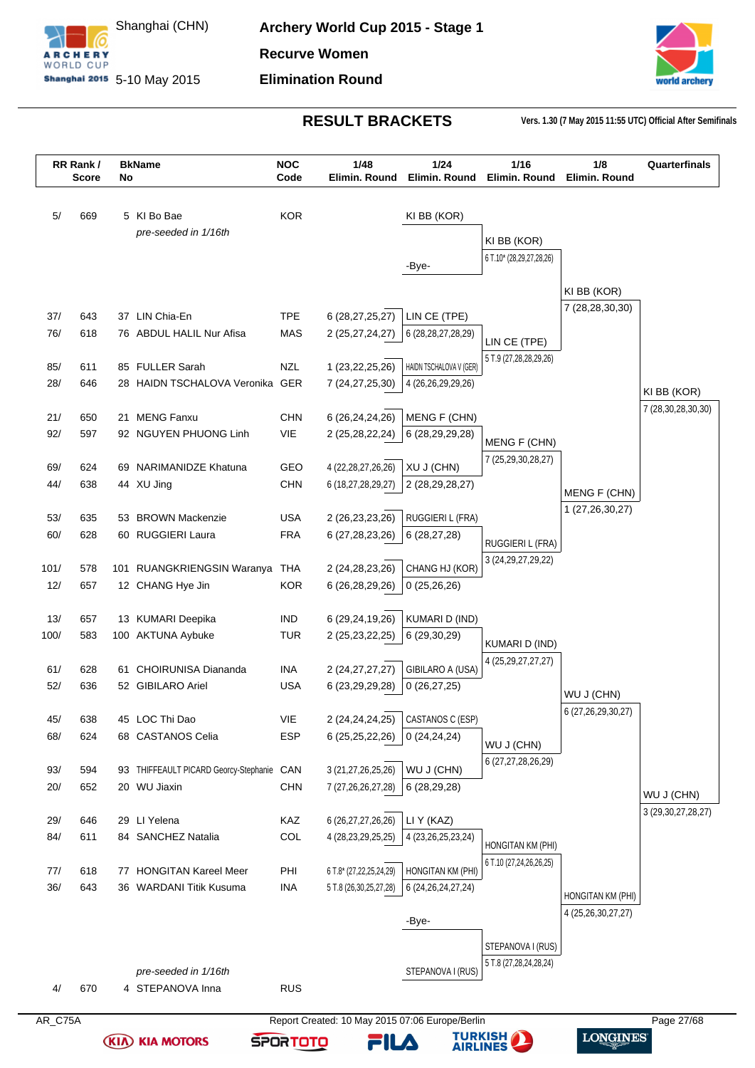# Archery World Cup 2015 - Stage 1

Shanghai (CHN) 5-10 May 2015

**Recurve Women**

**Elimination Round**

## RESULT BRACKETS

Vers. 1.30 (7 May 2015 11:55 UTC) Official After Semifinals

| RR Rank / Score | | BkName No | | NOC Code | 1/48 Elimin. Round | 1/24 Elimin. Round | 1/16 Elimin. Round | 1/8 Elimin. Round | Quarterfinals |
|---|---|---|---|---|---|---|---|---|---|
| 5/ | 669 | 5 | KI Bo Bae *pre-seeded in 1/16th* | KOR | | KI BB (KOR) | | | |
| | | | | | | -Bye- | KI BB (KOR) 6 T.10* (28,29,27,28,26) | | |
| 37/ | 643 | 37 | LIN Chia-En | TPE | 6 (28,27,25,27) | LIN CE (TPE) 6 (28,28,27,28,29) | | KI BB (KOR) 7 (28,28,30,30) | |
| 76/ | 618 | 76 | ABDUL HALIL Nur Afisa | MAS | 2 (25,27,24,27) | | LIN CE (TPE) 5 T.9 (27,28,28,29,26) | | |
| 85/ | 611 | 85 | FULLER Sarah | NZL | 1 (23,22,25,26) | HAIDN TSCHALOVA V (GER) 4 (26,26,29,29,26) | | | |
| 28/ | 646 | 28 | HAIDN TSCHALOVA Veronika | GER | 7 (24,27,25,30) | | | | KI BB (KOR) 7 (28,30,28,30,30) |
| 21/ | 650 | 21 | MENG Fanxu | CHN | 6 (26,24,24,26) | MENG F (CHN) 6 (28,29,29,28) | | | |
| 92/ | 597 | 92 | NGUYEN PHUONG Linh | VIE | 2 (25,28,22,24) | | MENG F (CHN) 7 (25,29,30,28,27) | | |
| 69/ | 624 | 69 | NARIMANIDZE Khatuna | GEO | 4 (22,28,27,26,26) | XU J (CHN) 2 (28,29,28,27) | | | |
| 44/ | 638 | 44 | XU Jing | CHN | 6 (18,27,28,29,27) | | | MENG F (CHN) 1 (27,26,30,27) | |
| 53/ | 635 | 53 | BROWN Mackenzie | USA | 2 (26,23,23,26) | RUGGIERI L (FRA) 6 (28,27,28) | | | |
| 60/ | 628 | 60 | RUGGIERI Laura | FRA | 6 (27,28,23,26) | | RUGGIERI L (FRA) 3 (24,29,27,29,22) | | |
| 101/ | 578 | 101 | RUANGKRIENGSIN Waranya | THA | 2 (24,28,23,26) | CHANG HJ (KOR) 0 (25,26,26) | | | |
| 12/ | 657 | 12 | CHANG Hye Jin | KOR | 6 (26,28,29,26) | | | | |
| 13/ | 657 | 13 | KUMARI Deepika | IND | 6 (29,24,19,26) | KUMARI D (IND) 6 (29,30,29) | | | |
| 100/ | 583 | 100 | AKTUNA Aybuke | TUR | 2 (25,23,22,25) | | KUMARI D (IND) 4 (25,29,27,27,27) | | |
| 61/ | 628 | 61 | CHOIRUNISA Diananda | INA | 2 (24,27,27,27) | GIBILARO A (USA) 0 (26,27,25) | | | |
| 52/ | 636 | 52 | GIBILARO Ariel | USA | 6 (23,29,29,28) | | | WU J (CHN) 6 (27,26,29,30,27) | |
| 45/ | 638 | 45 | LOC Thi Dao | VIE | 2 (24,24,24,25) | CASTANOS C (ESP) 0 (24,24,24) | | | |
| 68/ | 624 | 68 | CASTANOS Celia | ESP | 6 (25,25,22,26) | | WU J (CHN) 6 (27,27,28,26,29) | | |
| 93/ | 594 | 93 | THIFFEAULT PICARD Georcy-Stephanie | CAN | 3 (21,27,26,25,26) | WU J (CHN) 6 (28,29,28) | | | |
| 20/ | 652 | 20 | WU Jiaxin | CHN | 7 (27,26,26,27,28) | | | | WU J (CHN) 3 (29,30,27,28,27) |
| 29/ | 646 | 29 | LI Yelena | KAZ | 6 (26,27,27,26,26) | LI Y (KAZ) 4 (23,26,25,23,24) | | | |
| 84/ | 611 | 84 | SANCHEZ Natalia | COL | 4 (28,23,29,25,25) | | HONGITAN KM (PHI) 6 T.10 (27,24,26,26,25) | | |
| 77/ | 618 | 77 | HONGITAN Kareel Meer | PHI | 6 T.8* (27,22,25,24,29) | HONGITAN KM (PHI) 6 (24,26,24,27,24) | | | |
| 36/ | 643 | 36 | WARDANI Titik Kusuma | INA | 5 T.8 (26,30,25,27,28) | | | HONGITAN KM (PHI) 4 (25,26,30,27,27) | |
| | | | | | | -Bye- | STEPANOVA I (RUS) 5 T.8 (27,28,24,28,24) | | |
| 4/ | 670 | 4 | STEPANOVA Inna *pre-seeded in 1/16th* | RUS | | STEPANOVA I (RUS) | | | |

AR_C75A

Report Created: 10 May 2015 07:06 Europe/Berlin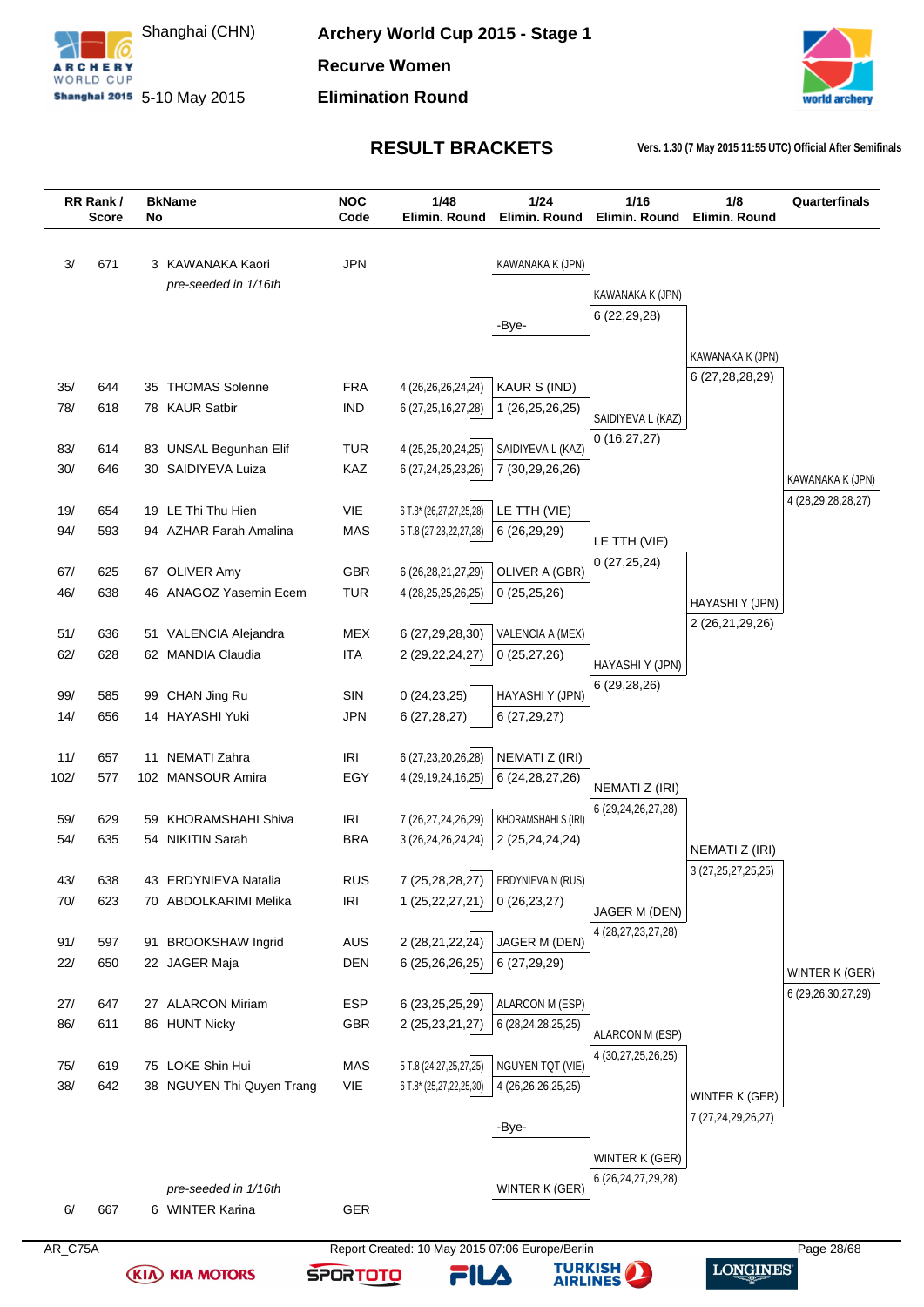# Archery World Cup 2015 - Stage 1

Shanghai (CHN) 5-10 May 2015

**Recurve Women**

**Elimination Round**

## RESULT BRACKETS

Vers. 1.30 (7 May 2015 11:55 UTC) Official After Semifinals

| RR Rank / Score | BkName No | NOC Code | 1/48 Elimin. Round | 1/24 Elimin. Round | 1/16 Elimin. Round | 1/8 Elimin. Round | Quarterfinals |
|---|---|---|---|---|---|---|---|
| 3/ 671 | 3 KAWANAKA Kaori *pre-seeded in 1/16th* | JPN | | KAWANAKA K (JPN) | KAWANAKA K (JPN) 6 (22,29,28) | KAWANAKA K (JPN) 6 (27,28,28,29) | KAWANAKA K (JPN) 4 (28,29,28,28,27) |
| | | | | -Bye- | | | |
| 35/ 644 | 35 THOMAS Solenne | FRA | 4 (26,26,26,24,24) | KAUR S (IND) 1 (26,25,26,25) | SAIDIYEVA L (KAZ) 0 (16,27,27) | | |
| 78/ 618 | 78 KAUR Satbir | IND | 6 (27,25,16,27,28) | | | | |
| 83/ 614 | 83 UNSAL Begunhan Elif | TUR | 4 (25,25,20,24,25) | SAIDIYEVA L (KAZ) 7 (30,29,26,26) | | | |
| 30/ 646 | 30 SAIDIYEVA Luiza | KAZ | 6 (27,24,25,23,26) | | | | |
| 19/ 654 | 19 LE Thi Thu Hien | VIE | 6 T.8* (26,27,27,25,28) | LE TTH (VIE) 6 (26,29,29) | LE TTH (VIE) 0 (27,25,24) | HAYASHI Y (JPN) 2 (26,21,29,26) | |
| 94/ 593 | 94 AZHAR Farah Amalina | MAS | 5 T.8 (27,23,22,27,28) | | | | |
| 67/ 625 | 67 OLIVER Amy | GBR | 6 (26,28,21,27,29) | OLIVER A (GBR) 0 (25,25,26) | | | |
| 46/ 638 | 46 ANAGOZ Yasemin Ecem | TUR | 4 (28,25,25,26,25) | | | | |
| 51/ 636 | 51 VALENCIA Alejandra | MEX | 6 (27,29,28,30) | VALENCIA A (MEX) 0 (25,27,26) | HAYASHI Y (JPN) 6 (29,28,26) | | |
| 62/ 628 | 62 MANDIA Claudia | ITA | 2 (29,22,24,27) | | | | |
| 99/ 585 | 99 CHAN Jing Ru | SIN | 0 (24,23,25) | HAYASHI Y (JPN) 6 (27,29,27) | | | |
| 14/ 656 | 14 HAYASHI Yuki | JPN | 6 (27,28,27) | | | | |
| 11/ 657 | 11 NEMATI Zahra | IRI | 6 (27,23,20,26,28) | NEMATI Z (IRI) 6 (24,28,27,26) | NEMATI Z (IRI) 6 (29,24,26,27,28) | NEMATI Z (IRI) 3 (27,25,27,25,25) | WINTER K (GER) 6 (29,26,30,27,29) |
| 102/ 577 | 102 MANSOUR Amira | EGY | 4 (29,19,24,16,25) | | | | |
| 59/ 629 | 59 KHORAMSHAHI Shiva | IRI | 7 (26,27,24,26,29) | KHORAMSHAHI S (IRI) 2 (25,24,24,24) | | | |
| 54/ 635 | 54 NIKITIN Sarah | BRA | 3 (26,24,26,24,24) | | | | |
| 43/ 638 | 43 ERDYNIEVA Natalia | RUS | 7 (25,28,28,27) | ERDYNIEVA N (RUS) 0 (26,23,27) | JAGER M (DEN) 4 (28,27,23,27,28) | | |
| 70/ 623 | 70 ABDOLKARIMI Melika | IRI | 1 (25,22,27,21) | | | | |
| 91/ 597 | 91 BROOKSHAW Ingrid | AUS | 2 (28,21,22,24) | JAGER M (DEN) 6 (27,29,29) | | | |
| 22/ 650 | 22 JAGER Maja | DEN | 6 (25,26,26,25) | | | | |
| 27/ 647 | 27 ALARCON Miriam | ESP | 6 (23,25,25,29) | ALARCON M (ESP) 6 (28,24,28,25,25) | ALARCON M (ESP) 4 (30,27,25,26,25) | WINTER K (GER) 7 (27,24,29,26,27) | |
| 86/ 611 | 86 HUNT Nicky | GBR | 2 (25,23,21,27) | | | | |
| 75/ 619 | 75 LOKE Shin Hui | MAS | 5 T.8 (24,27,25,27,25) | NGUYEN TQT (VIE) 4 (26,26,26,25,25) | | | |
| 38/ 642 | 38 NGUYEN Thi Quyen Trang | VIE | 6 T.8* (25,27,22,25,30) | | | | |
| | | | | -Bye- | WINTER K (GER) 6 (26,24,27,29,28) | | |
| 6/ 667 | 6 WINTER Karina *pre-seeded in 1/16th* | GER | | WINTER K (GER) | | | |

AR_C75A — Report Created: 10 May 2015 07:06 Europe/Berlin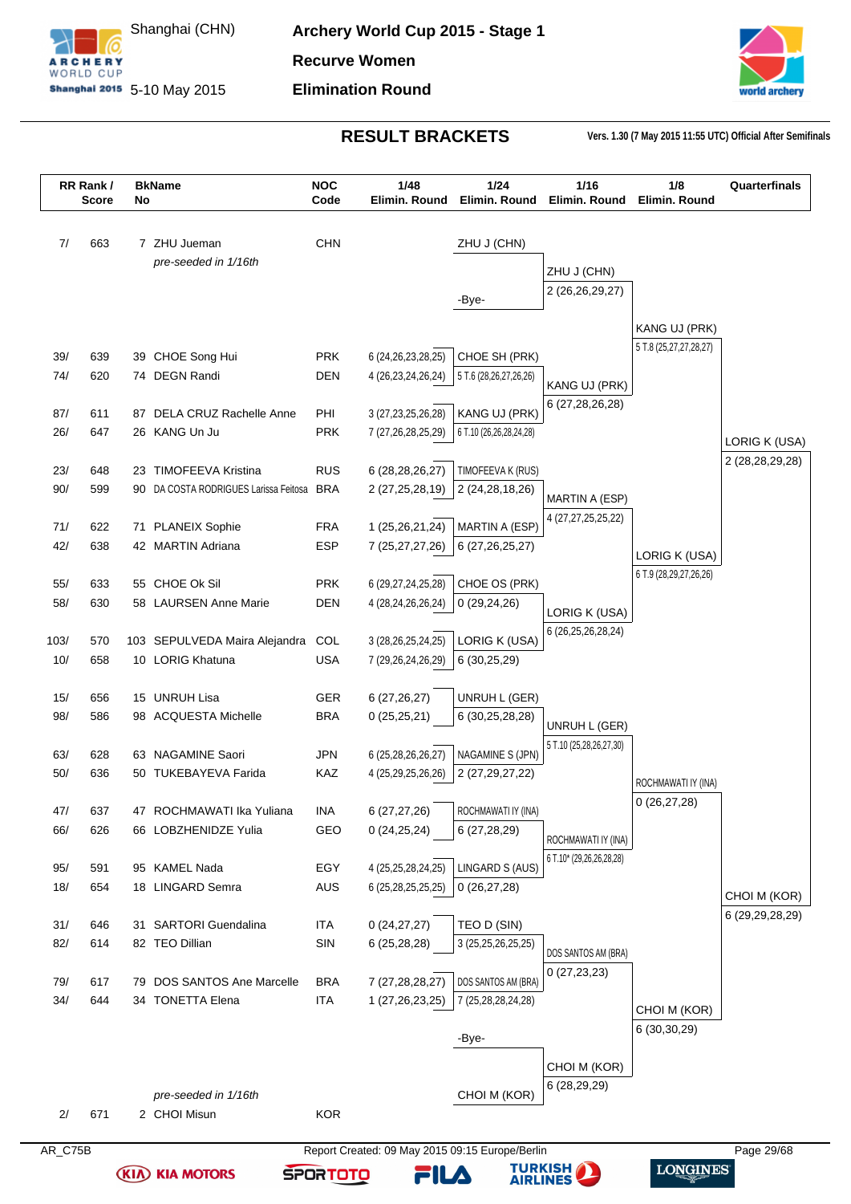# Archery World Cup 2015 - Stage 1

Shanghai (CHN)
5-10 May 2015

**Recurve Women**

**Elimination Round**

## RESULT BRACKETS

Vers. 1.30 (7 May 2015 11:55 UTC) Official After Semifinals

| RR Rank / Score | | BkName No | | NOC Code | 1/48 Elimin. Round | 1/24 Elimin. Round | 1/16 Elimin. Round | 1/8 Elimin. Round | Quarterfinals |
|---|---|---|---|---|---|---|---|---|---|
| 7/ | 663 | 7 | ZHU Jueman *pre-seeded in 1/16th* | CHN | | ZHU J (CHN) / -Bye- | ZHU J (CHN) 2 (26,26,29,27) | KANG UJ (PRK) 5 T.8 (25,27,27,28,27) | LORIG K (USA) 2 (28,28,29,28) |
| 39/ | 639 | 39 | CHOE Song Hui | PRK | 6 (24,26,23,28,25) | CHOE SH (PRK) 5 T.6 (28,26,27,26,26) | KANG UJ (PRK) 6 (27,28,26,28) | | |
| 74/ | 620 | 74 | DEGN Randi | DEN | 4 (26,23,24,26,24) | | | | |
| 87/ | 611 | 87 | DELA CRUZ Rachelle Anne | PHI | 3 (27,23,25,26,28) | KANG UJ (PRK) 6 T.10 (26,26,28,24,28) | | | |
| 26/ | 647 | 26 | KANG Un Ju | PRK | 7 (27,26,28,25,29) | | | | |
| 23/ | 648 | 23 | TIMOFEEVA Kristina | RUS | 6 (28,28,26,27) | TIMOFEEVA K (RUS) 2 (24,28,18,26) | MARTIN A (ESP) 4 (27,27,25,25,22) | LORIG K (USA) 6 T.9 (28,29,27,26,26) | |
| 90/ | 599 | 90 | DA COSTA RODRIGUES Larissa Feitosa | BRA | 2 (27,25,28,19) | | | | |
| 71/ | 622 | 71 | PLANEIX Sophie | FRA | 1 (25,26,21,24) | MARTIN A (ESP) 6 (27,26,25,27) | | | |
| 42/ | 638 | 42 | MARTIN Adriana | ESP | 7 (25,27,27,26) | | | | |
| 55/ | 633 | 55 | CHOE Ok Sil | PRK | 6 (29,27,24,25,28) | CHOE OS (PRK) 0 (29,24,26) | LORIG K (USA) 6 (26,25,26,28,24) | | |
| 58/ | 630 | 58 | LAURSEN Anne Marie | DEN | 4 (28,24,26,26,24) | | | | |
| 103/ | 570 | 103 | SEPULVEDA Maira Alejandra | COL | 3 (28,26,25,24,25) | LORIG K (USA) 6 (30,25,29) | | | |
| 10/ | 658 | 10 | LORIG Khatuna | USA | 7 (29,26,24,26,29) | | | | |
| 15/ | 656 | 15 | UNRUH Lisa | GER | 6 (27,26,27) | UNRUH L (GER) 6 (30,25,28,28) | UNRUH L (GER) 5 T.10 (25,28,26,27,30) | ROCHMAWATI IY (INA) 0 (26,27,28) | CHOI M (KOR) 6 (29,29,28,29) |
| 98/ | 586 | 98 | ACQUESTA Michelle | BRA | 0 (25,25,21) | | | | |
| 63/ | 628 | 63 | NAGAMINE Saori | JPN | 6 (25,28,26,26,27) | NAGAMINE S (JPN) 2 (27,29,27,22) | | | |
| 50/ | 636 | 50 | TUKEBAYEVA Farida | KAZ | 4 (25,29,25,26,26) | | | | |
| 47/ | 637 | 47 | ROCHMAWATI Ika Yuliana | INA | 6 (27,27,26) | ROCHMAWATI IY (INA) 6 (27,28,29) | ROCHMAWATI IY (INA) 6 T.10* (29,26,26,28,28) | | |
| 66/ | 626 | 66 | LOBZHENIDZE Yulia | GEO | 0 (24,25,24) | | | | |
| 95/ | 591 | 95 | KAMEL Nada | EGY | 4 (25,25,28,24,25) | LINGARD S (AUS) 0 (26,27,28) | | | |
| 18/ | 654 | 18 | LINGARD Semra | AUS | 6 (25,28,25,25,25) | | | | |
| 31/ | 646 | 31 | SARTORI Guendalina | ITA | 0 (24,27,27) | TEO D (SIN) 3 (25,25,26,25,25) | DOS SANTOS AM (BRA) 0 (27,23,23) | CHOI M (KOR) 6 (30,30,29) | |
| 82/ | 614 | 82 | TEO Dillian | SIN | 6 (25,28,28) | | | | |
| 79/ | 617 | 79 | DOS SANTOS Ane Marcelle | BRA | 7 (27,28,28,27) | DOS SANTOS AM (BRA) 7 (25,28,28,24,28) | | | |
| 34/ | 644 | 34 | TONETTA Elena | ITA | 1 (27,26,23,25) | | | | |
| 2/ | 671 | 2 | CHOI Misun *pre-seeded in 1/16th* | KOR | | -Bye- / CHOI M (KOR) | CHOI M (KOR) 6 (28,29,29) | | |

AR_C75B
Report Created: 09 May 2015 09:15 Europe/Berlin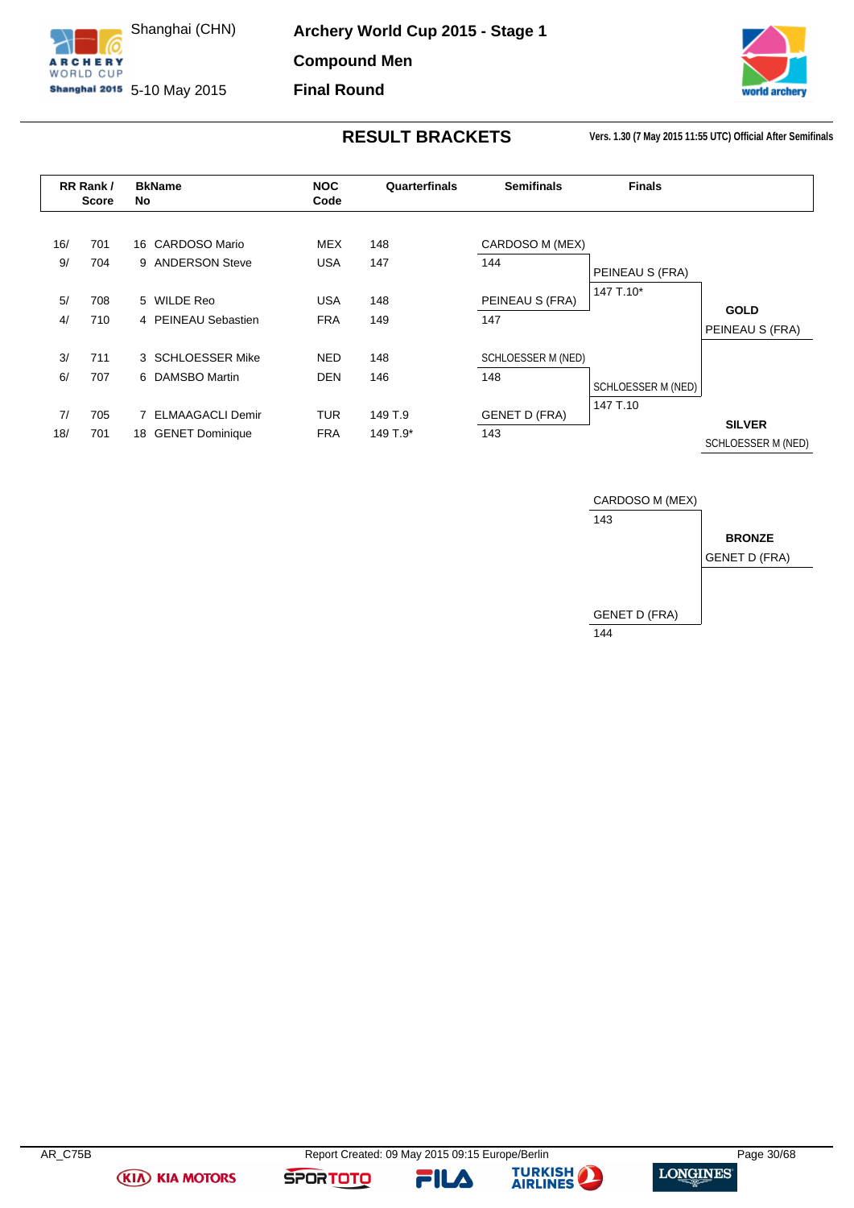# Archery World Cup 2015 - Stage 1

Shanghai (CHN) 5-10 May 2015

**Compound Men**

**Final Round**

## RESULT BRACKETS

Vers. 1.30 (7 May 2015 11:55 UTC) Official After Semifinals

| RR Rank / Score | | BkName No | | NOC Code | Quarterfinals | Semifinals | Finals | |
|---|---|---|---|---|---|---|---|---|
| 16/ | 701 | 16 | CARDOSO Mario | MEX | 148 | CARDOSO M (MEX) | | |
| 9/ | 704 | 9 | ANDERSON Steve | USA | 147 | 144 | PEINEAU S (FRA) | |
| | | | | | | | 147 T.10* | |
| 5/ | 708 | 5 | WILDE Reo | USA | 148 | PEINEAU S (FRA) | | **GOLD** |
| 4/ | 710 | 4 | PEINEAU Sebastien | FRA | 149 | 147 | | PEINEAU S (FRA) |
| 3/ | 711 | 3 | SCHLOESSER Mike | NED | 148 | SCHLOESSER M (NED) | | |
| 6/ | 707 | 6 | DAMSBO Martin | DEN | 146 | 148 | SCHLOESSER M (NED) | |
| | | | | | | | 147 T.10 | |
| 7/ | 705 | 7 | ELMAAGACLI Demir | TUR | 149 T.9 | GENET D (FRA) | | **SILVER** |
| 18/ | 701 | 18 | GENET Dominique | FRA | 149 T.9* | 143 | | SCHLOESSER M (NED) |

| Finals | |
|---|---|
| CARDOSO M (MEX) | |
| 143 | **BRONZE** |
| | GENET D (FRA) |
| GENET D (FRA) | |
| 144 | |

AR_C75B

Report Created: 09 May 2015 09:15 Europe/Berlin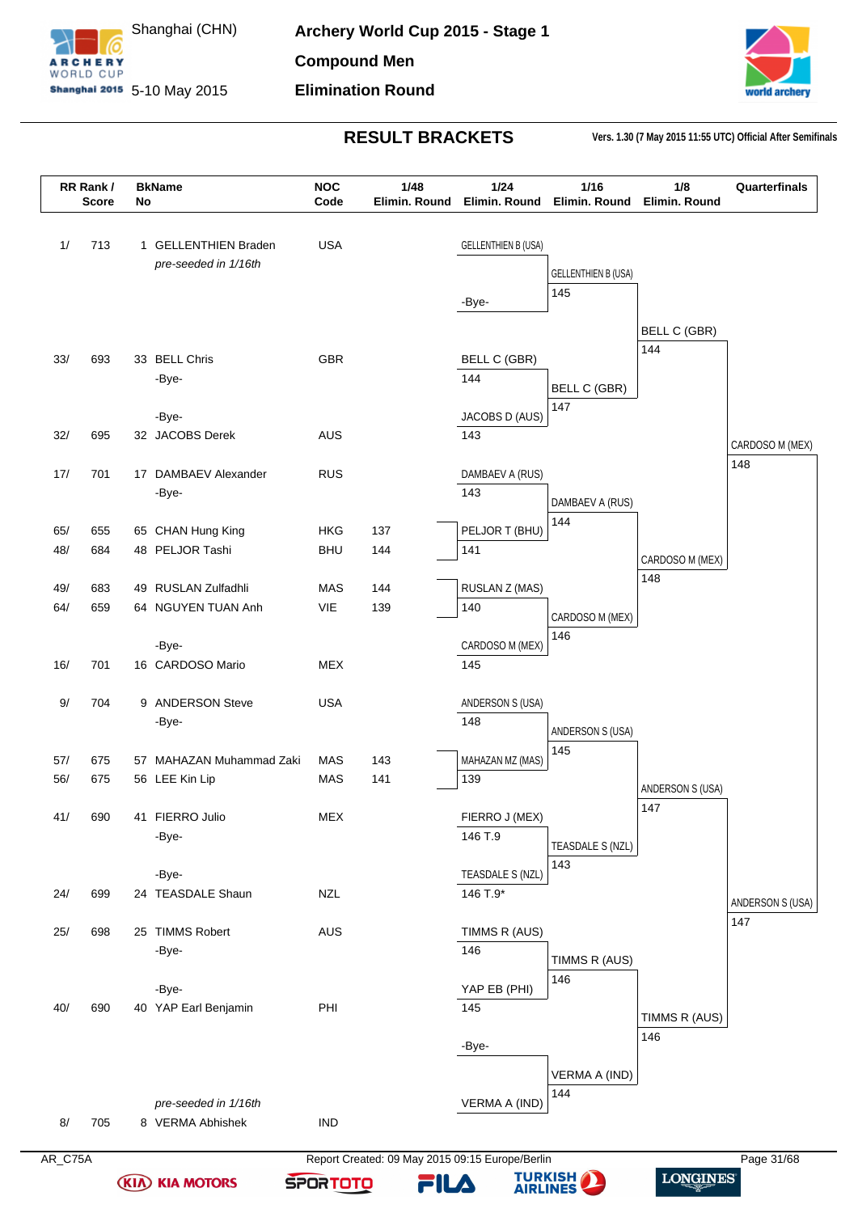# Archery World Cup 2015 - Stage 1

Shanghai (CHN)
5-10 May 2015

**Compound Men**

**Elimination Round**

## RESULT BRACKETS

Vers. 1.30 (7 May 2015 11:55 UTC) Official After Semifinals

| RR Rank / Score | | BkName No | | NOC Code | 1/48 Elimin. Round | 1/24 Elimin. Round | 1/16 Elimin. Round | 1/8 Elimin. Round | Quarterfinals |
|---|---|---|---|---|---|---|---|---|---|
| 1/ | 713 | 1 | GELLENTHIEN Braden *pre-seeded in 1/16th* | USA | | GELLENTHIEN B (USA) | | | |
| | | | | | | -Bye- | GELLENTHIEN B (USA) 145 | | |
| | | | | | | | | BELL C (GBR) 144 | |
| 33/ | 693 | 33 | BELL Chris | GBR | | BELL C (GBR) 144 | | | |
| | | | -Bye- | | | | BELL C (GBR) 147 | | |
| | | | -Bye- | | | JACOBS D (AUS) 143 | | | |
| 32/ | 695 | 32 | JACOBS Derek | AUS | | | | | |
| | | | | | | | | | CARDOSO M (MEX) 148 |
| 17/ | 701 | 17 | DAMBAEV Alexander | RUS | | DAMBAEV A (RUS) 143 | | | |
| | | | -Bye- | | | | DAMBAEV A (RUS) 144 | | |
| 65/ | 655 | 65 | CHAN Hung King | HKG | 137 | PELJOR T (BHU) 141 | | | |
| 48/ | 684 | 48 | PELJOR Tashi | BHU | 144 | | | | |
| | | | | | | | | CARDOSO M (MEX) 148 | |
| 49/ | 683 | 49 | RUSLAN Zulfadhli | MAS | 144 | RUSLAN Z (MAS) 140 | | | |
| 64/ | 659 | 64 | NGUYEN TUAN Anh | VIE | 139 | | | | |
| | | | | | | | CARDOSO M (MEX) 146 | | |
| | | | -Bye- | | | CARDOSO M (MEX) 145 | | | |
| 16/ | 701 | 16 | CARDOSO Mario | MEX | | | | | |
| 9/ | 704 | 9 | ANDERSON Steve | USA | | ANDERSON S (USA) 148 | | | |
| | | | -Bye- | | | | ANDERSON S (USA) 145 | | |
| 57/ | 675 | 57 | MAHAZAN Muhammad Zaki | MAS | 143 | MAHAZAN MZ (MAS) 139 | | | |
| 56/ | 675 | 56 | LEE Kin Lip | MAS | 141 | | | | |
| | | | | | | | | ANDERSON S (USA) 147 | |
| 41/ | 690 | 41 | FIERRO Julio | MEX | | FIERRO J (MEX) 146 T.9 | | | |
| | | | -Bye- | | | | TEASDALE S (NZL) 143 | | |
| | | | -Bye- | | | TEASDALE S (NZL) 146 T.9* | | | |
| 24/ | 699 | 24 | TEASDALE Shaun | NZL | | | | | |
| | | | | | | | | | ANDERSON S (USA) 147 |
| 25/ | 698 | 25 | TIMMS Robert | AUS | | TIMMS R (AUS) 146 | | | |
| | | | -Bye- | | | | TIMMS R (AUS) 146 | | |
| | | | -Bye- | | | YAP EB (PHI) 145 | | | |
| 40/ | 690 | 40 | YAP Earl Benjamin | PHI | | | | | |
| | | | | | | | | TIMMS R (AUS) 146 | |
| | | | | | | -Bye- | | | |
| | | | | | | | VERMA A (IND) 144 | | |
| 8/ | 705 | 8 | VERMA Abhishek *pre-seeded in 1/16th* | IND | | VERMA A (IND) | | | |

AR_C75A

Report Created: 09 May 2015 09:15 Europe/Berlin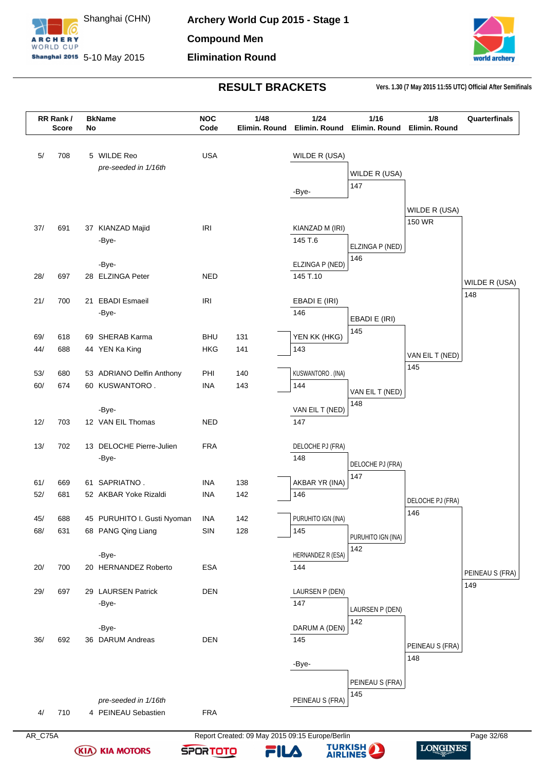# Archery World Cup 2015 - Stage 1

Shanghai (CHN)
5-10 May 2015

## Compound Men

## Elimination Round

### RESULT BRACKETS

Vers. 1.30 (7 May 2015 11:55 UTC) Official After Semifinals

| RR Rank / | Score | BkName No | | NOC Code | 1/48 Elimin. Round | 1/24 Elimin. Round | 1/16 Elimin. Round | 1/8 Elimin. Round | Quarterfinals |
|---|---|---|---|---|---|---|---|---|---|
| 5/ | 708 | 5 | WILDE Reo *pre-seeded in 1/16th* | USA | | WILDE R (USA) / -Bye- | WILDE R (USA) 147 | WILDE R (USA) 150 WR | WILDE R (USA) 148 |
| 37/ | 691 | 37 | KIANZAD Majid | IRI | | KIANZAD M (IRI) 145 T.6 | ELZINGA P (NED) 146 | | |
| | | | -Bye- | | | | | | |
| | | | -Bye- | | | | | | |
| 28/ | 697 | 28 | ELZINGA Peter | NED | | ELZINGA P (NED) 145 T.10 | | | |
| 21/ | 700 | 21 | EBADI Esmaeil | IRI | | EBADI E (IRI) 146 | EBADI E (IRI) 145 | VAN EIL T (NED) 145 | |
| | | | -Bye- | | | | | | |
| 69/ | 618 | 69 | SHERAB Karma | BHU | 131 | YEN KK (HKG) 143 | | | |
| 44/ | 688 | 44 | YEN Ka King | HKG | 141 | | | | |
| 53/ | 680 | 53 | ADRIANO Delfin Anthony | PHI | 140 | KUSWANTORO . (INA) 144 | VAN EIL T (NED) 148 | | |
| 60/ | 674 | 60 | KUSWANTORO . | INA | 143 | | | | |
| | | | -Bye- | | | | | | |
| 12/ | 703 | 12 | VAN EIL Thomas | NED | | VAN EIL T (NED) 147 | | | |
| 13/ | 702 | 13 | DELOCHE Pierre-Julien | FRA | | DELOCHE PJ (FRA) 148 | DELOCHE PJ (FRA) 147 | DELOCHE PJ (FRA) 146 | PEINEAU S (FRA) 149 |
| | | | -Bye- | | | | | | |
| 61/ | 669 | 61 | SAPRIATNO . | INA | 138 | AKBAR YR (INA) 146 | | | |
| 52/ | 681 | 52 | AKBAR Yoke Rizaldi | INA | 142 | | | | |
| 45/ | 688 | 45 | PURUHITO I. Gusti Nyoman | INA | 142 | PURUHITO IGN (INA) 145 | PURUHITO IGN (INA) 142 | | |
| 68/ | 631 | 68 | PANG Qing Liang | SIN | 128 | | | | |
| | | | -Bye- | | | | | | |
| 20/ | 700 | 20 | HERNANDEZ Roberto | ESA | | HERNANDEZ R (ESA) 144 | | | |
| 29/ | 697 | 29 | LAURSEN Patrick | DEN | | LAURSEN P (DEN) 147 | LAURSEN P (DEN) 142 | PEINEAU S (FRA) 148 | |
| | | | -Bye- | | | | | | |
| | | | -Bye- | | | | | | |
| 36/ | 692 | 36 | DARUM Andreas | DEN | | DARUM A (DEN) 145 | | | |
| | | | | | | -Bye- | PEINEAU S (FRA) 145 | | |
| 4/ | 710 | 4 | PEINEAU Sebastien *pre-seeded in 1/16th* | FRA | | PEINEAU S (FRA) | | | |

AR_C75A — Report Created: 09 May 2015 09:15 Europe/Berlin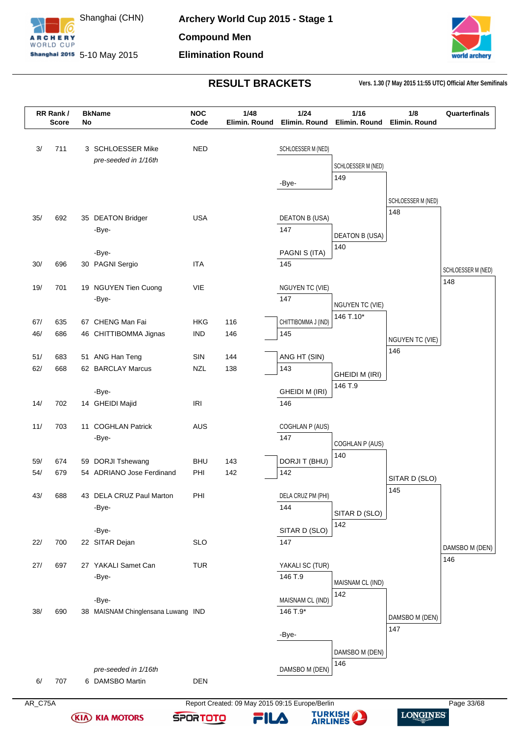Shanghai (CHN)

5-10 May 2015

# Archery World Cup 2015 - Stage 1

## Compound Men

## Elimination Round

### RESULT BRACKETS

Vers. 1.30 (7 May 2015 11:55 UTC) Official After Semifinals

| RR Rank / Score | | BkName No | | NOC Code | 1/48 Elimin. Round | 1/24 Elimin. Round | 1/16 Elimin. Round | 1/8 Elimin. Round | Quarterfinals |
|---|---|---|---|---|---|---|---|---|---|
| 3/ | 711 | 3 | SCHLOESSER Mike *pre-seeded in 1/16th* | NED | | SCHLOESSER M (NED) | SCHLOESSER M (NED) 149 | SCHLOESSER M (NED) 148 | SCHLOESSER M (NED) 148 |
| | | | | | | -Bye- | | | |
| 35/ | 692 | 35 | DEATON Bridger | USA | | DEATON B (USA) 147 | DEATON B (USA) 140 | | |
| | | | -Bye- | | | | | | |
| | | | -Bye- | | | PAGNI S (ITA) 145 | | | |
| 30/ | 696 | 30 | PAGNI Sergio | ITA | | | | | |
| 19/ | 701 | 19 | NGUYEN Tien Cuong | VIE | | NGUYEN TC (VIE) 147 | NGUYEN TC (VIE) 146 T.10* | NGUYEN TC (VIE) 146 | |
| | | | -Bye- | | | | | | |
| 67/ | 635 | 67 | CHENG Man Fai | HKG | 116 | CHITTIBOMMA J (IND) 145 | | | |
| 46/ | 686 | 46 | CHITTIBOMMA Jignas | IND | 146 | | | | |
| 51/ | 683 | 51 | ANG Han Teng | SIN | 144 | ANG HT (SIN) 143 | GHEIDI M (IRI) 146 T.9 | | |
| 62/ | 668 | 62 | BARCLAY Marcus | NZL | 138 | | | | |
| | | | -Bye- | | | GHEIDI M (IRI) 146 | | | |
| 14/ | 702 | 14 | GHEIDI Majid | IRI | | | | | |
| 11/ | 703 | 11 | COGHLAN Patrick | AUS | | COGHLAN P (AUS) 147 | COGHLAN P (AUS) 140 | SITAR D (SLO) 145 | DAMSBO M (DEN) 146 |
| | | | -Bye- | | | | | | |
| 59/ | 674 | 59 | DORJI Tshewang | BHU | 143 | DORJI T (BHU) 142 | | | |
| 54/ | 679 | 54 | ADRIANO Jose Ferdinand | PHI | 142 | | | | |
| 43/ | 688 | 43 | DELA CRUZ Paul Marton | PHI | | DELA CRUZ PM (PHI) 144 | SITAR D (SLO) 142 | | |
| | | | -Bye- | | | | | | |
| | | | -Bye- | | | SITAR D (SLO) 147 | | | |
| 22/ | 700 | 22 | SITAR Dejan | SLO | | | | | |
| 27/ | 697 | 27 | YAKALI Samet Can | TUR | | YAKALI SC (TUR) 146 T.9 | MAISNAM CL (IND) 142 | DAMSBO M (DEN) 147 | |
| | | | -Bye- | | | | | | |
| | | | -Bye- | | | MAISNAM CL (IND) 146 T.9* | | | |
| 38/ | 690 | 38 | MAISNAM Chinglensana Luwang | IND | | | | | |
| | | | | | | -Bye- | DAMSBO M (DEN) 146 | | |
| 6/ | 707 | 6 | DAMSBO Martin *pre-seeded in 1/16th* | DEN | | DAMSBO M (DEN) | | | |

AR_C75A

Report Created: 09 May 2015 09:15 Europe/Berlin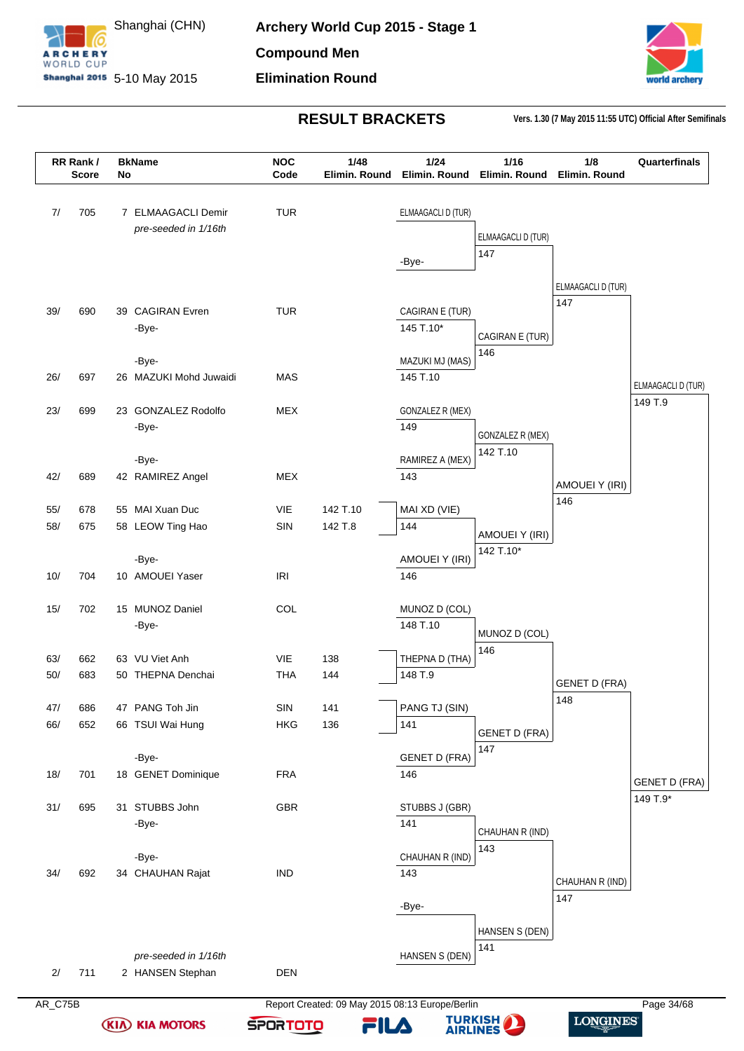# Archery World Cup 2015 - Stage 1

Shanghai (CHN)
5-10 May 2015

## Compound Men

## Elimination Round

### RESULT BRACKETS

Vers. 1.30 (7 May 2015 11:55 UTC) Official After Semifinals

| RR Rank / Score | | BkName No | | NOC Code | 1/48 Elimin. Round | 1/24 Elimin. Round | 1/16 Elimin. Round | 1/8 Elimin. Round | Quarterfinals |
|---|---|---|---|---|---|---|---|---|---|
| 7/ | 705 | 7 | ELMAAGACLI Demir | TUR | | ELMAAGACLI D (TUR) | | | |
| | | | *pre-seeded in 1/16th* | | | | ELMAAGACLI D (TUR) 147 | | |
| | | | | | | -Bye- | | | |
| | | | | | | | | ELMAAGACLI D (TUR) 147 | |
| 39/ | 690 | 39 | CAGIRAN Evren | TUR | | CAGIRAN E (TUR) 145 T.10* | | | |
| | | | -Bye- | | | | CAGIRAN E (TUR) 146 | | |
| | | | -Bye- | | | MAZUKI MJ (MAS) 145 T.10 | | | |
| 26/ | 697 | 26 | MAZUKI Mohd Juwaidi | MAS | | | | | ELMAAGACLI D (TUR) 149 T.9 |
| 23/ | 699 | 23 | GONZALEZ Rodolfo | MEX | | GONZALEZ R (MEX) 149 | | | |
| | | | -Bye- | | | | GONZALEZ R (MEX) 142 T.10 | | |
| | | | -Bye- | | | RAMIREZ A (MEX) 143 | | | |
| 42/ | 689 | 42 | RAMIREZ Angel | MEX | | | | AMOUEI Y (IRI) 146 | |
| 55/ | 678 | 55 | MAI Xuan Duc | VIE | 142 T.10 | MAI XD (VIE) 144 | | | |
| 58/ | 675 | 58 | LEOW Ting Hao | SIN | 142 T.8 | | AMOUEI Y (IRI) 142 T.10* | | |
| | | | -Bye- | | | AMOUEI Y (IRI) 146 | | | |
| 10/ | 704 | 10 | AMOUEI Yaser | IRI | | | | | |
| 15/ | 702 | 15 | MUNOZ Daniel | COL | | MUNOZ D (COL) 148 T.10 | | | |
| | | | -Bye- | | | | MUNOZ D (COL) 146 | | |
| 63/ | 662 | 63 | VU Viet Anh | VIE | 138 | THEPNA D (THA) 148 T.9 | | | |
| 50/ | 683 | 50 | THEPNA Denchai | THA | 144 | | | GENET D (FRA) 148 | |
| 47/ | 686 | 47 | PANG Toh Jin | SIN | 141 | PANG TJ (SIN) 141 | | | |
| 66/ | 652 | 66 | TSUI Wai Hung | HKG | 136 | | GENET D (FRA) 147 | | |
| | | | -Bye- | | | GENET D (FRA) 146 | | | |
| 18/ | 701 | 18 | GENET Dominique | FRA | | | | | GENET D (FRA) 149 T.9* |
| 31/ | 695 | 31 | STUBBS John | GBR | | STUBBS J (GBR) 141 | | | |
| | | | -Bye- | | | | CHAUHAN R (IND) 143 | | |
| | | | -Bye- | | | CHAUHAN R (IND) 143 | | | |
| 34/ | 692 | 34 | CHAUHAN Rajat | IND | | | | CHAUHAN R (IND) 147 | |
| | | | | | | -Bye- | | | |
| | | | | | | | HANSEN S (DEN) 141 | | |
| | | | *pre-seeded in 1/16th* | | | HANSEN S (DEN) | | | |
| 2/ | 711 | 2 | HANSEN Stephan | DEN | | | | | |

AR_C75B Report Created: 09 May 2015 08:13 Europe/Berlin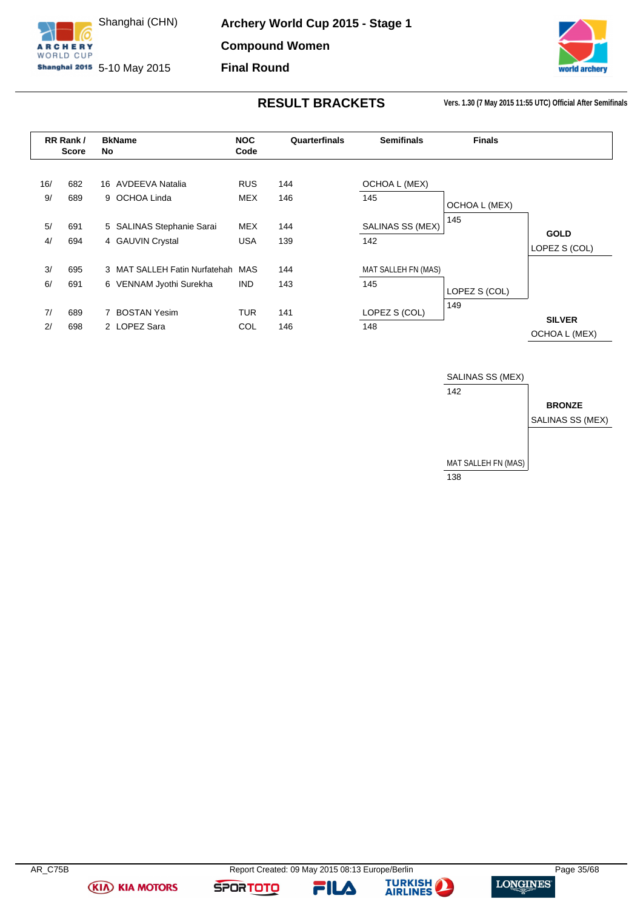# Archery World Cup 2015 - Stage 1

Shanghai (CHN)
5-10 May 2015

## Compound Women

## Final Round

## RESULT BRACKETS

Vers. 1.30 (7 May 2015 11:55 UTC) Official After Semifinals

| RR Rank / Score | | BkName No | | NOC Code | Quarterfinals | Semifinals | Finals | |
|---|---|---|---|---|---|---|---|---|
| 16/ | 682 | 16 | AVDEEVA Natalia | RUS | 144 | OCHOA L (MEX) | | |
| 9/ | 689 | 9 | OCHOA Linda | MEX | 146 | 145 | OCHOA L (MEX) | |
| 5/ | 691 | 5 | SALINAS Stephanie Sarai | MEX | 144 | SALINAS SS (MEX) | 145 | **GOLD** |
| 4/ | 694 | 4 | GAUVIN Crystal | USA | 139 | 142 | | LOPEZ S (COL) |
| 3/ | 695 | 3 | MAT SALLEH Fatin Nurfatehah | MAS | 144 | MAT SALLEH FN (MAS) | | |
| 6/ | 691 | 6 | VENNAM Jyothi Surekha | IND | 143 | 145 | LOPEZ S (COL) | |
| 7/ | 689 | 7 | BOSTAN Yesim | TUR | 141 | LOPEZ S (COL) | 149 | **SILVER** |
| 2/ | 698 | 2 | LOPEZ Sara | COL | 146 | 148 | | OCHOA L (MEX) |

**Bronze Final**

| Finals | |
|---|---|
| SALINAS SS (MEX) | |
| 142 | **BRONZE** |
| | SALINAS SS (MEX) |
| MAT SALLEH FN (MAS) | |
| 138 | |

AR_C75B

Report Created: 09 May 2015 08:13 Europe/Berlin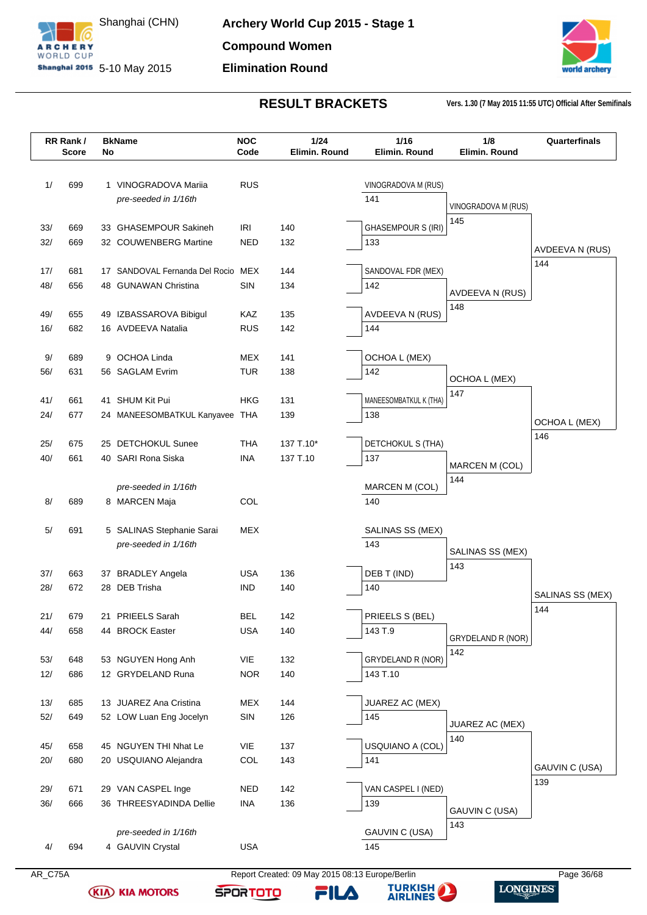# Archery World Cup 2015 - Stage 1

Shanghai (CHN)

5-10 May 2015

**Compound Women**

**Elimination Round**

## RESULT BRACKETS

Vers. 1.30 (7 May 2015 11:55 UTC) Official After Semifinals

| RR Rank / Score | BkName No | NOC Code | 1/24 Elimin. Round | 1/16 Elimin. Round | 1/8 Elimin. Round | Quarterfinals |
|---|---|---|---|---|---|---|
| 1/ 699 | 1 VINOGRADOVA Mariia | RUS | | VINOGRADOVA M (RUS) | | |
| | *pre-seeded in 1/16th* | | | 141 | VINOGRADOVA M (RUS) | |
| 33/ 669 | 33 GHASEMPOUR Sakineh | IRI | 140 | GHASEMPOUR S (IRI) | 145 | |
| 32/ 669 | 32 COUWENBERG Martine | NED | 132 | 133 | | AVDEEVA N (RUS) |
| 17/ 681 | 17 SANDOVAL Fernanda Del Rocio | MEX | 144 | SANDOVAL FDR (MEX) | | 144 |
| 48/ 656 | 48 GUNAWAN Christina | SIN | 134 | 142 | AVDEEVA N (RUS) | |
| 49/ 655 | 49 IZBASSAROVA Bibigul | KAZ | 135 | AVDEEVA N (RUS) | 148 | |
| 16/ 682 | 16 AVDEEVA Natalia | RUS | 142 | 144 | | |
| 9/ 689 | 9 OCHOA Linda | MEX | 141 | OCHOA L (MEX) | | |
| 56/ 631 | 56 SAGLAM Evrim | TUR | 138 | 142 | OCHOA L (MEX) | |
| 41/ 661 | 41 SHUM Kit Pui | HKG | 131 | MANEESOMBATKUL K (THA) | 147 | |
| 24/ 677 | 24 MANEESOMBATKUL Kanyavee | THA | 139 | 138 | | OCHOA L (MEX) |
| 25/ 675 | 25 DETCHOKUL Sunee | THA | 137 T.10* | DETCHOKUL S (THA) | | 146 |
| 40/ 661 | 40 SARI Rona Siska | INA | 137 T.10 | 137 | MARCEN M (COL) | |
| | *pre-seeded in 1/16th* | | | MARCEN M (COL) | 144 | |
| 8/ 689 | 8 MARCEN Maja | COL | | 140 | | |
| 5/ 691 | 5 SALINAS Stephanie Sarai | MEX | | SALINAS SS (MEX) | | |
| | *pre-seeded in 1/16th* | | | 143 | SALINAS SS (MEX) | |
| 37/ 663 | 37 BRADLEY Angela | USA | 136 | DEB T (IND) | 143 | |
| 28/ 672 | 28 DEB Trisha | IND | 140 | 140 | | SALINAS SS (MEX) |
| 21/ 679 | 21 PRIEELS Sarah | BEL | 142 | PRIEELS S (BEL) | | 144 |
| 44/ 658 | 44 BROCK Easter | USA | 140 | 143 T.9 | GRYDELAND R (NOR) | |
| 53/ 648 | 53 NGUYEN Hong Anh | VIE | 132 | GRYDELAND R (NOR) | 142 | |
| 12/ 686 | 12 GRYDELAND Runa | NOR | 140 | 143 T.10 | | |
| 13/ 685 | 13 JUAREZ Ana Cristina | MEX | 144 | JUAREZ AC (MEX) | | |
| 52/ 649 | 52 LOW Luan Eng Jocelyn | SIN | 126 | 145 | JUAREZ AC (MEX) | |
| 45/ 658 | 45 NGUYEN THI Nhat Le | VIE | 137 | USQUIANO A (COL) | 140 | |
| 20/ 680 | 20 USQUIANO Alejandra | COL | 143 | 141 | | GAUVIN C (USA) |
| 29/ 671 | 29 VAN CASPEL Inge | NED | 142 | VAN CASPEL I (NED) | | 139 |
| 36/ 666 | 36 THREESYADINDA Dellie | INA | 136 | 139 | GAUVIN C (USA) | |
| | *pre-seeded in 1/16th* | | | GAUVIN C (USA) | 143 | |
| 4/ 694 | 4 GAUVIN Crystal | USA | | 145 | | |

AR_C75A Report Created: 09 May 2015 08:13 Europe/Berlin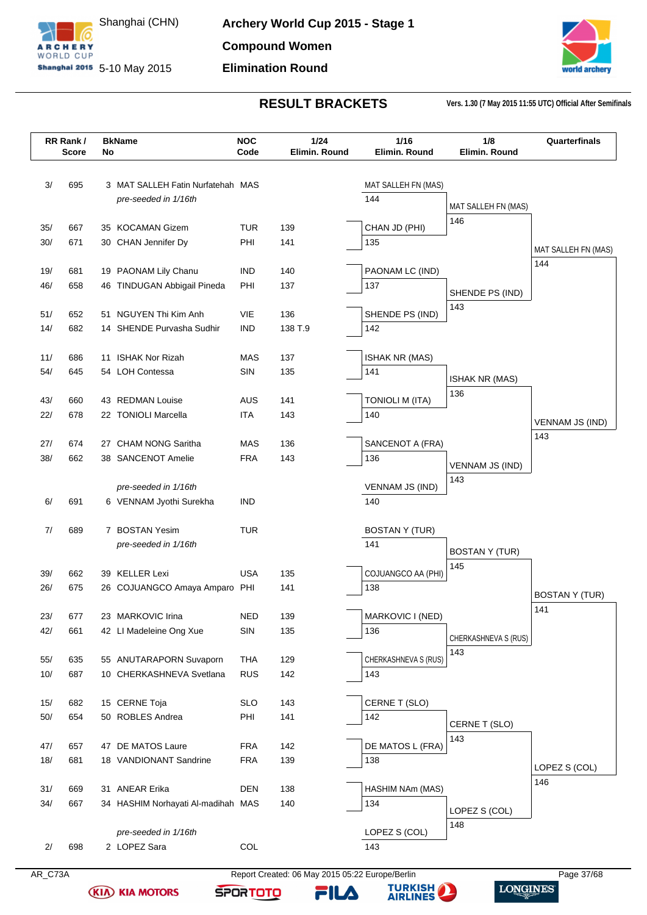# Archery World Cup 2015 - Stage 1

Shanghai (CHN)
5-10 May 2015

**Compound Women**

**Elimination Round**

## RESULT BRACKETS

Vers. 1.30 (7 May 2015 11:55 UTC) Official After Semifinals

| RR Rank / | Score | BkName No | | NOC Code | 1/24 Elimin. Round | 1/16 Elimin. Round | 1/8 Elimin. Round | Quarterfinals |
|---|---|---|---|---|---|---|---|---|
| 3/ | 695 | 3 | MAT SALLEH Fatin Nurfatehah | MAS | | MAT SALLEH FN (MAS) 144 | MAT SALLEH FN (MAS) 146 | MAT SALLEH FN (MAS) 144 |
| | | | *pre-seeded in 1/16th* | | | | | |
| 35/ | 667 | 35 | KOCAMAN Gizem | TUR | 139 | CHAN JD (PHI) 135 | | |
| 30/ | 671 | 30 | CHAN Jennifer Dy | PHI | 141 | | | |
| 19/ | 681 | 19 | PAONAM Lily Chanu | IND | 140 | PAONAM LC (IND) 137 | SHENDE PS (IND) 143 | |
| 46/ | 658 | 46 | TINDUGAN Abbigail Pineda | PHI | 137 | | | |
| 51/ | 652 | 51 | NGUYEN Thi Kim Anh | VIE | 136 | SHENDE PS (IND) 142 | | |
| 14/ | 682 | 14 | SHENDE Purvasha Sudhir | IND | 138 T.9 | | | |
| 11/ | 686 | 11 | ISHAK Nor Rizah | MAS | 137 | ISHAK NR (MAS) 141 | ISHAK NR (MAS) 136 | VENNAM JS (IND) 143 |
| 54/ | 645 | 54 | LOH Contessa | SIN | 135 | | | |
| 43/ | 660 | 43 | REDMAN Louise | AUS | 141 | TONIOLI M (ITA) 140 | | |
| 22/ | 678 | 22 | TONIOLI Marcella | ITA | 143 | | | |
| 27/ | 674 | 27 | CHAM NONG Saritha | MAS | 136 | SANCENOT A (FRA) 136 | VENNAM JS (IND) 143 | |
| 38/ | 662 | 38 | SANCENOT Amelie | FRA | 143 | | | |
| | | | *pre-seeded in 1/16th* | | | VENNAM JS (IND) 140 | | |
| 6/ | 691 | 6 | VENNAM Jyothi Surekha | IND | | | | |
| 7/ | 689 | 7 | BOSTAN Yesim | TUR | | BOSTAN Y (TUR) 141 | BOSTAN Y (TUR) 145 | BOSTAN Y (TUR) 141 |
| | | | *pre-seeded in 1/16th* | | | | | |
| 39/ | 662 | 39 | KELLER Lexi | USA | 135 | COJUANGCO AA (PHI) 138 | | |
| 26/ | 675 | 26 | COJUANGCO Amaya Amparo | PHI | 141 | | | |
| 23/ | 677 | 23 | MARKOVIC Irina | NED | 139 | MARKOVIC I (NED) 136 | CHERKASHNEVA S (RUS) 143 | |
| 42/ | 661 | 42 | LI Madeleine Ong Xue | SIN | 135 | | | |
| 55/ | 635 | 55 | ANUTARAPORN Suvaporn | THA | 129 | CHERKASHNEVA S (RUS) 143 | | |
| 10/ | 687 | 10 | CHERKASHNEVA Svetlana | RUS | 142 | | | |
| 15/ | 682 | 15 | CERNE Toja | SLO | 143 | CERNE T (SLO) 142 | CERNE T (SLO) 143 | LOPEZ S (COL) 146 |
| 50/ | 654 | 50 | ROBLES Andrea | PHI | 141 | | | |
| 47/ | 657 | 47 | DE MATOS Laure | FRA | 142 | DE MATOS L (FRA) 138 | | |
| 18/ | 681 | 18 | VANDIONANT Sandrine | FRA | 139 | | | |
| 31/ | 669 | 31 | ANEAR Erika | DEN | 138 | HASHIM NAm (MAS) 134 | LOPEZ S (COL) 148 | |
| 34/ | 667 | 34 | HASHIM Norhayati Al-madihah | MAS | 140 | | | |
| | | | *pre-seeded in 1/16th* | | | LOPEZ S (COL) 143 | | |
| 2/ | 698 | 2 | LOPEZ Sara | COL | | | | |

AR_C73A

Report Created: 06 May 2015 05:22 Europe/Berlin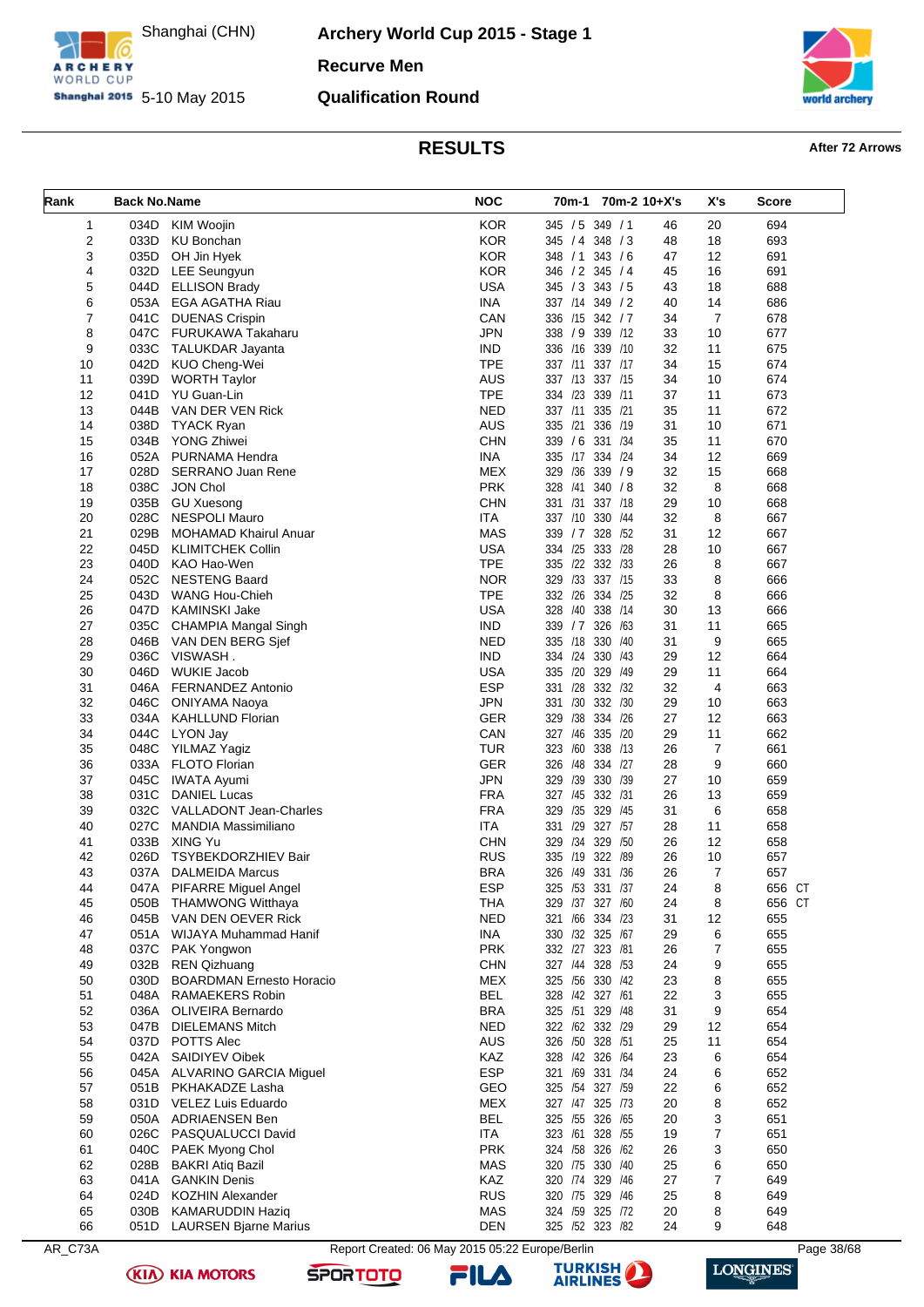Shanghai (CHN)
5-10 May 2015

**Archery World Cup 2015 - Stage 1**

**Recurve Men**

**Qualification Round**

## RESULTS

**After 72 Arrows**

| Rank | Back No. | Name | NOC | 70m-1 | 70m-2 | 10+X's | X's | Score |
|---|---|---|---|---|---|---|---|---|
| 1 | 034D | KIM Woojin | KOR | 345 / 5 | 349 / 1 | 46 | 20 | 694 |
| 2 | 033D | KU Bonchan | KOR | 345 / 4 | 348 / 3 | 48 | 18 | 693 |
| 3 | 035D | OH Jin Hyek | KOR | 348 / 1 | 343 / 6 | 47 | 12 | 691 |
| 4 | 032D | LEE Seungyun | KOR | 346 / 2 | 345 / 4 | 45 | 16 | 691 |
| 5 | 044D | ELLISON Brady | USA | 345 / 3 | 343 / 5 | 43 | 18 | 688 |
| 6 | 053A | EGA AGATHA Riau | INA | 337 /14 | 349 / 2 | 40 | 14 | 686 |
| 7 | 041C | DUENAS Crispin | CAN | 336 /15 | 342 / 7 | 34 | 7 | 678 |
| 8 | 047C | FURUKAWA Takaharu | JPN | 338 / 9 | 339 /12 | 33 | 10 | 677 |
| 9 | 033C | TALUKDAR Jayanta | IND | 336 /16 | 339 /10 | 32 | 11 | 675 |
| 10 | 042D | KUO Cheng-Wei | TPE | 337 /11 | 337 /17 | 34 | 15 | 674 |
| 11 | 039D | WORTH Taylor | AUS | 337 /13 | 337 /15 | 34 | 10 | 674 |
| 12 | 041D | YU Guan-Lin | TPE | 334 /23 | 339 /11 | 37 | 11 | 673 |
| 13 | 044B | VAN DER VEN Rick | NED | 337 /11 | 335 /21 | 35 | 11 | 672 |
| 14 | 038D | TYACK Ryan | AUS | 335 /21 | 336 /19 | 31 | 10 | 671 |
| 15 | 034B | YONG Zhiwei | CHN | 339 / 6 | 331 /34 | 35 | 11 | 670 |
| 16 | 052A | PURNAMA Hendra | INA | 335 /17 | 334 /24 | 34 | 12 | 669 |
| 17 | 028D | SERRANO Juan Rene | MEX | 329 /36 | 339 / 9 | 32 | 15 | 668 |
| 18 | 038C | JON Chol | PRK | 328 /41 | 340 / 8 | 32 | 8 | 668 |
| 19 | 035B | GU Xuesong | CHN | 331 /31 | 337 /18 | 29 | 10 | 668 |
| 20 | 028C | NESPOLI Mauro | ITA | 337 /10 | 330 /44 | 32 | 8 | 667 |
| 21 | 029B | MOHAMAD Khairul Anuar | MAS | 339 / 7 | 328 /52 | 31 | 12 | 667 |
| 22 | 045D | KLIMITCHEK Collin | USA | 334 /25 | 333 /28 | 28 | 10 | 667 |
| 23 | 040D | KAO Hao-Wen | TPE | 335 /22 | 332 /33 | 26 | 8 | 667 |
| 24 | 052C | NESTENG Baard | NOR | 329 /33 | 337 /15 | 33 | 8 | 666 |
| 25 | 043D | WANG Hou-Chieh | TPE | 332 /26 | 334 /25 | 32 | 8 | 666 |
| 26 | 047D | KAMINSKI Jake | USA | 328 /40 | 338 /14 | 30 | 13 | 666 |
| 27 | 035C | CHAMPIA Mangal Singh | IND | 339 / 7 | 326 /63 | 31 | 11 | 665 |
| 28 | 046B | VAN DEN BERG Sjef | NED | 335 /18 | 330 /40 | 31 | 9 | 665 |
| 29 | 036C | VISWASH . | IND | 334 /24 | 330 /43 | 29 | 12 | 664 |
| 30 | 046D | WUKIE Jacob | USA | 335 /20 | 329 /49 | 29 | 11 | 664 |
| 31 | 046A | FERNANDEZ Antonio | ESP | 331 /28 | 332 /32 | 32 | 4 | 663 |
| 32 | 046C | ONIYAMA Naoya | JPN | 331 /30 | 332 /30 | 29 | 10 | 663 |
| 33 | 034A | KAHLLUND Florian | GER | 329 /38 | 334 /26 | 27 | 12 | 663 |
| 34 | 044C | LYON Jay | CAN | 327 /46 | 335 /20 | 29 | 11 | 662 |
| 35 | 048C | YILMAZ Yagiz | TUR | 323 /60 | 338 /13 | 26 | 7 | 661 |
| 36 | 033A | FLOTO Florian | GER | 326 /48 | 334 /27 | 28 | 9 | 660 |
| 37 | 045C | IWATA Ayumi | JPN | 329 /39 | 330 /39 | 27 | 10 | 659 |
| 38 | 031C | DANIEL Lucas | FRA | 327 /45 | 332 /31 | 26 | 13 | 659 |
| 39 | 032C | VALLADONT Jean-Charles | FRA | 329 /35 | 329 /45 | 31 | 6 | 658 |
| 40 | 027C | MANDIA Massimiliano | ITA | 331 /29 | 327 /57 | 28 | 11 | 658 |
| 41 | 033B | XING Yu | CHN | 329 /34 | 329 /50 | 26 | 12 | 658 |
| 42 | 026D | TSYBEKDORZHIEV Bair | RUS | 335 /19 | 322 /89 | 26 | 10 | 657 |
| 43 | 037A | DALMEIDA Marcus | BRA | 326 /49 | 331 /36 | 26 | 7 | 657 |
| 44 | 047A | PIFARRE Miguel Angel | ESP | 325 /53 | 331 /37 | 24 | 8 | 656 CT |
| 45 | 050B | THAMWONG Witthaya | THA | 329 /37 | 327 /60 | 24 | 8 | 656 CT |
| 46 | 045B | VAN DEN OEVER Rick | NED | 321 /66 | 334 /23 | 31 | 12 | 655 |
| 47 | 051A | WIJAYA Muhammad Hanif | INA | 330 /32 | 325 /67 | 29 | 6 | 655 |
| 48 | 037C | PAK Yongwon | PRK | 332 /27 | 323 /81 | 26 | 7 | 655 |
| 49 | 032B | REN Qizhuang | CHN | 327 /44 | 328 /53 | 24 | 9 | 655 |
| 50 | 030D | BOARDMAN Ernesto Horacio | MEX | 325 /56 | 330 /42 | 23 | 8 | 655 |
| 51 | 048A | RAMAEKERS Robin | BEL | 328 /42 | 327 /61 | 22 | 3 | 655 |
| 52 | 036A | OLIVEIRA Bernardo | BRA | 325 /51 | 329 /48 | 31 | 9 | 654 |
| 53 | 047B | DIELEMANS Mitch | NED | 322 /62 | 332 /29 | 29 | 12 | 654 |
| 54 | 037D | POTTS Alec | AUS | 326 /50 | 328 /51 | 25 | 11 | 654 |
| 55 | 042A | SAIDIYEV Oibek | KAZ | 328 /42 | 326 /64 | 23 | 6 | 654 |
| 56 | 045A | ALVARINO GARCIA Miguel | ESP | 321 /69 | 331 /34 | 24 | 6 | 652 |
| 57 | 051B | PKHAKADZE Lasha | GEO | 325 /54 | 327 /59 | 22 | 6 | 652 |
| 58 | 031D | VELEZ Luis Eduardo | MEX | 327 /47 | 325 /73 | 20 | 8 | 652 |
| 59 | 050A | ADRIAENSEN Ben | BEL | 325 /55 | 326 /65 | 20 | 3 | 651 |
| 60 | 026C | PASQUALUCCI David | ITA | 323 /61 | 328 /55 | 19 | 7 | 651 |
| 61 | 040C | PAEK Myong Chol | PRK | 324 /58 | 326 /62 | 26 | 3 | 650 |
| 62 | 028B | BAKRI Atiq Bazil | MAS | 320 /75 | 330 /40 | 25 | 6 | 650 |
| 63 | 041A | GANKIN Denis | KAZ | 320 /74 | 329 /46 | 27 | 7 | 649 |
| 64 | 024D | KOZHIN Alexander | RUS | 320 /75 | 329 /46 | 25 | 8 | 649 |
| 65 | 030B | KAMARUDDIN Haziq | MAS | 324 /59 | 325 /72 | 20 | 8 | 649 |
| 66 | 051D | LAURSEN Bjarne Marius | DEN | 325 /52 | 323 /82 | 24 | 9 | 648 |

AR_C73A — Report Created: 06 May 2015 05:22 Europe/Berlin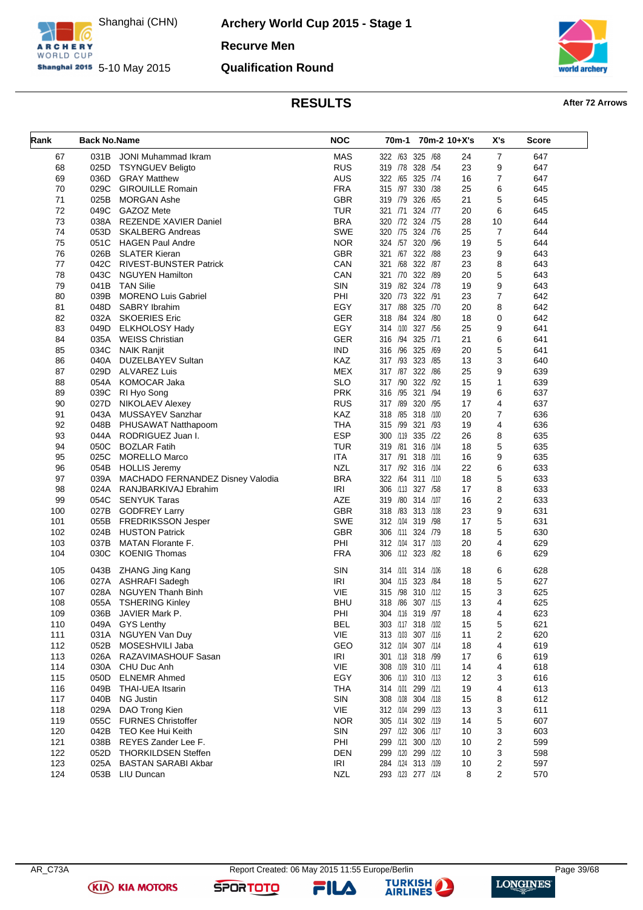Shanghai (CHN)

5-10 May 2015

# Archery World Cup 2015 - Stage 1

## Recurve Men

## Qualification Round

### RESULTS

**After 72 Arrows**

| Rank | Back No. | Name | NOC | 70m-1 | 70m-2 | 10+X's | X's | Score |
|---|---|---|---|---|---|---|---|---|
| 67 | 031B | JONI Muhammad Ikram | MAS | 322 /63 | 325 /68 | 24 | 7 | 647 |
| 68 | 025D | TSYNGUEV Beligto | RUS | 319 /78 | 328 /54 | 23 | 9 | 647 |
| 69 | 036D | GRAY Matthew | AUS | 322 /65 | 325 /74 | 16 | 7 | 647 |
| 70 | 029C | GIROUILLE Romain | FRA | 315 /97 | 330 /38 | 25 | 6 | 645 |
| 71 | 025B | MORGAN Ashe | GBR | 319 /79 | 326 /65 | 21 | 5 | 645 |
| 72 | 049C | GAZOZ Mete | TUR | 321 /71 | 324 /77 | 20 | 6 | 645 |
| 73 | 038A | REZENDE XAVIER Daniel | BRA | 320 /72 | 324 /75 | 28 | 10 | 644 |
| 74 | 053D | SKALBERG Andreas | SWE | 320 /75 | 324 /76 | 25 | 7 | 644 |
| 75 | 051C | HAGEN Paul Andre | NOR | 324 /57 | 320 /96 | 19 | 5 | 644 |
| 76 | 026B | SLATER Kieran | GBR | 321 /67 | 322 /88 | 23 | 9 | 643 |
| 77 | 042C | RIVEST-BUNSTER Patrick | CAN | 321 /68 | 322 /87 | 23 | 8 | 643 |
| 78 | 043C | NGUYEN Hamilton | CAN | 321 /70 | 322 /89 | 20 | 5 | 643 |
| 79 | 041B | TAN Silie | SIN | 319 /82 | 324 /78 | 19 | 9 | 643 |
| 80 | 039B | MORENO Luis Gabriel | PHI | 320 /73 | 322 /91 | 23 | 7 | 642 |
| 81 | 048D | SABRY Ibrahim | EGY | 317 /88 | 325 /70 | 20 | 8 | 642 |
| 82 | 032A | SKOERIES Eric | GER | 318 /84 | 324 /80 | 18 | 0 | 642 |
| 83 | 049D | ELKHOLOSY Hady | EGY | 314 /100 | 327 /56 | 25 | 9 | 641 |
| 84 | 035A | WEISS Christian | GER | 316 /94 | 325 /71 | 21 | 6 | 641 |
| 85 | 034C | NAIK Ranjit | IND | 316 /96 | 325 /69 | 20 | 5 | 641 |
| 86 | 040A | DUZELBAYEV Sultan | KAZ | 317 /93 | 323 /85 | 13 | 3 | 640 |
| 87 | 029D | ALVAREZ Luis | MEX | 317 /87 | 322 /86 | 25 | 9 | 639 |
| 88 | 054A | KOMOCAR Jaka | SLO | 317 /90 | 322 /92 | 15 | 1 | 639 |
| 89 | 039C | RI Hyo Song | PRK | 316 /95 | 321 /94 | 19 | 6 | 637 |
| 90 | 027D | NIKOLAEV Alexey | RUS | 317 /89 | 320 /95 | 17 | 4 | 637 |
| 91 | 043A | MUSSAYEV Sanzhar | KAZ | 318 /85 | 318 /100 | 20 | 7 | 636 |
| 92 | 048B | PHUSAWAT Natthapoom | THA | 315 /99 | 321 /93 | 19 | 4 | 636 |
| 93 | 044A | RODRIGUEZ Juan I. | ESP | 300 /119 | 335 /22 | 26 | 8 | 635 |
| 94 | 050C | BOZLAR Fatih | TUR | 319 /81 | 316 /104 | 18 | 5 | 635 |
| 95 | 025C | MORELLO Marco | ITA | 317 /91 | 318 /101 | 16 | 9 | 635 |
| 96 | 054B | HOLLIS Jeremy | NZL | 317 /92 | 316 /104 | 22 | 6 | 633 |
| 97 | 039A | MACHADO FERNANDEZ Disney Valodia | BRA | 322 /64 | 311 /110 | 18 | 5 | 633 |
| 98 | 024A | RANJBARKIVAJ Ebrahim | IRI | 306 /113 | 327 /58 | 17 | 8 | 633 |
| 99 | 054C | SENYUK Taras | AZE | 319 /80 | 314 /107 | 16 | 2 | 633 |
| 100 | 027B | GODFREY Larry | GBR | 318 /83 | 313 /108 | 23 | 9 | 631 |
| 101 | 055B | FREDRIKSSON Jesper | SWE | 312 /104 | 319 /98 | 17 | 5 | 631 |
| 102 | 024B | HUSTON Patrick | GBR | 306 /111 | 324 /79 | 18 | 5 | 630 |
| 103 | 037B | MATAN Florante F. | PHI | 312 /104 | 317 /103 | 20 | 4 | 629 |
| 104 | 030C | KOENIG Thomas | FRA | 306 /112 | 323 /82 | 18 | 6 | 629 |
| 105 | 043B | ZHANG Jing Kang | SIN | 314 /101 | 314 /106 | 18 | 6 | 628 |
| 106 | 027A | ASHRAFI Sadegh | IRI | 304 /115 | 323 /84 | 18 | 5 | 627 |
| 107 | 028A | NGUYEN Thanh Binh | VIE | 315 /98 | 310 /112 | 15 | 3 | 625 |
| 108 | 055A | TSHERING Kinley | BHU | 318 /86 | 307 /115 | 13 | 4 | 625 |
| 109 | 036B | JAVIER Mark P. | PHI | 304 /116 | 319 /97 | 18 | 4 | 623 |
| 110 | 049A | GYS Lenthy | BEL | 303 /117 | 318 /102 | 15 | 5 | 621 |
| 111 | 031A | NGUYEN Van Duy | VIE | 313 /103 | 307 /116 | 11 | 2 | 620 |
| 112 | 052B | MOSESHVILI Jaba | GEO | 312 /104 | 307 /114 | 18 | 4 | 619 |
| 113 | 026A | RAZAVIMASHOUF Sasan | IRI | 301 /118 | 318 /99 | 17 | 6 | 619 |
| 114 | 030A | CHU Duc Anh | VIE | 308 /109 | 310 /111 | 14 | 4 | 618 |
| 115 | 050D | ELNEMR Ahmed | EGY | 306 /110 | 310 /113 | 12 | 3 | 616 |
| 116 | 049B | THAI-UEA Itsarin | THA | 314 /101 | 299 /121 | 19 | 4 | 613 |
| 117 | 040B | NG Justin | SIN | 308 /108 | 304 /118 | 15 | 8 | 612 |
| 118 | 029A | DAO Trong Kien | VIE | 312 /104 | 299 /123 | 13 | 3 | 611 |
| 119 | 055C | FURNES Christoffer | NOR | 305 /114 | 302 /119 | 14 | 5 | 607 |
| 120 | 042B | TEO Kee Hui Keith | SIN | 297 /122 | 306 /117 | 10 | 3 | 603 |
| 121 | 038B | REYES Zander Lee F. | PHI | 299 /121 | 300 /120 | 10 | 2 | 599 |
| 122 | 052D | THORKILDSEN Steffen | DEN | 299 /120 | 299 /122 | 10 | 3 | 598 |
| 123 | 025A | BASTAN SARABI Akbar | IRI | 284 /124 | 313 /109 | 10 | 2 | 597 |
| 124 | 053B | LIU Duncan | NZL | 293 /123 | 277 /124 | 8 | 2 | 570 |

AR_C73A Report Created: 06 May 2015 11:55 Europe/Berlin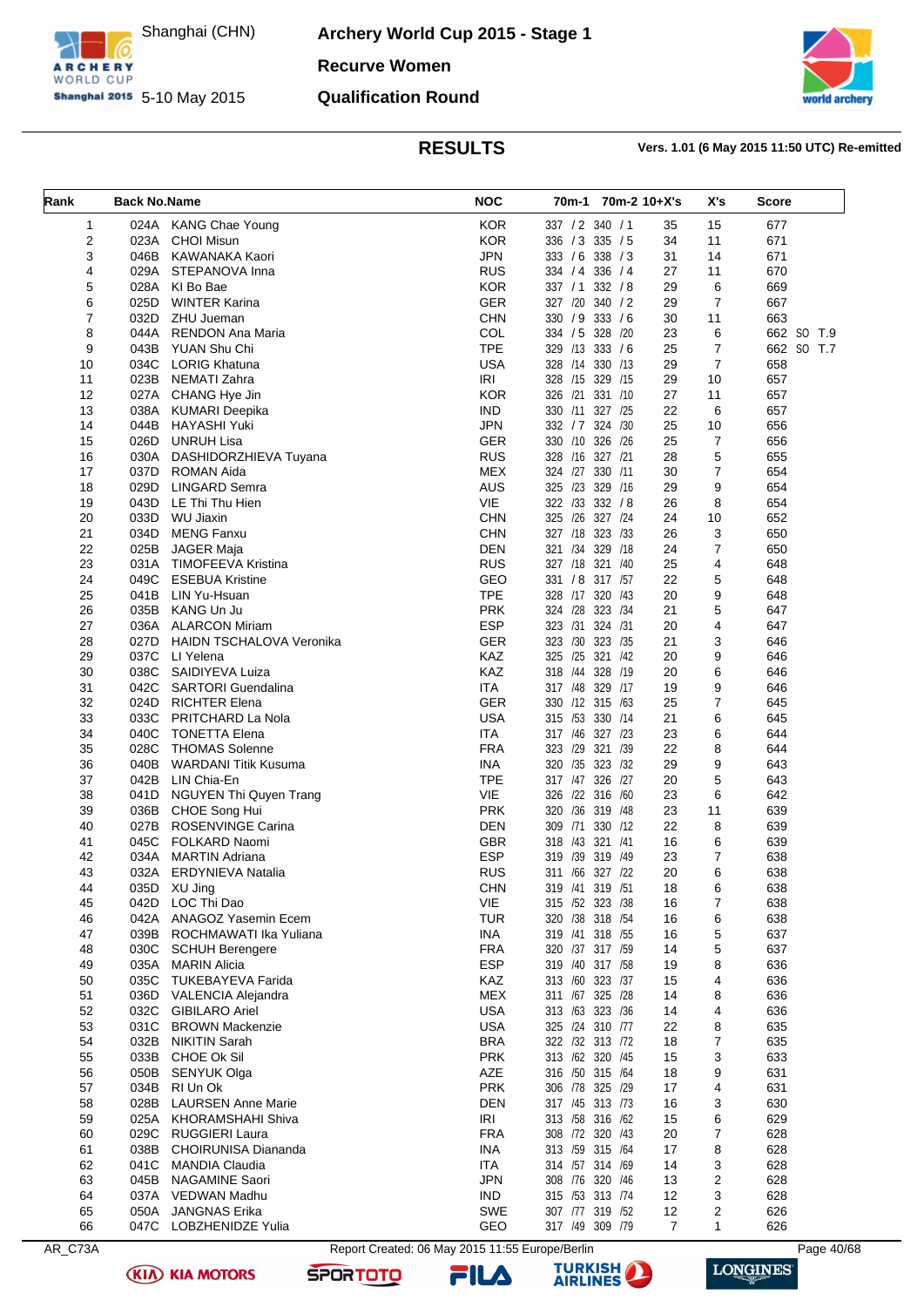# Archery World Cup 2015 - Stage 1

Shanghai (CHN)
5-10 May 2015

## Recurve Women

## Qualification Round

### RESULTS

Vers. 1.01 (6 May 2015 11:50 UTC) Re-emitted

| Rank | Back No. | Name | NOC | 70m-1 | 70m-2 | 10+X's | X's | Score |
|---|---|---|---|---|---|---|---|---|
| 1 | 024A | KANG Chae Young | KOR | 337 / 2 | 340 / 1 | 35 | 15 | 677 |
| 2 | 023A | CHOI Misun | KOR | 336 / 3 | 335 / 5 | 34 | 11 | 671 |
| 3 | 046B | KAWANAKA Kaori | JPN | 333 / 6 | 338 / 3 | 31 | 14 | 671 |
| 4 | 029A | STEPANOVA Inna | RUS | 334 / 4 | 336 / 4 | 27 | 11 | 670 |
| 5 | 028A | KI Bo Bae | KOR | 337 / 1 | 332 / 8 | 29 | 6 | 669 |
| 6 | 025D | WINTER Karina | GER | 327 /20 | 340 / 2 | 29 | 7 | 667 |
| 7 | 032D | ZHU Jueman | CHN | 330 / 9 | 333 / 6 | 30 | 11 | 663 |
| 8 | 044A | RENDON Ana Maria | COL | 334 / 5 | 328 /20 | 23 | 6 | 662 SO T.9 |
| 9 | 043B | YUAN Shu Chi | TPE | 329 /13 | 333 / 6 | 25 | 7 | 662 SO T.7 |
| 10 | 034C | LORIG Khatuna | USA | 328 /14 | 330 /13 | 29 | 7 | 658 |
| 11 | 023B | NEMATI Zahra | IRI | 328 /15 | 329 /15 | 29 | 10 | 657 |
| 12 | 027A | CHANG Hye Jin | KOR | 326 /21 | 331 /10 | 27 | 11 | 657 |
| 13 | 038A | KUMARI Deepika | IND | 330 /11 | 327 /25 | 22 | 6 | 657 |
| 14 | 044B | HAYASHI Yuki | JPN | 332 / 7 | 324 /30 | 25 | 10 | 656 |
| 15 | 026D | UNRUH Lisa | GER | 330 /10 | 326 /26 | 25 | 7 | 656 |
| 16 | 030A | DASHIDORZHIEVA Tuyana | RUS | 328 /16 | 327 /21 | 28 | 5 | 655 |
| 17 | 037D | ROMAN Aida | MEX | 324 /27 | 330 /11 | 30 | 7 | 654 |
| 18 | 029D | LINGARD Semra | AUS | 325 /23 | 329 /16 | 29 | 9 | 654 |
| 19 | 043D | LE Thi Thu Hien | VIE | 322 /33 | 332 / 8 | 26 | 8 | 654 |
| 20 | 033D | WU Jiaxin | CHN | 325 /26 | 327 /24 | 24 | 10 | 652 |
| 21 | 034D | MENG Fanxu | CHN | 327 /18 | 323 /33 | 26 | 3 | 650 |
| 22 | 025B | JAGER Maja | DEN | 321 /34 | 329 /18 | 24 | 7 | 650 |
| 23 | 031A | TIMOFEEVA Kristina | RUS | 327 /18 | 321 /40 | 25 | 4 | 648 |
| 24 | 049C | ESEBUA Kristine | GEO | 331 / 8 | 317 /57 | 22 | 5 | 648 |
| 25 | 041B | LIN Yu-Hsuan | TPE | 328 /17 | 320 /43 | 20 | 9 | 648 |
| 26 | 035B | KANG Un Ju | PRK | 324 /28 | 323 /34 | 21 | 5 | 647 |
| 27 | 036A | ALARCON Miriam | ESP | 323 /31 | 324 /31 | 20 | 4 | 647 |
| 28 | 027D | HAIDN TSCHALOVA Veronika | GER | 323 /30 | 323 /35 | 21 | 3 | 646 |
| 29 | 037C | LI Yelena | KAZ | 325 /25 | 321 /42 | 20 | 9 | 646 |
| 30 | 038C | SAIDIYEVA Luiza | KAZ | 318 /44 | 328 /19 | 20 | 6 | 646 |
| 31 | 042C | SARTORI Guendalina | ITA | 317 /48 | 329 /17 | 19 | 9 | 646 |
| 32 | 024D | RICHTER Elena | GER | 330 /12 | 315 /63 | 25 | 7 | 645 |
| 33 | 033C | PRITCHARD La Nola | USA | 315 /53 | 330 /14 | 21 | 6 | 645 |
| 34 | 040C | TONETTA Elena | ITA | 317 /46 | 327 /23 | 23 | 6 | 644 |
| 35 | 028C | THOMAS Solenne | FRA | 323 /29 | 321 /39 | 22 | 8 | 644 |
| 36 | 040B | WARDANI Titik Kusuma | INA | 320 /35 | 323 /32 | 29 | 9 | 643 |
| 37 | 042B | LIN Chia-En | TPE | 317 /47 | 326 /27 | 20 | 5 | 643 |
| 38 | 041D | NGUYEN Thi Quyen Trang | VIE | 326 /22 | 316 /60 | 23 | 6 | 642 |
| 39 | 036B | CHOE Song Hui | PRK | 320 /36 | 319 /48 | 23 | 11 | 639 |
| 40 | 027B | ROSENVINGE Carina | DEN | 309 /71 | 330 /12 | 22 | 8 | 639 |
| 41 | 045C | FOLKARD Naomi | GBR | 318 /43 | 321 /41 | 16 | 6 | 639 |
| 42 | 034A | MARTIN Adriana | ESP | 319 /39 | 319 /49 | 23 | 7 | 638 |
| 43 | 032A | ERDYNIEVA Natalia | RUS | 311 /66 | 327 /22 | 20 | 6 | 638 |
| 44 | 035D | XU Jing | CHN | 319 /41 | 319 /51 | 18 | 6 | 638 |
| 45 | 042D | LOC Thi Dao | VIE | 315 /52 | 323 /38 | 16 | 7 | 638 |
| 46 | 042A | ANAGOZ Yasemin Ecem | TUR | 320 /38 | 318 /54 | 16 | 6 | 638 |
| 47 | 039B | ROCHMAWATI Ika Yuliana | INA | 319 /41 | 318 /55 | 16 | 5 | 637 |
| 48 | 030C | SCHUH Berengere | FRA | 320 /37 | 317 /59 | 14 | 5 | 637 |
| 49 | 035A | MARIN Alicia | ESP | 319 /40 | 317 /58 | 19 | 8 | 636 |
| 50 | 035C | TUKEBAYEVA Farida | KAZ | 313 /60 | 323 /37 | 15 | 4 | 636 |
| 51 | 036D | VALENCIA Alejandra | MEX | 311 /67 | 325 /28 | 14 | 8 | 636 |
| 52 | 032C | GIBILARO Ariel | USA | 313 /63 | 323 /36 | 14 | 4 | 636 |
| 53 | 031C | BROWN Mackenzie | USA | 325 /24 | 310 /77 | 22 | 8 | 635 |
| 54 | 032B | NIKITIN Sarah | BRA | 322 /32 | 313 /72 | 18 | 7 | 635 |
| 55 | 033B | CHOE Ok Sil | PRK | 313 /62 | 320 /45 | 15 | 3 | 633 |
| 56 | 050B | SENYUK Olga | AZE | 316 /50 | 315 /64 | 18 | 9 | 631 |
| 57 | 034B | RI Un Ok | PRK | 306 /78 | 325 /29 | 17 | 4 | 631 |
| 58 | 028B | LAURSEN Anne Marie | DEN | 317 /45 | 313 /73 | 16 | 3 | 630 |
| 59 | 025A | KHORAMSHAHI Shiva | IRI | 313 /58 | 316 /62 | 15 | 6 | 629 |
| 60 | 029C | RUGGIERI Laura | FRA | 308 /72 | 320 /43 | 20 | 7 | 628 |
| 61 | 038B | CHOIRUNISA Diananda | INA | 313 /59 | 315 /64 | 17 | 8 | 628 |
| 62 | 041C | MANDIA Claudia | ITA | 314 /57 | 314 /69 | 14 | 3 | 628 |
| 63 | 045B | NAGAMINE Saori | JPN | 308 /76 | 320 /46 | 13 | 2 | 628 |
| 64 | 037A | VEDWAN Madhu | IND | 315 /53 | 313 /74 | 12 | 3 | 628 |
| 65 | 050A | JANGNAS Erika | SWE | 307 /77 | 319 /52 | 12 | 2 | 626 |
| 66 | 047C | LOBZHENIDZE Yulia | GEO | 317 /49 | 309 /79 | 7 | 1 | 626 |

AR_C73A Report Created: 06 May 2015 11:55 Europe/Berlin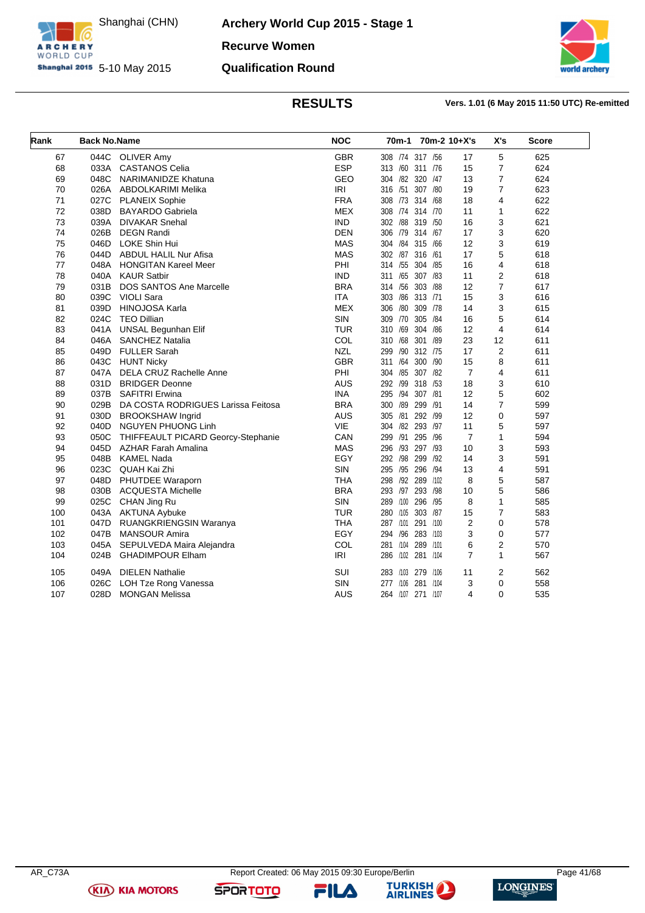# Archery World Cup 2015 - Stage 1

Shanghai (CHN) 5-10 May 2015

**Recurve Women**

**Qualification Round**

## RESULTS

**Vers. 1.01 (6 May 2015 11:50 UTC) Re-emitted**

| Rank | Back No. | Name | NOC | 70m-1 | 70m-2 | 10+X's | X's | Score |
|---|---|---|---|---|---|---|---|---|
| 67 | 044C | OLIVER Amy | GBR | 308 /74 | 317 /56 | 17 | 5 | 625 |
| 68 | 033A | CASTANOS Celia | ESP | 313 /60 | 311 /76 | 15 | 7 | 624 |
| 69 | 048C | NARIMANIDZE Khatuna | GEO | 304 /82 | 320 /47 | 13 | 7 | 624 |
| 70 | 026A | ABDOLKARIMI Melika | IRI | 316 /51 | 307 /80 | 19 | 7 | 623 |
| 71 | 027C | PLANEIX Sophie | FRA | 308 /73 | 314 /68 | 18 | 4 | 622 |
| 72 | 038D | BAYARDO Gabriela | MEX | 308 /74 | 314 /70 | 11 | 1 | 622 |
| 73 | 039A | DIVAKAR Snehal | IND | 302 /88 | 319 /50 | 16 | 3 | 621 |
| 74 | 026B | DEGN Randi | DEN | 306 /79 | 314 /67 | 17 | 3 | 620 |
| 75 | 046D | LOKE Shin Hui | MAS | 304 /84 | 315 /66 | 12 | 3 | 619 |
| 76 | 044D | ABDUL HALIL Nur Afisa | MAS | 302 /87 | 316 /61 | 17 | 5 | 618 |
| 77 | 048A | HONGITAN Kareel Meer | PHI | 314 /55 | 304 /85 | 16 | 4 | 618 |
| 78 | 040A | KAUR Satbir | IND | 311 /65 | 307 /83 | 11 | 2 | 618 |
| 79 | 031B | DOS SANTOS Ane Marcelle | BRA | 314 /56 | 303 /88 | 12 | 7 | 617 |
| 80 | 039C | VIOLI Sara | ITA | 303 /86 | 313 /71 | 15 | 3 | 616 |
| 81 | 039D | HINOJOSA Karla | MEX | 306 /80 | 309 /78 | 14 | 3 | 615 |
| 82 | 024C | TEO Dillian | SIN | 309 /70 | 305 /84 | 16 | 5 | 614 |
| 83 | 041A | UNSAL Begunhan Elif | TUR | 310 /69 | 304 /86 | 12 | 4 | 614 |
| 84 | 046A | SANCHEZ Natalia | COL | 310 /68 | 301 /89 | 23 | 12 | 611 |
| 85 | 049D | FULLER Sarah | NZL | 299 /90 | 312 /75 | 17 | 2 | 611 |
| 86 | 043C | HUNT Nicky | GBR | 311 /64 | 300 /90 | 15 | 8 | 611 |
| 87 | 047A | DELA CRUZ Rachelle Anne | PHI | 304 /85 | 307 /82 | 7 | 4 | 611 |
| 88 | 031D | BRIDGER Deonne | AUS | 292 /99 | 318 /53 | 18 | 3 | 610 |
| 89 | 037B | SAFITRI Erwina | INA | 295 /94 | 307 /81 | 12 | 5 | 602 |
| 90 | 029B | DA COSTA RODRIGUES Larissa Feitosa | BRA | 300 /89 | 299 /91 | 14 | 7 | 599 |
| 91 | 030D | BROOKSHAW Ingrid | AUS | 305 /81 | 292 /99 | 12 | 0 | 597 |
| 92 | 040D | NGUYEN PHUONG Linh | VIE | 304 /82 | 293 /97 | 11 | 5 | 597 |
| 93 | 050C | THIFFEAULT PICARD Georcy-Stephanie | CAN | 299 /91 | 295 /96 | 7 | 1 | 594 |
| 94 | 045D | AZHAR Farah Amalina | MAS | 296 /93 | 297 /93 | 10 | 3 | 593 |
| 95 | 048B | KAMEL Nada | EGY | 292 /98 | 299 /92 | 14 | 3 | 591 |
| 96 | 023C | QUAH Kai Zhi | SIN | 295 /95 | 296 /94 | 13 | 4 | 591 |
| 97 | 048D | PHUTDEE Waraporn | THA | 298 /92 | 289 /102 | 8 | 5 | 587 |
| 98 | 030B | ACQUESTA Michelle | BRA | 293 /97 | 293 /98 | 10 | 5 | 586 |
| 99 | 025C | CHAN Jing Ru | SIN | 289 /100 | 296 /95 | 8 | 1 | 585 |
| 100 | 043A | AKTUNA Aybuke | TUR | 280 /105 | 303 /87 | 15 | 7 | 583 |
| 101 | 047D | RUANGKRIENGSIN Waranya | THA | 287 /101 | 291 /100 | 2 | 0 | 578 |
| 102 | 047B | MANSOUR Amira | EGY | 294 /96 | 283 /103 | 3 | 0 | 577 |
| 103 | 045A | SEPULVEDA Maira Alejandra | COL | 281 /104 | 289 /101 | 6 | 2 | 570 |
| 104 | 024B | GHADIMPOUR Elham | IRI | 286 /102 | 281 /104 | 7 | 1 | 567 |
| 105 | 049A | DIELEN Nathalie | SUI | 283 /103 | 279 /106 | 11 | 2 | 562 |
| 106 | 026C | LOH Tze Rong Vanessa | SIN | 277 /106 | 281 /104 | 3 | 0 | 558 |
| 107 | 028D | MONGAN Melissa | AUS | 264 /107 | 271 /107 | 4 | 0 | 535 |

AR_C73A — Report Created: 06 May 2015 09:30 Europe/Berlin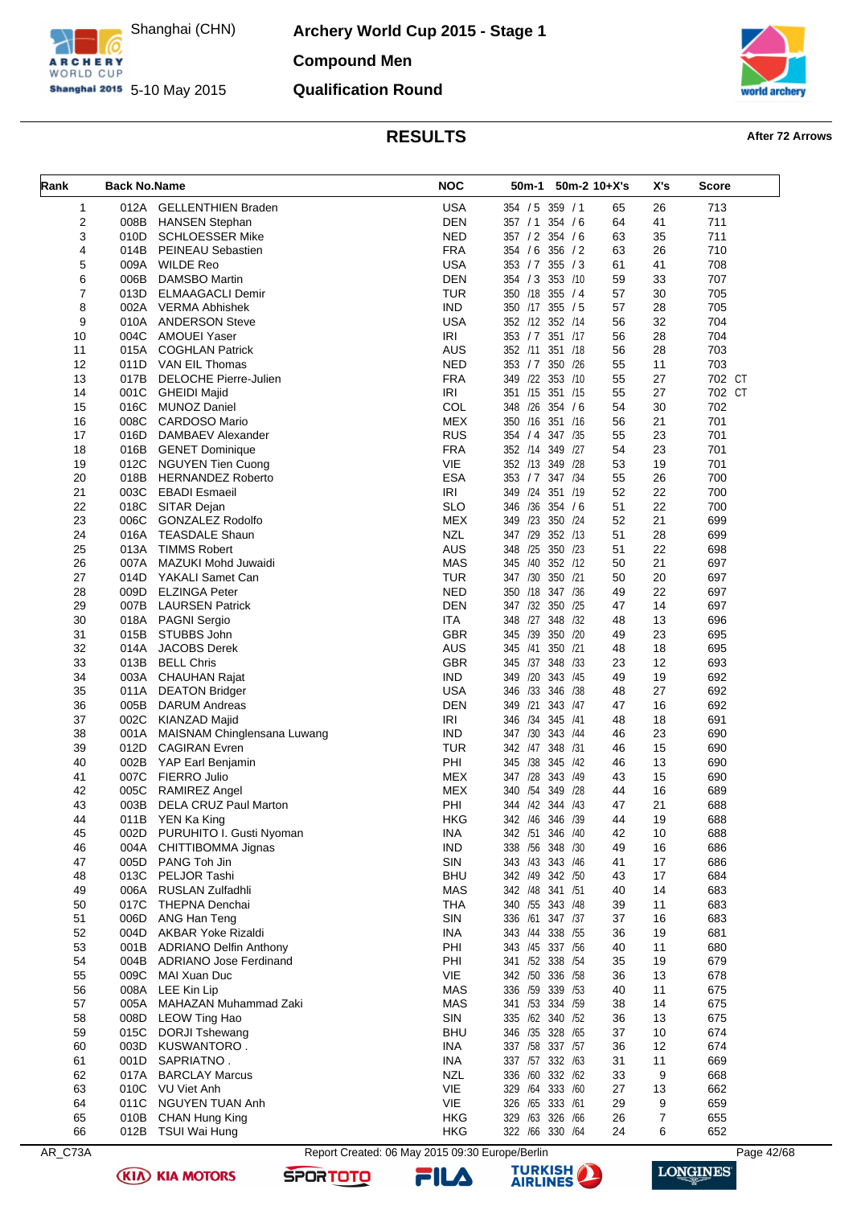# Archery World Cup 2015 - Stage 1

Shanghai (CHN)

5-10 May 2015

**Compound Men**

**Qualification Round**

## RESULTS

**After 72 Arrows**

| Rank | Back No. | Name | NOC | 50m-1 | 50m-2 | 10+X's | X's | Score |
|---|---|---|---|---|---|---|---|---|
| 1 | 012A | GELLENTHIEN Braden | USA | 354 / 5 | 359 / 1 | 65 | 26 | 713 |
| 2 | 008B | HANSEN Stephan | DEN | 357 / 1 | 354 / 6 | 64 | 41 | 711 |
| 3 | 010D | SCHLOESSER Mike | NED | 357 / 2 | 354 / 6 | 63 | 35 | 711 |
| 4 | 014B | PEINEAU Sebastien | FRA | 354 / 6 | 356 / 2 | 63 | 26 | 710 |
| 5 | 009A | WILDE Reo | USA | 353 / 7 | 355 / 3 | 61 | 41 | 708 |
| 6 | 006B | DAMSBO Martin | DEN | 354 / 3 | 353 /10 | 59 | 33 | 707 |
| 7 | 013D | ELMAAGACLI Demir | TUR | 350 /18 | 355 / 4 | 57 | 30 | 705 |
| 8 | 002A | VERMA Abhishek | IND | 350 /17 | 355 / 5 | 57 | 28 | 705 |
| 9 | 010A | ANDERSON Steve | USA | 352 /12 | 352 /14 | 56 | 32 | 704 |
| 10 | 004C | AMOUEI Yaser | IRI | 353 / 7 | 351 /17 | 56 | 28 | 704 |
| 11 | 015A | COGHLAN Patrick | AUS | 352 /11 | 351 /18 | 56 | 28 | 703 |
| 12 | 011D | VAN EIL Thomas | NED | 353 / 7 | 350 /26 | 55 | 11 | 703 |
| 13 | 017B | DELOCHE Pierre-Julien | FRA | 349 /22 | 353 /10 | 55 | 27 | 702 CT |
| 14 | 001C | GHEIDI Majid | IRI | 351 /15 | 351 /15 | 55 | 27 | 702 CT |
| 15 | 016C | MUNOZ Daniel | COL | 348 /26 | 354 / 6 | 54 | 30 | 702 |
| 16 | 008C | CARDOSO Mario | MEX | 350 /16 | 351 /16 | 56 | 21 | 701 |
| 17 | 016D | DAMBAEV Alexander | RUS | 354 / 4 | 347 /35 | 55 | 23 | 701 |
| 18 | 016B | GENET Dominique | FRA | 352 /14 | 349 /27 | 54 | 23 | 701 |
| 19 | 012C | NGUYEN Tien Cuong | VIE | 352 /13 | 349 /28 | 53 | 19 | 701 |
| 20 | 018B | HERNANDEZ Roberto | ESA | 353 / 7 | 347 /34 | 55 | 26 | 700 |
| 21 | 003C | EBADI Esmaeil | IRI | 349 /24 | 351 /19 | 52 | 22 | 700 |
| 22 | 018C | SITAR Dejan | SLO | 346 /36 | 354 / 6 | 51 | 22 | 700 |
| 23 | 006C | GONZALEZ Rodolfo | MEX | 349 /23 | 350 /24 | 52 | 21 | 699 |
| 24 | 016A | TEASDALE Shaun | NZL | 347 /29 | 352 /13 | 51 | 28 | 699 |
| 25 | 013A | TIMMS Robert | AUS | 348 /25 | 350 /23 | 51 | 22 | 698 |
| 26 | 007A | MAZUKI Mohd Juwaidi | MAS | 345 /40 | 352 /12 | 50 | 21 | 697 |
| 27 | 014D | YAKALI Samet Can | TUR | 347 /30 | 350 /21 | 50 | 20 | 697 |
| 28 | 009D | ELZINGA Peter | NED | 350 /18 | 347 /36 | 49 | 22 | 697 |
| 29 | 007B | LAURSEN Patrick | DEN | 347 /32 | 350 /25 | 47 | 14 | 697 |
| 30 | 018A | PAGNI Sergio | ITA | 348 /27 | 348 /32 | 48 | 13 | 696 |
| 31 | 015B | STUBBS John | GBR | 345 /39 | 350 /20 | 49 | 23 | 695 |
| 32 | 014A | JACOBS Derek | AUS | 345 /41 | 350 /21 | 48 | 18 | 695 |
| 33 | 013B | BELL Chris | GBR | 345 /37 | 348 /33 | 23 | 12 | 693 |
| 34 | 003A | CHAUHAN Rajat | IND | 349 /20 | 343 /45 | 49 | 19 | 692 |
| 35 | 011A | DEATON Bridger | USA | 346 /33 | 346 /38 | 48 | 27 | 692 |
| 36 | 005B | DARUM Andreas | DEN | 349 /21 | 343 /47 | 47 | 16 | 692 |
| 37 | 002C | KIANZAD Majid | IRI | 346 /34 | 345 /41 | 48 | 18 | 691 |
| 38 | 001A | MAISNAM Chinglensana Luwang | IND | 347 /30 | 343 /44 | 46 | 23 | 690 |
| 39 | 012D | CAGIRAN Evren | TUR | 342 /47 | 348 /31 | 46 | 15 | 690 |
| 40 | 002B | YAP Earl Benjamin | PHI | 345 /38 | 345 /42 | 46 | 13 | 690 |
| 41 | 007C | FIERRO Julio | MEX | 347 /28 | 343 /49 | 43 | 15 | 690 |
| 42 | 005C | RAMIREZ Angel | MEX | 340 /54 | 349 /28 | 44 | 16 | 689 |
| 43 | 003B | DELA CRUZ Paul Marton | PHI | 344 /42 | 344 /43 | 47 | 21 | 688 |
| 44 | 011B | YEN Ka King | HKG | 342 /46 | 346 /39 | 44 | 19 | 688 |
| 45 | 002D | PURUHITO I. Gusti Nyoman | INA | 342 /51 | 346 /40 | 42 | 10 | 688 |
| 46 | 004A | CHITTIBOMMA Jignas | IND | 338 /56 | 348 /30 | 49 | 16 | 686 |
| 47 | 005D | PANG Toh Jin | SIN | 343 /43 | 343 /46 | 41 | 17 | 686 |
| 48 | 013C | PELJOR Tashi | BHU | 342 /49 | 342 /50 | 43 | 17 | 684 |
| 49 | 006A | RUSLAN Zulfadhli | MAS | 342 /48 | 341 /51 | 40 | 14 | 683 |
| 50 | 017C | THEPNA Denchai | THA | 340 /55 | 343 /48 | 39 | 11 | 683 |
| 51 | 006D | ANG Han Teng | SIN | 336 /61 | 347 /37 | 37 | 16 | 683 |
| 52 | 004D | AKBAR Yoke Rizaldi | INA | 343 /44 | 338 /55 | 36 | 19 | 681 |
| 53 | 001B | ADRIANO Delfin Anthony | PHI | 343 /45 | 337 /56 | 40 | 11 | 680 |
| 54 | 004B | ADRIANO Jose Ferdinand | PHI | 341 /52 | 338 /54 | 35 | 19 | 679 |
| 55 | 009C | MAI Xuan Duc | VIE | 342 /50 | 336 /58 | 36 | 13 | 678 |
| 56 | 008A | LEE Kin Lip | MAS | 336 /59 | 339 /53 | 40 | 11 | 675 |
| 57 | 005A | MAHAZAN Muhammad Zaki | MAS | 341 /53 | 334 /59 | 38 | 14 | 675 |
| 58 | 008D | LEOW Ting Hao | SIN | 335 /62 | 340 /52 | 36 | 13 | 675 |
| 59 | 015C | DORJI Tshewang | BHU | 346 /35 | 328 /65 | 37 | 10 | 674 |
| 60 | 003D | KUSWANTORO . | INA | 337 /58 | 337 /57 | 36 | 12 | 674 |
| 61 | 001D | SAPRIATNO . | INA | 337 /57 | 332 /63 | 31 | 11 | 669 |
| 62 | 017A | BARCLAY Marcus | NZL | 336 /60 | 332 /62 | 33 | 9 | 668 |
| 63 | 010C | VU Viet Anh | VIE | 329 /64 | 333 /60 | 27 | 13 | 662 |
| 64 | 011C | NGUYEN TUAN Anh | VIE | 326 /65 | 333 /61 | 29 | 9 | 659 |
| 65 | 010B | CHAN Hung King | HKG | 329 /63 | 326 /66 | 26 | 7 | 655 |
| 66 | 012B | TSUI Wai Hung | HKG | 322 /66 | 330 /64 | 24 | 6 | 652 |

AR_C73A Report Created: 06 May 2015 09:30 Europe/Berlin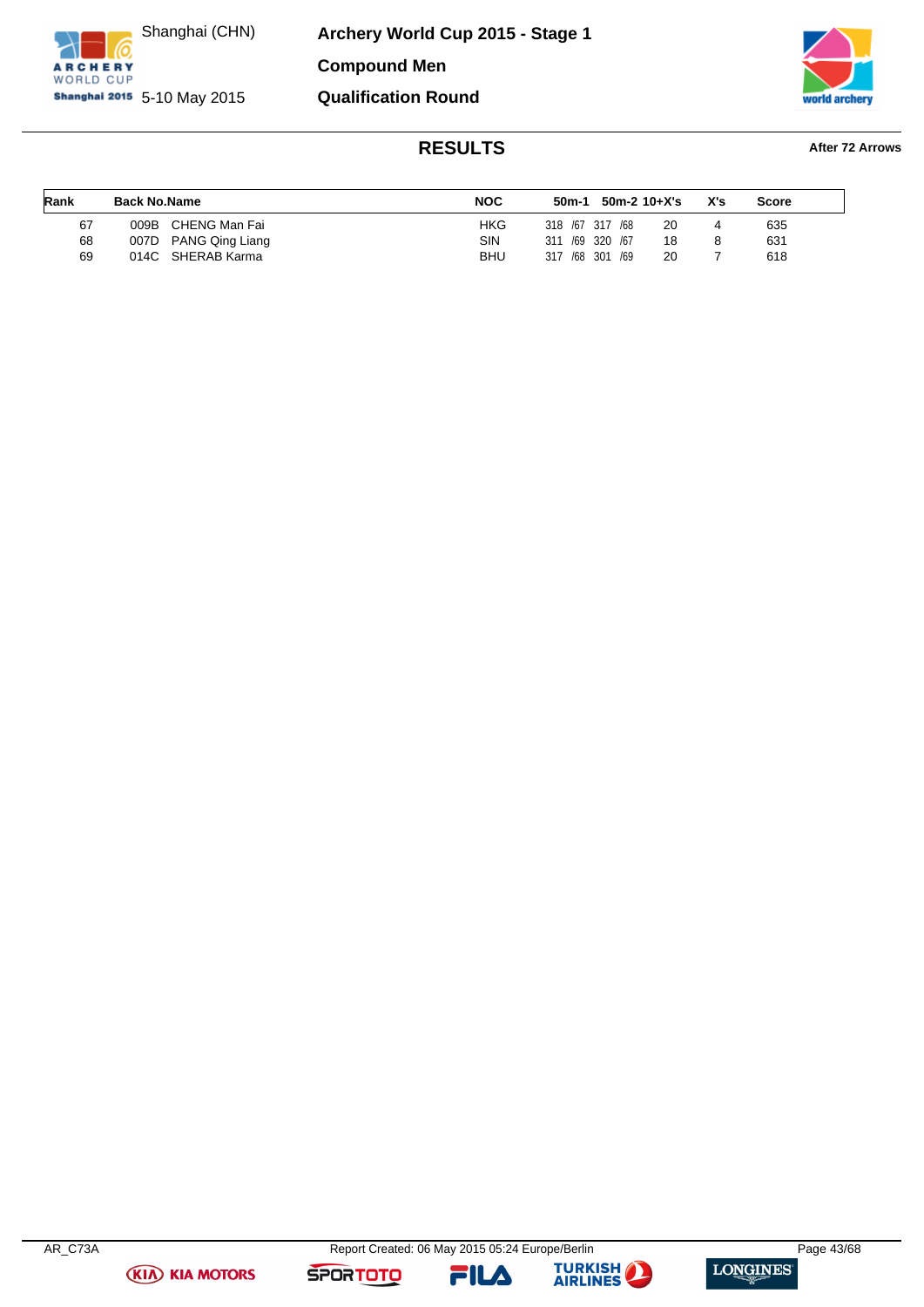# Archery World Cup 2015 - Stage 1

Shanghai (CHN)
5-10 May 2015

**Compound Men**

**Qualification Round**

## RESULTS

**After 72 Arrows**

| Rank | Back No. | Name | NOC | 50m-1 | 50m-2 | 10+X's | X's | Score |
|---|---|---|---|---|---|---|---|---|
| 67 | 009B | CHENG Man Fai | HKG | 318 /67 | 317 /68 | 20 | 4 | 635 |
| 68 | 007D | PANG Qing Liang | SIN | 311 /69 | 320 /67 | 18 | 8 | 631 |
| 69 | 014C | SHERAB Karma | BHU | 317 /68 | 301 /69 | 20 | 7 | 618 |

AR_C73A
Report Created: 06 May 2015 05:24 Europe/Berlin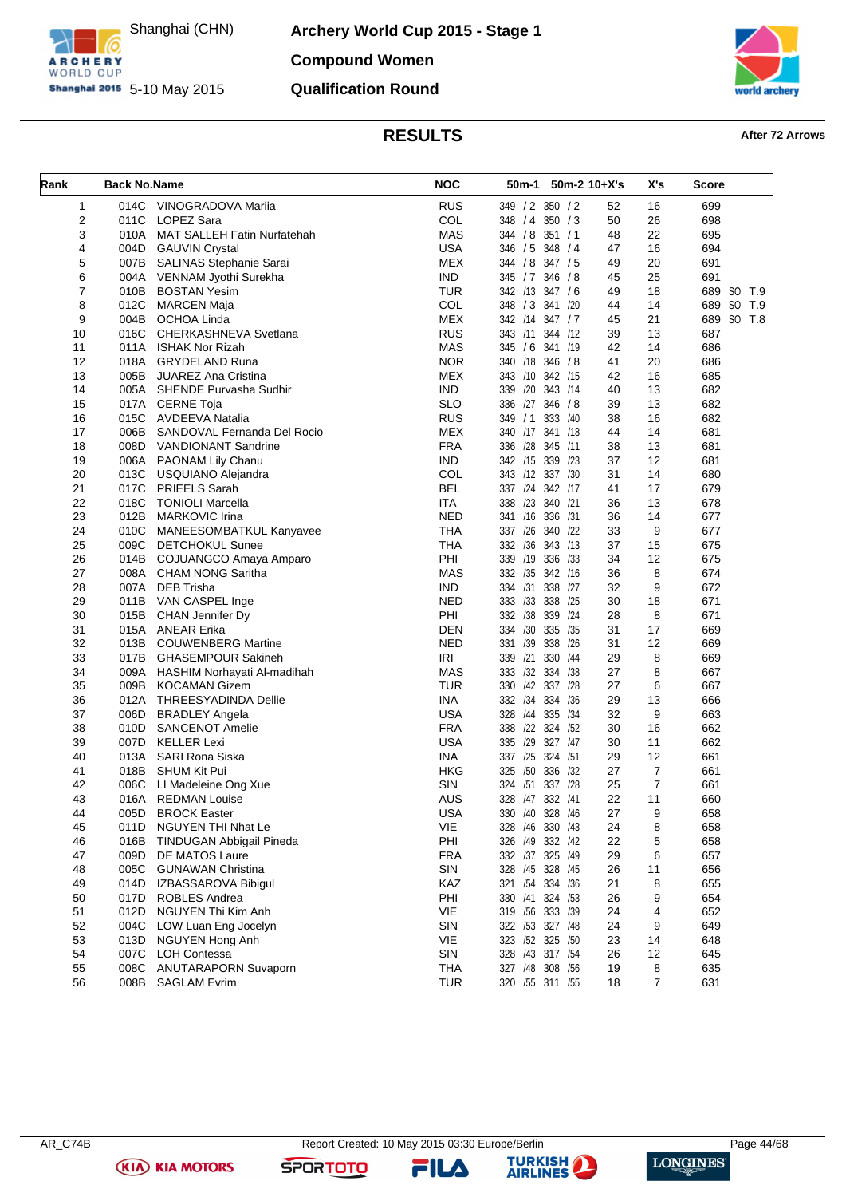# Archery World Cup 2015 - Stage 1

Shanghai (CHN)
5-10 May 2015

## Compound Women

## Qualification Round

## RESULTS

**After 72 Arrows**

| Rank | Back No. | Name | NOC | 50m-1 | 50m-2 | 10+X's | X's | Score |
|---|---|---|---|---|---|---|---|---|
| 1 | 014C | VINOGRADOVA Mariia | RUS | 349 / 2 | 350 / 2 | 52 | 16 | 699 |
| 2 | 011C | LOPEZ Sara | COL | 348 / 4 | 350 / 3 | 50 | 26 | 698 |
| 3 | 010A | MAT SALLEH Fatin Nurfatehah | MAS | 344 / 8 | 351 / 1 | 48 | 22 | 695 |
| 4 | 004D | GAUVIN Crystal | USA | 346 / 5 | 348 / 4 | 47 | 16 | 694 |
| 5 | 007B | SALINAS Stephanie Sarai | MEX | 344 / 8 | 347 / 5 | 49 | 20 | 691 |
| 6 | 004A | VENNAM Jyothi Surekha | IND | 345 / 7 | 346 / 8 | 45 | 25 | 691 |
| 7 | 010B | BOSTAN Yesim | TUR | 342 /13 | 347 / 6 | 49 | 18 | 689 SO T.9 |
| 8 | 012C | MARCEN Maja | COL | 348 / 3 | 341 /20 | 44 | 14 | 689 SO T.9 |
| 9 | 004B | OCHOA Linda | MEX | 342 /14 | 347 / 7 | 45 | 21 | 689 SO T.8 |
| 10 | 016C | CHERKASHNEVA Svetlana | RUS | 343 /11 | 344 /12 | 39 | 13 | 687 |
| 11 | 011A | ISHAK Nor Rizah | MAS | 345 / 6 | 341 /19 | 42 | 14 | 686 |
| 12 | 018A | GRYDELAND Runa | NOR | 340 /18 | 346 / 8 | 41 | 20 | 686 |
| 13 | 005B | JUAREZ Ana Cristina | MEX | 343 /10 | 342 /15 | 42 | 16 | 685 |
| 14 | 005A | SHENDE Purvasha Sudhir | IND | 339 /20 | 343 /14 | 40 | 13 | 682 |
| 15 | 017A | CERNE Toja | SLO | 336 /27 | 346 / 8 | 39 | 13 | 682 |
| 16 | 015C | AVDEEVA Natalia | RUS | 349 / 1 | 333 /40 | 38 | 16 | 682 |
| 17 | 006B | SANDOVAL Fernanda Del Rocio | MEX | 340 /17 | 341 /18 | 44 | 14 | 681 |
| 18 | 008D | VANDIONANT Sandrine | FRA | 336 /28 | 345 /11 | 38 | 13 | 681 |
| 19 | 006A | PAONAM Lily Chanu | IND | 342 /15 | 339 /23 | 37 | 12 | 681 |
| 20 | 013C | USQUIANO Alejandra | COL | 343 /12 | 337 /30 | 31 | 14 | 680 |
| 21 | 017C | PRIEELS Sarah | BEL | 337 /24 | 342 /17 | 41 | 17 | 679 |
| 22 | 018C | TONIOLI Marcella | ITA | 338 /23 | 340 /21 | 36 | 13 | 678 |
| 23 | 012B | MARKOVIC Irina | NED | 341 /16 | 336 /31 | 36 | 14 | 677 |
| 24 | 010C | MANEESOMBATKUL Kanyavee | THA | 337 /26 | 340 /22 | 33 | 9 | 677 |
| 25 | 009C | DETCHOKUL Sunee | THA | 332 /36 | 343 /13 | 37 | 15 | 675 |
| 26 | 014B | COJUANGCO Amaya Amparo | PHI | 339 /19 | 336 /33 | 34 | 12 | 675 |
| 27 | 008A | CHAM NONG Saritha | MAS | 332 /35 | 342 /16 | 36 | 8 | 674 |
| 28 | 007A | DEB Trisha | IND | 334 /31 | 338 /27 | 32 | 9 | 672 |
| 29 | 011B | VAN CASPEL Inge | NED | 333 /33 | 338 /25 | 30 | 18 | 671 |
| 30 | 015B | CHAN Jennifer Dy | PHI | 332 /38 | 339 /24 | 28 | 8 | 671 |
| 31 | 015A | ANEAR Erika | DEN | 334 /30 | 335 /35 | 31 | 17 | 669 |
| 32 | 013B | COUWENBERG Martine | NED | 331 /39 | 338 /26 | 31 | 12 | 669 |
| 33 | 017B | GHASEMPOUR Sakineh | IRI | 339 /21 | 330 /44 | 29 | 8 | 669 |
| 34 | 009A | HASHIM Norhayati Al-madihah | MAS | 333 /32 | 334 /38 | 27 | 8 | 667 |
| 35 | 009B | KOCAMAN Gizem | TUR | 330 /42 | 337 /28 | 27 | 6 | 667 |
| 36 | 012A | THREESYADINDA Dellie | INA | 332 /34 | 334 /36 | 29 | 13 | 666 |
| 37 | 006D | BRADLEY Angela | USA | 328 /44 | 335 /34 | 32 | 9 | 663 |
| 38 | 010D | SANCENOT Amelie | FRA | 338 /22 | 324 /52 | 30 | 16 | 662 |
| 39 | 007D | KELLER Lexi | USA | 335 /29 | 327 /47 | 30 | 11 | 662 |
| 40 | 013A | SARI Rona Siska | INA | 337 /25 | 324 /51 | 29 | 12 | 661 |
| 41 | 018B | SHUM Kit Pui | HKG | 325 /50 | 336 /32 | 27 | 7 | 661 |
| 42 | 006C | LI Madeleine Ong Xue | SIN | 324 /51 | 337 /28 | 25 | 7 | 661 |
| 43 | 016A | REDMAN Louise | AUS | 328 /47 | 332 /41 | 22 | 11 | 660 |
| 44 | 005D | BROCK Easter | USA | 330 /40 | 328 /46 | 27 | 9 | 658 |
| 45 | 011D | NGUYEN THI Nhat Le | VIE | 328 /46 | 330 /43 | 24 | 8 | 658 |
| 46 | 016B | TINDUGAN Abbigail Pineda | PHI | 326 /49 | 332 /42 | 22 | 5 | 658 |
| 47 | 009D | DE MATOS Laure | FRA | 332 /37 | 325 /49 | 29 | 6 | 657 |
| 48 | 005C | GUNAWAN Christina | SIN | 328 /45 | 328 /45 | 26 | 11 | 656 |
| 49 | 014D | IZBASSAROVA Bibigul | KAZ | 321 /54 | 334 /36 | 21 | 8 | 655 |
| 50 | 017D | ROBLES Andrea | PHI | 330 /41 | 324 /53 | 26 | 9 | 654 |
| 51 | 012D | NGUYEN Thi Kim Anh | VIE | 319 /56 | 333 /39 | 24 | 4 | 652 |
| 52 | 004C | LOW Luan Eng Jocelyn | SIN | 322 /53 | 327 /48 | 24 | 9 | 649 |
| 53 | 013D | NGUYEN Hong Anh | VIE | 323 /52 | 325 /50 | 23 | 14 | 648 |
| 54 | 007C | LOH Contessa | SIN | 328 /43 | 317 /54 | 26 | 12 | 645 |
| 55 | 008C | ANUTARAPORN Suvaporn | THA | 327 /48 | 308 /56 | 19 | 8 | 635 |
| 56 | 008B | SAGLAM Evrim | TUR | 320 /55 | 311 /55 | 18 | 7 | 631 |

AR_C74B Report Created: 10 May 2015 03:30 Europe/Berlin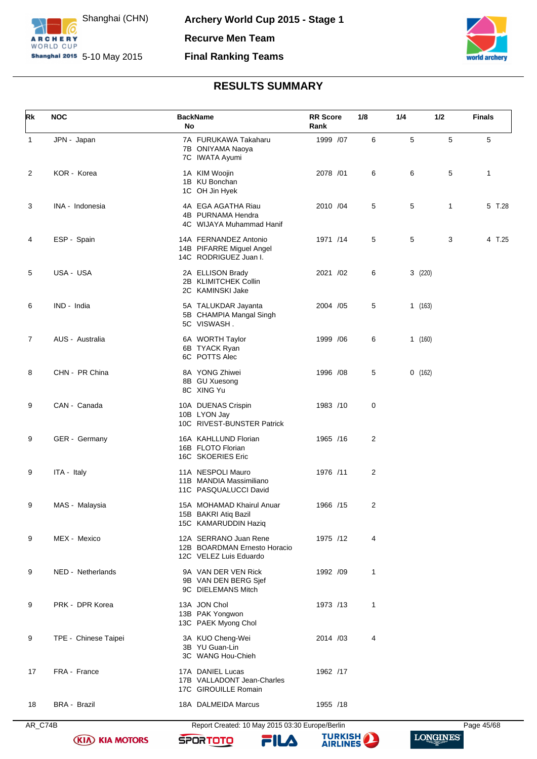Shanghai (CHN) 5-10 May 2015

# Archery World Cup 2015 - Stage 1

## Recurve Men Team

## Final Ranking Teams

### RESULTS SUMMARY

| Rk | NOC | BackName No | RR Score Rank | 1/8 | 1/4 | 1/2 | Finals |
|---|---|---|---|---|---|---|---|
| 1 | JPN - Japan | 7A FURUKAWA Takaharu<br>7B ONIYAMA Naoya<br>7C IWATA Ayumi | 1999 /07 | 6 | 5 | 5 | 5 |
| 2 | KOR - Korea | 1A KIM Woojin<br>1B KU Bonchan<br>1C OH Jin Hyek | 2078 /01 | 6 | 6 | 5 | 1 |
| 3 | INA - Indonesia | 4A EGA AGATHA Riau<br>4B PURNAMA Hendra<br>4C WIJAYA Muhammad Hanif | 2010 /04 | 5 | 5 | 1 | 5 T.28 |
| 4 | ESP - Spain | 14A FERNANDEZ Antonio<br>14B PIFARRE Miguel Angel<br>14C RODRIGUEZ Juan I. | 1971 /14 | 5 | 5 | 3 | 4 T.25 |
| 5 | USA - USA | 2A ELLISON Brady<br>2B KLIMITCHEK Collin<br>2C KAMINSKI Jake | 2021 /02 | 6 | 3 (220) | | |
| 6 | IND - India | 5A TALUKDAR Jayanta<br>5B CHAMPIA Mangal Singh<br>5C VISWASH . | 2004 /05 | 5 | 1 (163) | | |
| 7 | AUS - Australia | 6A WORTH Taylor<br>6B TYACK Ryan<br>6C POTTS Alec | 1999 /06 | 6 | 1 (160) | | |
| 8 | CHN - PR China | 8A YONG Zhiwei<br>8B GU Xuesong<br>8C XING Yu | 1996 /08 | 5 | 0 (162) | | |
| 9 | CAN - Canada | 10A DUENAS Crispin<br>10B LYON Jay<br>10C RIVEST-BUNSTER Patrick | 1983 /10 | 0 | | | |
| 9 | GER - Germany | 16A KAHLLUND Florian<br>16B FLOTO Florian<br>16C SKOERIES Eric | 1965 /16 | 2 | | | |
| 9 | ITA - Italy | 11A NESPOLI Mauro<br>11B MANDIA Massimiliano<br>11C PASQUALUCCI David | 1976 /11 | 2 | | | |
| 9 | MAS - Malaysia | 15A MOHAMAD Khairul Anuar<br>15B BAKRI Atiq Bazil<br>15C KAMARUDDIN Haziq | 1966 /15 | 2 | | | |
| 9 | MEX - Mexico | 12A SERRANO Juan Rene<br>12B BOARDMAN Ernesto Horacio<br>12C VELEZ Luis Eduardo | 1975 /12 | 4 | | | |
| 9 | NED - Netherlands | 9A VAN DER VEN Rick<br>9B VAN DEN BERG Sjef<br>9C DIELEMANS Mitch | 1992 /09 | 1 | | | |
| 9 | PRK - DPR Korea | 13A JON Chol<br>13B PAK Yongwon<br>13C PAEK Myong Chol | 1973 /13 | 1 | | | |
| 9 | TPE - Chinese Taipei | 3A KUO Cheng-Wei<br>3B YU Guan-Lin<br>3C WANG Hou-Chieh | 2014 /03 | 4 | | | |
| 17 | FRA - France | 17A DANIEL Lucas<br>17B VALLADONT Jean-Charles<br>17C GIROUILLE Romain | 1962 /17 | | | | |
| 18 | BRA - Brazil | 18A DALMEIDA Marcus | 1955 /18 | | | | |

AR_C74B Report Created: 10 May 2015 03:30 Europe/Berlin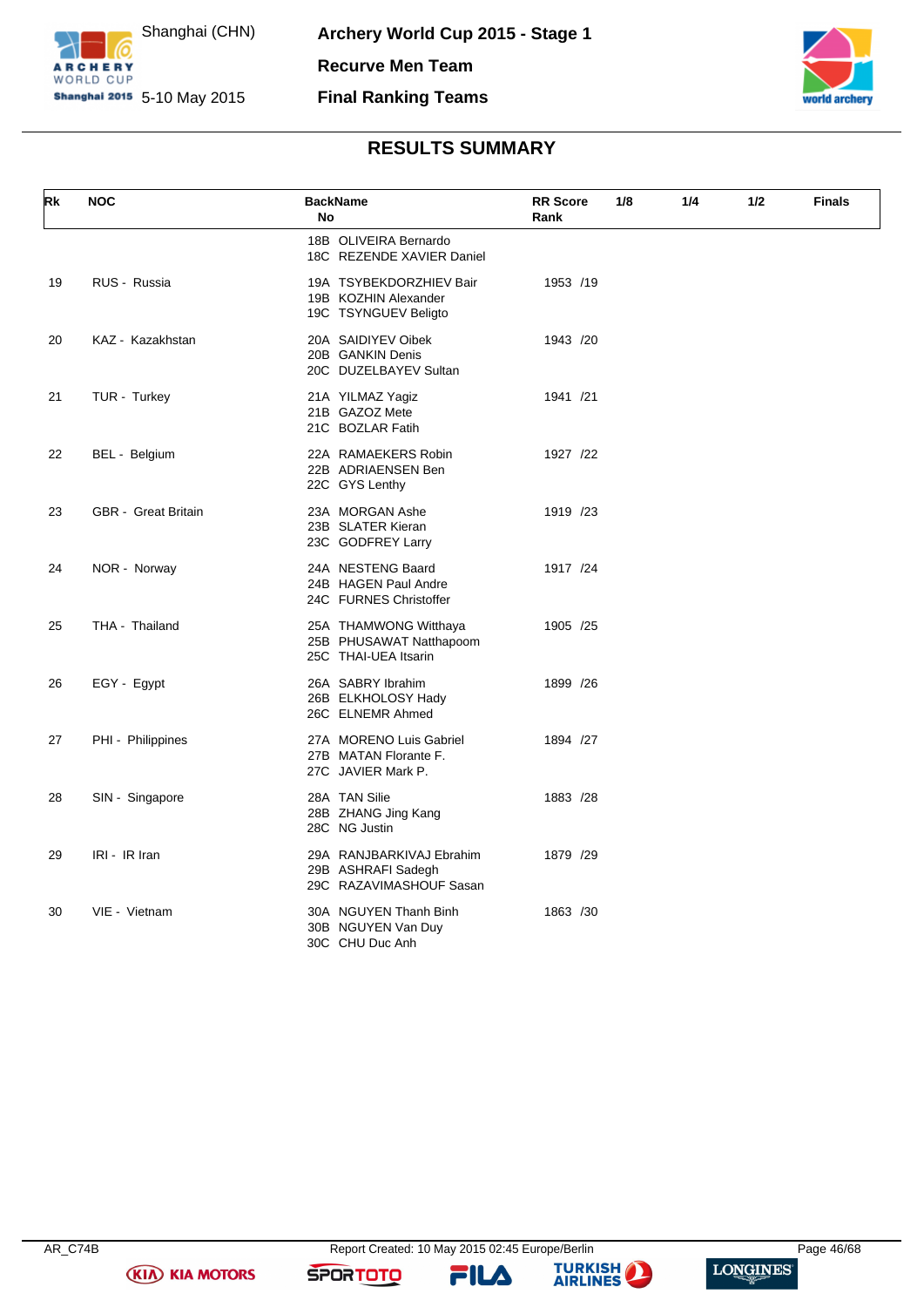# Archery World Cup 2015 - Stage 1

Shanghai (CHN) 5-10 May 2015

## Recurve Men Team

## Final Ranking Teams

## RESULTS SUMMARY

| Rk | NOC | BackName No | RR Score Rank | 1/8 | 1/4 | 1/2 | Finals |
|---|---|---|---|---|---|---|---|
| | | 18B OLIVEIRA Bernardo<br>18C REZENDE XAVIER Daniel | | | | | |
| 19 | RUS - Russia | 19A TSYBEKDORZHIEV Bair<br>19B KOZHIN Alexander<br>19C TSYNGUEV Beligto | 1953 /19 | | | | |
| 20 | KAZ - Kazakhstan | 20A SAIDIYEV Oibek<br>20B GANKIN Denis<br>20C DUZELBAYEV Sultan | 1943 /20 | | | | |
| 21 | TUR - Turkey | 21A YILMAZ Yagiz<br>21B GAZOZ Mete<br>21C BOZLAR Fatih | 1941 /21 | | | | |
| 22 | BEL - Belgium | 22A RAMAEKERS Robin<br>22B ADRIAENSEN Ben<br>22C GYS Lenthy | 1927 /22 | | | | |
| 23 | GBR - Great Britain | 23A MORGAN Ashe<br>23B SLATER Kieran<br>23C GODFREY Larry | 1919 /23 | | | | |
| 24 | NOR - Norway | 24A NESTENG Baard<br>24B HAGEN Paul Andre<br>24C FURNES Christoffer | 1917 /24 | | | | |
| 25 | THA - Thailand | 25A THAMWONG Witthaya<br>25B PHUSAWAT Natthapoom<br>25C THAI-UEA Itsarin | 1905 /25 | | | | |
| 26 | EGY - Egypt | 26A SABRY Ibrahim<br>26B ELKHOLOSY Hady<br>26C ELNEMR Ahmed | 1899 /26 | | | | |
| 27 | PHI - Philippines | 27A MORENO Luis Gabriel<br>27B MATAN Florante F.<br>27C JAVIER Mark P. | 1894 /27 | | | | |
| 28 | SIN - Singapore | 28A TAN Silie<br>28B ZHANG Jing Kang<br>28C NG Justin | 1883 /28 | | | | |
| 29 | IRI - IR Iran | 29A RANJBARKIVAJ Ebrahim<br>29B ASHRAFI Sadegh<br>29C RAZAVIMASHOUF Sasan | 1879 /29 | | | | |
| 30 | VIE - Vietnam | 30A NGUYEN Thanh Binh<br>30B NGUYEN Van Duy<br>30C CHU Duc Anh | 1863 /30 | | | | |

AR_C74B

Report Created: 10 May 2015 02:45 Europe/Berlin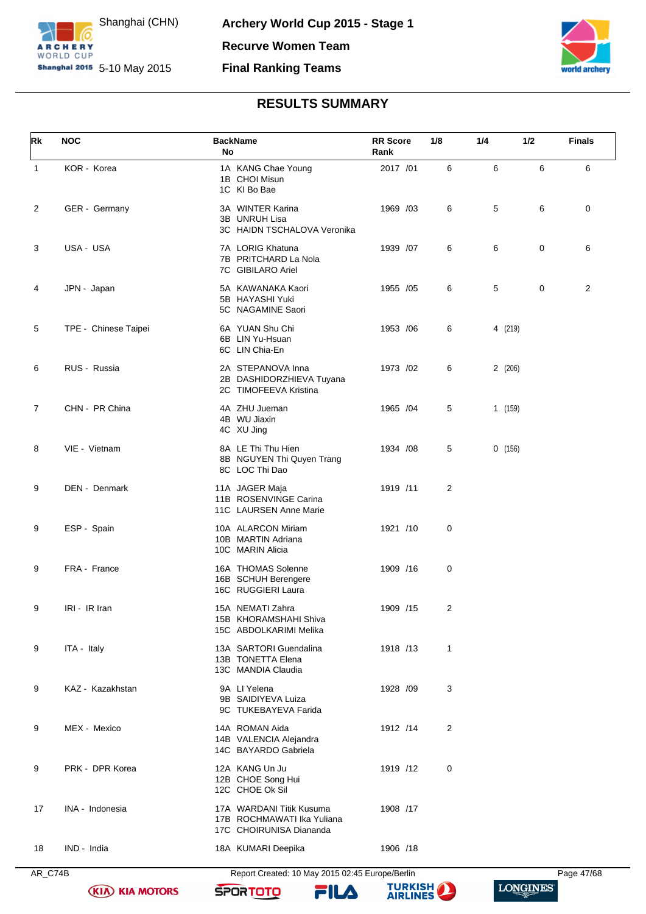# Archery World Cup 2015 - Stage 1

Shanghai (CHN)
5-10 May 2015

**Recurve Women Team**

**Final Ranking Teams**

## RESULTS SUMMARY

| Rk | NOC | Back No | Name | RR Score | RR Rank | 1/8 | 1/4 | 1/2 | Finals |
|---|---|---|---|---|---|---|---|---|---|
| 1 | KOR - Korea | 1A<br>1B<br>1C | KANG Chae Young<br>CHOI Misun<br>KI Bo Bae | 2017 | /01 | 6 | 6 | 6 | 6 |
| 2 | GER - Germany | 3A<br>3B<br>3C | WINTER Karina<br>UNRUH Lisa<br>HAIDN TSCHALOVA Veronika | 1969 | /03 | 6 | 5 | 6 | 0 |
| 3 | USA - USA | 7A<br>7B<br>7C | LORIG Khatuna<br>PRITCHARD La Nola<br>GIBILARO Ariel | 1939 | /07 | 6 | 6 | 0 | 6 |
| 4 | JPN - Japan | 5A<br>5B<br>5C | KAWANAKA Kaori<br>HAYASHI Yuki<br>NAGAMINE Saori | 1955 | /05 | 6 | 5 | 0 | 2 |
| 5 | TPE - Chinese Taipei | 6A<br>6B<br>6C | YUAN Shu Chi<br>LIN Yu-Hsuan<br>LIN Chia-En | 1953 | /06 | 6 | 4 (219) | | |
| 6 | RUS - Russia | 2A<br>2B<br>2C | STEPANOVA Inna<br>DASHIDORZHIEVA Tuyana<br>TIMOFEEVA Kristina | 1973 | /02 | 6 | 2 (206) | | |
| 7 | CHN - PR China | 4A<br>4B<br>4C | ZHU Jueman<br>WU Jiaxin<br>XU Jing | 1965 | /04 | 5 | 1 (159) | | |
| 8 | VIE - Vietnam | 8A<br>8B<br>8C | LE Thi Thu Hien<br>NGUYEN Thi Quyen Trang<br>LOC Thi Dao | 1934 | /08 | 5 | 0 (156) | | |
| 9 | DEN - Denmark | 11A<br>11B<br>11C | JAGER Maja<br>ROSENVINGE Carina<br>LAURSEN Anne Marie | 1919 | /11 | 2 | | | |
| 9 | ESP - Spain | 10A<br>10B<br>10C | ALARCON Miriam<br>MARTIN Adriana<br>MARIN Alicia | 1921 | /10 | 0 | | | |
| 9 | FRA - France | 16A<br>16B<br>16C | THOMAS Solenne<br>SCHUH Berengere<br>RUGGIERI Laura | 1909 | /16 | 0 | | | |
| 9 | IRI - IR Iran | 15A<br>15B<br>15C | NEMATI Zahra<br>KHORAMSHAHI Shiva<br>ABDOLKARIMI Melika | 1909 | /15 | 2 | | | |
| 9 | ITA - Italy | 13A<br>13B<br>13C | SARTORI Guendalina<br>TONETTA Elena<br>MANDIA Claudia | 1918 | /13 | 1 | | | |
| 9 | KAZ - Kazakhstan | 9A<br>9B<br>9C | LI Yelena<br>SAIDIYEVA Luiza<br>TUKEBAYEVA Farida | 1928 | /09 | 3 | | | |
| 9 | MEX - Mexico | 14A<br>14B<br>14C | ROMAN Aida<br>VALENCIA Alejandra<br>BAYARDO Gabriela | 1912 | /14 | 2 | | | |
| 9 | PRK - DPR Korea | 12A<br>12B<br>12C | KANG Un Ju<br>CHOE Song Hui<br>CHOE Ok Sil | 1919 | /12 | 0 | | | |
| 17 | INA - Indonesia | 17A<br>17B<br>17C | WARDANI Titik Kusuma<br>ROCHMAWATI Ika Yuliana<br>CHOIRUNISA Diananda | 1908 | /17 | | | | |
| 18 | IND - India | 18A | KUMARI Deepika | 1906 | /18 | | | | |

AR_C74B Report Created: 10 May 2015 02:45 Europe/Berlin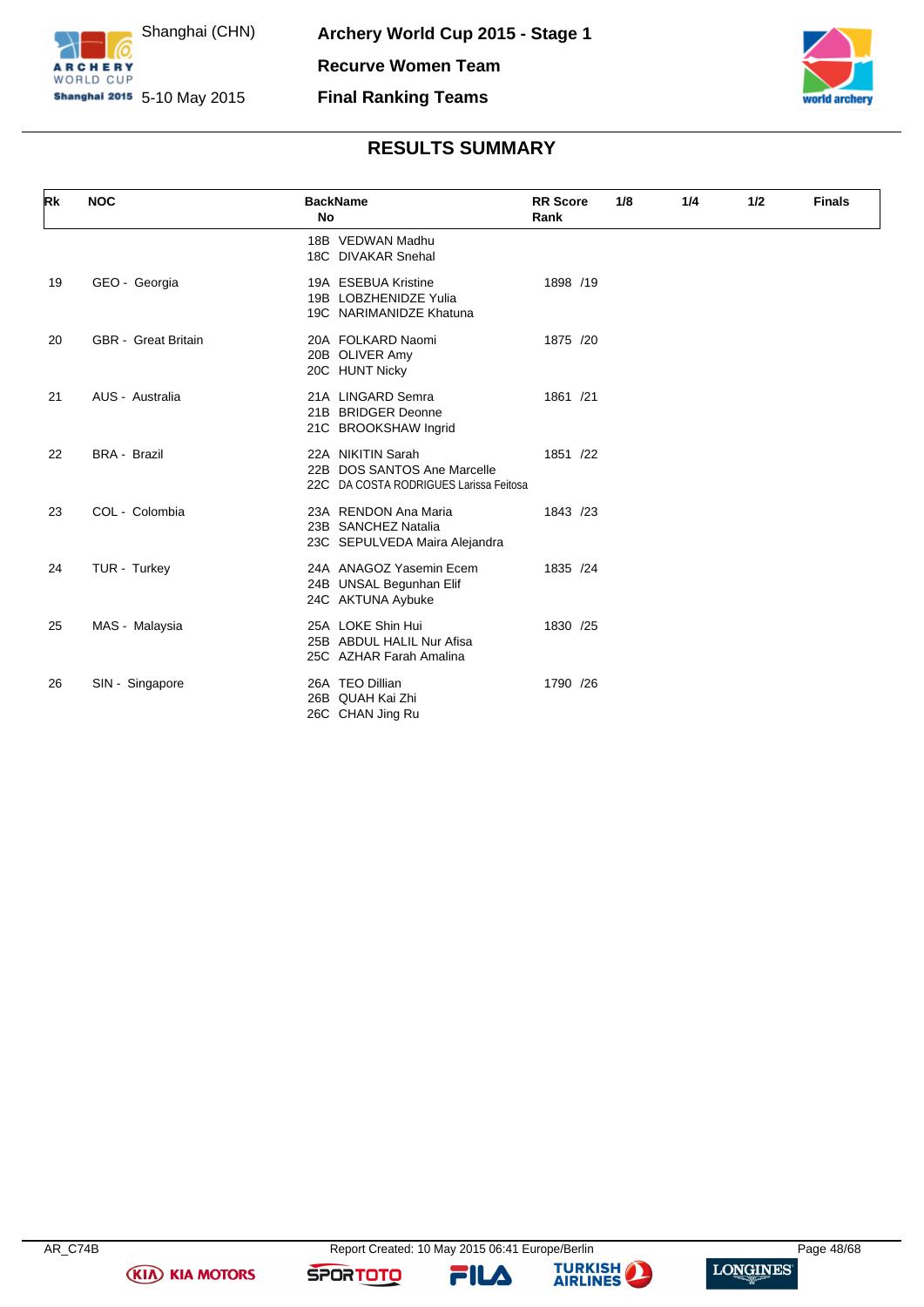# RESULTS SUMMARY

| Rk | NOC | BackName No | RR Score Rank | 1/8 | 1/4 | 1/2 | Finals |
|---|---|---|---|---|---|---|---|
| | | 18B VEDWAN Madhu<br>18C DIVAKAR Snehal | | | | | |
| 19 | GEO - Georgia | 19A ESEBUA Kristine<br>19B LOBZHENIDZE Yulia<br>19C NARIMANIDZE Khatuna | 1898 /19 | | | | |
| 20 | GBR - Great Britain | 20A FOLKARD Naomi<br>20B OLIVER Amy<br>20C HUNT Nicky | 1875 /20 | | | | |
| 21 | AUS - Australia | 21A LINGARD Semra<br>21B BRIDGER Deonne<br>21C BROOKSHAW Ingrid | 1861 /21 | | | | |
| 22 | BRA - Brazil | 22A NIKITIN Sarah<br>22B DOS SANTOS Ane Marcelle<br>22C DA COSTA RODRIGUES Larissa Feitosa | 1851 /22 | | | | |
| 23 | COL - Colombia | 23A RENDON Ana Maria<br>23B SANCHEZ Natalia<br>23C SEPULVEDA Maira Alejandra | 1843 /23 | | | | |
| 24 | TUR - Turkey | 24A ANAGOZ Yasemin Ecem<br>24B UNSAL Begunhan Elif<br>24C AKTUNA Aybuke | 1835 /24 | | | | |
| 25 | MAS - Malaysia | 25A LOKE Shin Hui<br>25B ABDUL HALIL Nur Afisa<br>25C AZHAR Farah Amalina | 1830 /25 | | | | |
| 26 | SIN - Singapore | 26A TEO Dillian<br>26B QUAH Kai Zhi<br>26C CHAN Jing Ru | 1790 /26 | | | | |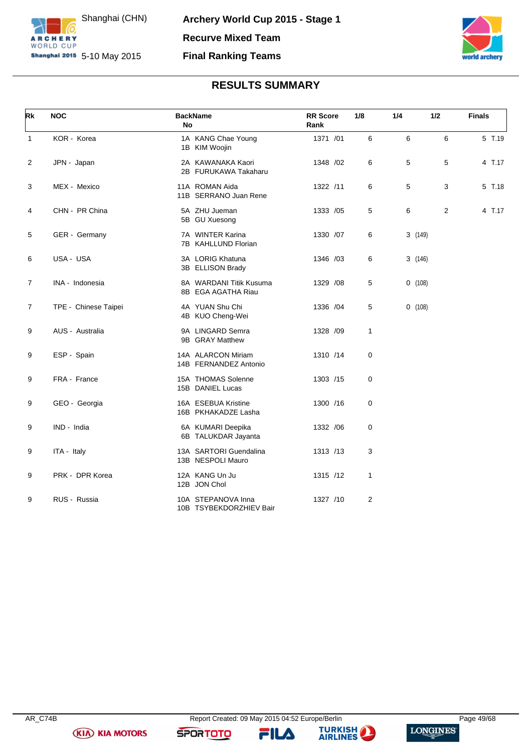# Archery World Cup 2015 - Stage 1

Shanghai (CHN) 5-10 May 2015

## Recurve Mixed Team

## Final Ranking Teams

### RESULTS SUMMARY

| Rk | NOC | Back No | Name | RR Score | Rank | 1/8 | 1/4 | 1/2 | Finals |
|---|---|---|---|---|---|---|---|---|---|
| 1 | KOR - Korea | 1A<br>1B | KANG Chae Young<br>KIM Woojin | 1371 | /01 | 6 | 6 | 6 | 5 T.19 |
| 2 | JPN - Japan | 2A<br>2B | KAWANAKA Kaori<br>FURUKAWA Takaharu | 1348 | /02 | 6 | 5 | 5 | 4 T.17 |
| 3 | MEX - Mexico | 11A<br>11B | ROMAN Aida<br>SERRANO Juan Rene | 1322 | /11 | 6 | 5 | 3 | 5 T.18 |
| 4 | CHN - PR China | 5A<br>5B | ZHU Jueman<br>GU Xuesong | 1333 | /05 | 5 | 6 | 2 | 4 T.17 |
| 5 | GER - Germany | 7A<br>7B | WINTER Karina<br>KAHLLUND Florian | 1330 | /07 | 6 | 3 (149) | | |
| 6 | USA - USA | 3A<br>3B | LORIG Khatuna<br>ELLISON Brady | 1346 | /03 | 6 | 3 (146) | | |
| 7 | INA - Indonesia | 8A<br>8B | WARDANI Titik Kusuma<br>EGA AGATHA Riau | 1329 | /08 | 5 | 0 (108) | | |
| 7 | TPE - Chinese Taipei | 4A<br>4B | YUAN Shu Chi<br>KUO Cheng-Wei | 1336 | /04 | 5 | 0 (108) | | |
| 9 | AUS - Australia | 9A<br>9B | LINGARD Semra<br>GRAY Matthew | 1328 | /09 | 1 | | | |
| 9 | ESP - Spain | 14A<br>14B | ALARCON Miriam<br>FERNANDEZ Antonio | 1310 | /14 | 0 | | | |
| 9 | FRA - France | 15A<br>15B | THOMAS Solenne<br>DANIEL Lucas | 1303 | /15 | 0 | | | |
| 9 | GEO - Georgia | 16A<br>16B | ESEBUA Kristine<br>PKHAKADZE Lasha | 1300 | /16 | 0 | | | |
| 9 | IND - India | 6A<br>6B | KUMARI Deepika<br>TALUKDAR Jayanta | 1332 | /06 | 0 | | | |
| 9 | ITA - Italy | 13A<br>13B | SARTORI Guendalina<br>NESPOLI Mauro | 1313 | /13 | 3 | | | |
| 9 | PRK - DPR Korea | 12A<br>12B | KANG Un Ju<br>JON Chol | 1315 | /12 | 1 | | | |
| 9 | RUS - Russia | 10A<br>10B | STEPANOVA Inna<br>TSYBEKDORZHIEV Bair | 1327 | /10 | 2 | | | |

AR_C74B Report Created: 09 May 2015 04:52 Europe/Berlin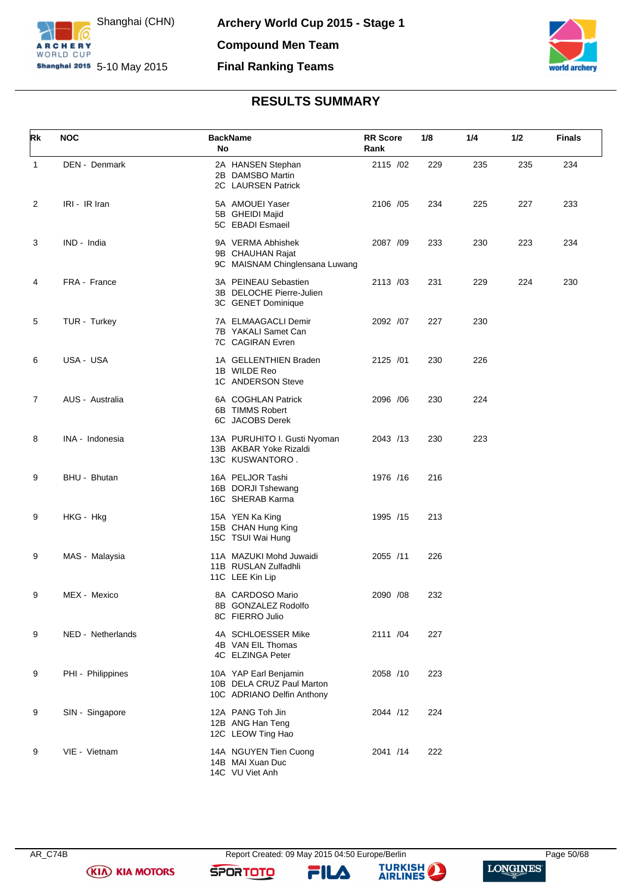Shanghai (CHN)
5-10 May 2015

# Archery World Cup 2015 - Stage 1

## Compound Men Team

## Final Ranking Teams

### RESULTS SUMMARY

| Rk | NOC | BackName No | RR Score Rank | 1/8 | 1/4 | 1/2 | Finals |
|---|---|---|---|---|---|---|---|
| 1 | DEN - Denmark | 2A HANSEN Stephan<br>2B DAMSBO Martin<br>2C LAURSEN Patrick | 2115 /02 | 229 | 235 | 235 | 234 |
| 2 | IRI - IR Iran | 5A AMOUEI Yaser<br>5B GHEIDI Majid<br>5C EBADI Esmaeil | 2106 /05 | 234 | 225 | 227 | 233 |
| 3 | IND - India | 9A VERMA Abhishek<br>9B CHAUHAN Rajat<br>9C MAISNAM Chinglensana Luwang | 2087 /09 | 233 | 230 | 223 | 234 |
| 4 | FRA - France | 3A PEINEAU Sebastien<br>3B DELOCHE Pierre-Julien<br>3C GENET Dominique | 2113 /03 | 231 | 229 | 224 | 230 |
| 5 | TUR - Turkey | 7A ELMAAGACLI Demir<br>7B YAKALI Samet Can<br>7C CAGIRAN Evren | 2092 /07 | 227 | 230 | | |
| 6 | USA - USA | 1A GELLENTHIEN Braden<br>1B WILDE Reo<br>1C ANDERSON Steve | 2125 /01 | 230 | 226 | | |
| 7 | AUS - Australia | 6A COGHLAN Patrick<br>6B TIMMS Robert<br>6C JACOBS Derek | 2096 /06 | 230 | 224 | | |
| 8 | INA - Indonesia | 13A PURUHITO I. Gusti Nyoman<br>13B AKBAR Yoke Rizaldi<br>13C KUSWANTORO . | 2043 /13 | 230 | 223 | | |
| 9 | BHU - Bhutan | 16A PELJOR Tashi<br>16B DORJI Tshewang<br>16C SHERAB Karma | 1976 /16 | 216 | | | |
| 9 | HKG - Hkg | 15A YEN Ka King<br>15B CHAN Hung King<br>15C TSUI Wai Hung | 1995 /15 | 213 | | | |
| 9 | MAS - Malaysia | 11A MAZUKI Mohd Juwaidi<br>11B RUSLAN Zulfadhli<br>11C LEE Kin Lip | 2055 /11 | 226 | | | |
| 9 | MEX - Mexico | 8A CARDOSO Mario<br>8B GONZALEZ Rodolfo<br>8C FIERRO Julio | 2090 /08 | 232 | | | |
| 9 | NED - Netherlands | 4A SCHLOESSER Mike<br>4B VAN EIL Thomas<br>4C ELZINGA Peter | 2111 /04 | 227 | | | |
| 9 | PHI - Philippines | 10A YAP Earl Benjamin<br>10B DELA CRUZ Paul Marton<br>10C ADRIANO Delfin Anthony | 2058 /10 | 223 | | | |
| 9 | SIN - Singapore | 12A PANG Toh Jin<br>12B ANG Han Teng<br>12C LEOW Ting Hao | 2044 /12 | 224 | | | |
| 9 | VIE - Vietnam | 14A NGUYEN Tien Cuong<br>14B MAI Xuan Duc<br>14C VU Viet Anh | 2041 /14 | 222 | | | |

AR_C74B    Report Created: 09 May 2015 04:50 Europe/Berlin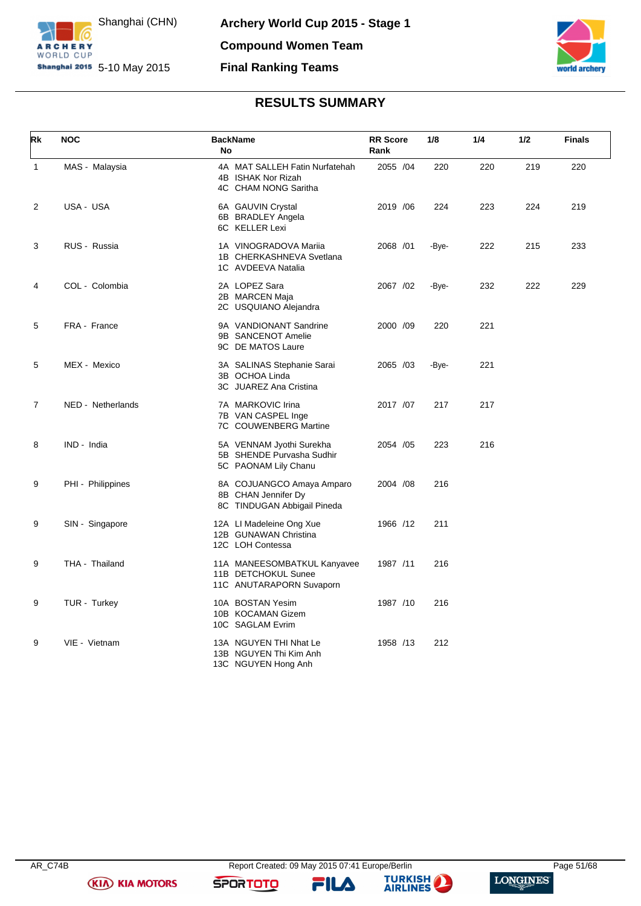# Archery World Cup 2015 - Stage 1

Shanghai (CHN) 5-10 May 2015

## Compound Women Team

## Final Ranking Teams

## RESULTS SUMMARY

| Rk | NOC | Back No | Name | RR Score | Rank | 1/8 | 1/4 | 1/2 | Finals |
|---|---|---|---|---|---|---|---|---|---|
| 1 | MAS - Malaysia | 4A<br>4B<br>4C | MAT SALLEH Fatin Nurfatehah<br>ISHAK Nor Rizah<br>CHAM NONG Saritha | 2055 | /04 | 220 | 220 | 219 | 220 |
| 2 | USA - USA | 6A<br>6B<br>6C | GAUVIN Crystal<br>BRADLEY Angela<br>KELLER Lexi | 2019 | /06 | 224 | 223 | 224 | 219 |
| 3 | RUS - Russia | 1A<br>1B<br>1C | VINOGRADOVA Mariia<br>CHERKASHNEVA Svetlana<br>AVDEEVA Natalia | 2068 | /01 | -Bye- | 222 | 215 | 233 |
| 4 | COL - Colombia | 2A<br>2B<br>2C | LOPEZ Sara<br>MARCEN Maja<br>USQUIANO Alejandra | 2067 | /02 | -Bye- | 232 | 222 | 229 |
| 5 | FRA - France | 9A<br>9B<br>9C | VANDIONANT Sandrine<br>SANCENOT Amelie<br>DE MATOS Laure | 2000 | /09 | 220 | 221 | | |
| 5 | MEX - Mexico | 3A<br>3B<br>3C | SALINAS Stephanie Sarai<br>OCHOA Linda<br>JUAREZ Ana Cristina | 2065 | /03 | -Bye- | 221 | | |
| 7 | NED - Netherlands | 7A<br>7B<br>7C | MARKOVIC Irina<br>VAN CASPEL Inge<br>COUWENBERG Martine | 2017 | /07 | 217 | 217 | | |
| 8 | IND - India | 5A<br>5B<br>5C | VENNAM Jyothi Surekha<br>SHENDE Purvasha Sudhir<br>PAONAM Lily Chanu | 2054 | /05 | 223 | 216 | | |
| 9 | PHI - Philippines | 8A<br>8B<br>8C | COJUANGCO Amaya Amparo<br>CHAN Jennifer Dy<br>TINDUGAN Abbigail Pineda | 2004 | /08 | 216 | | | |
| 9 | SIN - Singapore | 12A<br>12B<br>12C | LI Madeleine Ong Xue<br>GUNAWAN Christina<br>LOH Contessa | 1966 | /12 | 211 | | | |
| 9 | THA - Thailand | 11A<br>11B<br>11C | MANEESOMBATKUL Kanyavee<br>DETCHOKUL Sunee<br>ANUTARAPORN Suvaporn | 1987 | /11 | 216 | | | |
| 9 | TUR - Turkey | 10A<br>10B<br>10C | BOSTAN Yesim<br>KOCAMAN Gizem<br>SAGLAM Evrim | 1987 | /10 | 216 | | | |
| 9 | VIE - Vietnam | 13A<br>13B<br>13C | NGUYEN THI Nhat Le<br>NGUYEN Thi Kim Anh<br>NGUYEN Hong Anh | 1958 | /13 | 212 | | | |

AR_C74B Report Created: 09 May 2015 07:41 Europe/Berlin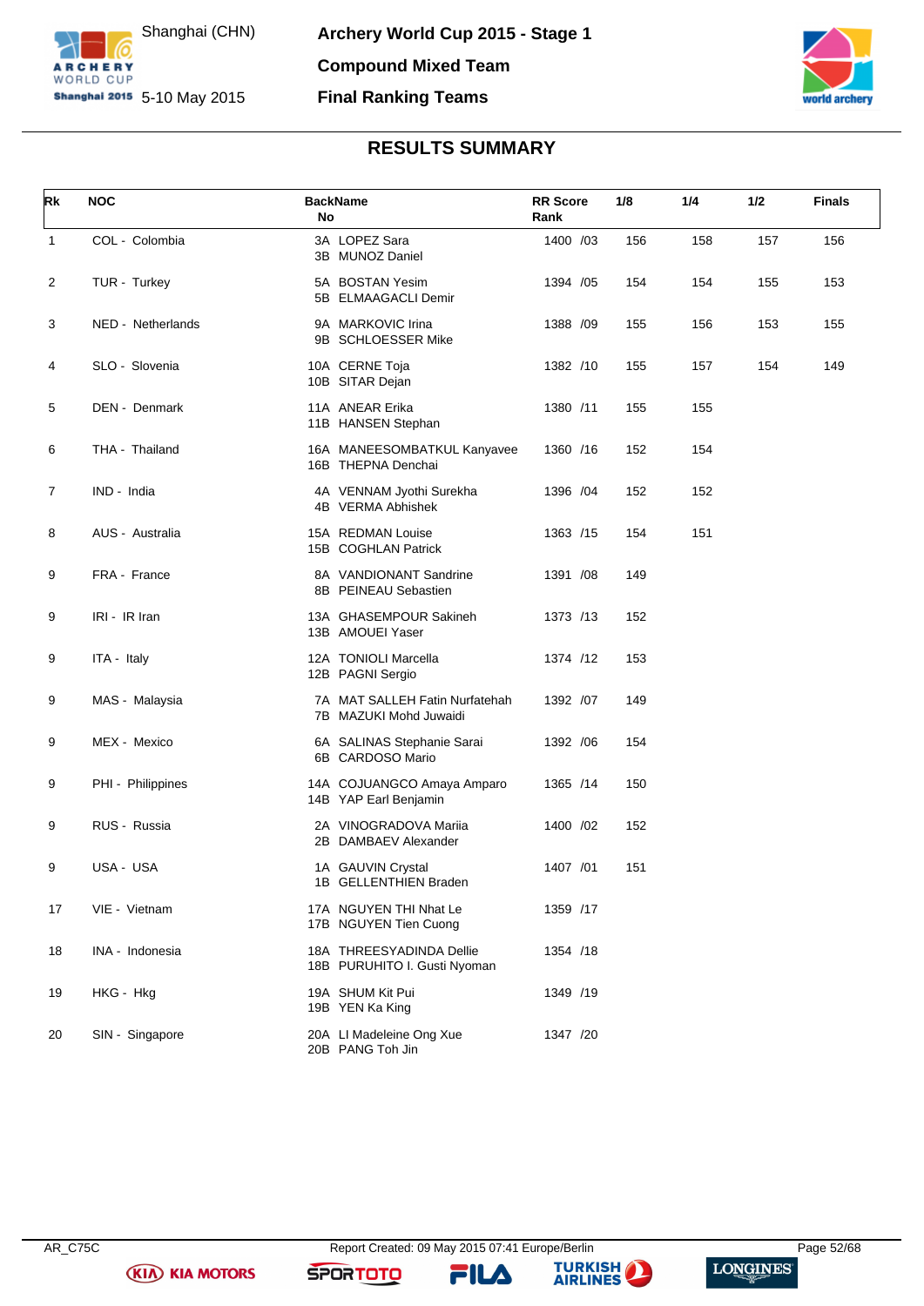Shanghai (CHN)

5-10 May 2015

**Archery World Cup 2015 - Stage 1**

**Compound Mixed Team**

**Final Ranking Teams**

## RESULTS SUMMARY

| Rk | NOC | Back No | Name | RR Score | Rank | 1/8 | 1/4 | 1/2 | Finals |
|---|---|---|---|---|---|---|---|---|---|
| 1 | COL - Colombia | 3A<br>3B | LOPEZ Sara<br>MUNOZ Daniel | 1400 | /03 | 156 | 158 | 157 | 156 |
| 2 | TUR - Turkey | 5A<br>5B | BOSTAN Yesim<br>ELMAAGACLI Demir | 1394 | /05 | 154 | 154 | 155 | 153 |
| 3 | NED - Netherlands | 9A<br>9B | MARKOVIC Irina<br>SCHLOESSER Mike | 1388 | /09 | 155 | 156 | 153 | 155 |
| 4 | SLO - Slovenia | 10A<br>10B | CERNE Toja<br>SITAR Dejan | 1382 | /10 | 155 | 157 | 154 | 149 |
| 5 | DEN - Denmark | 11A<br>11B | ANEAR Erika<br>HANSEN Stephan | 1380 | /11 | 155 | 155 | | |
| 6 | THA - Thailand | 16A<br>16B | MANEESOMBATKUL Kanyavee<br>THEPNA Denchai | 1360 | /16 | 152 | 154 | | |
| 7 | IND - India | 4A<br>4B | VENNAM Jyothi Surekha<br>VERMA Abhishek | 1396 | /04 | 152 | 152 | | |
| 8 | AUS - Australia | 15A<br>15B | REDMAN Louise<br>COGHLAN Patrick | 1363 | /15 | 154 | 151 | | |
| 9 | FRA - France | 8A<br>8B | VANDIONANT Sandrine<br>PEINEAU Sebastien | 1391 | /08 | 149 | | | |
| 9 | IRI - IR Iran | 13A<br>13B | GHASEMPOUR Sakineh<br>AMOUEI Yaser | 1373 | /13 | 152 | | | |
| 9 | ITA - Italy | 12A<br>12B | TONIOLI Marcella<br>PAGNI Sergio | 1374 | /12 | 153 | | | |
| 9 | MAS - Malaysia | 7A<br>7B | MAT SALLEH Fatin Nurfatehah<br>MAZUKI Mohd Juwaidi | 1392 | /07 | 149 | | | |
| 9 | MEX - Mexico | 6A<br>6B | SALINAS Stephanie Sarai<br>CARDOSO Mario | 1392 | /06 | 154 | | | |
| 9 | PHI - Philippines | 14A<br>14B | COJUANGCO Amaya Amparo<br>YAP Earl Benjamin | 1365 | /14 | 150 | | | |
| 9 | RUS - Russia | 2A<br>2B | VINOGRADOVA Mariia<br>DAMBAEV Alexander | 1400 | /02 | 152 | | | |
| 9 | USA - USA | 1A<br>1B | GAUVIN Crystal<br>GELLENTHIEN Braden | 1407 | /01 | 151 | | | |
| 17 | VIE - Vietnam | 17A<br>17B | NGUYEN THI Nhat Le<br>NGUYEN Tien Cuong | 1359 | /17 | | | | |
| 18 | INA - Indonesia | 18A<br>18B | THREESYADINDA Dellie<br>PURUHITO I. Gusti Nyoman | 1354 | /18 | | | | |
| 19 | HKG - Hkg | 19A<br>19B | SHUM Kit Pui<br>YEN Ka King | 1349 | /19 | | | | |
| 20 | SIN - Singapore | 20A<br>20B | LI Madeleine Ong Xue<br>PANG Toh Jin | 1347 | /20 | | | | |

AR_C75C Report Created: 09 May 2015 07:41 Europe/Berlin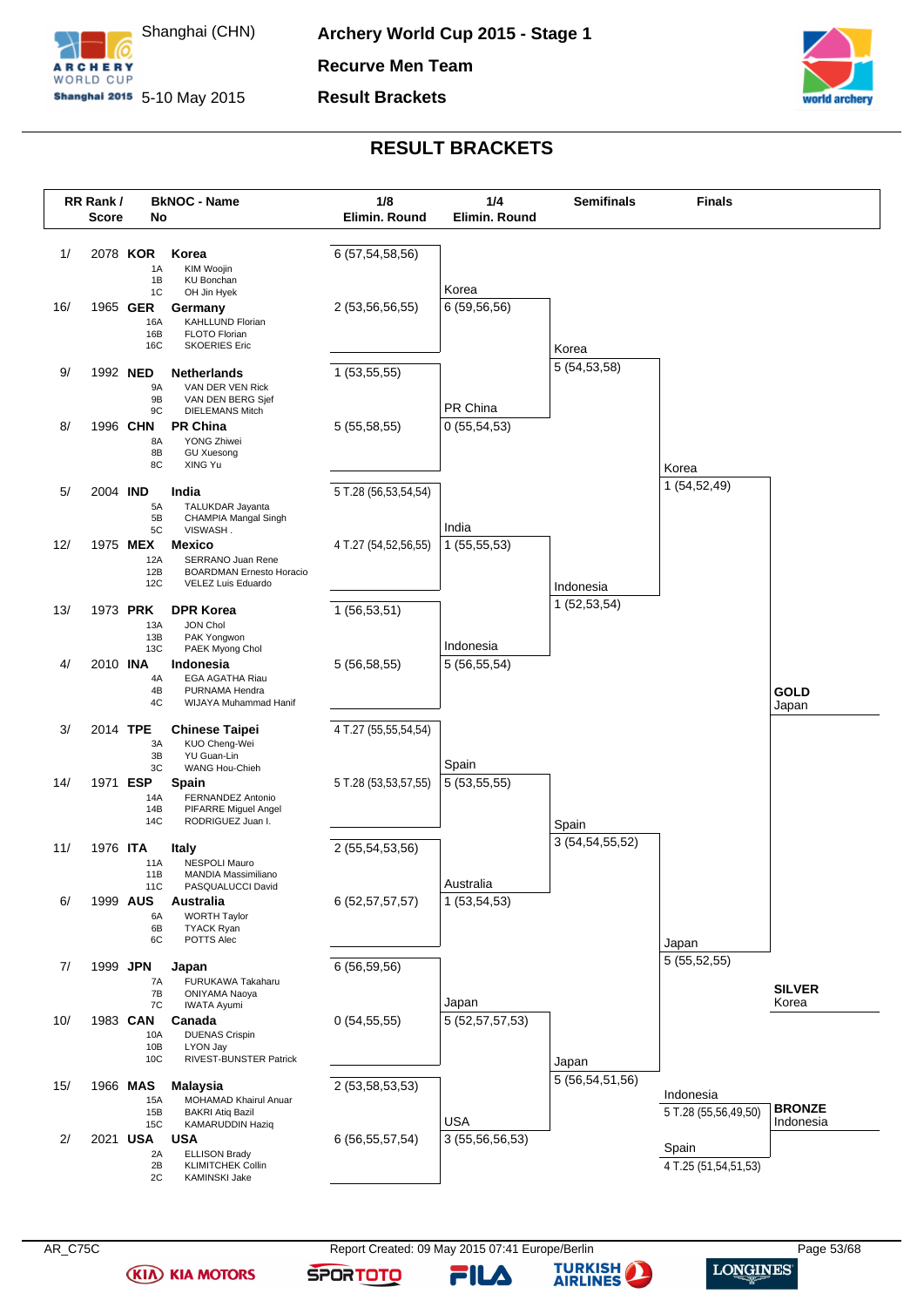# Archery World Cup 2015 - Stage 1

Shanghai (CHN) 5-10 May 2015

**Recurve Men Team**

**Result Brackets**

## RESULT BRACKETS

| RR Rank / Score | BkNOC - Name | 1/8 Elimin. Round |
|---|---|---|
| 1/ 2078 | **KOR** **Korea** 1A KIM Woojin, 1B KU Bonchan, 1C OH Jin Hyek | 6 (57,54,58,56) |
| 16/ 1965 | **GER** **Germany** 16A KAHLLUND Florian, 16B FLOTO Florian, 16C SKOERIES Eric | 2 (53,56,56,55) |
| 9/ 1992 | **NED** **Netherlands** 9A VAN DER VEN Rick, 9B VAN DEN BERG Sjef, 9C DIELEMANS Mitch | 1 (53,55,55) |
| 8/ 1996 | **CHN** **PR China** 8A YONG Zhiwei, 8B GU Xuesong, 8C XING Yu | 5 (55,58,55) |
| 5/ 2004 | **IND** **India** 5A TALUKDAR Jayanta, 5B CHAMPIA Mangal Singh, 5C VISWASH . | 5 T.28 (56,53,54,54) |
| 12/ 1975 | **MEX** **Mexico** 12A SERRANO Juan Rene, 12B BOARDMAN Ernesto Horacio, 12C VELEZ Luis Eduardo | 4 T.27 (54,52,56,55) |
| 13/ 1973 | **PRK** **DPR Korea** 13A JON Chol, 13B PAK Yongwon, 13C PAEK Myong Chol | 1 (56,53,51) |
| 4/ 2010 | **INA** **Indonesia** 4A EGA AGATHA Riau, 4B PURNAMA Hendra, 4C WIJAYA Muhammad Hanif | 5 (56,58,55) |
| 3/ 2014 | **TPE** **Chinese Taipei** 3A KUO Cheng-Wei, 3B YU Guan-Lin, 3C WANG Hou-Chieh | 4 T.27 (55,55,54,54) |
| 14/ 1971 | **ESP** **Spain** 14A FERNANDEZ Antonio, 14B PIFARRE Miguel Angel, 14C RODRIGUEZ Juan I. | 5 T.28 (53,53,57,55) |
| 11/ 1976 | **ITA** **Italy** 11A NESPOLI Mauro, 11B MANDIA Massimiliano, 11C PASQUALUCCI David | 2 (55,54,53,56) |
| 6/ 1999 | **AUS** **Australia** 6A WORTH Taylor, 6B TYACK Ryan, 6C POTTS Alec | 6 (52,57,57,57) |
| 7/ 1999 | **JPN** **Japan** 7A FURUKAWA Takaharu, 7B ONIYAMA Naoya, 7C IWATA Ayumi | 6 (56,59,56) |
| 10/ 1983 | **CAN** **Canada** 10A DUENAS Crispin, 10B LYON Jay, 10C RIVEST-BUNSTER Patrick | 0 (54,55,55) |
| 15/ 1966 | **MAS** **Malaysia** 15A MOHAMAD Khairul Anuar, 15B BAKRI Atiq Bazil, 15C KAMARUDDIN Haziq | 2 (53,58,53,53) |
| 2/ 2021 | **USA** **USA** 2A ELLISON Brady, 2B KLIMITCHEK Collin, 2C KAMINSKI Jake | 6 (56,55,57,54) |

**1/4 Elimin. Round**

| Team | Score |
|---|---|
| Korea | 6 (59,56,56) |
| PR China | 0 (55,54,53) |
| India | 1 (55,55,53) |
| Indonesia | 5 (56,55,54) |
| Spain | 5 (53,55,55) |
| Australia | 1 (53,54,53) |
| Japan | 5 (52,57,57,53) |
| USA | 3 (55,56,56,53) |

**Semifinals**

| Team | Score |
|---|---|
| Korea | 5 (54,53,58) |
| Indonesia | 1 (52,53,54) |
| Spain | 3 (54,54,55,52) |
| Japan | 5 (56,54,51,56) |

**Finals**

| Team | Score |
|---|---|
| Korea | 1 (54,52,49) |
| Japan | 5 (55,52,55) |
| Indonesia | 5 T.28 (55,56,49,50) |
| Spain | 4 T.25 (51,54,51,53) |

**GOLD** Japan

**SILVER** Korea

**BRONZE** Indonesia

AR_C75C Report Created: 09 May 2015 07:41 Europe/Berlin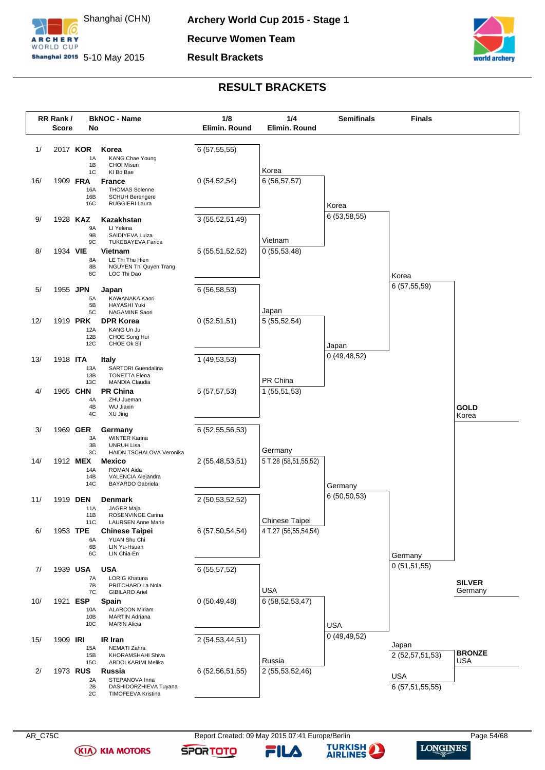# Archery World Cup 2015 - Stage 1

Shanghai (CHN) 5-10 May 2015

**Recurve Women Team**

**Result Brackets**

## RESULT BRACKETS

| RR Rank / Score | BkNOC - No | Name | 1/8 Elimin. Round |
|---|---|---|---|
| 1/ 2017 | **KOR** | **Korea** | 6 (57,55,55) |
| | 1A | KANG Chae Young | |
| | 1B | CHOI Misun | |
| | 1C | KI Bo Bae | |
| 16/ 1909 | **FRA** | **France** | 0 (54,52,54) |
| | 16A | THOMAS Solenne | |
| | 16B | SCHUH Berengere | |
| | 16C | RUGGIERI Laura | |
| 9/ 1928 | **KAZ** | **Kazakhstan** | 3 (55,52,51,49) |
| | 9A | LI Yelena | |
| | 9B | SAIDIYEVA Luiza | |
| | 9C | TUKEBAYEVA Farida | |
| 8/ 1934 | **VIE** | **Vietnam** | 5 (55,51,52,52) |
| | 8A | LE Thi Thu Hien | |
| | 8B | NGUYEN Thi Quyen Trang | |
| | 8C | LOC Thi Dao | |
| 5/ 1955 | **JPN** | **Japan** | 6 (56,58,53) |
| | 5A | KAWANAKA Kaori | |
| | 5B | HAYASHI Yuki | |
| | 5C | NAGAMINE Saori | |
| 12/ 1919 | **PRK** | **DPR Korea** | 0 (52,51,51) |
| | 12A | KANG Un Ju | |
| | 12B | CHOE Song Hui | |
| | 12C | CHOE Ok Sil | |
| 13/ 1918 | **ITA** | **Italy** | 1 (49,53,53) |
| | 13A | SARTORI Guendalina | |
| | 13B | TONETTA Elena | |
| | 13C | MANDIA Claudia | |
| 4/ 1965 | **CHN** | **PR China** | 5 (57,57,53) |
| | 4A | ZHU Jueman | |
| | 4B | WU Jiaxin | |
| | 4C | XU Jing | |
| 3/ 1969 | **GER** | **Germany** | 6 (52,55,56,53) |
| | 3A | WINTER Karina | |
| | 3B | UNRUH Lisa | |
| | 3C | HAIDN TSCHALOVA Veronika | |
| 14/ 1912 | **MEX** | **Mexico** | 2 (55,48,53,51) |
| | 14A | ROMAN Aida | |
| | 14B | VALENCIA Alejandra | |
| | 14C | BAYARDO Gabriela | |
| 11/ 1919 | **DEN** | **Denmark** | 2 (50,53,52,52) |
| | 11A | JAGER Maja | |
| | 11B | ROSENVINGE Carina | |
| | 11C | LAURSEN Anne Marie | |
| 6/ 1953 | **TPE** | **Chinese Taipei** | 6 (57,50,54,54) |
| | 6A | YUAN Shu Chi | |
| | 6B | LIN Yu-Hsuan | |
| | 6C | LIN Chia-En | |
| 7/ 1939 | **USA** | **USA** | 6 (55,57,52) |
| | 7A | LORIG Khatuna | |
| | 7B | PRITCHARD La Nola | |
| | 7C | GIBILARO Ariel | |
| 10/ 1921 | **ESP** | **Spain** | 0 (50,49,48) |
| | 10A | ALARCON Miriam | |
| | 10B | MARTIN Adriana | |
| | 10C | MARIN Alicia | |
| 15/ 1909 | **IRI** | **IR Iran** | 2 (54,53,44,51) |
| | 15A | NEMATI Zahra | |
| | 15B | KHORAMSHAHI Shiva | |
| | 15C | ABDOLKARIMI Melika | |
| 2/ 1973 | **RUS** | **Russia** | 6 (52,56,51,55) |
| | 2A | STEPANOVA Inna | |
| | 2B | DASHIDORZHIEVA Tuyana | |
| | 2C | TIMOFEEVA Kristina | |

### 1/4 Elimin. Round

| Match | Team | Score |
|---|---|---|
| 1 | Korea | 6 (56,57,57) |
| | Vietnam | 0 (55,53,48) |
| 2 | Japan | 5 (55,52,54) |
| | PR China | 1 (55,51,53) |
| 3 | Germany | 5 T.28 (58,51,55,52) |
| | Chinese Taipei | 4 T.27 (56,55,54,54) |
| 4 | USA | 6 (58,52,53,47) |
| | Russia | 2 (55,53,52,46) |

### Semifinals

| Match | Team | Score |
|---|---|---|
| 1 | Korea | 6 (53,58,55) |
| | Japan | 0 (49,48,52) |
| 2 | Germany | 6 (50,50,53) |
| | USA | 0 (49,49,52) |

### Finals

| Match | Team | Score |
|---|---|---|
| Gold | Korea | 6 (57,55,59) |
| | Germany | 0 (51,51,55) |
| Bronze | Japan | 2 (52,57,51,53) |
| | USA | 6 (57,51,55,55) |

**GOLD** Korea

**SILVER** Germany

**BRONZE** USA

AR_C75C — Report Created: 09 May 2015 07:41 Europe/Berlin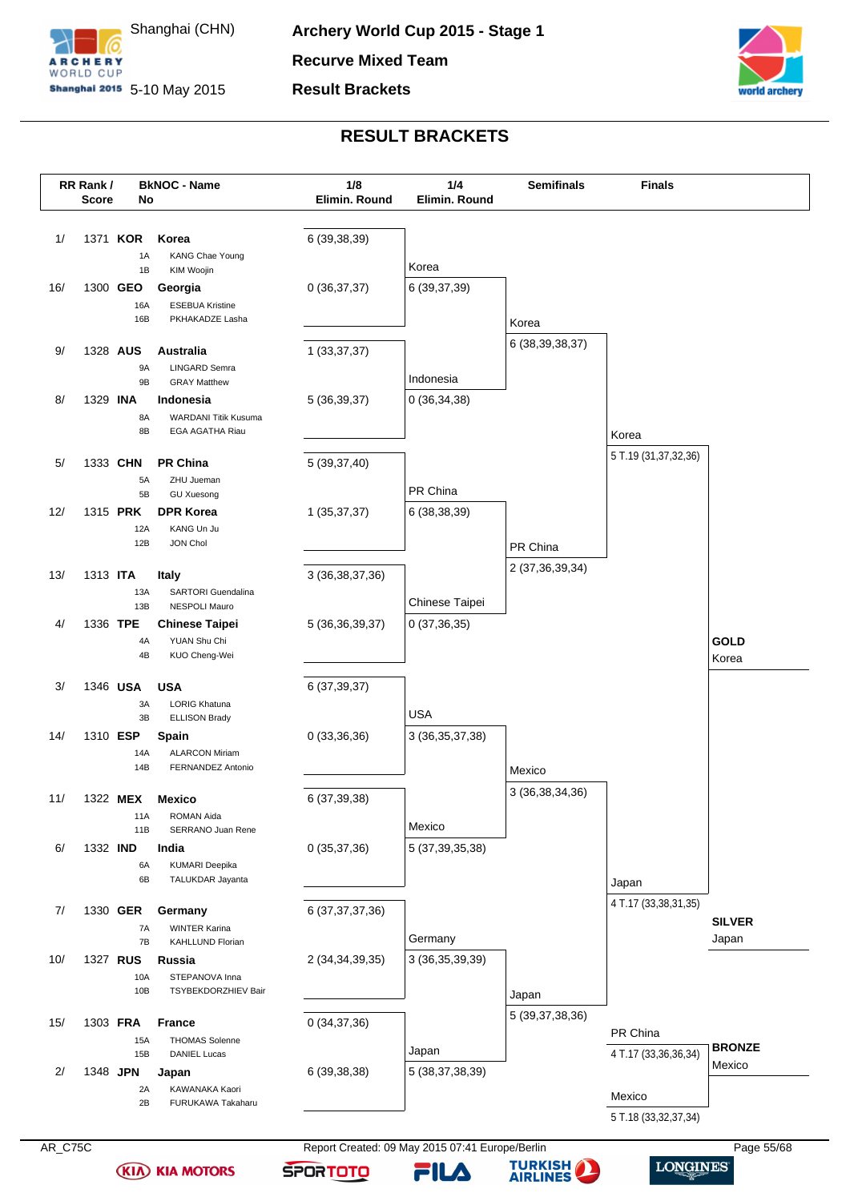# Archery World Cup 2015 - Stage 1

**Recurve Mixed Team**

**Result Brackets**

Shanghai (CHN) 5-10 May 2015

## RESULT BRACKETS

| RR Rank / Score | BkNOC | No | Name | 1/8 Elimin. Round |
|---|---|---|---|---|
| 1/ 1371 | KOR | | **Korea** | 6 (39,38,39) |
| | | 1A | KANG Chae Young | |
| | | 1B | KIM Woojin | |
| 16/ 1300 | GEO | | **Georgia** | 0 (36,37,37) |
| | | 16A | ESEBUA Kristine | |
| | | 16B | PKHAKADZE Lasha | |
| 9/ 1328 | AUS | | **Australia** | 1 (33,37,37) |
| | | 9A | LINGARD Semra | |
| | | 9B | GRAY Matthew | |
| 8/ 1329 | INA | | **Indonesia** | 5 (36,39,37) |
| | | 8A | WARDANI Titik Kusuma | |
| | | 8B | EGA AGATHA Riau | |
| 5/ 1333 | CHN | | **PR China** | 5 (39,37,40) |
| | | 5A | ZHU Jueman | |
| | | 5B | GU Xuesong | |
| 12/ 1315 | PRK | | **DPR Korea** | 1 (35,37,37) |
| | | 12A | KANG Un Ju | |
| | | 12B | JON Chol | |
| 13/ 1313 | ITA | | **Italy** | 3 (36,38,37,36) |
| | | 13A | SARTORI Guendalina | |
| | | 13B | NESPOLI Mauro | |
| 4/ 1336 | TPE | | **Chinese Taipei** | 5 (36,36,39,37) |
| | | 4A | YUAN Shu Chi | |
| | | 4B | KUO Cheng-Wei | |
| 3/ 1346 | USA | | **USA** | 6 (37,39,37) |
| | | 3A | LORIG Khatuna | |
| | | 3B | ELLISON Brady | |
| 14/ 1310 | ESP | | **Spain** | 0 (33,36,36) |
| | | 14A | ALARCON Miriam | |
| | | 14B | FERNANDEZ Antonio | |
| 11/ 1322 | MEX | | **Mexico** | 6 (37,39,38) |
| | | 11A | ROMAN Aida | |
| | | 11B | SERRANO Juan Rene | |
| 6/ 1332 | IND | | **India** | 0 (35,37,36) |
| | | 6A | KUMARI Deepika | |
| | | 6B | TALUKDAR Jayanta | |
| 7/ 1330 | GER | | **Germany** | 6 (37,37,37,36) |
| | | 7A | WINTER Karina | |
| | | 7B | KAHLLUND Florian | |
| 10/ 1327 | RUS | | **Russia** | 2 (34,34,39,35) |
| | | 10A | STEPANOVA Inna | |
| | | 10B | TSYBEKDORZHIEV Bair | |
| 15/ 1303 | FRA | | **France** | 0 (34,37,36) |
| | | 15A | THOMAS Solenne | |
| | | 15B | DANIEL Lucas | |
| 2/ 1348 | JPN | | **Japan** | 6 (39,38,38) |
| | | 2A | KAWANAKA Kaori | |
| | | 2B | FURUKAWA Takaharu | |

### 1/4 Elimin. Round

| Team | Score |
|---|---|
| Korea | 6 (39,37,39) |
| Indonesia | 0 (36,34,38) |
| PR China | 6 (38,38,39) |
| Chinese Taipei | 0 (37,36,35) |
| USA | 3 (36,35,37,38) |
| Mexico | 5 (37,39,35,38) |
| Germany | 3 (36,35,39,39) |
| Japan | 5 (38,37,38,39) |

### Semifinals

| Team | Score |
|---|---|
| Korea | 6 (38,39,38,37) |
| PR China | 2 (37,36,39,34) |
| Mexico | 3 (36,38,34,36) |
| Japan | 5 (39,37,38,36) |

### Finals

| Team | Score |
|---|---|
| Korea | 5 T.19 (31,37,32,36) |
| Japan | 4 T.17 (33,38,31,35) |
| PR China | 4 T.17 (33,36,36,34) |
| Mexico | 5 T.18 (33,32,37,34) |

**GOLD** Korea

**SILVER** Japan

**BRONZE** Mexico

AR_C75C Report Created: 09 May 2015 07:41 Europe/Berlin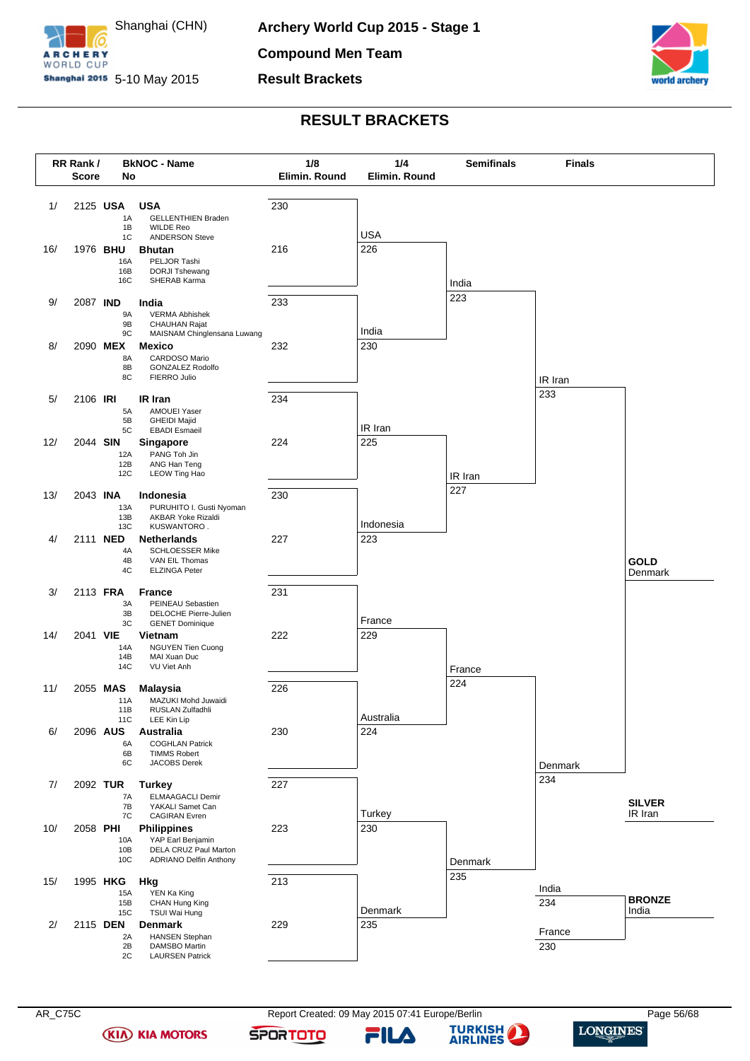# Archery World Cup 2015 - Stage 1

Shanghai (CHN) 5-10 May 2015

**Compound Men Team**

**Result Brackets**

## RESULT BRACKETS

| RR Rank / Score | BkNOC - Name | 1/8 Elimin. Round | 1/4 Elimin. Round | Semifinals | Finals |
|---|---|---|---|---|---|
| 1/ 2125 **USA** | **USA** 1A GELLENTHIEN Braden, 1B WILDE Reo, 1C ANDERSON Steve | 230 | USA 226 | | |
| 16/ 1976 **BHU** | **Bhutan** 16A PELJOR Tashi, 16B DORJI Tshewang, 16C SHERAB Karma | 216 | | India 223 | |
| 9/ 2087 **IND** | **India** 9A VERMA Abhishek, 9B CHAUHAN Rajat, 9C MAISNAM Chinglensana Luwang | 233 | India 230 | | |
| 8/ 2090 **MEX** | **Mexico** 8A CARDOSO Mario, 8B GONZALEZ Rodolfo, 8C FIERRO Julio | 232 | | | IR Iran 233 |
| 5/ 2106 **IRI** | **IR Iran** 5A AMOUEI Yaser, 5B GHEIDI Majid, 5C EBADI Esmaeil | 234 | IR Iran 225 | | |
| 12/ 2044 **SIN** | **Singapore** 12A PANG Toh Jin, 12B ANG Han Teng, 12C LEOW Ting Hao | 224 | | IR Iran 227 | |
| 13/ 2043 **INA** | **Indonesia** 13A PURUHITO I. Gusti Nyoman, 13B AKBAR Yoke Rizaldi, 13C KUSWANTORO . | 230 | Indonesia 223 | | |
| 4/ 2111 **NED** | **Netherlands** 4A SCHLOESSER Mike, 4B VAN EIL Thomas, 4C ELZINGA Peter | 227 | | | |
| 3/ 2113 **FRA** | **France** 3A PEINEAU Sebastien, 3B DELOCHE Pierre-Julien, 3C GENET Dominique | 231 | France 229 | | |
| 14/ 2041 **VIE** | **Vietnam** 14A NGUYEN Tien Cuong, 14B MAI Xuan Duc, 14C VU Viet Anh | 222 | | France 224 | |
| 11/ 2055 **MAS** | **Malaysia** 11A MAZUKI Mohd Juwaidi, 11B RUSLAN Zulfadhli, 11C LEE Kin Lip | 226 | Australia 224 | | |
| 6/ 2096 **AUS** | **Australia** 6A COGHLAN Patrick, 6B TIMMS Robert, 6C JACOBS Derek | 230 | | | Denmark 234 |
| 7/ 2092 **TUR** | **Turkey** 7A ELMAAGACLI Demir, 7B YAKALI Samet Can, 7C CAGIRAN Evren | 227 | Turkey 230 | | |
| 10/ 2058 **PHI** | **Philippines** 10A YAP Earl Benjamin, 10B DELA CRUZ Paul Marton, 10C ADRIANO Delfin Anthony | 223 | | Denmark 235 | |
| 15/ 1995 **HKG** | **Hkg** 15A YEN Ka King, 15B CHAN Hung King, 15C TSUI Wai Hung | 213 | Denmark 235 | | |
| 2/ 2115 **DEN** | **Denmark** 2A HANSEN Stephan, 2B DAMSBO Martin, 2C LAURSEN Patrick | 229 | | | |

**Bronze Match:** India 234 – France 230

**GOLD** Denmark

**SILVER** IR Iran

**BRONZE** India

AR_C75C

Report Created: 09 May 2015 07:41 Europe/Berlin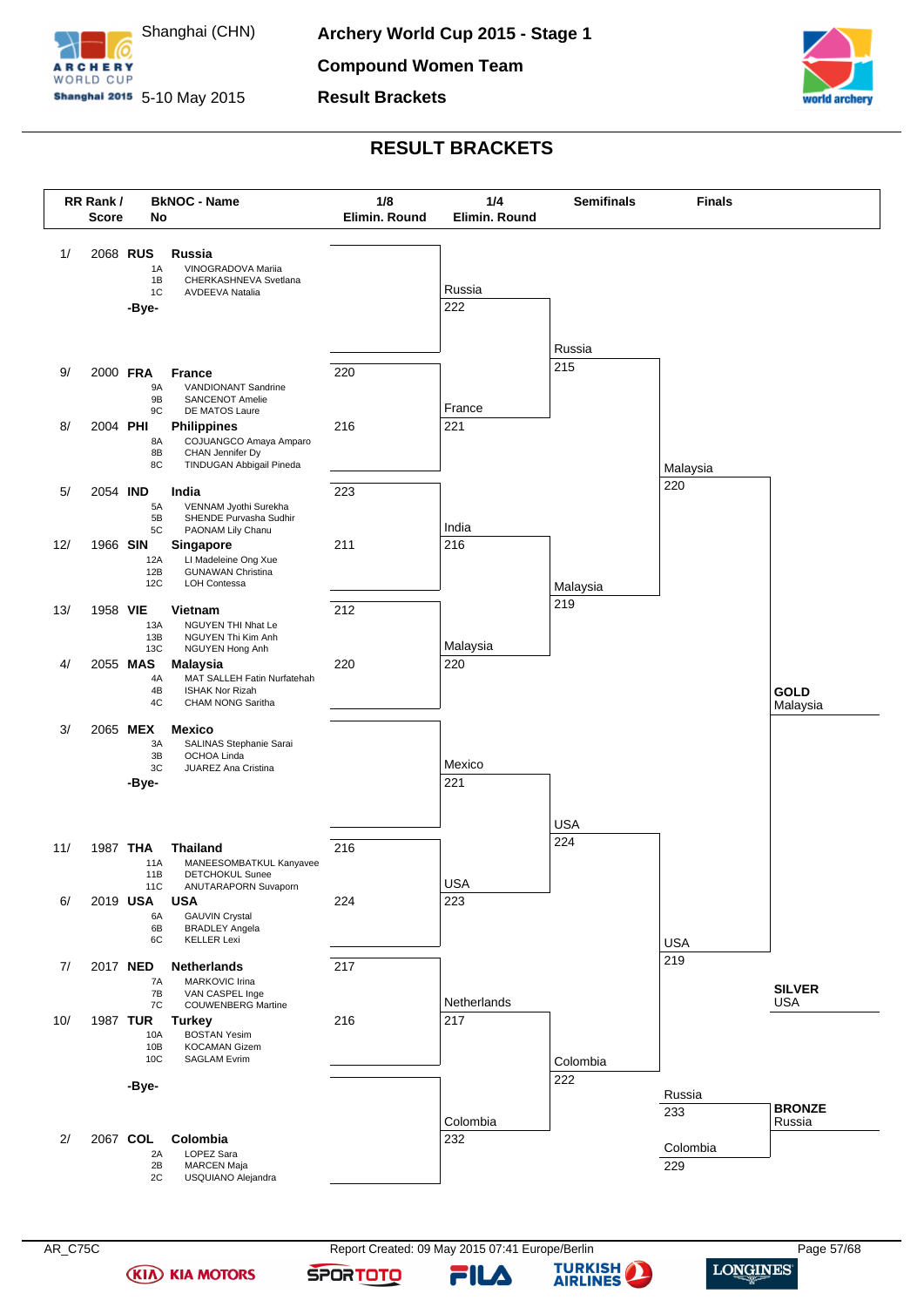# Archery World Cup 2015 - Stage 1

Shanghai (CHN) 5-10 May 2015

**Compound Women Team**

**Result Brackets**

## RESULT BRACKETS

| RR Rank / Score | BkNOC - Name | Athletes | 1/8 Elimin. Round |
|---|---|---|---|
| 1/ 2068 | **RUS** **Russia** | 1A VINOGRADOVA Mariia; 1B CHERKASHNEVA Svetlana; 1C AVDEEVA Natalia | |
| | -Bye- | | |
| 9/ 2000 | **FRA** **France** | 9A VANDIONANT Sandrine; 9B SANCENOT Amelie; 9C DE MATOS Laure | 220 |
| 8/ 2004 | **PHI** **Philippines** | 8A COJUANGCO Amaya Amparo; 8B CHAN Jennifer Dy; 8C TINDUGAN Abbigail Pineda | 216 |
| 5/ 2054 | **IND** **India** | 5A VENNAM Jyothi Surekha; 5B SHENDE Purvasha Sudhir; 5C PAONAM Lily Chanu | 223 |
| 12/ 1966 | **SIN** **Singapore** | 12A LI Madeleine Ong Xue; 12B GUNAWAN Christina; 12C LOH Contessa | 211 |
| 13/ 1958 | **VIE** **Vietnam** | 13A NGUYEN THI Nhat Le; 13B NGUYEN Thi Kim Anh; 13C NGUYEN Hong Anh | 212 |
| 4/ 2055 | **MAS** **Malaysia** | 4A MAT SALLEH Fatin Nurfatehah; 4B ISHAK Nor Rizah; 4C CHAM NONG Saritha | 220 |
| 3/ 2065 | **MEX** **Mexico** | 3A SALINAS Stephanie Sarai; 3B OCHOA Linda; 3C JUAREZ Ana Cristina | |
| | -Bye- | | |
| 11/ 1987 | **THA** **Thailand** | 11A MANEESOMBATKUL Kanyavee; 11B DETCHOKUL Sunee; 11C ANUTARAPORN Suvaporn | 216 |
| 6/ 2019 | **USA** **USA** | 6A GAUVIN Crystal; 6B BRADLEY Angela; 6C KELLER Lexi | 224 |
| 7/ 2017 | **NED** **Netherlands** | 7A MARKOVIC Irina; 7B VAN CASPEL Inge; 7C COUWENBERG Martine | 217 |
| 10/ 1987 | **TUR** **Turkey** | 10A BOSTAN Yesim; 10B KOCAMAN Gizem; 10C SAGLAM Evrim | 216 |
| | -Bye- | | |
| 2/ 2067 | **COL** **Colombia** | 2A LOPEZ Sara; 2B MARCEN Maja; 2C USQUIANO Alejandra | |

### 1/4 Elimination Round

| Team | Score |
|---|---|
| Russia | 222 |
| France | 221 |
| India | 216 |
| Malaysia | 220 |
| Mexico | 221 |
| USA | 223 |
| Netherlands | 217 |
| Colombia | 232 |

### Semifinals

| Team | Score |
|---|---|
| Russia | 215 |
| Malaysia | 219 |
| USA | 224 |
| Colombia | 222 |

### Finals

| Team | Score |
|---|---|
| Malaysia | 220 |
| USA | 219 |

Bronze match:

| Team | Score |
|---|---|
| Russia | 233 |
| Colombia | 229 |

**GOLD** Malaysia

**SILVER** USA

**BRONZE** Russia

AR_C75C

Report Created: 09 May 2015 07:41 Europe/Berlin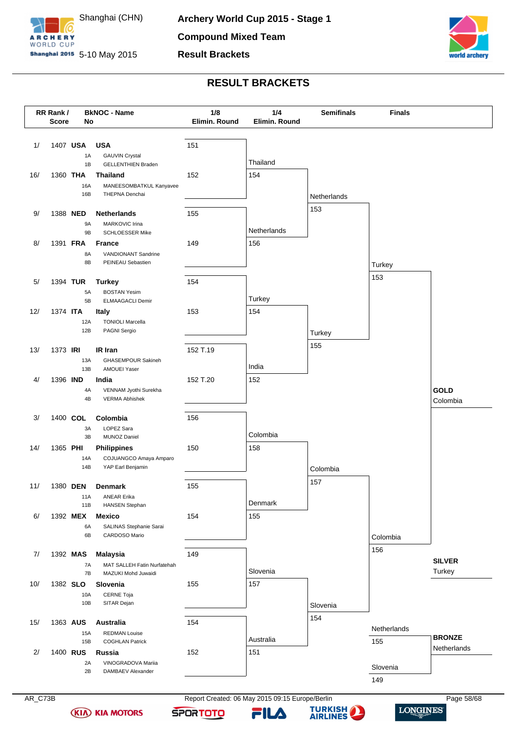# Archery World Cup 2015 - Stage 1

Shanghai (CHN)

5-10 May 2015

**Compound Mixed Team**

**Result Brackets**

## RESULT BRACKETS

| RR Rank / Score | BkNOC - No | Name | 1/8 Elimin. Round | 1/4 Elimin. Round | Semifinals | Finals |
|---|---|---|---|---|---|---|
| 1/ 1407 | USA | **USA** | 151 | | | |
| | 1A | GAUVIN Crystal | | | | |
| | 1B | GELLENTHIEN Braden | | Thailand | | |
| 16/ 1360 | THA | **Thailand** | 152 | 154 | | |
| | 16A | MANEESOMBATKUL Kanyavee | | | | |
| | 16B | THEPNA Denchai | | | Netherlands | |
| 9/ 1388 | NED | **Netherlands** | 155 | | 153 | |
| | 9A | MARKOVIC Irina | | | | |
| | 9B | SCHLOESSER Mike | | Netherlands | | |
| 8/ 1391 | FRA | **France** | 149 | 156 | | |
| | 8A | VANDIONANT Sandrine | | | | |
| | 8B | PEINEAU Sebastien | | | | Turkey |
| 5/ 1394 | TUR | **Turkey** | 154 | | | 153 |
| | 5A | BOSTAN Yesim | | | | |
| | 5B | ELMAAGACLI Demir | | Turkey | | |
| 12/ 1374 | ITA | **Italy** | 153 | 154 | | |
| | 12A | TONIOLI Marcella | | | | |
| | 12B | PAGNI Sergio | | | Turkey | |
| 13/ 1373 | IRI | **IR Iran** | 152 T.19 | | 155 | |
| | 13A | GHASEMPOUR Sakineh | | | | |
| | 13B | AMOUEI Yaser | | India | | |
| 4/ 1396 | IND | **India** | 152 T.20 | 152 | | |
| | 4A | VENNAM Jyothi Surekha | | | | |
| | 4B | VERMA Abhishek | | | | |
| 3/ 1400 | COL | **Colombia** | 156 | | | |
| | 3A | LOPEZ Sara | | | | |
| | 3B | MUNOZ Daniel | | Colombia | | |
| 14/ 1365 | PHI | **Philippines** | 150 | 158 | | |
| | 14A | COJUANGCO Amaya Amparo | | | | |
| | 14B | YAP Earl Benjamin | | | Colombia | |
| 11/ 1380 | DEN | **Denmark** | 155 | | 157 | |
| | 11A | ANEAR Erika | | | | |
| | 11B | HANSEN Stephan | | Denmark | | |
| 6/ 1392 | MEX | **Mexico** | 154 | 155 | | |
| | 6A | SALINAS Stephanie Sarai | | | | |
| | 6B | CARDOSO Mario | | | | Colombia |
| 7/ 1392 | MAS | **Malaysia** | 149 | | | 156 |
| | 7A | MAT SALLEH Fatin Nurfatehah | | | | |
| | 7B | MAZUKI Mohd Juwaidi | | Slovenia | | |
| 10/ 1382 | SLO | **Slovenia** | 155 | 157 | | |
| | 10A | CERNE Toja | | | | |
| | 10B | SITAR Dejan | | | Slovenia | |
| 15/ 1363 | AUS | **Australia** | 154 | | 154 | |
| | 15A | REDMAN Louise | | | | |
| | 15B | COGHLAN Patrick | | Australia | | |
| 2/ 1400 | RUS | **Russia** | 152 | 151 | | |
| | 2A | VINOGRADOVA Mariia | | | | |
| | 2B | DAMBAEV Alexander | | | | |

**Bronze match:** Netherlands 155 – Slovenia 149

**GOLD** Colombia

**SILVER** Turkey

**BRONZE** Netherlands

AR_C73B — Report Created: 06 May 2015 09:15 Europe/Berlin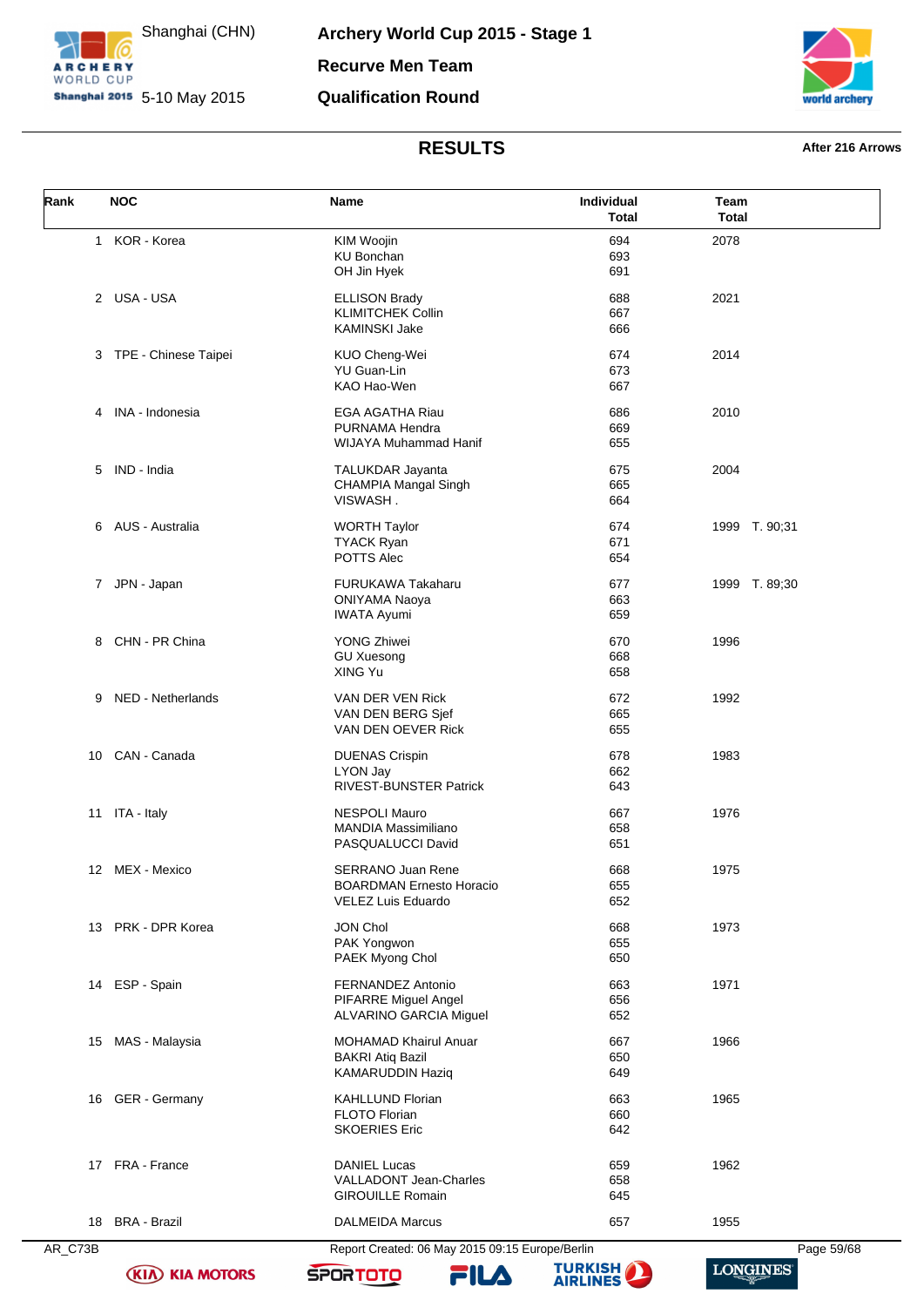# Archery World Cup 2015 - Stage 1

Shanghai (CHN) 5-10 May 2015

## Recurve Men Team

## Qualification Round

## RESULTS

After 216 Arrows

| Rank | NOC | Name | Individual Total | Team Total |
|---|---|---|---|---|
| 1 | KOR - Korea | KIM Woojin | 694 | 2078 |
| | | KU Bonchan | 693 | |
| | | OH Jin Hyek | 691 | |
| 2 | USA - USA | ELLISON Brady | 688 | 2021 |
| | | KLIMITCHEK Collin | 667 | |
| | | KAMINSKI Jake | 666 | |
| 3 | TPE - Chinese Taipei | KUO Cheng-Wei | 674 | 2014 |
| | | YU Guan-Lin | 673 | |
| | | KAO Hao-Wen | 667 | |
| 4 | INA - Indonesia | EGA AGATHA Riau | 686 | 2010 |
| | | PURNAMA Hendra | 669 | |
| | | WIJAYA Muhammad Hanif | 655 | |
| 5 | IND - India | TALUKDAR Jayanta | 675 | 2004 |
| | | CHAMPIA Mangal Singh | 665 | |
| | | VISWASH . | 664 | |
| 6 | AUS - Australia | WORTH Taylor | 674 | 1999 T. 90;31 |
| | | TYACK Ryan | 671 | |
| | | POTTS Alec | 654 | |
| 7 | JPN - Japan | FURUKAWA Takaharu | 677 | 1999 T. 89;30 |
| | | ONIYAMA Naoya | 663 | |
| | | IWATA Ayumi | 659 | |
| 8 | CHN - PR China | YONG Zhiwei | 670 | 1996 |
| | | GU Xuesong | 668 | |
| | | XING Yu | 658 | |
| 9 | NED - Netherlands | VAN DER VEN Rick | 672 | 1992 |
| | | VAN DEN BERG Sjef | 665 | |
| | | VAN DEN OEVER Rick | 655 | |
| 10 | CAN - Canada | DUENAS Crispin | 678 | 1983 |
| | | LYON Jay | 662 | |
| | | RIVEST-BUNSTER Patrick | 643 | |
| 11 | ITA - Italy | NESPOLI Mauro | 667 | 1976 |
| | | MANDIA Massimiliano | 658 | |
| | | PASQUALUCCI David | 651 | |
| 12 | MEX - Mexico | SERRANO Juan Rene | 668 | 1975 |
| | | BOARDMAN Ernesto Horacio | 655 | |
| | | VELEZ Luis Eduardo | 652 | |
| 13 | PRK - DPR Korea | JON Chol | 668 | 1973 |
| | | PAK Yongwon | 655 | |
| | | PAEK Myong Chol | 650 | |
| 14 | ESP - Spain | FERNANDEZ Antonio | 663 | 1971 |
| | | PIFARRE Miguel Angel | 656 | |
| | | ALVARINO GARCIA Miguel | 652 | |
| 15 | MAS - Malaysia | MOHAMAD Khairul Anuar | 667 | 1966 |
| | | BAKRI Atiq Bazil | 650 | |
| | | KAMARUDDIN Haziq | 649 | |
| 16 | GER - Germany | KAHLLUND Florian | 663 | 1965 |
| | | FLOTO Florian | 660 | |
| | | SKOERIES Eric | 642 | |
| 17 | FRA - France | DANIEL Lucas | 659 | 1962 |
| | | VALLADONT Jean-Charles | 658 | |
| | | GIROUILLE Romain | 645 | |
| 18 | BRA - Brazil | DALMEIDA Marcus | 657 | 1955 |

AR_C73B Report Created: 06 May 2015 09:15 Europe/Berlin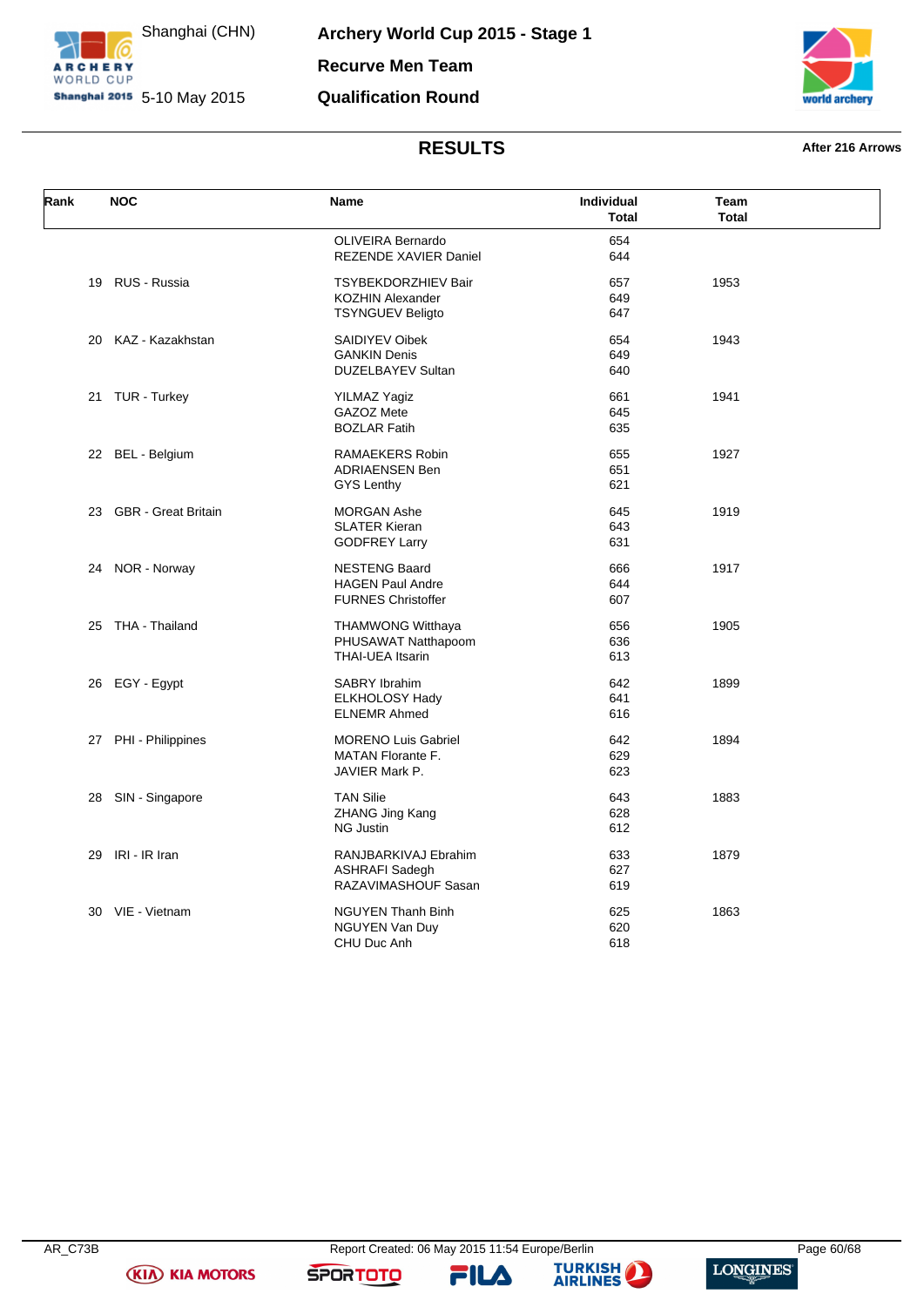# Archery World Cup 2015 - Stage 1

## Recurve Men Team

## Qualification Round

Shanghai (CHN)
5-10 May 2015

## RESULTS

**After 216 Arrows**

| Rank | NOC | Name | Individual Total | Team Total |
|---|---|---|---|---|
| | | OLIVEIRA Bernardo | 654 | |
| | | REZENDE XAVIER Daniel | 644 | |
| 19 | RUS - Russia | TSYBEKDORZHIEV Bair | 657 | 1953 |
| | | KOZHIN Alexander | 649 | |
| | | TSYNGUEV Beligto | 647 | |
| 20 | KAZ - Kazakhstan | SAIDIYEV Oibek | 654 | 1943 |
| | | GANKIN Denis | 649 | |
| | | DUZELBAYEV Sultan | 640 | |
| 21 | TUR - Turkey | YILMAZ Yagiz | 661 | 1941 |
| | | GAZOZ Mete | 645 | |
| | | BOZLAR Fatih | 635 | |
| 22 | BEL - Belgium | RAMAEKERS Robin | 655 | 1927 |
| | | ADRIAENSEN Ben | 651 | |
| | | GYS Lenthy | 621 | |
| 23 | GBR - Great Britain | MORGAN Ashe | 645 | 1919 |
| | | SLATER Kieran | 643 | |
| | | GODFREY Larry | 631 | |
| 24 | NOR - Norway | NESTENG Baard | 666 | 1917 |
| | | HAGEN Paul Andre | 644 | |
| | | FURNES Christoffer | 607 | |
| 25 | THA - Thailand | THAMWONG Witthaya | 656 | 1905 |
| | | PHUSAWAT Natthapoom | 636 | |
| | | THAI-UEA Itsarin | 613 | |
| 26 | EGY - Egypt | SABRY Ibrahim | 642 | 1899 |
| | | ELKHOLOSY Hady | 641 | |
| | | ELNEMR Ahmed | 616 | |
| 27 | PHI - Philippines | MORENO Luis Gabriel | 642 | 1894 |
| | | MATAN Florante F. | 629 | |
| | | JAVIER Mark P. | 623 | |
| 28 | SIN - Singapore | TAN Silie | 643 | 1883 |
| | | ZHANG Jing Kang | 628 | |
| | | NG Justin | 612 | |
| 29 | IRI - IR Iran | RANJBARKIVAJ Ebrahim | 633 | 1879 |
| | | ASHRAFI Sadegh | 627 | |
| | | RAZAVIMASHOUF Sasan | 619 | |
| 30 | VIE - Vietnam | NGUYEN Thanh Binh | 625 | 1863 |
| | | NGUYEN Van Duy | 620 | |
| | | CHU Duc Anh | 618 | |

AR_C73B — Report Created: 06 May 2015 11:54 Europe/Berlin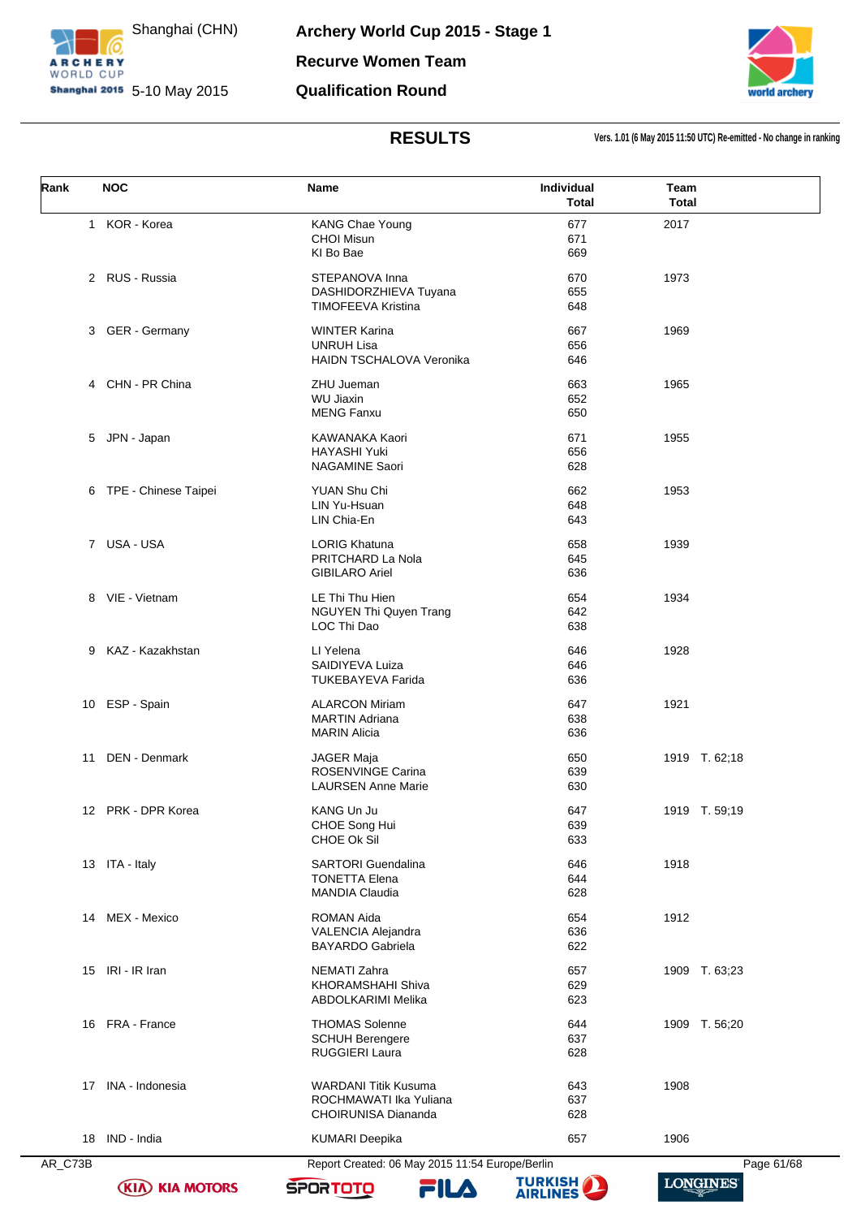# Archery World Cup 2015 - Stage 1

Shanghai (CHN) 5-10 May 2015

## Recurve Women Team

## Qualification Round

## RESULTS

Vers. 1.01 (6 May 2015 11:50 UTC) Re-emitted - No change in ranking

| Rank | NOC | Name | Individual Total | Team Total |
|---|---|---|---|---|
| 1 | KOR - Korea | KANG Chae Young<br>CHOI Misun<br>KI Bo Bae | 677<br>671<br>669 | 2017 |
| 2 | RUS - Russia | STEPANOVA Inna<br>DASHIDORZHIEVA Tuyana<br>TIMOFEEVA Kristina | 670<br>655<br>648 | 1973 |
| 3 | GER - Germany | WINTER Karina<br>UNRUH Lisa<br>HAIDN TSCHALOVA Veronika | 667<br>656<br>646 | 1969 |
| 4 | CHN - PR China | ZHU Jueman<br>WU Jiaxin<br>MENG Fanxu | 663<br>652<br>650 | 1965 |
| 5 | JPN - Japan | KAWANAKA Kaori<br>HAYASHI Yuki<br>NAGAMINE Saori | 671<br>656<br>628 | 1955 |
| 6 | TPE - Chinese Taipei | YUAN Shu Chi<br>LIN Yu-Hsuan<br>LIN Chia-En | 662<br>648<br>643 | 1953 |
| 7 | USA - USA | LORIG Khatuna<br>PRITCHARD La Nola<br>GIBILARO Ariel | 658<br>645<br>636 | 1939 |
| 8 | VIE - Vietnam | LE Thi Thu Hien<br>NGUYEN Thi Quyen Trang<br>LOC Thi Dao | 654<br>642<br>638 | 1934 |
| 9 | KAZ - Kazakhstan | LI Yelena<br>SAIDIYEVA Luiza<br>TUKEBAYEVA Farida | 646<br>646<br>636 | 1928 |
| 10 | ESP - Spain | ALARCON Miriam<br>MARTIN Adriana<br>MARIN Alicia | 647<br>638<br>636 | 1921 |
| 11 | DEN - Denmark | JAGER Maja<br>ROSENVINGE Carina<br>LAURSEN Anne Marie | 650<br>639<br>630 | 1919 T. 62;18 |
| 12 | PRK - DPR Korea | KANG Un Ju<br>CHOE Song Hui<br>CHOE Ok Sil | 647<br>639<br>633 | 1919 T. 59;19 |
| 13 | ITA - Italy | SARTORI Guendalina<br>TONETTA Elena<br>MANDIA Claudia | 646<br>644<br>628 | 1918 |
| 14 | MEX - Mexico | ROMAN Aida<br>VALENCIA Alejandra<br>BAYARDO Gabriela | 654<br>636<br>622 | 1912 |
| 15 | IRI - IR Iran | NEMATI Zahra<br>KHORAMSHAHI Shiva<br>ABDOLKARIMI Melika | 657<br>629<br>623 | 1909 T. 63;23 |
| 16 | FRA - France | THOMAS Solenne<br>SCHUH Berengere<br>RUGGIERI Laura | 644<br>637<br>628 | 1909 T. 56;20 |
| 17 | INA - Indonesia | WARDANI Titik Kusuma<br>ROCHMAWATI Ika Yuliana<br>CHOIRUNISA Diananda | 643<br>637<br>628 | 1908 |
| 18 | IND - India | KUMARI Deepika | 657 | 1906 |

AR_C73B Report Created: 06 May 2015 11:54 Europe/Berlin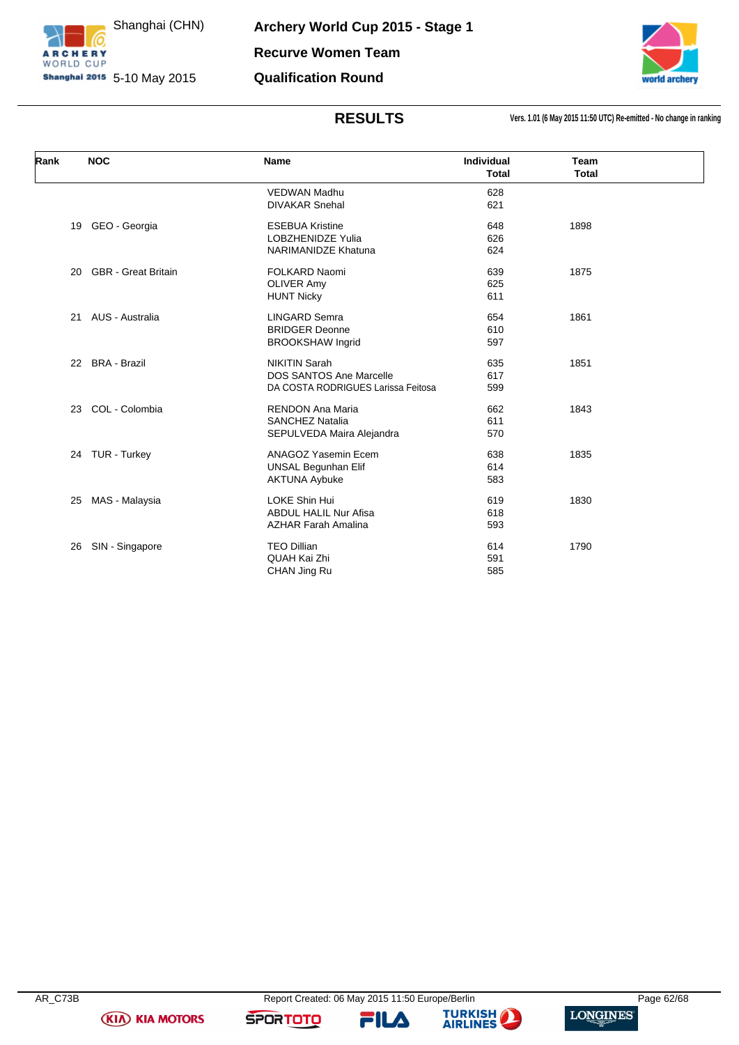# Archery World Cup 2015 - Stage 1

Shanghai (CHN) 5-10 May 2015

## Recurve Women Team

## Qualification Round

## RESULTS

Vers. 1.01 (6 May 2015 11:50 UTC) Re-emitted - No change in ranking

| Rank | NOC | Name | Individual Total | Team Total |
|---|---|---|---|---|
| | | VEDWAN Madhu | 628 | |
| | | DIVAKAR Snehal | 621 | |
| 19 | GEO - Georgia | ESEBUA Kristine | 648 | 1898 |
| | | LOBZHENIDZE Yulia | 626 | |
| | | NARIMANIDZE Khatuna | 624 | |
| 20 | GBR - Great Britain | FOLKARD Naomi | 639 | 1875 |
| | | OLIVER Amy | 625 | |
| | | HUNT Nicky | 611 | |
| 21 | AUS - Australia | LINGARD Semra | 654 | 1861 |
| | | BRIDGER Deonne | 610 | |
| | | BROOKSHAW Ingrid | 597 | |
| 22 | BRA - Brazil | NIKITIN Sarah | 635 | 1851 |
| | | DOS SANTOS Ane Marcelle | 617 | |
| | | DA COSTA RODRIGUES Larissa Feitosa | 599 | |
| 23 | COL - Colombia | RENDON Ana Maria | 662 | 1843 |
| | | SANCHEZ Natalia | 611 | |
| | | SEPULVEDA Maira Alejandra | 570 | |
| 24 | TUR - Turkey | ANAGOZ Yasemin Ecem | 638 | 1835 |
| | | UNSAL Begunhan Elif | 614 | |
| | | AKTUNA Aybuke | 583 | |
| 25 | MAS - Malaysia | LOKE Shin Hui | 619 | 1830 |
| | | ABDUL HALIL Nur Afisa | 618 | |
| | | AZHAR Farah Amalina | 593 | |
| 26 | SIN - Singapore | TEO Dillian | 614 | 1790 |
| | | QUAH Kai Zhi | 591 | |
| | | CHAN Jing Ru | 585 | |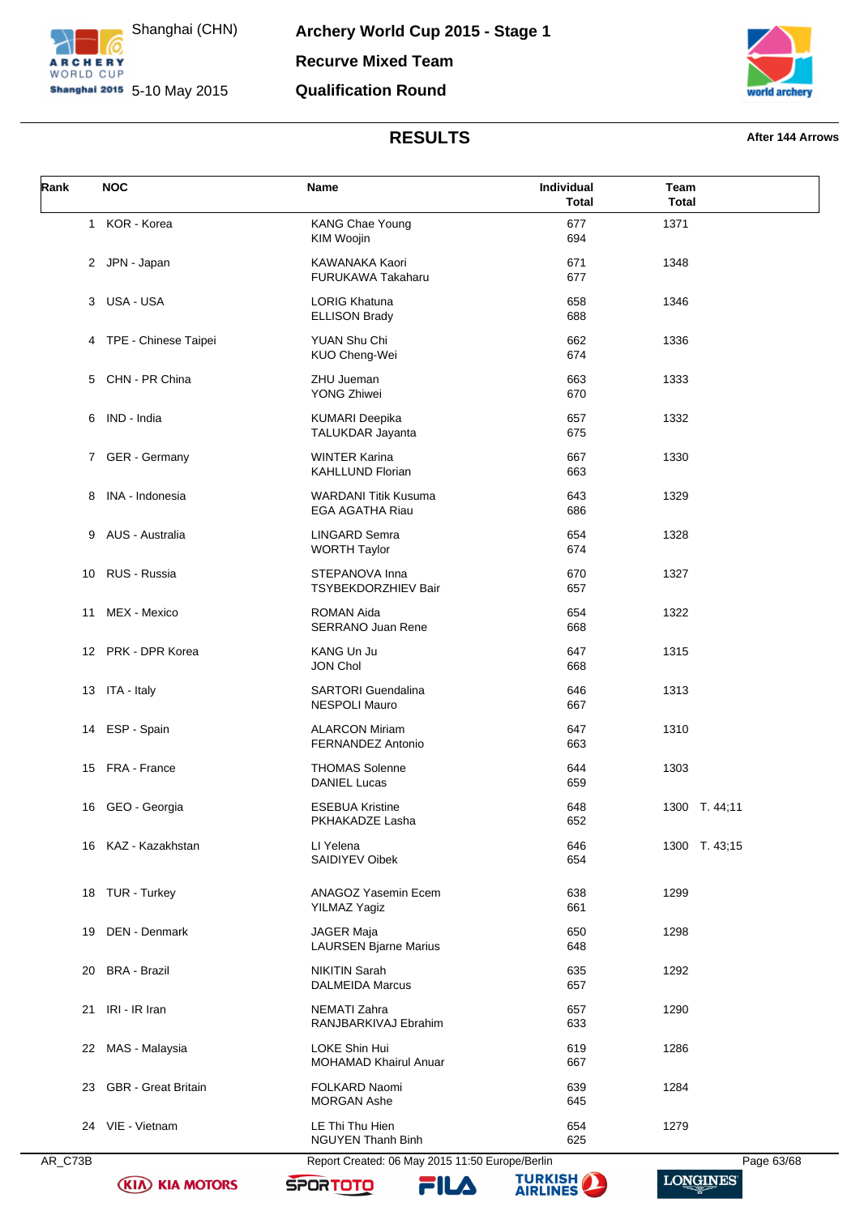# Archery World Cup 2015 - Stage 1

Shanghai (CHN)
5-10 May 2015

## Recurve Mixed Team

## Qualification Round

## RESULTS

**After 144 Arrows**

| Rank | NOC | Name | Individual Total | Team Total |
|---|---|---|---|---|
| 1 | KOR - Korea | KANG Chae Young<br>KIM Woojin | 677<br>694 | 1371 |
| 2 | JPN - Japan | KAWANAKA Kaori<br>FURUKAWA Takaharu | 671<br>677 | 1348 |
| 3 | USA - USA | LORIG Khatuna<br>ELLISON Brady | 658<br>688 | 1346 |
| 4 | TPE - Chinese Taipei | YUAN Shu Chi<br>KUO Cheng-Wei | 662<br>674 | 1336 |
| 5 | CHN - PR China | ZHU Jueman<br>YONG Zhiwei | 663<br>670 | 1333 |
| 6 | IND - India | KUMARI Deepika<br>TALUKDAR Jayanta | 657<br>675 | 1332 |
| 7 | GER - Germany | WINTER Karina<br>KAHLLUND Florian | 667<br>663 | 1330 |
| 8 | INA - Indonesia | WARDANI Titik Kusuma<br>EGA AGATHA Riau | 643<br>686 | 1329 |
| 9 | AUS - Australia | LINGARD Semra<br>WORTH Taylor | 654<br>674 | 1328 |
| 10 | RUS - Russia | STEPANOVA Inna<br>TSYBEKDORZHIEV Bair | 670<br>657 | 1327 |
| 11 | MEX - Mexico | ROMAN Aida<br>SERRANO Juan Rene | 654<br>668 | 1322 |
| 12 | PRK - DPR Korea | KANG Un Ju<br>JON Chol | 647<br>668 | 1315 |
| 13 | ITA - Italy | SARTORI Guendalina<br>NESPOLI Mauro | 646<br>667 | 1313 |
| 14 | ESP - Spain | ALARCON Miriam<br>FERNANDEZ Antonio | 647<br>663 | 1310 |
| 15 | FRA - France | THOMAS Solenne<br>DANIEL Lucas | 644<br>659 | 1303 |
| 16 | GEO - Georgia | ESEBUA Kristine<br>PKHAKADZE Lasha | 648<br>652 | 1300 T. 44;11 |
| 16 | KAZ - Kazakhstan | LI Yelena<br>SAIDIYEV Oibek | 646<br>654 | 1300 T. 43;15 |
| 18 | TUR - Turkey | ANAGOZ Yasemin Ecem<br>YILMAZ Yagiz | 638<br>661 | 1299 |
| 19 | DEN - Denmark | JAGER Maja<br>LAURSEN Bjarne Marius | 650<br>648 | 1298 |
| 20 | BRA - Brazil | NIKITIN Sarah<br>DALMEIDA Marcus | 635<br>657 | 1292 |
| 21 | IRI - IR Iran | NEMATI Zahra<br>RANJBARKIVAJ Ebrahim | 657<br>633 | 1290 |
| 22 | MAS - Malaysia | LOKE Shin Hui<br>MOHAMAD Khairul Anuar | 619<br>667 | 1286 |
| 23 | GBR - Great Britain | FOLKARD Naomi<br>MORGAN Ashe | 639<br>645 | 1284 |
| 24 | VIE - Vietnam | LE Thi Thu Hien<br>NGUYEN Thanh Binh | 654<br>625 | 1279 |

AR_C73B — Report Created: 06 May 2015 11:50 Europe/Berlin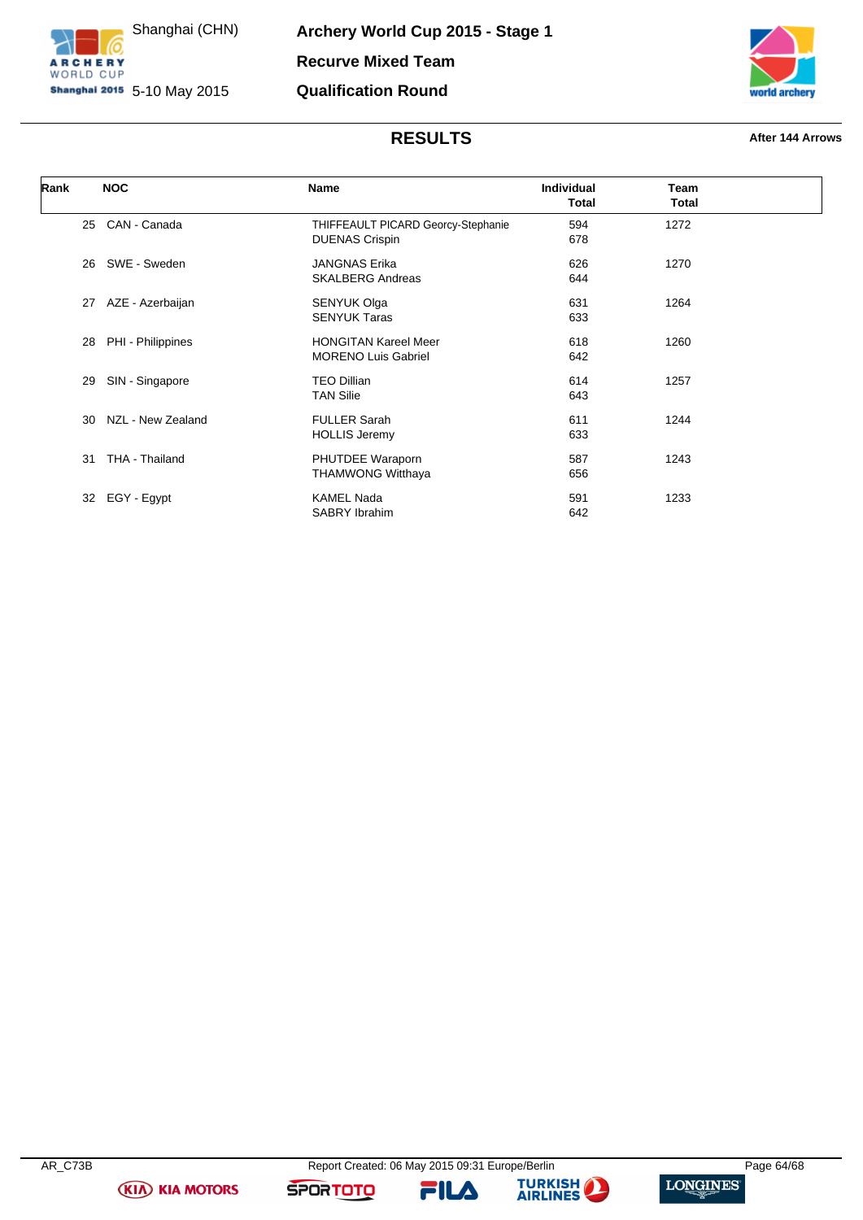Shanghai (CHN)

5-10 May 2015

**Archery World Cup 2015 - Stage 1**

**Recurve Mixed Team**

**Qualification Round**

## RESULTS

**After 144 Arrows**

| Rank | NOC | Name | Individual Total | Team Total |
|---|---|---|---|---|
| 25 | CAN - Canada | THIFFEAULT PICARD Georcy-Stephanie<br>DUENAS Crispin | 594<br>678 | 1272 |
| 26 | SWE - Sweden | JANGNAS Erika<br>SKALBERG Andreas | 626<br>644 | 1270 |
| 27 | AZE - Azerbaijan | SENYUK Olga<br>SENYUK Taras | 631<br>633 | 1264 |
| 28 | PHI - Philippines | HONGITAN Kareel Meer<br>MORENO Luis Gabriel | 618<br>642 | 1260 |
| 29 | SIN - Singapore | TEO Dillian<br>TAN Silie | 614<br>643 | 1257 |
| 30 | NZL - New Zealand | FULLER Sarah<br>HOLLIS Jeremy | 611<br>633 | 1244 |
| 31 | THA - Thailand | PHUTDEE Waraporn<br>THAMWONG Witthaya | 587<br>656 | 1243 |
| 32 | EGY - Egypt | KAMEL Nada<br>SABRY Ibrahim | 591<br>642 | 1233 |

AR_C73B

Report Created: 06 May 2015 09:31 Europe/Berlin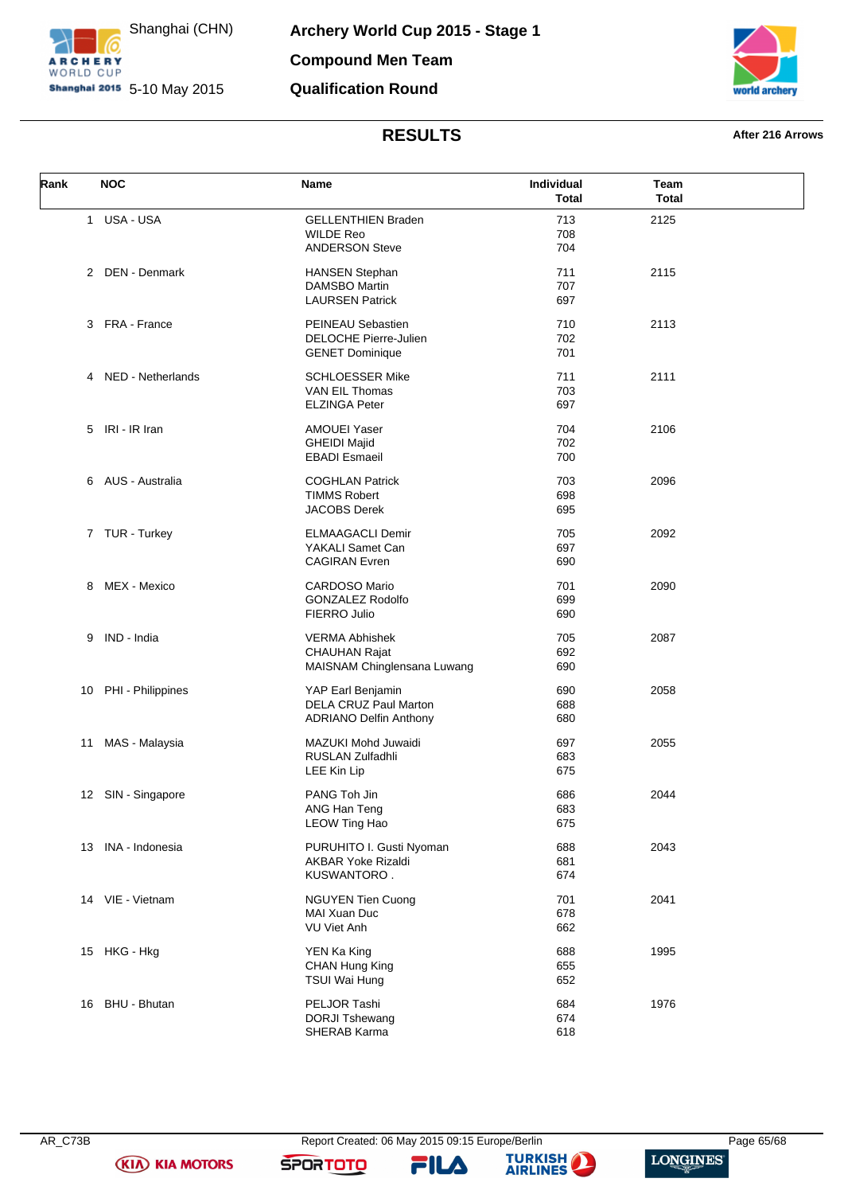# Archery World Cup 2015 - Stage 1

Shanghai (CHN) 5-10 May 2015

## Compound Men Team

## Qualification Round

## RESULTS

**After 216 Arrows**

| Rank | NOC | Name | Individual Total | Team Total |
|---|---|---|---|---|
| 1 | USA - USA | GELLENTHIEN Braden | 713 | 2125 |
| | | WILDE Reo | 708 | |
| | | ANDERSON Steve | 704 | |
| 2 | DEN - Denmark | HANSEN Stephan | 711 | 2115 |
| | | DAMSBO Martin | 707 | |
| | | LAURSEN Patrick | 697 | |
| 3 | FRA - France | PEINEAU Sebastien | 710 | 2113 |
| | | DELOCHE Pierre-Julien | 702 | |
| | | GENET Dominique | 701 | |
| 4 | NED - Netherlands | SCHLOESSER Mike | 711 | 2111 |
| | | VAN EIL Thomas | 703 | |
| | | ELZINGA Peter | 697 | |
| 5 | IRI - IR Iran | AMOUEI Yaser | 704 | 2106 |
| | | GHEIDI Majid | 702 | |
| | | EBADI Esmaeil | 700 | |
| 6 | AUS - Australia | COGHLAN Patrick | 703 | 2096 |
| | | TIMMS Robert | 698 | |
| | | JACOBS Derek | 695 | |
| 7 | TUR - Turkey | ELMAAGACLI Demir | 705 | 2092 |
| | | YAKALI Samet Can | 697 | |
| | | CAGIRAN Evren | 690 | |
| 8 | MEX - Mexico | CARDOSO Mario | 701 | 2090 |
| | | GONZALEZ Rodolfo | 699 | |
| | | FIERRO Julio | 690 | |
| 9 | IND - India | VERMA Abhishek | 705 | 2087 |
| | | CHAUHAN Rajat | 692 | |
| | | MAISNAM Chinglensana Luwang | 690 | |
| 10 | PHI - Philippines | YAP Earl Benjamin | 690 | 2058 |
| | | DELA CRUZ Paul Marton | 688 | |
| | | ADRIANO Delfin Anthony | 680 | |
| 11 | MAS - Malaysia | MAZUKI Mohd Juwaidi | 697 | 2055 |
| | | RUSLAN Zulfadhli | 683 | |
| | | LEE Kin Lip | 675 | |
| 12 | SIN - Singapore | PANG Toh Jin | 686 | 2044 |
| | | ANG Han Teng | 683 | |
| | | LEOW Ting Hao | 675 | |
| 13 | INA - Indonesia | PURUHITO I. Gusti Nyoman | 688 | 2043 |
| | | AKBAR Yoke Rizaldi | 681 | |
| | | KUSWANTORO . | 674 | |
| 14 | VIE - Vietnam | NGUYEN Tien Cuong | 701 | 2041 |
| | | MAI Xuan Duc | 678 | |
| | | VU Viet Anh | 662 | |
| 15 | HKG - Hkg | YEN Ka King | 688 | 1995 |
| | | CHAN Hung King | 655 | |
| | | TSUI Wai Hung | 652 | |
| 16 | BHU - Bhutan | PELJOR Tashi | 684 | 1976 |
| | | DORJI Tshewang | 674 | |
| | | SHERAB Karma | 618 | |

AR_C73B Report Created: 06 May 2015 09:15 Europe/Berlin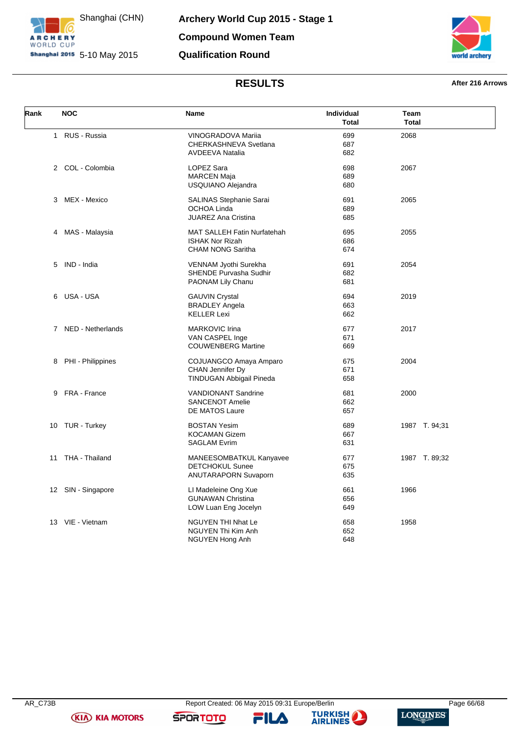Shanghai (CHN)

5-10 May 2015

# Archery World Cup 2015 - Stage 1

## Compound Women Team

## Qualification Round

### RESULTS

**After 216 Arrows**

| Rank | NOC | Name | Individual Total | Team Total |
|---|---|---|---|---|
| 1 | RUS - Russia | VINOGRADOVA Mariia<br>CHERKASHNEVA Svetlana<br>AVDEEVA Natalia | 699<br>687<br>682 | 2068 |
| 2 | COL - Colombia | LOPEZ Sara<br>MARCEN Maja<br>USQUIANO Alejandra | 698<br>689<br>680 | 2067 |
| 3 | MEX - Mexico | SALINAS Stephanie Sarai<br>OCHOA Linda<br>JUAREZ Ana Cristina | 691<br>689<br>685 | 2065 |
| 4 | MAS - Malaysia | MAT SALLEH Fatin Nurfatehah<br>ISHAK Nor Rizah<br>CHAM NONG Saritha | 695<br>686<br>674 | 2055 |
| 5 | IND - India | VENNAM Jyothi Surekha<br>SHENDE Purvasha Sudhir<br>PAONAM Lily Chanu | 691<br>682<br>681 | 2054 |
| 6 | USA - USA | GAUVIN Crystal<br>BRADLEY Angela<br>KELLER Lexi | 694<br>663<br>662 | 2019 |
| 7 | NED - Netherlands | MARKOVIC Irina<br>VAN CASPEL Inge<br>COUWENBERG Martine | 677<br>671<br>669 | 2017 |
| 8 | PHI - Philippines | COJUANGCO Amaya Amparo<br>CHAN Jennifer Dy<br>TINDUGAN Abbigail Pineda | 675<br>671<br>658 | 2004 |
| 9 | FRA - France | VANDIONANT Sandrine<br>SANCENOT Amelie<br>DE MATOS Laure | 681<br>662<br>657 | 2000 |
| 10 | TUR - Turkey | BOSTAN Yesim<br>KOCAMAN Gizem<br>SAGLAM Evrim | 689<br>667<br>631 | 1987 T. 94;31 |
| 11 | THA - Thailand | MANEESOMBATKUL Kanyavee<br>DETCHOKUL Sunee<br>ANUTARAPORN Suvaporn | 677<br>675<br>635 | 1987 T. 89;32 |
| 12 | SIN - Singapore | LI Madeleine Ong Xue<br>GUNAWAN Christina<br>LOW Luan Eng Jocelyn | 661<br>656<br>649 | 1966 |
| 13 | VIE - Vietnam | NGUYEN THI Nhat Le<br>NGUYEN Thi Kim Anh<br>NGUYEN Hong Anh | 658<br>652<br>648 | 1958 |

AR_C73B    Report Created: 06 May 2015 09:31 Europe/Berlin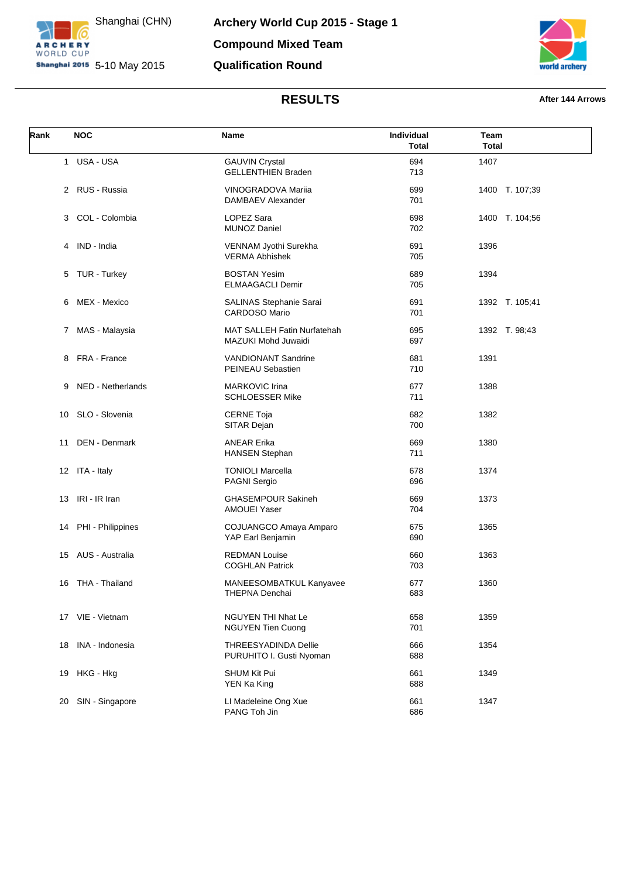Shanghai (CHN)

5-10 May 2015

**Archery World Cup 2015 - Stage 1**

**Compound Mixed Team**

**Qualification Round**

## RESULTS

**After 144 Arrows**

| Rank | NOC | Name | Individual Total | Team Total |
|---|---|---|---|---|
| 1 | USA - USA | GAUVIN Crystal<br>GELLENTHIEN Braden | 694<br>713 | 1407 |
| 2 | RUS - Russia | VINOGRADOVA Mariia<br>DAMBAEV Alexander | 699<br>701 | 1400 T. 107;39 |
| 3 | COL - Colombia | LOPEZ Sara<br>MUNOZ Daniel | 698<br>702 | 1400 T. 104;56 |
| 4 | IND - India | VENNAM Jyothi Surekha<br>VERMA Abhishek | 691<br>705 | 1396 |
| 5 | TUR - Turkey | BOSTAN Yesim<br>ELMAAGACLI Demir | 689<br>705 | 1394 |
| 6 | MEX - Mexico | SALINAS Stephanie Sarai<br>CARDOSO Mario | 691<br>701 | 1392 T. 105;41 |
| 7 | MAS - Malaysia | MAT SALLEH Fatin Nurfatehah<br>MAZUKI Mohd Juwaidi | 695<br>697 | 1392 T. 98;43 |
| 8 | FRA - France | VANDIONANT Sandrine<br>PEINEAU Sebastien | 681<br>710 | 1391 |
| 9 | NED - Netherlands | MARKOVIC Irina<br>SCHLOESSER Mike | 677<br>711 | 1388 |
| 10 | SLO - Slovenia | CERNE Toja<br>SITAR Dejan | 682<br>700 | 1382 |
| 11 | DEN - Denmark | ANEAR Erika<br>HANSEN Stephan | 669<br>711 | 1380 |
| 12 | ITA - Italy | TONIOLI Marcella<br>PAGNI Sergio | 678<br>696 | 1374 |
| 13 | IRI - IR Iran | GHASEMPOUR Sakineh<br>AMOUEI Yaser | 669<br>704 | 1373 |
| 14 | PHI - Philippines | COJUANGCO Amaya Amparo<br>YAP Earl Benjamin | 675<br>690 | 1365 |
| 15 | AUS - Australia | REDMAN Louise<br>COGHLAN Patrick | 660<br>703 | 1363 |
| 16 | THA - Thailand | MANEESOMBATKUL Kanyavee<br>THEPNA Denchai | 677<br>683 | 1360 |
| 17 | VIE - Vietnam | NGUYEN THI Nhat Le<br>NGUYEN Tien Cuong | 658<br>701 | 1359 |
| 18 | INA - Indonesia | THREESYADINDA Dellie<br>PURUHITO I. Gusti Nyoman | 666<br>688 | 1354 |
| 19 | HKG - Hkg | SHUM Kit Pui<br>YEN Ka King | 661<br>688 | 1349 |
| 20 | SIN - Singapore | LI Madeleine Ong Xue<br>PANG Toh Jin | 661<br>686 | 1347 |